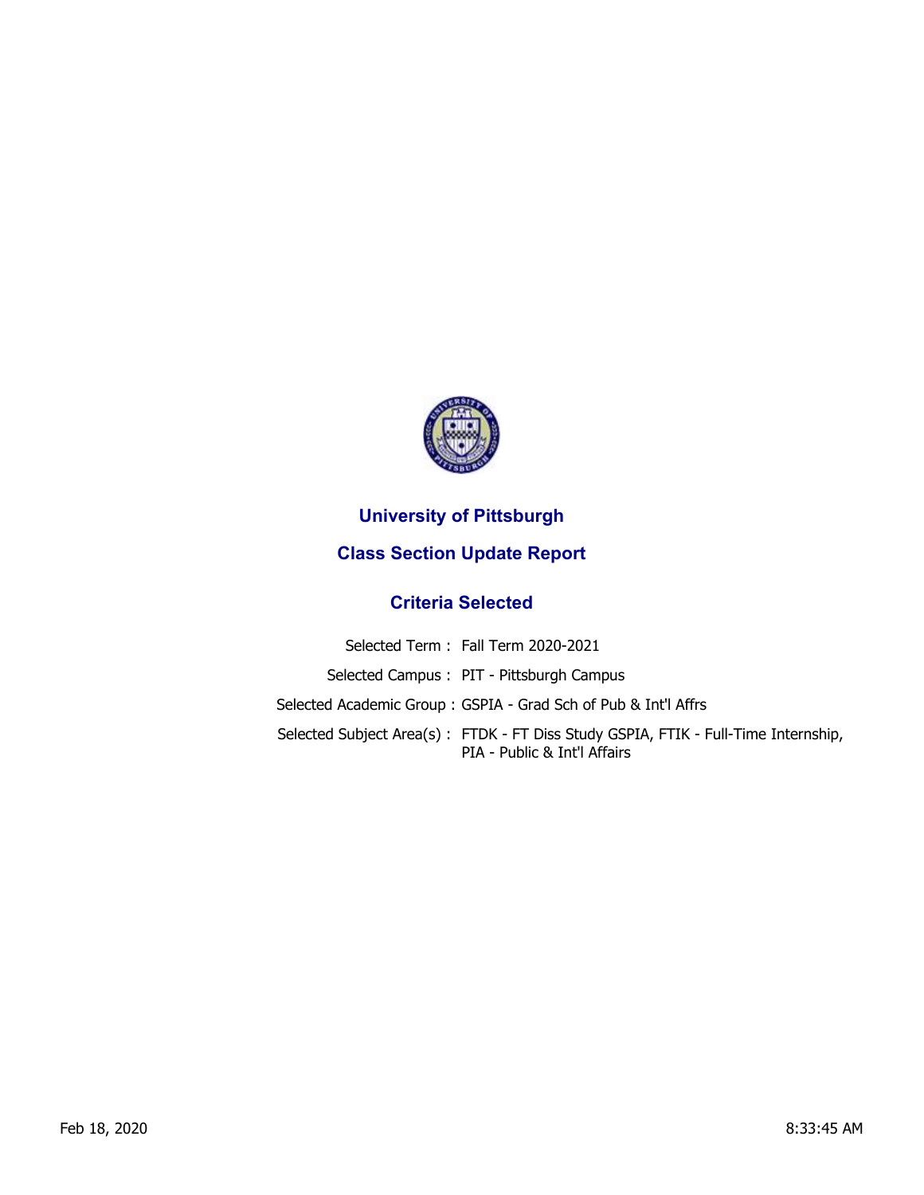# University of Pittsburgh

## Class Section Update Report

### Criteria Selected

| | |
|---|---|
| Selected Term : | Fall Term 2020-2021 |
| Selected Campus : | PIT - Pittsburgh Campus |
| Selected Academic Group : | GSPIA - Grad Sch of Pub & Int'l Affrs |
| Selected Subject Area(s) : | FTDK - FT Diss Study GSPIA, FTIK - Full-Time Internship, PIA - Public & Int'l Affairs |

Feb 18, 2020 8:33:45 AM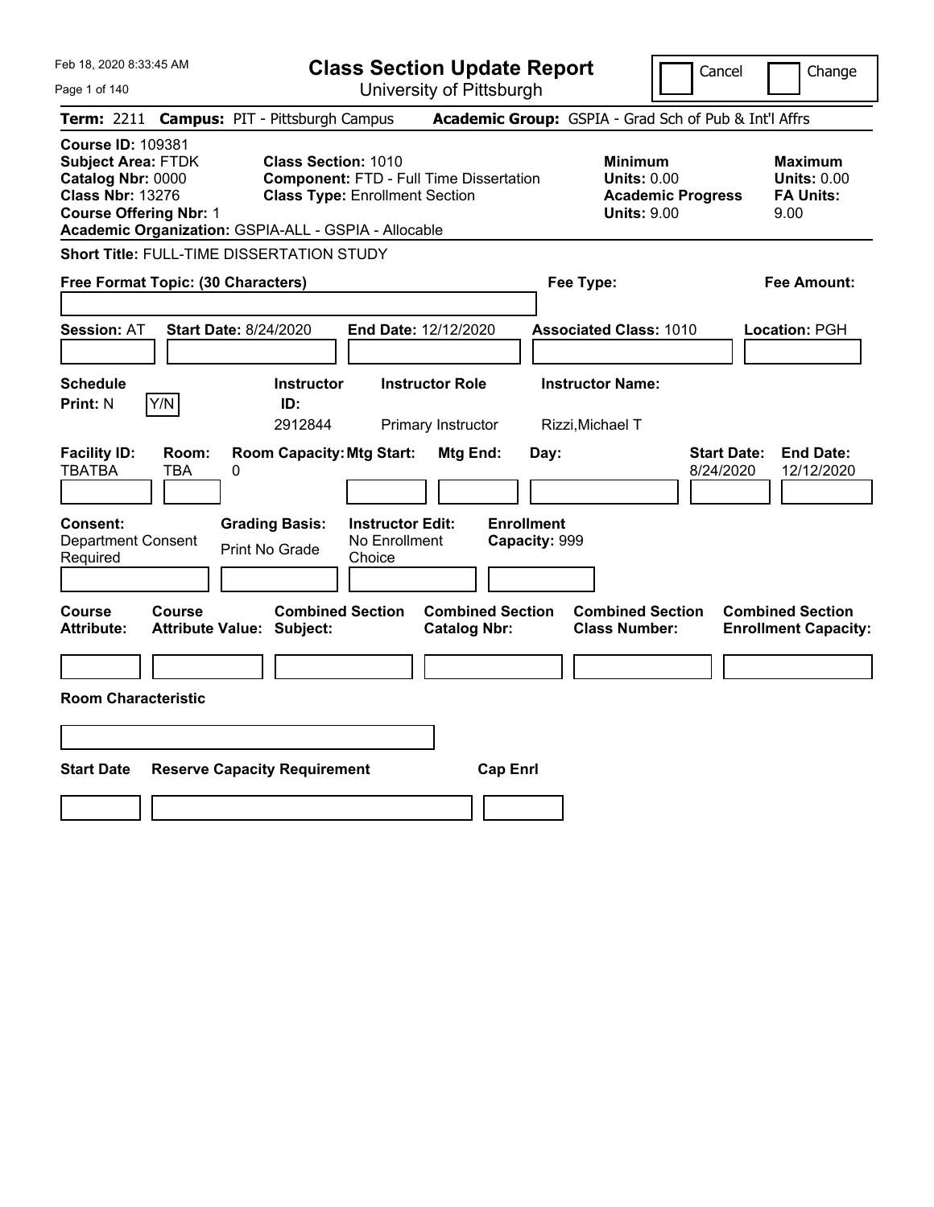# Class Section Update Report

University of Pittsburgh

Cancel | Change

**Term:** 2211 **Campus:** PIT - Pittsburgh Campus **Academic Group:** GSPIA - Grad Sch of Pub & Int'l Affrs

**Course ID:** 109381
**Subject Area:** FTDK
**Catalog Nbr:** 0000
**Class Nbr:** 13276
**Course Offering Nbr:** 1
**Academic Organization:** GSPIA-ALL - GSPIA - Allocable

**Class Section:** 1010
**Component:** FTD - Full Time Dissertation
**Class Type:** Enrollment Section

| | Minimum | Maximum |
|---|---|---|
| Units | 0.00 | 0.00 |
| Academic Progress Units / FA Units | 9.00 | 9.00 |

**Short Title:** FULL-TIME DISSERTATION STUDY

**Free Format Topic: (30 Characters)**

**Fee Type:**

**Fee Amount:**

**Session:** AT **Start Date:** 8/24/2020 **End Date:** 12/12/2020 **Associated Class:** 1010 **Location:** PGH

| Schedule Print | Y/N | Instructor ID | Instructor Role | Instructor Name |
|---|---|---|---|---|
| N | | 2912844 | Primary Instructor | Rizzi,Michael T |

| Facility ID | Room | Room Capacity | Mtg Start | Mtg End | Day | Start Date | End Date |
|---|---|---|---|---|---|---|---|
| TBATBA | TBA | 0 | | | | 8/24/2020 | 12/12/2020 |

| Consent | Grading Basis | Instructor Edit | Enrollment Capacity |
|---|---|---|---|
| Department Consent Required | Print No Grade | No Enrollment Choice | 999 |

| Course Attribute | Course Attribute Value | Combined Section Subject | Combined Section Catalog Nbr | Combined Section Class Number | Combined Section Enrollment Capacity |
|---|---|---|---|---|---|
| | | | | | |

**Room Characteristic**

| Start Date | Reserve Capacity Requirement | Cap Enrl |
|---|---|---|
| | | |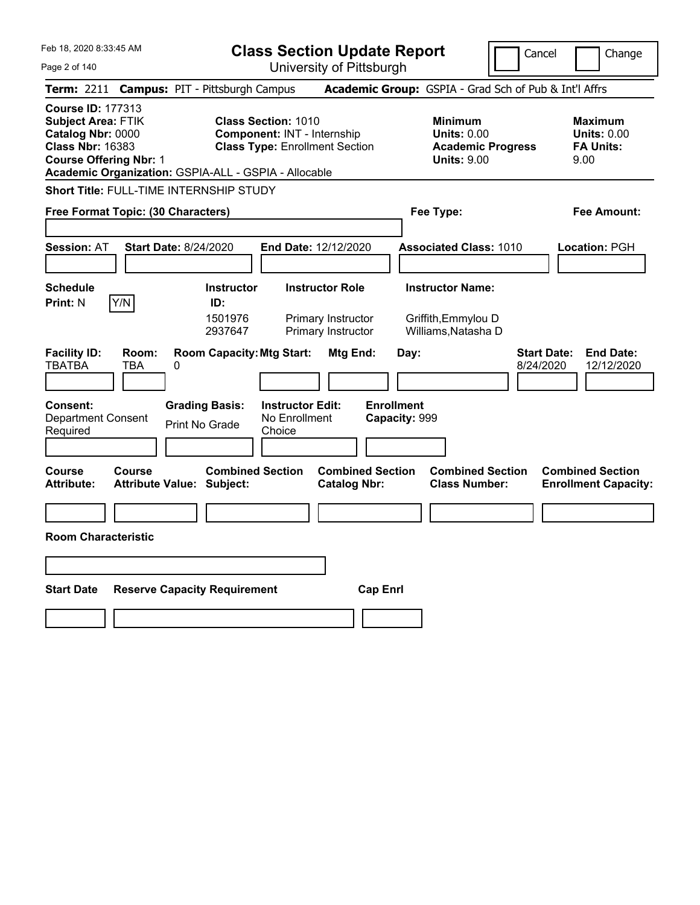# Class Section Update Report

University of Pittsburgh

Cancel | Change

**Term:** 2211 **Campus:** PIT - Pittsburgh Campus **Academic Group:** GSPIA - Grad Sch of Pub & Int'l Affrs

**Course ID:** 177313
**Subject Area:** FTIK
**Catalog Nbr:** 0000
**Class Nbr:** 16383
**Course Offering Nbr:** 1
**Academic Organization:** GSPIA-ALL - GSPIA - Allocable

**Class Section:** 1010
**Component:** INT - Internship
**Class Type:** Enrollment Section

**Minimum**
**Units:** 0.00
**Academic Progress**
**Units:** 9.00

**Maximum**
**Units:** 0.00
**FA Units:** 9.00

**Short Title:** FULL-TIME INTERNSHIP STUDY

**Free Format Topic: (30 Characters)**

**Fee Type:**

**Fee Amount:**

**Session:** AT **Start Date:** 8/24/2020 **End Date:** 12/12/2020 **Associated Class:** 1010 **Location:** PGH

| Schedule Print: | Instructor ID: | Instructor Role | Instructor Name: |
|---|---|---|---|
| N (Y/N) | 1501976 | Primary Instructor | Griffith,Emmylou D |
| | 2937647 | Primary Instructor | Williams,Natasha D |

| Facility ID: | Room: | Room Capacity: | Mtg Start: | Mtg End: | Day: | Start Date: | End Date: |
|---|---|---|---|---|---|---|---|
| TBATBA | TBA | 0 | | | | 8/24/2020 | 12/12/2020 |

**Consent:** Department Consent Required
**Grading Basis:** Print No Grade
**Instructor Edit:** No Enrollment Choice
**Enrollment Capacity:** 999

| Course Attribute: | Course Attribute Value: | Combined Section Subject: | Combined Section Catalog Nbr: | Combined Section Class Number: | Combined Section Enrollment Capacity: |
|---|---|---|---|---|---|
| | | | | | |

**Room Characteristic**

| Start Date | Reserve Capacity Requirement | Cap Enrl |
|---|---|---|
| | | |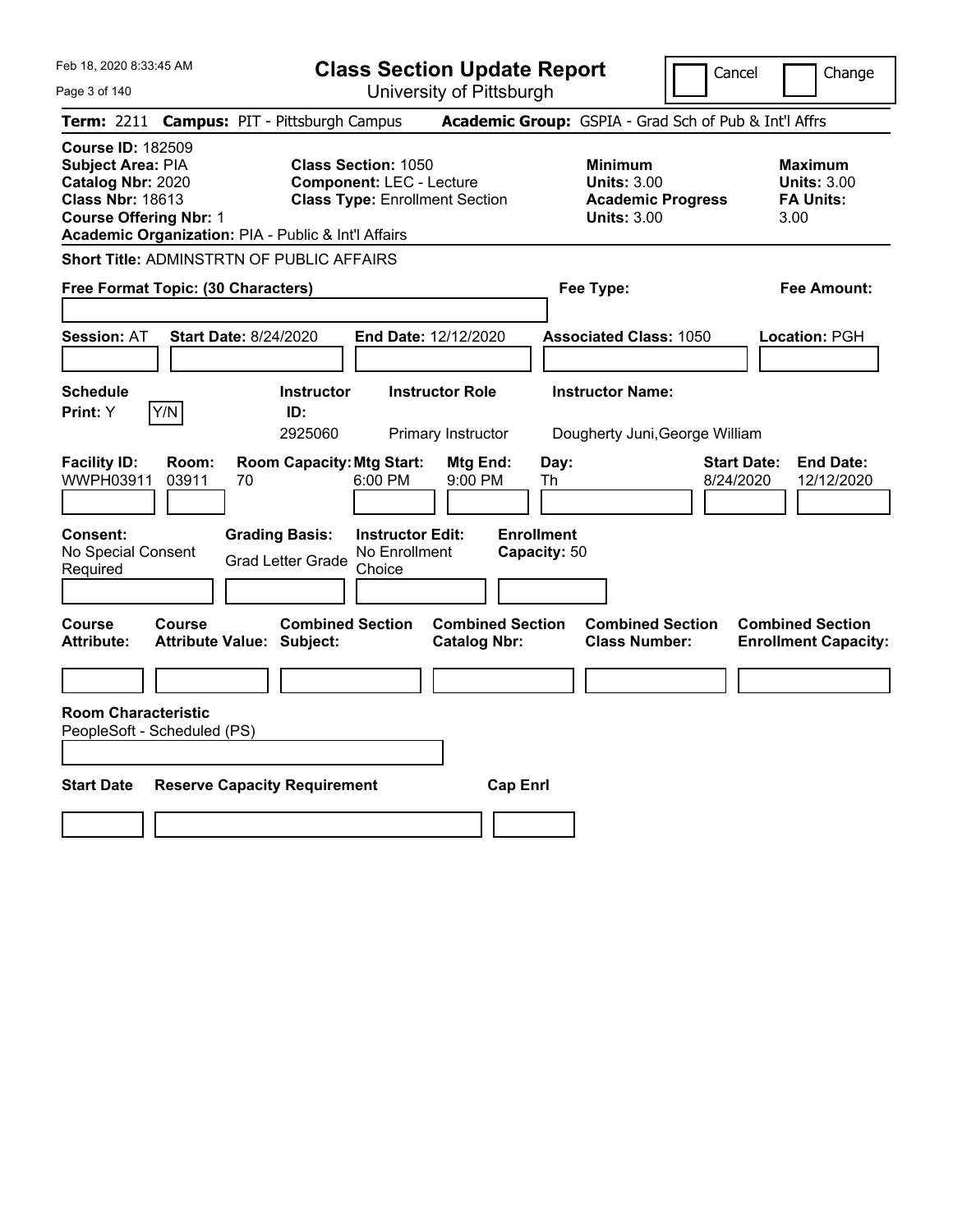Feb 18, 2020 8:33:45 AM

# Class Section Update Report

University of Pittsburgh

Cancel | Change

**Term:** 2211 **Campus:** PIT - Pittsburgh Campus **Academic Group:** GSPIA - Grad Sch of Pub & Int'l Affrs

**Course ID:** 182509
**Subject Area:** PIA
**Catalog Nbr:** 2020
**Class Nbr:** 18613
**Course Offering Nbr:** 1
**Academic Organization:** PIA - Public & Int'l Affairs

**Class Section:** 1050
**Component:** LEC - Lecture
**Class Type:** Enrollment Section

**Minimum Units:** 3.00
**Academic Progress Units:** 3.00

**Maximum Units:** 3.00
**FA Units:** 3.00

**Short Title:** ADMINSTRTN OF PUBLIC AFFAIRS

**Free Format Topic: (30 Characters)**

**Fee Type:**

**Fee Amount:**

**Session:** AT **Start Date:** 8/24/2020 **End Date:** 12/12/2020 **Associated Class:** 1050 **Location:** PGH

| Schedule Print | Instructor ID | Instructor Role | Instructor Name |
|---|---|---|---|
| Y [Y/N] | 2925060 | Primary Instructor | Dougherty Juni,George William |

| Facility ID | Room | Room Capacity | Mtg Start | Mtg End | Day | Start Date | End Date |
|---|---|---|---|---|---|---|---|
| WWPH03911 | 03911 | 70 | 6:00 PM | 9:00 PM | Th | 8/24/2020 | 12/12/2020 |

| Consent | Grading Basis | Instructor Edit | Enrollment Capacity |
|---|---|---|---|
| No Special Consent Required | Grad Letter Grade | No Enrollment Choice | 50 |

| Course Attribute | Course Attribute Value | Combined Section Subject | Combined Section Catalog Nbr | Combined Section Class Number | Combined Section Enrollment Capacity |
|---|---|---|---|---|---|
| | | | | | |

**Room Characteristic**
PeopleSoft - Scheduled (PS)

| Start Date | Reserve Capacity Requirement | Cap Enrl |
|---|---|---|
| | | |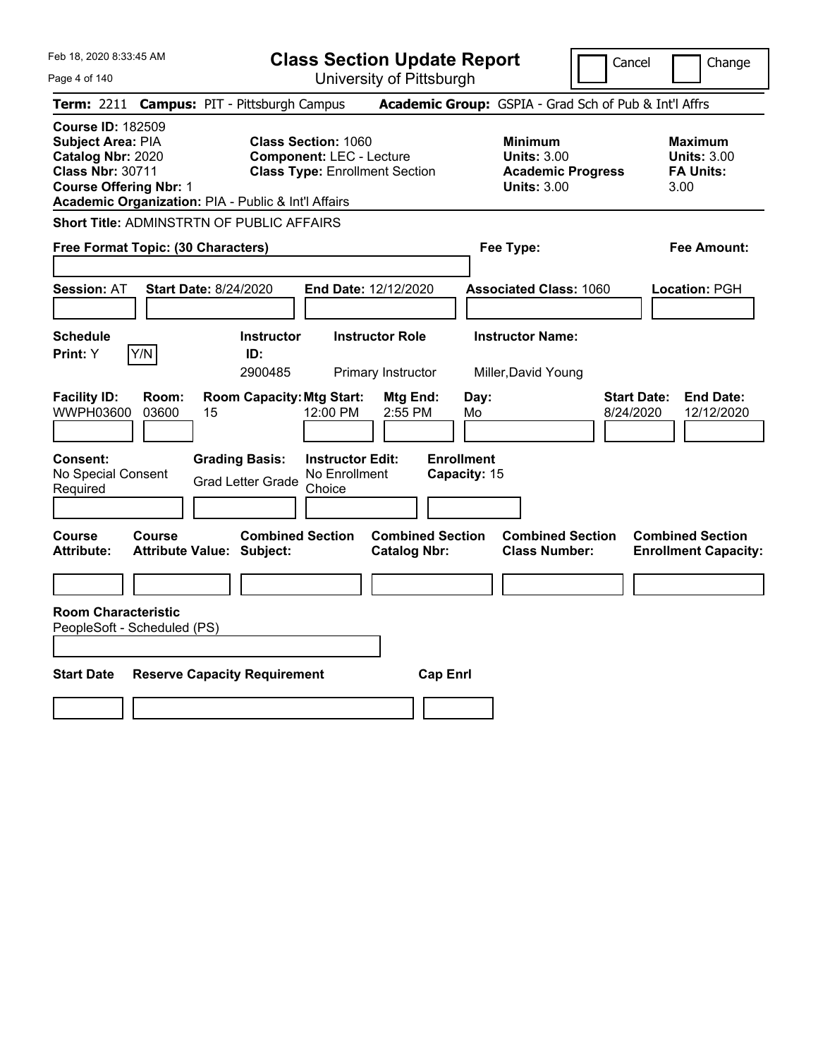# Class Section Update Report

University of Pittsburgh

Cancel | Change

**Term:** 2211 **Campus:** PIT - Pittsburgh Campus **Academic Group:** GSPIA - Grad Sch of Pub & Int'l Affrs

**Course ID:** 182509
**Subject Area:** PIA
**Catalog Nbr:** 2020
**Class Nbr:** 30711
**Course Offering Nbr:** 1
**Academic Organization:** PIA - Public & Int'l Affairs

**Class Section:** 1060
**Component:** LEC - Lecture
**Class Type:** Enrollment Section

**Minimum**
**Units:** 3.00
**Academic Progress Units:** 3.00

**Maximum**
**Units:** 3.00
**FA Units:** 3.00

**Short Title:** ADMINSTRTN OF PUBLIC AFFAIRS

**Free Format Topic: (30 Characters)** | **Fee Type:** | **Fee Amount:**

**Session:** AT | **Start Date:** 8/24/2020 | **End Date:** 12/12/2020 | **Associated Class:** 1060 | **Location:** PGH

| Schedule Print | Instructor ID | Instructor Role | Instructor Name |
|---|---|---|---|
| Y | 2900485 | Primary Instructor | Miller,David Young |

| Facility ID | Room | Room Capacity | Mtg Start | Mtg End | Day | Start Date | End Date |
|---|---|---|---|---|---|---|---|
| WWPH03600 | 03600 | 15 | 12:00 PM | 2:55 PM | Mo | 8/24/2020 | 12/12/2020 |

**Consent:** No Special Consent Required
**Grading Basis:** Grad Letter Grade
**Instructor Edit:** No Enrollment Choice
**Enrollment Capacity:** 15

| Course Attribute | Course Attribute Value | Combined Section Subject | Combined Section Catalog Nbr | Combined Section Class Number | Combined Section Enrollment Capacity |
|---|---|---|---|---|---|
| | | | | | |

**Room Characteristic**
PeopleSoft - Scheduled (PS)

| Start Date | Reserve Capacity Requirement | Cap Enrl |
|---|---|---|
| | | |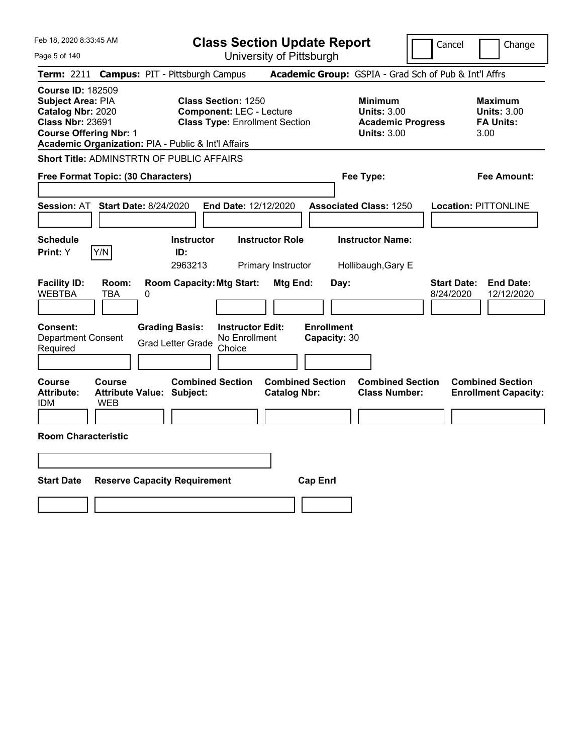# Class Section Update Report

University of Pittsburgh

Cancel | Change

**Term:** 2211 **Campus:** PIT - Pittsburgh Campus **Academic Group:** GSPIA - Grad Sch of Pub & Int'l Affrs

**Course ID:** 182509
**Subject Area:** PIA
**Catalog Nbr:** 2020
**Class Nbr:** 23691
**Course Offering Nbr:** 1
**Academic Organization:** PIA - Public & Int'l Affairs

**Class Section:** 1250
**Component:** LEC - Lecture
**Class Type:** Enrollment Section

**Minimum Units:** 3.00
**Academic Progress Units:** 3.00

**Maximum Units:** 3.00
**FA Units:** 3.00

**Short Title:** ADMINSTRTN OF PUBLIC AFFAIRS

**Free Format Topic: (30 Characters)**

**Fee Type:**

**Fee Amount:**

**Session:** AT **Start Date:** 8/24/2020 **End Date:** 12/12/2020 **Associated Class:** 1250 **Location:** PITTONLINE

| Schedule Print | Instructor ID | Instructor Role | Instructor Name |
|---|---|---|---|
| Y | 2963213 | Primary Instructor | Hollibaugh,Gary E |

| Facility ID | Room | Room Capacity | Mtg Start | Mtg End | Day | Start Date | End Date |
|---|---|---|---|---|---|---|---|
| WEBTBA | TBA | 0 | | | | 8/24/2020 | 12/12/2020 |

**Consent:** Department Consent Required
**Grading Basis:** Grad Letter Grade
**Instructor Edit:** No Enrollment Choice
**Enrollment Capacity:** 30

| Course Attribute | Course Attribute Value | Combined Section Subject | Combined Section Catalog Nbr | Combined Section Class Number | Combined Section Enrollment Capacity |
|---|---|---|---|---|---|
| IDM | WEB | | | | |

**Room Characteristic**

| Start Date | Reserve Capacity Requirement | Cap Enrl |
|---|---|---|
| | | |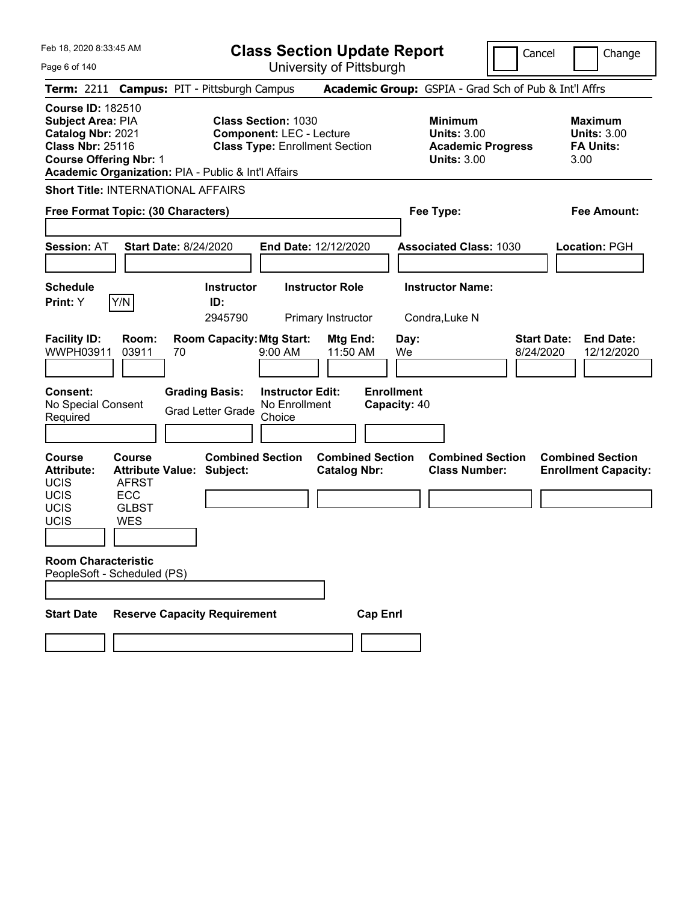# Class Section Update Report

University of Pittsburgh

Feb 18, 2020 8:33:45 AM

Cancel | Change

**Term:** 2211 **Campus:** PIT - Pittsburgh Campus **Academic Group:** GSPIA - Grad Sch of Pub & Int'l Affrs

**Course ID:** 182510
**Subject Area:** PIA
**Catalog Nbr:** 2021
**Class Nbr:** 25116
**Course Offering Nbr:** 1
**Academic Organization:** PIA - Public & Int'l Affairs

**Class Section:** 1030
**Component:** LEC - Lecture
**Class Type:** Enrollment Section

**Minimum**
**Units:** 3.00
**Academic Progress Units:** 3.00

**Maximum**
**Units:** 3.00
**FA Units:** 3.00

**Short Title:** INTERNATIONAL AFFAIRS

**Free Format Topic: (30 Characters)**

**Fee Type:**

**Fee Amount:**

**Session:** AT **Start Date:** 8/24/2020 **End Date:** 12/12/2020 **Associated Class:** 1030 **Location:** PGH

| Schedule Print | Instructor ID | Instructor Role | Instructor Name |
|---|---|---|---|
| Y (Y/N) | 2945790 | Primary Instructor | Condra,Luke N |

| Facility ID | Room | Room Capacity | Mtg Start | Mtg End | Day | Start Date | End Date |
|---|---|---|---|---|---|---|---|
| WWPH03911 | 03911 | 70 | 9:00 AM | 11:50 AM | We | 8/24/2020 | 12/12/2020 |

**Consent:** No Special Consent Required
**Grading Basis:** Grad Letter Grade
**Instructor Edit:** No Enrollment Choice
**Enrollment Capacity:** 40

| Course Attribute | Course Attribute Value |
|---|---|
| UCIS | AFRST |
| UCIS | ECC |
| UCIS | GLBST |
| UCIS | WES |

**Combined Section Subject:**
**Combined Section Catalog Nbr:**
**Combined Section Class Number:**
**Combined Section Enrollment Capacity:**

**Room Characteristic**
PeopleSoft - Scheduled (PS)

**Start Date** **Reserve Capacity Requirement** **Cap Enrl**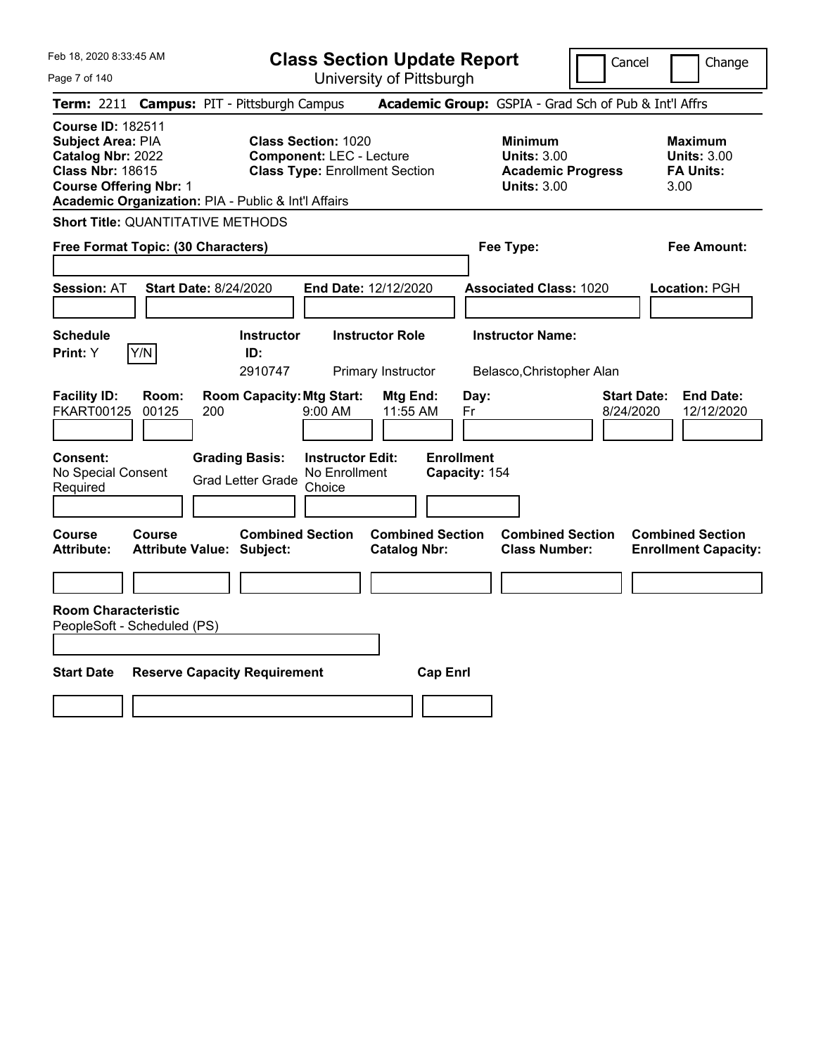Feb 18, 2020 8:33:45 AM

# Class Section Update Report

University of Pittsburgh

Cancel | Change

**Term:** 2211 **Campus:** PIT - Pittsburgh Campus **Academic Group:** GSPIA - Grad Sch of Pub & Int'l Affrs

**Course ID:** 182511
**Subject Area:** PIA
**Catalog Nbr:** 2022
**Class Nbr:** 18615
**Course Offering Nbr:** 1
**Academic Organization:** PIA - Public & Int'l Affairs

**Class Section:** 1020
**Component:** LEC - Lecture
**Class Type:** Enrollment Section

**Minimum Units:** 3.00
**Academic Progress Units:** 3.00

**Maximum Units:** 3.00
**FA Units:** 3.00

**Short Title:** QUANTITATIVE METHODS

**Free Format Topic: (30 Characters)**

**Fee Type:**

**Fee Amount:**

**Session:** AT **Start Date:** 8/24/2020 **End Date:** 12/12/2020 **Associated Class:** 1020 **Location:** PGH

| Schedule Print: | Y/N | Instructor ID: | Instructor Role | Instructor Name: |
|---|---|---|---|---|
| Y | | 2910747 | Primary Instructor | Belasco,Christopher Alan |

| Facility ID: | Room: | Room Capacity: | Mtg Start: | Mtg End: | Day: | Start Date: | End Date: |
|---|---|---|---|---|---|---|---|
| FKART00125 | 00125 | 200 | 9:00 AM | 11:55 AM | Fr | 8/24/2020 | 12/12/2020 |

| Consent: | Grading Basis: | Instructor Edit: | Enrollment Capacity: |
|---|---|---|---|
| No Special Consent Required | Grad Letter Grade | No Enrollment Choice | 154 |

| Course Attribute: | Course Attribute Value: | Combined Section Subject: | Combined Section Catalog Nbr: | Combined Section Class Number: | Combined Section Enrollment Capacity: |
|---|---|---|---|---|---|
| | | | | | |

**Room Characteristic**
PeopleSoft - Scheduled (PS)

| Start Date | Reserve Capacity Requirement | Cap Enrl |
|---|---|---|
| | | |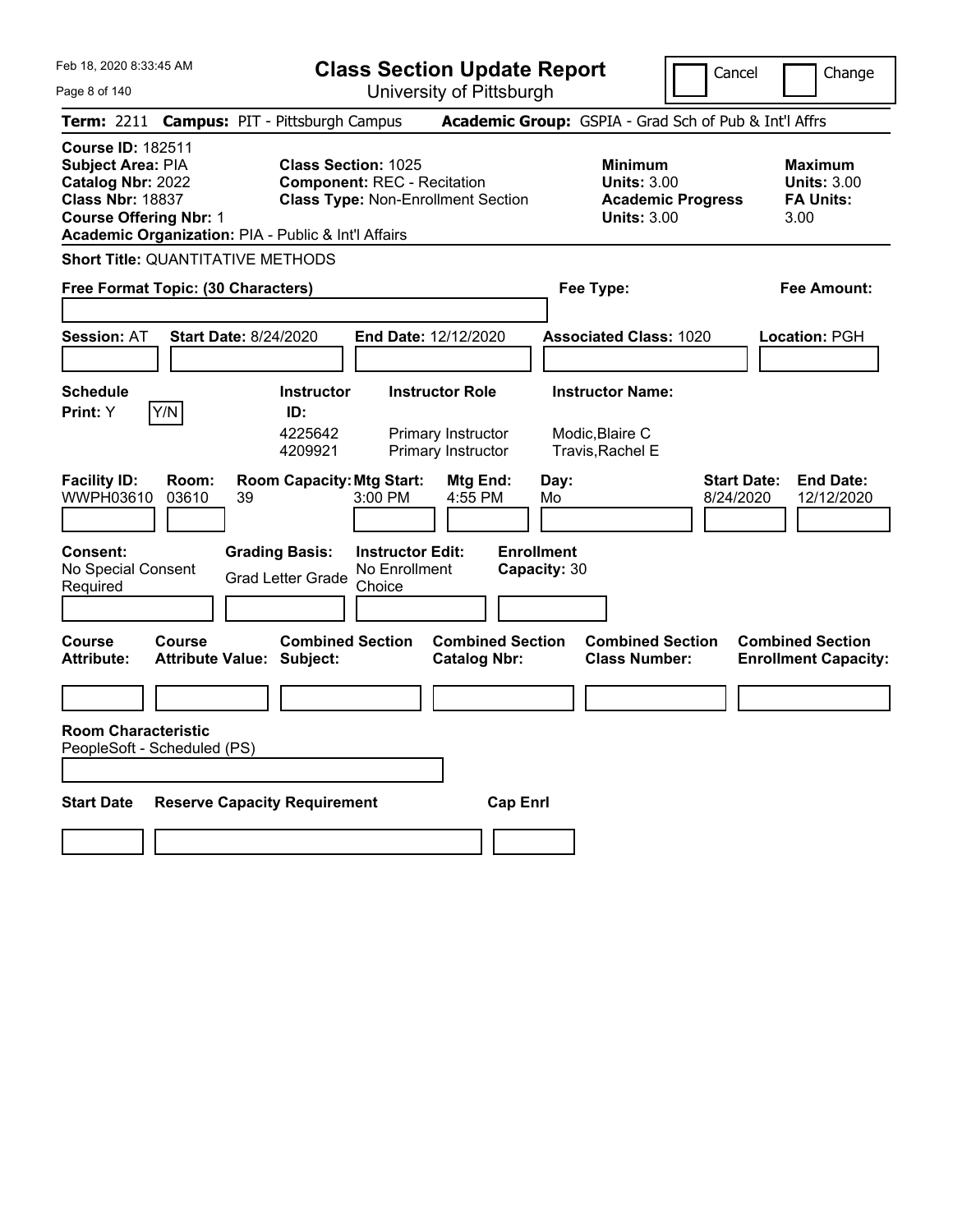# Class Section Update Report

University of Pittsburgh

Cancel | Change

**Term:** 2211 **Campus:** PIT - Pittsburgh Campus **Academic Group:** GSPIA - Grad Sch of Pub & Int'l Affrs

**Course ID:** 182511
**Subject Area:** PIA
**Catalog Nbr:** 2022
**Class Nbr:** 18837
**Course Offering Nbr:** 1
**Academic Organization:** PIA - Public & Int'l Affairs

**Class Section:** 1025
**Component:** REC - Recitation
**Class Type:** Non-Enrollment Section

**Minimum**
**Units:** 3.00
**Academic Progress Units:** 3.00

**Maximum**
**Units:** 3.00
**FA Units:** 3.00

**Short Title:** QUANTITATIVE METHODS

**Free Format Topic: (30 Characters)**

**Fee Type:**

**Fee Amount:**

**Session:** AT **Start Date:** 8/24/2020 **End Date:** 12/12/2020 **Associated Class:** 1020 **Location:** PGH

**Schedule Print:** Y Y/N

| Instructor ID: | Instructor Role | Instructor Name: |
|---|---|---|
| 4225642 | Primary Instructor | Modic,Blaire C |
| 4209921 | Primary Instructor | Travis,Rachel E |

| Facility ID: | Room: | Room Capacity: | Mtg Start: | Mtg End: | Day: | Start Date: | End Date: |
|---|---|---|---|---|---|---|---|
| WWPH03610 | 03610 | 39 | 3:00 PM | 4:55 PM | Mo | 8/24/2020 | 12/12/2020 |

**Consent:** No Special Consent Required
**Grading Basis:** Grad Letter Grade
**Instructor Edit:** No Enrollment Choice
**Enrollment Capacity:** 30

| Course Attribute: | Course Attribute Value: | Combined Section Subject: | Combined Section Catalog Nbr: | Combined Section Class Number: | Combined Section Enrollment Capacity: |
|---|---|---|---|---|---|
| | | | | | |

**Room Characteristic**
PeopleSoft - Scheduled (PS)

| Start Date | Reserve Capacity Requirement | Cap Enrl |
|---|---|---|
| | | |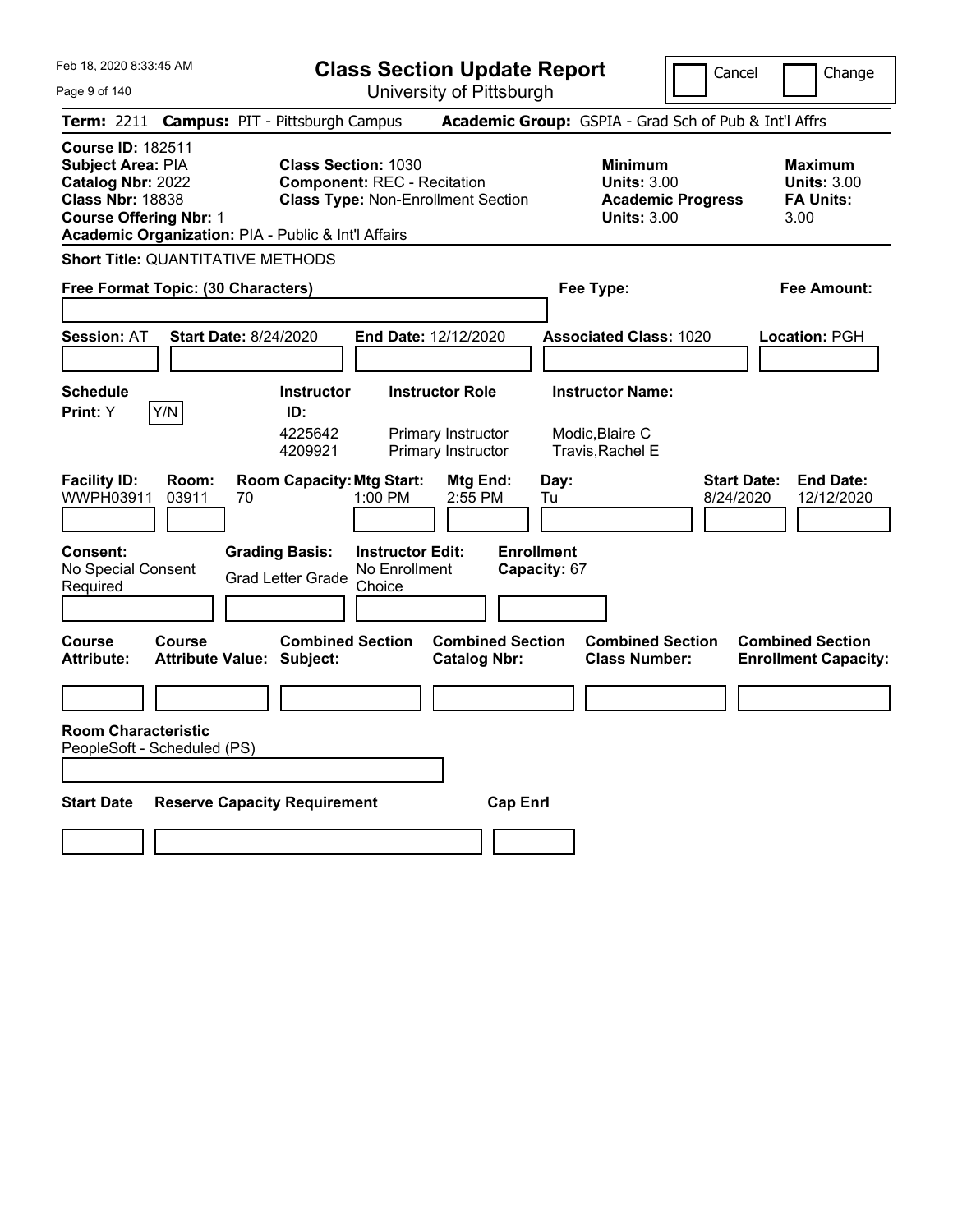Feb 18, 2020 8:33:45 AM

# Class Section Update Report

University of Pittsburgh

Cancel | Change

**Term:** 2211 **Campus:** PIT - Pittsburgh Campus **Academic Group:** GSPIA - Grad Sch of Pub & Int'l Affrs

**Course ID:** 182511
**Subject Area:** PIA
**Catalog Nbr:** 2022
**Class Nbr:** 18838
**Course Offering Nbr:** 1
**Academic Organization:** PIA - Public & Int'l Affairs

**Class Section:** 1030
**Component:** REC - Recitation
**Class Type:** Non-Enrollment Section

**Minimum**
**Units:** 3.00
**Academic Progress Units:** 3.00

**Maximum**
**Units:** 3.00
**FA Units:** 3.00

**Short Title:** QUANTITATIVE METHODS

**Free Format Topic: (30 Characters)**

**Fee Type:**

**Fee Amount:**

**Session:** AT **Start Date:** 8/24/2020 **End Date:** 12/12/2020 **Associated Class:** 1020 **Location:** PGH

**Schedule Print:** Y Y/N

| Instructor ID: | Instructor Role | Instructor Name: |
|---|---|---|
| 4225642 | Primary Instructor | Modic,Blaire C |
| 4209921 | Primary Instructor | Travis,Rachel E |

| Facility ID: | Room: | Room Capacity: | Mtg Start: | Mtg End: | Day: | Start Date: | End Date: |
|---|---|---|---|---|---|---|---|
| WWPH03911 | 03911 | 70 | 1:00 PM | 2:55 PM | Tu | 8/24/2020 | 12/12/2020 |

**Consent:** No Special Consent Required

**Grading Basis:** Grad Letter Grade

**Instructor Edit:** No Enrollment Choice

**Enrollment Capacity:** 67

| Course Attribute: | Course Attribute Value: | Combined Section Subject: | Combined Section Catalog Nbr: | Combined Section Class Number: | Combined Section Enrollment Capacity: |
|---|---|---|---|---|---|
| | | | | | |

**Room Characteristic**
PeopleSoft - Scheduled (PS)

| Start Date | Reserve Capacity Requirement | Cap Enrl |
|---|---|---|
| | | |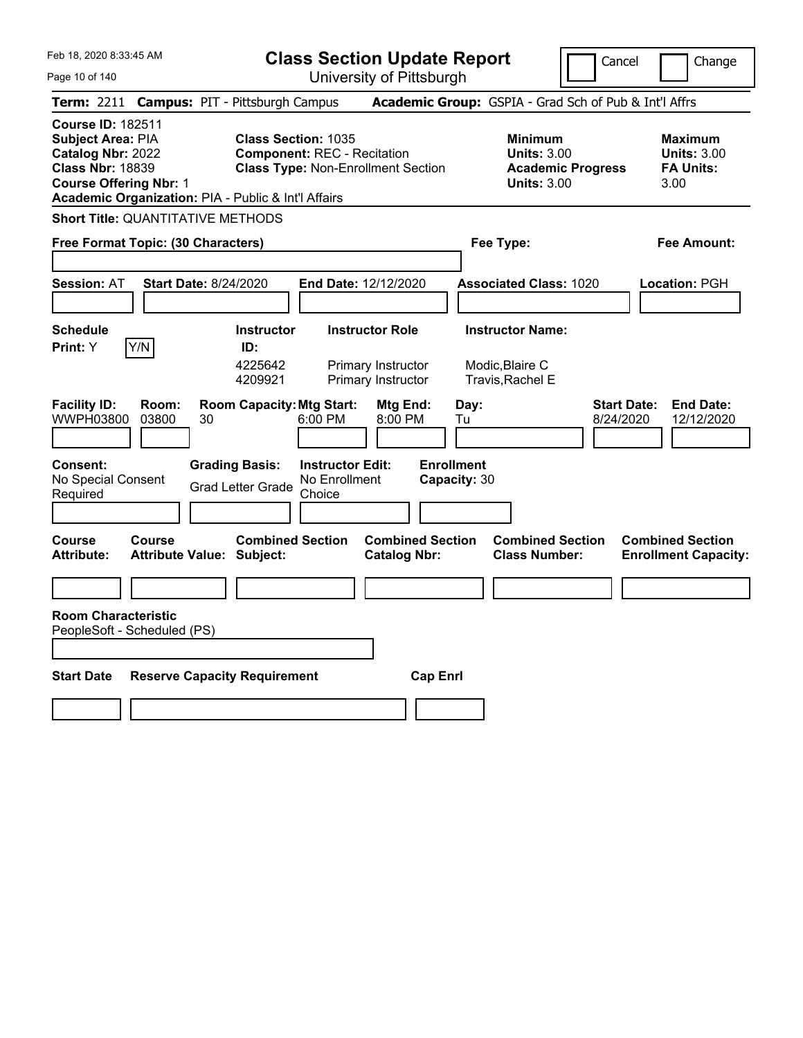# Class Section Update Report

University of Pittsburgh

Feb 18, 2020 8:33:45 AM

Cancel | Change

**Term:** 2211 **Campus:** PIT - Pittsburgh Campus **Academic Group:** GSPIA - Grad Sch of Pub & Int'l Affrs

**Course ID:** 182511
**Subject Area:** PIA
**Catalog Nbr:** 2022
**Class Nbr:** 18839
**Course Offering Nbr:** 1
**Academic Organization:** PIA - Public & Int'l Affairs

**Class Section:** 1035
**Component:** REC - Recitation
**Class Type:** Non-Enrollment Section

| | Minimum | Maximum |
|---|---|---|
| Units | 3.00 | 3.00 |
| Academic Progress Units / FA Units | 3.00 | 3.00 |

**Short Title:** QUANTITATIVE METHODS

**Free Format Topic: (30 Characters)**

**Fee Type:**

**Fee Amount:**

**Session:** AT **Start Date:** 8/24/2020 **End Date:** 12/12/2020 **Associated Class:** 1020 **Location:** PGH

**Schedule Print:** Y Y/N

| Instructor ID | Instructor Role | Instructor Name |
|---|---|---|
| 4225642 | Primary Instructor | Modic,Blaire C |
| 4209921 | Primary Instructor | Travis,Rachel E |

| Facility ID | Room | Room Capacity | Mtg Start | Mtg End | Day | Start Date | End Date |
|---|---|---|---|---|---|---|---|
| WWPH03800 | 03800 | 30 | 6:00 PM | 8:00 PM | Tu | 8/24/2020 | 12/12/2020 |

**Consent:** No Special Consent Required
**Grading Basis:** Grad Letter Grade
**Instructor Edit:** No Enrollment Choice
**Enrollment Capacity:** 30

| Course Attribute | Course Attribute Value | Combined Section Subject | Combined Section Catalog Nbr | Combined Section Class Number | Combined Section Enrollment Capacity |
|---|---|---|---|---|---|
| | | | | | |

**Room Characteristic**
PeopleSoft - Scheduled (PS)

| Start Date | Reserve Capacity Requirement | Cap Enrl |
|---|---|---|
| | | |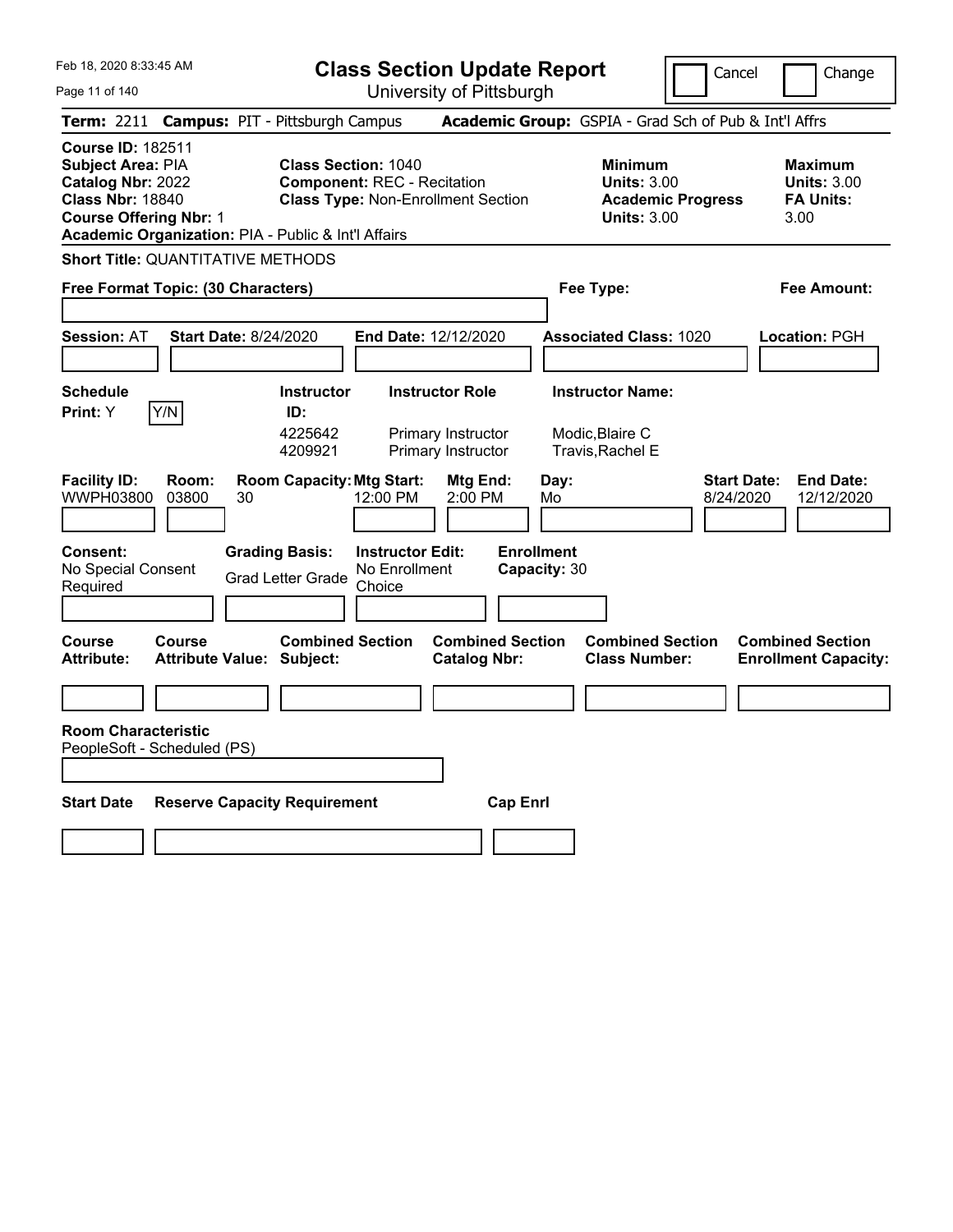# Class Section Update Report

University of Pittsburgh

Cancel | Change

**Term:** 2211 **Campus:** PIT - Pittsburgh Campus **Academic Group:** GSPIA - Grad Sch of Pub & Int'l Affrs

**Course ID:** 182511
**Subject Area:** PIA
**Catalog Nbr:** 2022
**Class Nbr:** 18840
**Course Offering Nbr:** 1
**Academic Organization:** PIA - Public & Int'l Affairs

**Class Section:** 1040
**Component:** REC - Recitation
**Class Type:** Non-Enrollment Section

| | Minimum | Maximum |
|---|---|---|
| Units | 3.00 | 3.00 |
| Academic Progress / FA Units | 3.00 | 3.00 |

**Short Title:** QUANTITATIVE METHODS

**Free Format Topic: (30 Characters)** | **Fee Type:** | **Fee Amount:**

**Session:** AT **Start Date:** 8/24/2020 **End Date:** 12/12/2020 **Associated Class:** 1020 **Location:** PGH

**Schedule Print:** Y Y/N

| Instructor ID | Instructor Role | Instructor Name |
|---|---|---|
| 4225642 | Primary Instructor | Modic,Blaire C |
| 4209921 | Primary Instructor | Travis,Rachel E |

| Facility ID | Room | Room Capacity | Mtg Start | Mtg End | Day | Start Date | End Date |
|---|---|---|---|---|---|---|---|
| WWPH03800 | 03800 | 30 | 12:00 PM | 2:00 PM | Mo | 8/24/2020 | 12/12/2020 |

**Consent:** No Special Consent Required
**Grading Basis:** Grad Letter Grade
**Instructor Edit:** No Enrollment Choice
**Enrollment Capacity:** 30

| Course Attribute | Course Attribute Value | Combined Section Subject | Combined Section Catalog Nbr | Combined Section Class Number | Combined Section Enrollment Capacity |
|---|---|---|---|---|---|
| | | | | | |

**Room Characteristic**
PeopleSoft - Scheduled (PS)

| Start Date | Reserve Capacity Requirement | Cap Enrl |
|---|---|---|
| | | |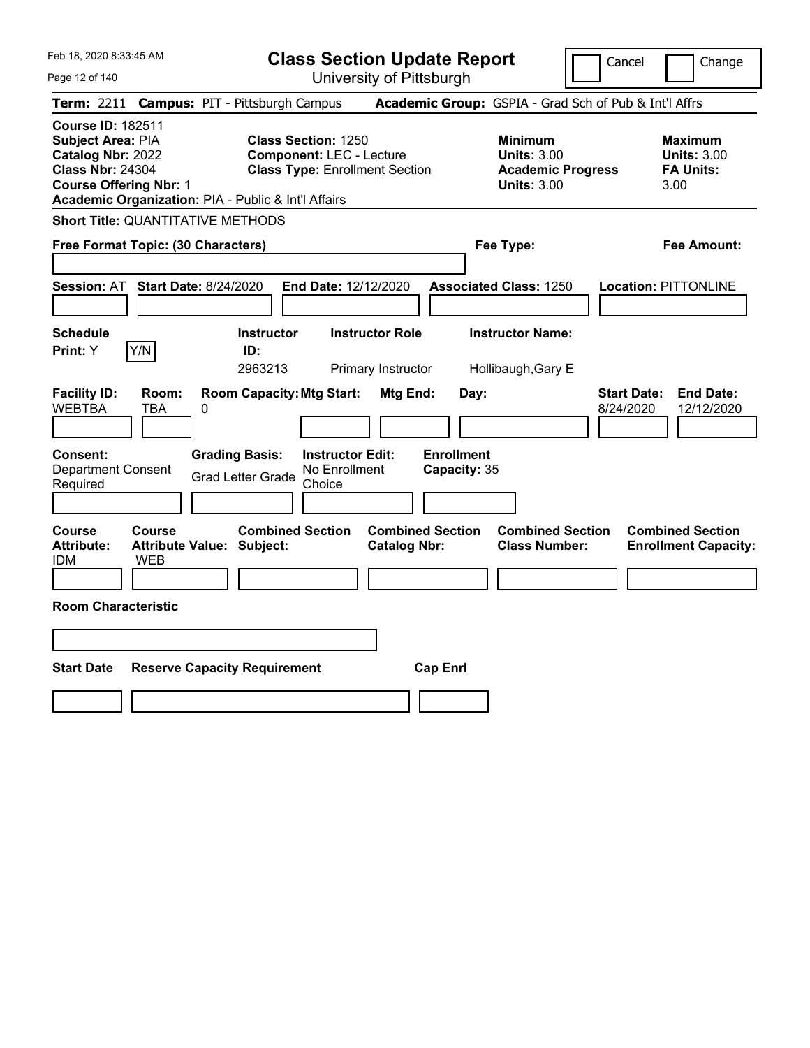# Class Section Update Report

University of Pittsburgh

Cancel | Change

**Term:** 2211 **Campus:** PIT - Pittsburgh Campus **Academic Group:** GSPIA - Grad Sch of Pub & Int'l Affrs

**Course ID:** 182511
**Subject Area:** PIA
**Catalog Nbr:** 2022
**Class Nbr:** 24304
**Course Offering Nbr:** 1
**Academic Organization:** PIA - Public & Int'l Affairs

**Class Section:** 1250
**Component:** LEC - Lecture
**Class Type:** Enrollment Section

**Minimum Units:** 3.00
**Academic Progress Units:** 3.00

**Maximum Units:** 3.00
**FA Units:** 3.00

**Short Title:** QUANTITATIVE METHODS

**Free Format Topic: (30 Characters)**

**Fee Type:**

**Fee Amount:**

**Session:** AT **Start Date:** 8/24/2020 **End Date:** 12/12/2020 **Associated Class:** 1250 **Location:** PITTONLINE

| Schedule Print: | Y/N | Instructor ID: | Instructor Role | Instructor Name: |
|---|---|---|---|---|
| Y | | 2963213 | Primary Instructor | Hollibaugh,Gary E |

| Facility ID: | Room: | Room Capacity: | Mtg Start: | Mtg End: | Day: | Start Date: | End Date: |
|---|---|---|---|---|---|---|---|
| WEBTBA | TBA | 0 | | | | 8/24/2020 | 12/12/2020 |

| Consent: | Grading Basis: | Instructor Edit: | Enrollment Capacity: |
|---|---|---|---|
| Department Consent Required | Grad Letter Grade | No Enrollment Choice | 35 |

| Course Attribute: | Course Attribute Value: | Combined Section Subject: | Combined Section Catalog Nbr: | Combined Section Class Number: | Combined Section Enrollment Capacity: |
|---|---|---|---|---|---|
| IDM | WEB | | | | |

**Room Characteristic**

| Start Date | Reserve Capacity Requirement | Cap Enrl |
|---|---|---|
| | | |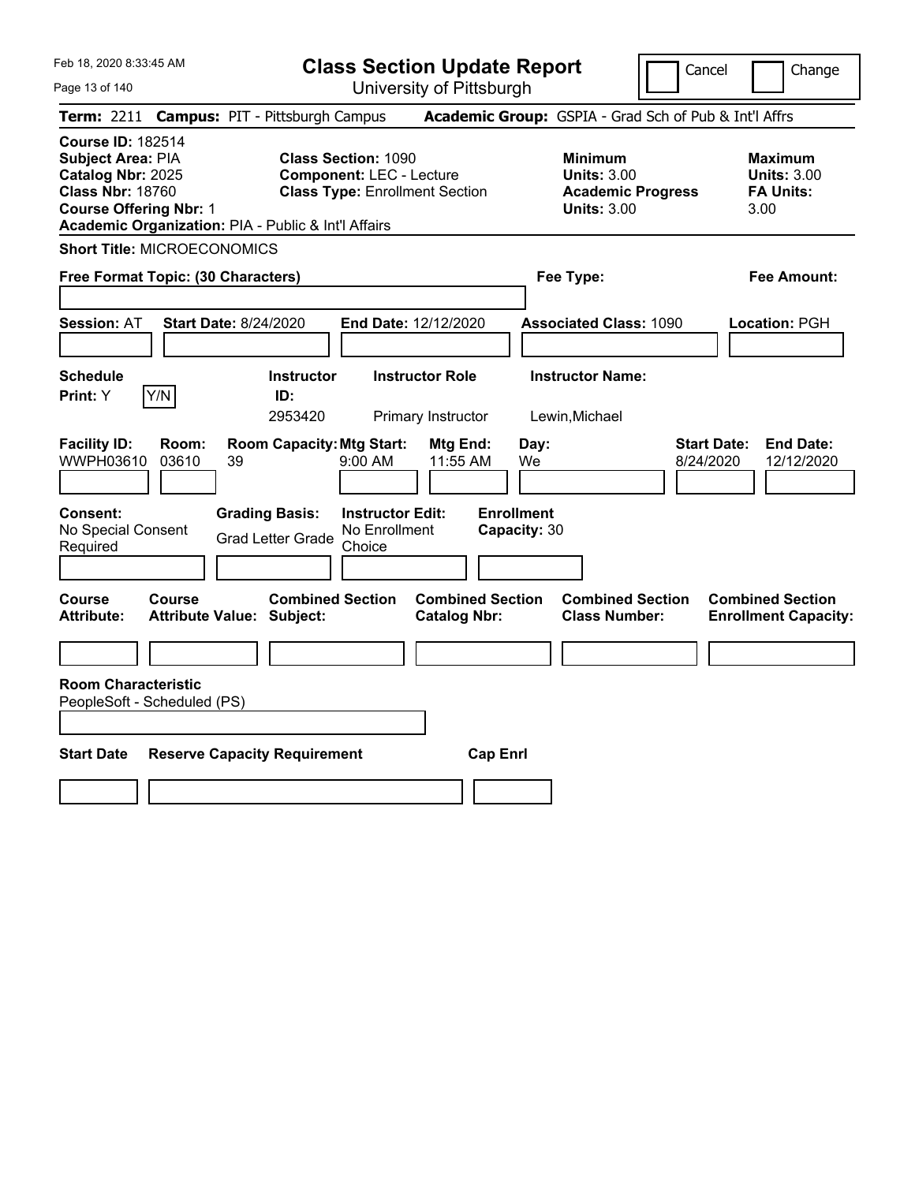Feb 18, 2020 8:33:45 AM

# Class Section Update Report

University of Pittsburgh

Cancel | Change

**Term:** 2211 **Campus:** PIT - Pittsburgh Campus **Academic Group:** GSPIA - Grad Sch of Pub & Int'l Affrs

**Course ID:** 182514
**Subject Area:** PIA
**Catalog Nbr:** 2025
**Class Nbr:** 18760
**Course Offering Nbr:** 1
**Academic Organization:** PIA - Public & Int'l Affairs

**Class Section:** 1090
**Component:** LEC - Lecture
**Class Type:** Enrollment Section

**Minimum Units:** 3.00
**Academic Progress Units:** 3.00

**Maximum Units:** 3.00
**FA Units:** 3.00

**Short Title:** MICROECONOMICS

**Free Format Topic: (30 Characters)** | **Fee Type:** | **Fee Amount:**

**Session:** AT **Start Date:** 8/24/2020 **End Date:** 12/12/2020 **Associated Class:** 1090 **Location:** PGH

| Schedule Print | Instructor ID | Instructor Role | Instructor Name |
|---|---|---|---|
| Y (Y/N) | 2953420 | Primary Instructor | Lewin,Michael |

| Facility ID | Room | Room Capacity | Mtg Start | Mtg End | Day | Start Date | End Date |
|---|---|---|---|---|---|---|---|
| WWPH03610 | 03610 | 39 | 9:00 AM | 11:55 AM | We | 8/24/2020 | 12/12/2020 |

| Consent | Grading Basis | Instructor Edit | Enrollment Capacity |
|---|---|---|---|
| No Special Consent Required | Grad Letter Grade | No Enrollment Choice | 30 |

| Course Attribute | Course Attribute Value | Combined Section Subject | Combined Section Catalog Nbr | Combined Section Class Number | Combined Section Enrollment Capacity |
|---|---|---|---|---|---|
| | | | | | |

**Room Characteristic**
PeopleSoft - Scheduled (PS)

| Start Date | Reserve Capacity Requirement | Cap Enrl |
|---|---|---|
| | | |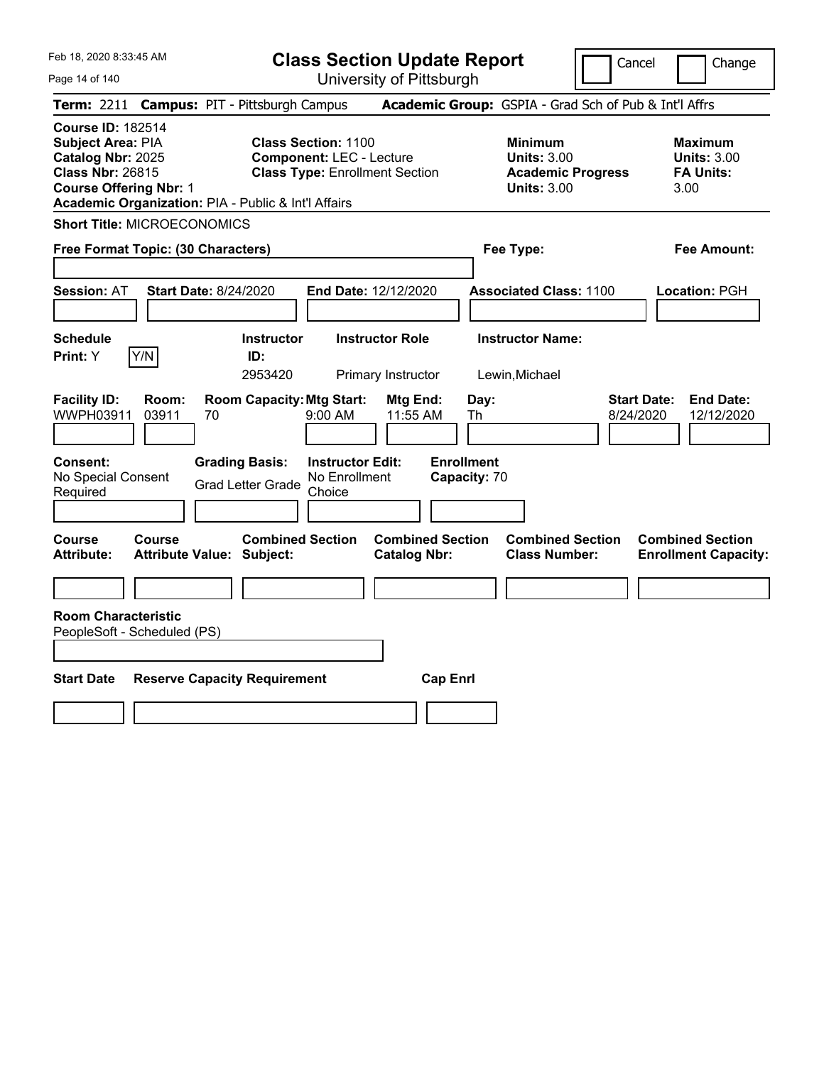Feb 18, 2020 8:33:45 AM

# Class Section Update Report

University of Pittsburgh

Cancel | Change

**Term:** 2211 **Campus:** PIT - Pittsburgh Campus **Academic Group:** GSPIA - Grad Sch of Pub & Int'l Affrs

**Course ID:** 182514
**Subject Area:** PIA
**Catalog Nbr:** 2025
**Class Nbr:** 26815
**Course Offering Nbr:** 1
**Academic Organization:** PIA - Public & Int'l Affairs

**Class Section:** 1100
**Component:** LEC - Lecture
**Class Type:** Enrollment Section

**Minimum**
**Units:** 3.00
**Academic Progress Units:** 3.00

**Maximum**
**Units:** 3.00
**FA Units:** 3.00

**Short Title:** MICROECONOMICS

**Free Format Topic: (30 Characters)** | **Fee Type:** | **Fee Amount:**

**Session:** AT **Start Date:** 8/24/2020 **End Date:** 12/12/2020 **Associated Class:** 1100 **Location:** PGH

| Schedule Print: | Instructor ID: | Instructor Role | Instructor Name: |
|---|---|---|---|
| Y (Y/N) | 2953420 | Primary Instructor | Lewin,Michael |

| Facility ID: | Room: | Room Capacity: | Mtg Start: | Mtg End: | Day: | Start Date: | End Date: |
|---|---|---|---|---|---|---|---|
| WWPH03911 | 03911 | 70 | 9:00 AM | 11:55 AM | Th | 8/24/2020 | 12/12/2020 |

| Consent: | Grading Basis: | Instructor Edit: | Enrollment Capacity: |
|---|---|---|---|
| No Special Consent Required | Grad Letter Grade | No Enrollment Choice | 70 |

| Course Attribute: | Course Attribute Value: | Combined Section Subject: | Combined Section Catalog Nbr: | Combined Section Class Number: | Combined Section Enrollment Capacity: |
|---|---|---|---|---|---|
| | | | | | |

**Room Characteristic**
PeopleSoft - Scheduled (PS)

| Start Date | Reserve Capacity Requirement | Cap Enrl |
|---|---|---|
| | | |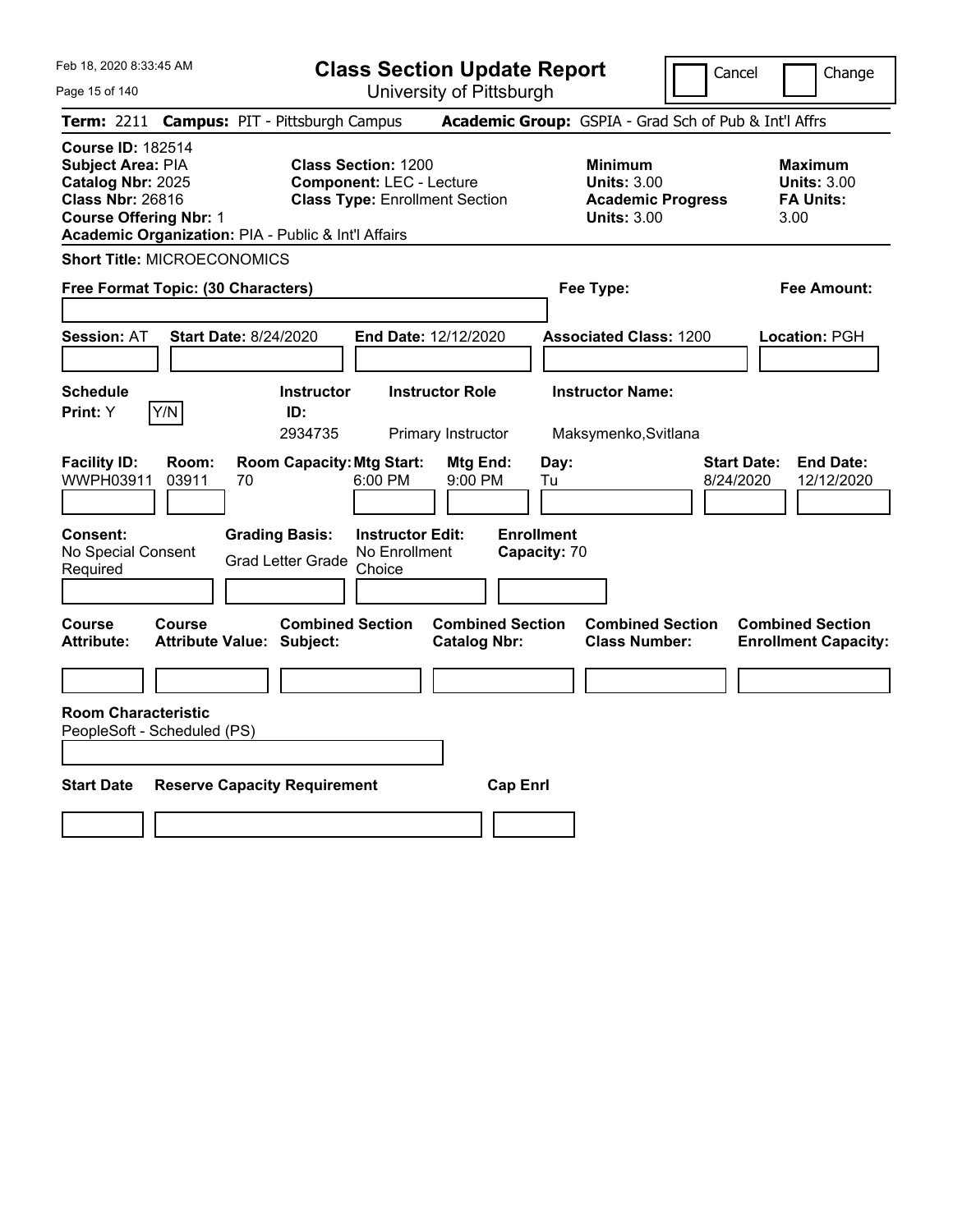Feb 18, 2020 8:33:45 AM

# Class Section Update Report

University of Pittsburgh

Cancel | Change

**Term:** 2211 **Campus:** PIT - Pittsburgh Campus **Academic Group:** GSPIA - Grad Sch of Pub & Int'l Affrs

**Course ID:** 182514
**Subject Area:** PIA
**Catalog Nbr:** 2025
**Class Nbr:** 26816
**Course Offering Nbr:** 1
**Academic Organization:** PIA - Public & Int'l Affairs

**Class Section:** 1200
**Component:** LEC - Lecture
**Class Type:** Enrollment Section

**Minimum Units:** 3.00
**Academic Progress Units:** 3.00

**Maximum Units:** 3.00
**FA Units:** 3.00

**Short Title:** MICROECONOMICS

**Free Format Topic: (30 Characters)**

**Fee Type:**

**Fee Amount:**

**Session:** AT **Start Date:** 8/24/2020 **End Date:** 12/12/2020 **Associated Class:** 1200 **Location:** PGH

| Schedule Print: | Instructor ID: | Instructor Role | Instructor Name: |
|---|---|---|---|
| Y | 2934735 | Primary Instructor | Maksymenko,Svitlana |

| Facility ID: | Room: | Room Capacity: | Mtg Start: | Mtg End: | Day: | Start Date: | End Date: |
|---|---|---|---|---|---|---|---|
| WWPH03911 | 03911 | 70 | 6:00 PM | 9:00 PM | Tu | 8/24/2020 | 12/12/2020 |

| Consent: | Grading Basis: | Instructor Edit: | Enrollment Capacity: |
|---|---|---|---|
| No Special Consent Required | Grad Letter Grade | No Enrollment Choice | 70 |

| Course Attribute: | Course Attribute Value: | Combined Section Subject: | Combined Section Catalog Nbr: | Combined Section Class Number: | Combined Section Enrollment Capacity: |
|---|---|---|---|---|---|
| | | | | | |

**Room Characteristic**
PeopleSoft - Scheduled (PS)

| Start Date | Reserve Capacity Requirement | Cap Enrl |
|---|---|---|
| | | |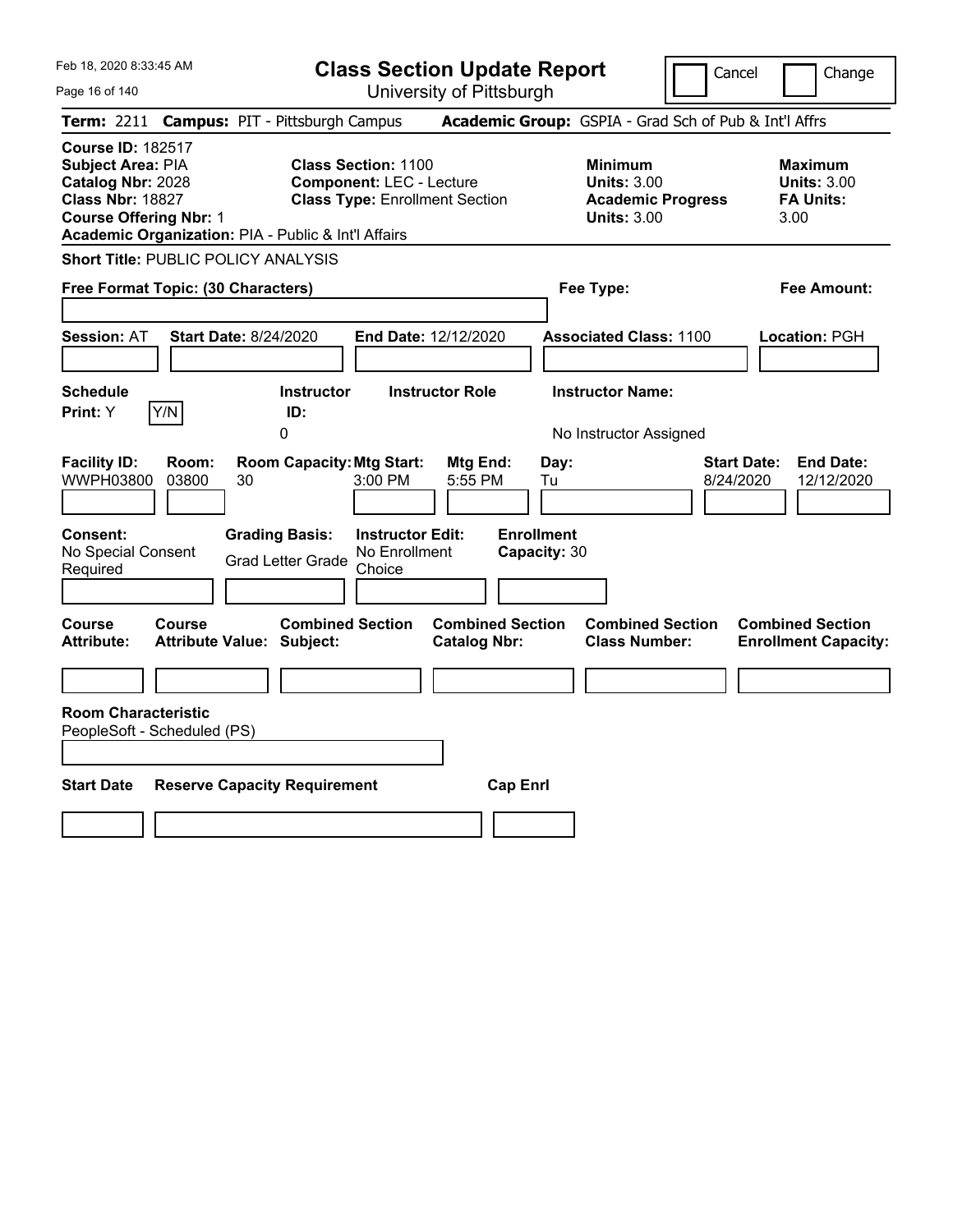# Class Section Update Report

University of Pittsburgh

Cancel | Change

**Term:** 2211 **Campus:** PIT - Pittsburgh Campus **Academic Group:** GSPIA - Grad Sch of Pub & Int'l Affrs

**Course ID:** 182517
**Subject Area:** PIA
**Catalog Nbr:** 2028
**Class Nbr:** 18827
**Course Offering Nbr:** 1
**Academic Organization:** PIA - Public & Int'l Affairs

**Class Section:** 1100
**Component:** LEC - Lecture
**Class Type:** Enrollment Section

**Minimum**
**Units:** 3.00
**Academic Progress Units:** 3.00

**Maximum**
**Units:** 3.00
**FA Units:** 3.00

**Short Title:** PUBLIC POLICY ANALYSIS

**Free Format Topic: (30 Characters)**

**Fee Type:**

**Fee Amount:**

**Session:** AT **Start Date:** 8/24/2020 **End Date:** 12/12/2020 **Associated Class:** 1100 **Location:** PGH

| Schedule Print: | Instructor ID: | Instructor Role | Instructor Name: |
|---|---|---|---|
| Y Y/N | 0 | | No Instructor Assigned |

| Facility ID: | Room: | Room Capacity: | Mtg Start: | Mtg End: | Day: | Start Date: | End Date: |
|---|---|---|---|---|---|---|---|
| WWPH03800 | 03800 | 30 | 3:00 PM | 5:55 PM | Tu | 8/24/2020 | 12/12/2020 |

| Consent: | Grading Basis: | Instructor Edit: | Enrollment Capacity: |
|---|---|---|---|
| No Special Consent Required | Grad Letter Grade | No Enrollment Choice | 30 |

| Course Attribute: | Course Attribute Value: | Combined Section Subject: | Combined Section Catalog Nbr: | Combined Section Class Number: | Combined Section Enrollment Capacity: |
|---|---|---|---|---|---|
| | | | | | |

**Room Characteristic**
PeopleSoft - Scheduled (PS)

| Start Date | Reserve Capacity Requirement | Cap Enrl |
|---|---|---|
| | | |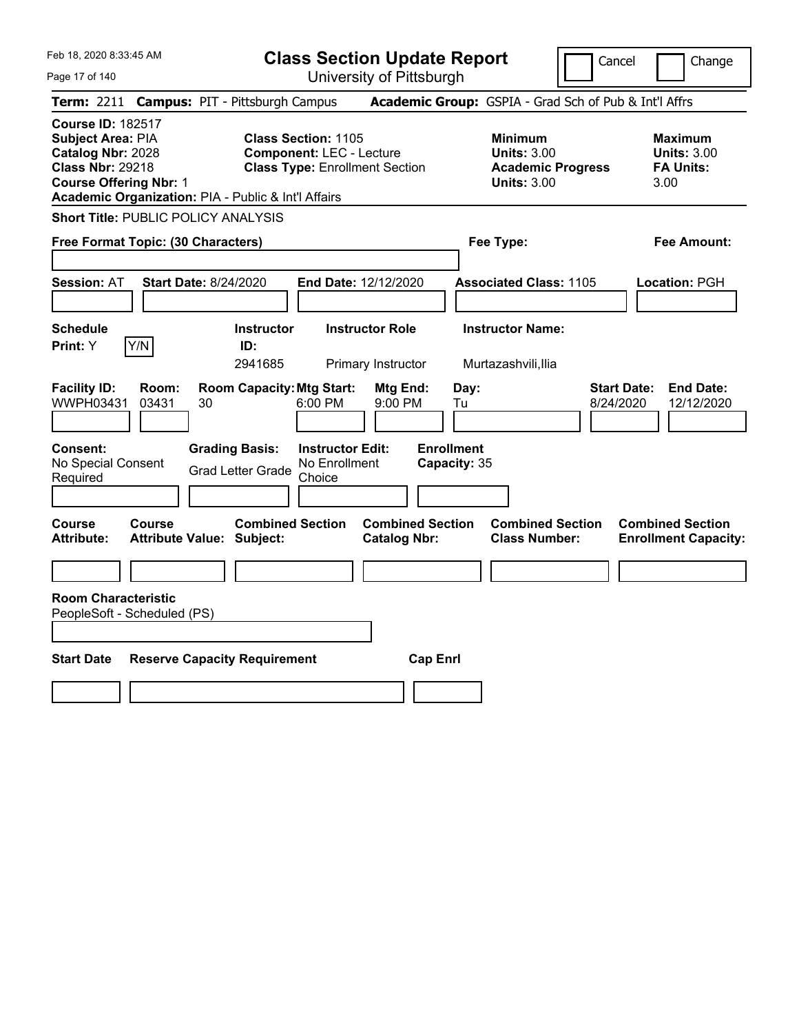# Class Section Update Report

University of Pittsburgh

Feb 18, 2020 8:33:45 AM

Cancel | Change

**Term:** 2211 **Campus:** PIT - Pittsburgh Campus **Academic Group:** GSPIA - Grad Sch of Pub & Int'l Affrs

**Course ID:** 182517
**Subject Area:** PIA
**Catalog Nbr:** 2028
**Class Nbr:** 29218
**Course Offering Nbr:** 1
**Academic Organization:** PIA - Public & Int'l Affairs

**Class Section:** 1105
**Component:** LEC - Lecture
**Class Type:** Enrollment Section

**Minimum Units:** 3.00
**Academic Progress Units:** 3.00

**Maximum Units:** 3.00
**FA Units:** 3.00

**Short Title:** PUBLIC POLICY ANALYSIS

**Free Format Topic: (30 Characters)**

**Fee Type:**

**Fee Amount:**

**Session:** AT **Start Date:** 8/24/2020 **End Date:** 12/12/2020 **Associated Class:** 1105 **Location:** PGH

| Schedule Print | Instructor ID | Instructor Role | Instructor Name |
|---|---|---|---|
| Y [Y/N] | 2941685 | Primary Instructor | Murtazashvili,Ilia |

| Facility ID | Room | Room Capacity | Mtg Start | Mtg End | Day | Start Date | End Date |
|---|---|---|---|---|---|---|---|
| WWPH03431 | 03431 | 30 | 6:00 PM | 9:00 PM | Tu | 8/24/2020 | 12/12/2020 |

**Consent:** No Special Consent Required
**Grading Basis:** Grad Letter Grade
**Instructor Edit:** No Enrollment Choice
**Enrollment Capacity:** 35

| Course Attribute | Course Attribute Value | Combined Section Subject | Combined Section Catalog Nbr | Combined Section Class Number | Combined Section Enrollment Capacity |
|---|---|---|---|---|---|
| | | | | | |

**Room Characteristic**
PeopleSoft - Scheduled (PS)

| Start Date | Reserve Capacity Requirement | Cap Enrl |
|---|---|---|
| | | |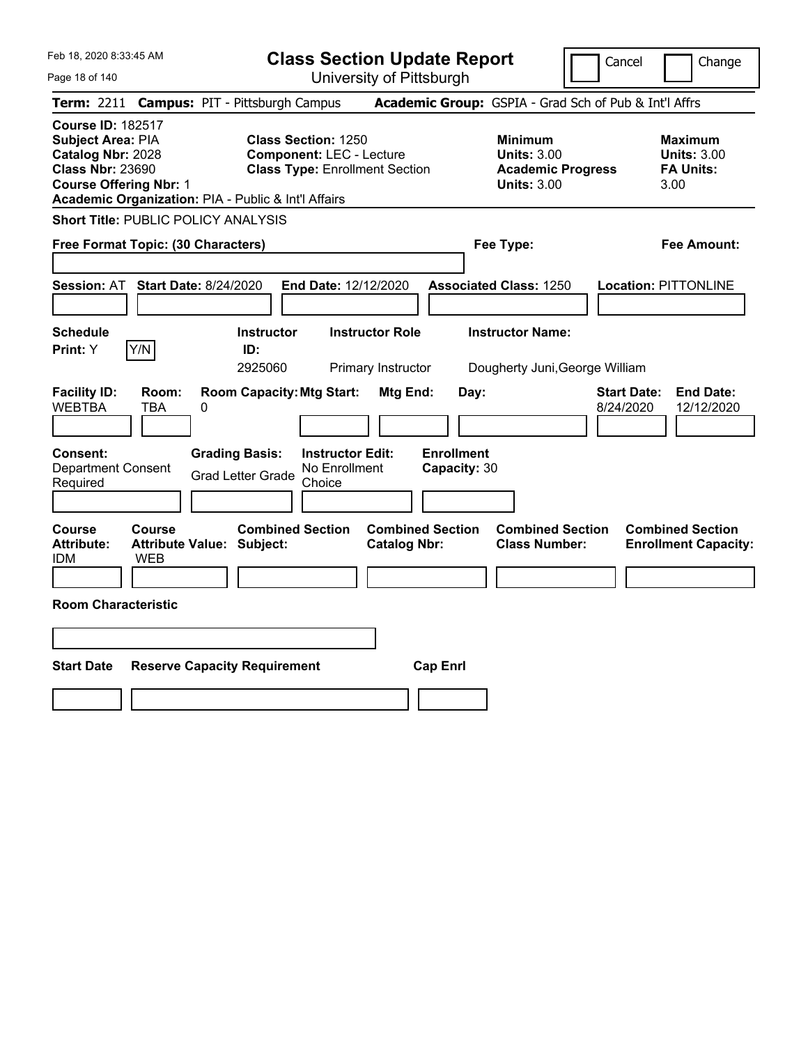# Class Section Update Report

University of Pittsburgh

Cancel | Change

**Term:** 2211 **Campus:** PIT - Pittsburgh Campus **Academic Group:** GSPIA - Grad Sch of Pub & Int'l Affrs

**Course ID:** 182517
**Subject Area:** PIA
**Catalog Nbr:** 2028
**Class Nbr:** 23690
**Course Offering Nbr:** 1
**Academic Organization:** PIA - Public & Int'l Affairs

**Class Section:** 1250
**Component:** LEC - Lecture
**Class Type:** Enrollment Section

**Minimum Units:** 3.00
**Academic Progress Units:** 3.00

**Maximum Units:** 3.00
**FA Units:** 3.00

**Short Title:** PUBLIC POLICY ANALYSIS

**Free Format Topic: (30 Characters)**

**Fee Type:**

**Fee Amount:**

**Session:** AT **Start Date:** 8/24/2020 **End Date:** 12/12/2020 **Associated Class:** 1250 **Location:** PITTONLINE

| Schedule Print | | Instructor ID | Instructor Role | Instructor Name |
|---|---|---|---|---|
| Y | Y/N | 2925060 | Primary Instructor | Dougherty Juni,George William |

| Facility ID | Room | Room Capacity | Mtg Start | Mtg End | Day | Start Date | End Date |
|---|---|---|---|---|---|---|---|
| WEBTBA | TBA | 0 | | | | 8/24/2020 | 12/12/2020 |

| Consent | Grading Basis | Instructor Edit | Enrollment Capacity |
|---|---|---|---|
| Department Consent Required | Grad Letter Grade | No Enrollment Choice | 30 |

| Course Attribute | Course Attribute Value | Combined Section Subject | Combined Section Catalog Nbr | Combined Section Class Number | Combined Section Enrollment Capacity |
|---|---|---|---|---|---|
| IDM | WEB | | | | |

**Room Characteristic**

| Start Date | Reserve Capacity Requirement | Cap Enrl |
|---|---|---|
| | | |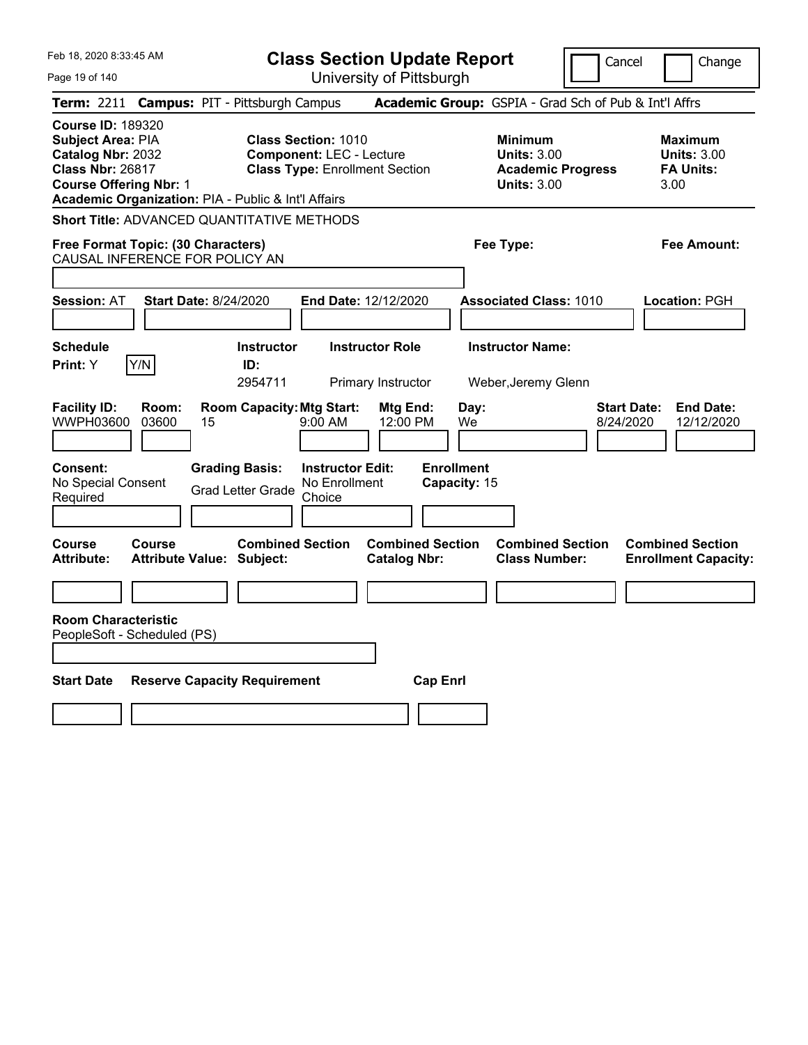# Class Section Update Report

University of Pittsburgh

Cancel | Change

**Term:** 2211 **Campus:** PIT - Pittsburgh Campus **Academic Group:** GSPIA - Grad Sch of Pub & Int'l Affrs

**Course ID:** 189320
**Subject Area:** PIA
**Catalog Nbr:** 2032
**Class Nbr:** 26817
**Course Offering Nbr:** 1
**Academic Organization:** PIA - Public & Int'l Affairs

**Class Section:** 1010
**Component:** LEC - Lecture
**Class Type:** Enrollment Section

**Minimum**
**Units:** 3.00
**Academic Progress Units:** 3.00

**Maximum**
**Units:** 3.00
**FA Units:** 3.00

**Short Title:** ADVANCED QUANTITATIVE METHODS

**Free Format Topic: (30 Characters)**
CAUSAL INFERENCE FOR POLICY AN

**Fee Type:**

**Fee Amount:**

**Session:** AT **Start Date:** 8/24/2020 **End Date:** 12/12/2020 **Associated Class:** 1010 **Location:** PGH

| Schedule Print: | Instructor ID: | Instructor Role | Instructor Name: |
|---|---|---|---|
| Y (Y/N) | 2954711 | Primary Instructor | Weber,Jeremy Glenn |

| Facility ID: | Room: | Room Capacity: | Mtg Start: | Mtg End: | Day: | Start Date: | End Date: |
|---|---|---|---|---|---|---|---|
| WWPH03600 | 03600 | 15 | 9:00 AM | 12:00 PM | We | 8/24/2020 | 12/12/2020 |

| Consent: | Grading Basis: | Instructor Edit: | Enrollment Capacity: |
|---|---|---|---|
| No Special Consent Required | Grad Letter Grade | No Enrollment Choice | 15 |

| Course Attribute: | Course Attribute Value: | Combined Section Subject: | Combined Section Catalog Nbr: | Combined Section Class Number: | Combined Section Enrollment Capacity: |
|---|---|---|---|---|---|
| | | | | | |

**Room Characteristic**
PeopleSoft - Scheduled (PS)

| Start Date | Reserve Capacity Requirement | Cap Enrl |
|---|---|---|
| | | |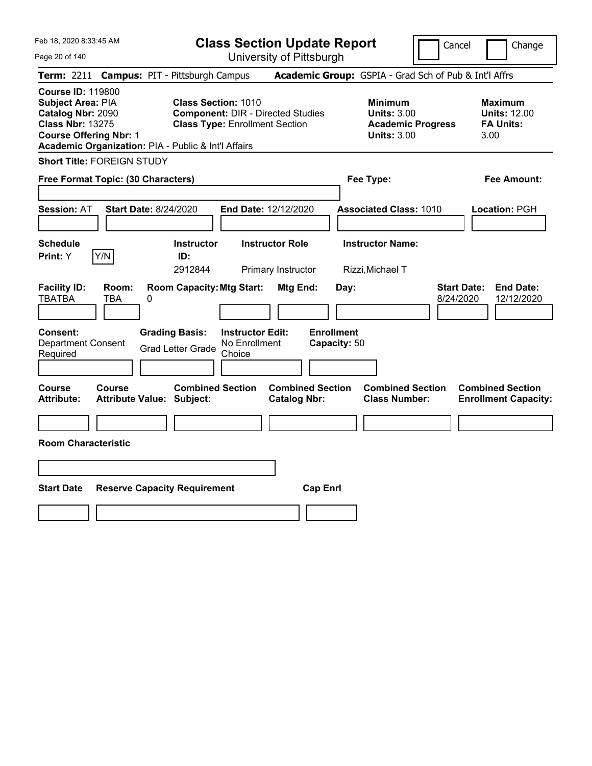Feb 18, 2020 8:33:45 AM

# Class Section Update Report

University of Pittsburgh

Cancel | Change

**Term:** 2211 **Campus:** PIT - Pittsburgh Campus **Academic Group:** GSPIA - Grad Sch of Pub & Int'l Affrs

**Course ID:** 119800
**Subject Area:** PIA
**Catalog Nbr:** 2090
**Class Nbr:** 13275
**Course Offering Nbr:** 1
**Academic Organization:** PIA - Public & Int'l Affairs

**Class Section:** 1010
**Component:** DIR - Directed Studies
**Class Type:** Enrollment Section

**Minimum**
**Units:** 3.00
**Academic Progress Units:** 3.00

**Maximum**
**Units:** 12.00
**FA Units:** 3.00

**Short Title:** FOREIGN STUDY

**Free Format Topic: (30 Characters)**

**Fee Type:**

**Fee Amount:**

**Session:** AT **Start Date:** 8/24/2020 **End Date:** 12/12/2020 **Associated Class:** 1010 **Location:** PGH

| Schedule Print: | Instructor ID: | Instructor Role | Instructor Name: |
|---|---|---|---|
| Y (Y/N) | 2912844 | Primary Instructor | Rizzi,Michael T |

| Facility ID: | Room: | Room Capacity: | Mtg Start: | Mtg End: | Day: | Start Date: | End Date: |
|---|---|---|---|---|---|---|---|
| TBATBA | TBA | 0 | | | | 8/24/2020 | 12/12/2020 |

| Consent: | Grading Basis: | Instructor Edit: | Enrollment Capacity: |
|---|---|---|---|
| Department Consent Required | Grad Letter Grade | No Enrollment Choice | 50 |

| Course Attribute: | Course Attribute Value: | Combined Section Subject: | Combined Section Catalog Nbr: | Combined Section Class Number: | Combined Section Enrollment Capacity: |
|---|---|---|---|---|---|
| | | | | | |

**Room Characteristic**

| Start Date | Reserve Capacity Requirement | Cap Enrl |
|---|---|---|
| | | |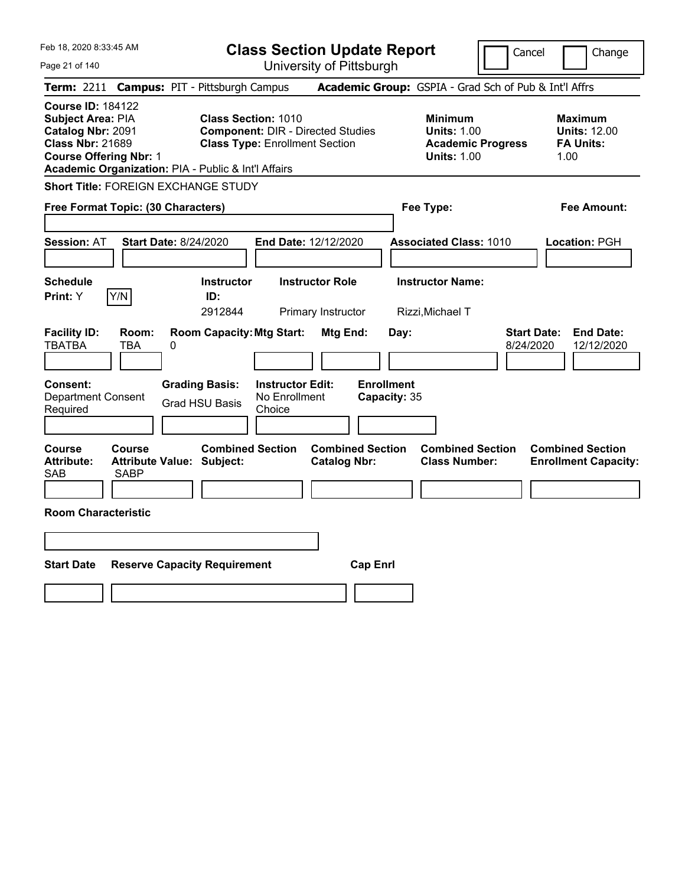Feb 18, 2020 8:33:45 AM

# Class Section Update Report

University of Pittsburgh

Cancel | Change

**Term:** 2211 **Campus:** PIT - Pittsburgh Campus **Academic Group:** GSPIA - Grad Sch of Pub & Int'l Affrs

**Course ID:** 184122
**Subject Area:** PIA
**Catalog Nbr:** 2091
**Class Nbr:** 21689
**Course Offering Nbr:** 1
**Academic Organization:** PIA - Public & Int'l Affairs

**Class Section:** 1010
**Component:** DIR - Directed Studies
**Class Type:** Enrollment Section

**Minimum Units:** 1.00
**Academic Progress Units:** 1.00

**Maximum Units:** 12.00
**FA Units:** 1.00

**Short Title:** FOREIGN EXCHANGE STUDY

**Free Format Topic: (30 Characters)**

**Fee Type:**

**Fee Amount:**

**Session:** AT **Start Date:** 8/24/2020 **End Date:** 12/12/2020 **Associated Class:** 1010 **Location:** PGH

| Schedule Print | | Instructor ID | Instructor Role | Instructor Name |
|---|---|---|---|---|
| Y | Y/N | 2912844 | Primary Instructor | Rizzi,Michael T |

| Facility ID | Room | Room Capacity | Mtg Start | Mtg End | Day | Start Date | End Date |
|---|---|---|---|---|---|---|---|
| TBATBA | TBA | 0 | | | | 8/24/2020 | 12/12/2020 |

| Consent | Grading Basis | Instructor Edit | Enrollment Capacity |
|---|---|---|---|
| Department Consent Required | Grad HSU Basis | No Enrollment Choice | 35 |

| Course Attribute | Course Attribute Value | Combined Section Subject | Combined Section Catalog Nbr | Combined Section Class Number | Combined Section Enrollment Capacity |
|---|---|---|---|---|---|
| SAB | SABP | | | | |

**Room Characteristic**

| Start Date | Reserve Capacity Requirement | Cap Enrl |
|---|---|---|
| | | |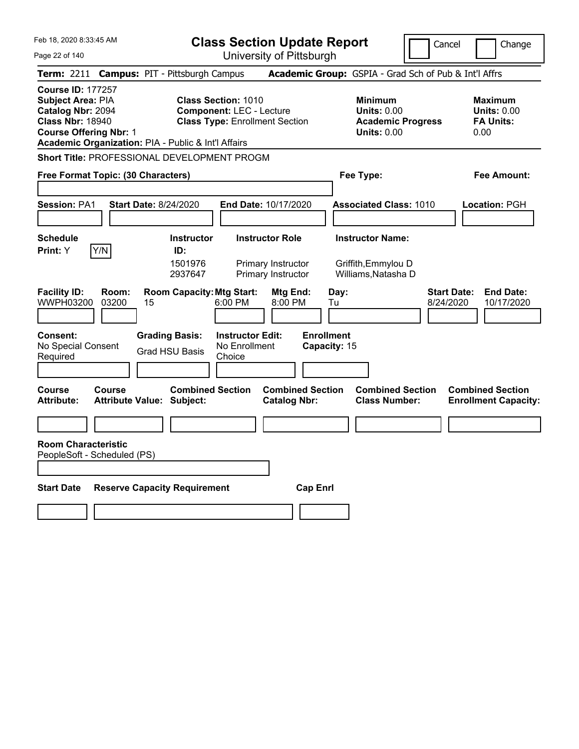# Class Section Update Report

University of Pittsburgh

Cancel | Change

**Term:** 2211 **Campus:** PIT - Pittsburgh Campus **Academic Group:** GSPIA - Grad Sch of Pub & Int'l Affrs

**Course ID:** 177257
**Subject Area:** PIA
**Catalog Nbr:** 2094
**Class Nbr:** 18940
**Course Offering Nbr:** 1
**Academic Organization:** PIA - Public & Int'l Affairs

**Class Section:** 1010
**Component:** LEC - Lecture
**Class Type:** Enrollment Section

**Minimum Units:** 0.00
**Academic Progress Units:** 0.00

**Maximum Units:** 0.00
**FA Units:** 0.00

**Short Title:** PROFESSIONAL DEVELOPMENT PROGM

**Free Format Topic: (30 Characters)**

**Fee Type:**

**Fee Amount:**

**Session:** PA1 **Start Date:** 8/24/2020 **End Date:** 10/17/2020 **Associated Class:** 1010 **Location:** PGH

**Schedule Print:** Y [Y/N]

| Instructor ID | Instructor Role | Instructor Name |
|---|---|---|
| 1501976 | Primary Instructor | Griffith,Emmylou D |
| 2937647 | Primary Instructor | Williams,Natasha D |

| Facility ID | Room | Room Capacity | Mtg Start | Mtg End | Day | Start Date | End Date |
|---|---|---|---|---|---|---|---|
| WWPH03200 | 03200 | 15 | 6:00 PM | 8:00 PM | Tu | 8/24/2020 | 10/17/2020 |

**Consent:** No Special Consent Required
**Grading Basis:** Grad HSU Basis
**Instructor Edit:** No Enrollment Choice
**Enrollment Capacity:** 15

| Course Attribute | Course Attribute Value | Combined Section Subject | Combined Section Catalog Nbr | Combined Section Class Number | Combined Section Enrollment Capacity |
|---|---|---|---|---|---|
| | | | | | |

**Room Characteristic**
PeopleSoft - Scheduled (PS)

| Start Date | Reserve Capacity Requirement | Cap Enrl |
|---|---|---|
| | | |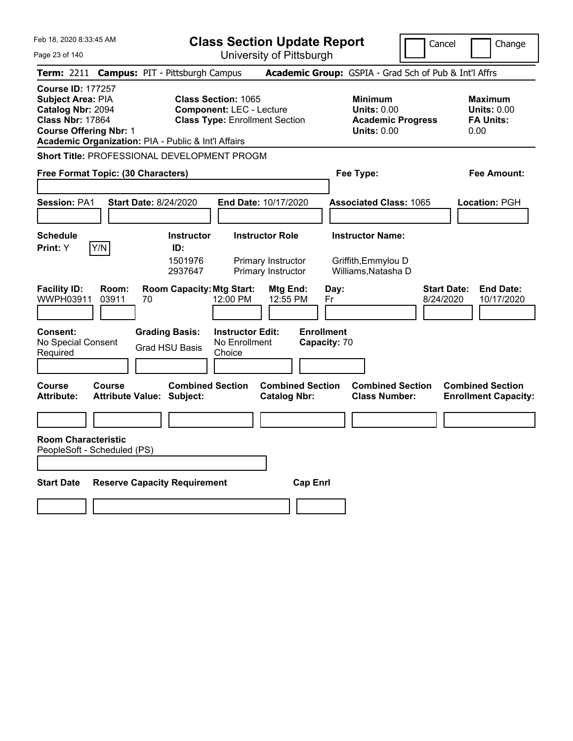Feb 18, 2020 8:33:45 AM

# Class Section Update Report

University of Pittsburgh

Cancel | Change

**Term:** 2211 **Campus:** PIT - Pittsburgh Campus **Academic Group:** GSPIA - Grad Sch of Pub & Int'l Affrs

**Course ID:** 177257
**Subject Area:** PIA
**Catalog Nbr:** 2094
**Class Nbr:** 17864
**Course Offering Nbr:** 1
**Academic Organization:** PIA - Public & Int'l Affairs

**Class Section:** 1065
**Component:** LEC - Lecture
**Class Type:** Enrollment Section

**Minimum Units:** 0.00
**Academic Progress Units:** 0.00

**Maximum Units:** 0.00
**FA Units:** 0.00

**Short Title:** PROFESSIONAL DEVELOPMENT PROGM

**Free Format Topic: (30 Characters)**

**Fee Type:**

**Fee Amount:**

**Session:** PA1 **Start Date:** 8/24/2020 **End Date:** 10/17/2020 **Associated Class:** 1065 **Location:** PGH

**Schedule Print:** Y [Y/N]

| Instructor ID | Instructor Role | Instructor Name |
|---|---|---|
| 1501976 | Primary Instructor | Griffith,Emmylou D |
| 2937647 | Primary Instructor | Williams,Natasha D |

| Facility ID | Room | Room Capacity | Mtg Start | Mtg End | Day | Start Date | End Date |
|---|---|---|---|---|---|---|---|
| WWPH03911 | 03911 | 70 | 12:00 PM | 12:55 PM | Fr | 8/24/2020 | 10/17/2020 |

**Consent:** No Special Consent Required
**Grading Basis:** Grad HSU Basis
**Instructor Edit:** No Enrollment Choice
**Enrollment Capacity:** 70

| Course Attribute | Course Attribute Value | Combined Section Subject | Combined Section Catalog Nbr | Combined Section Class Number | Combined Section Enrollment Capacity |
|---|---|---|---|---|---|
| | | | | | |

**Room Characteristic**
PeopleSoft - Scheduled (PS)

| Start Date | Reserve Capacity Requirement | Cap Enrl |
|---|---|---|
| | | |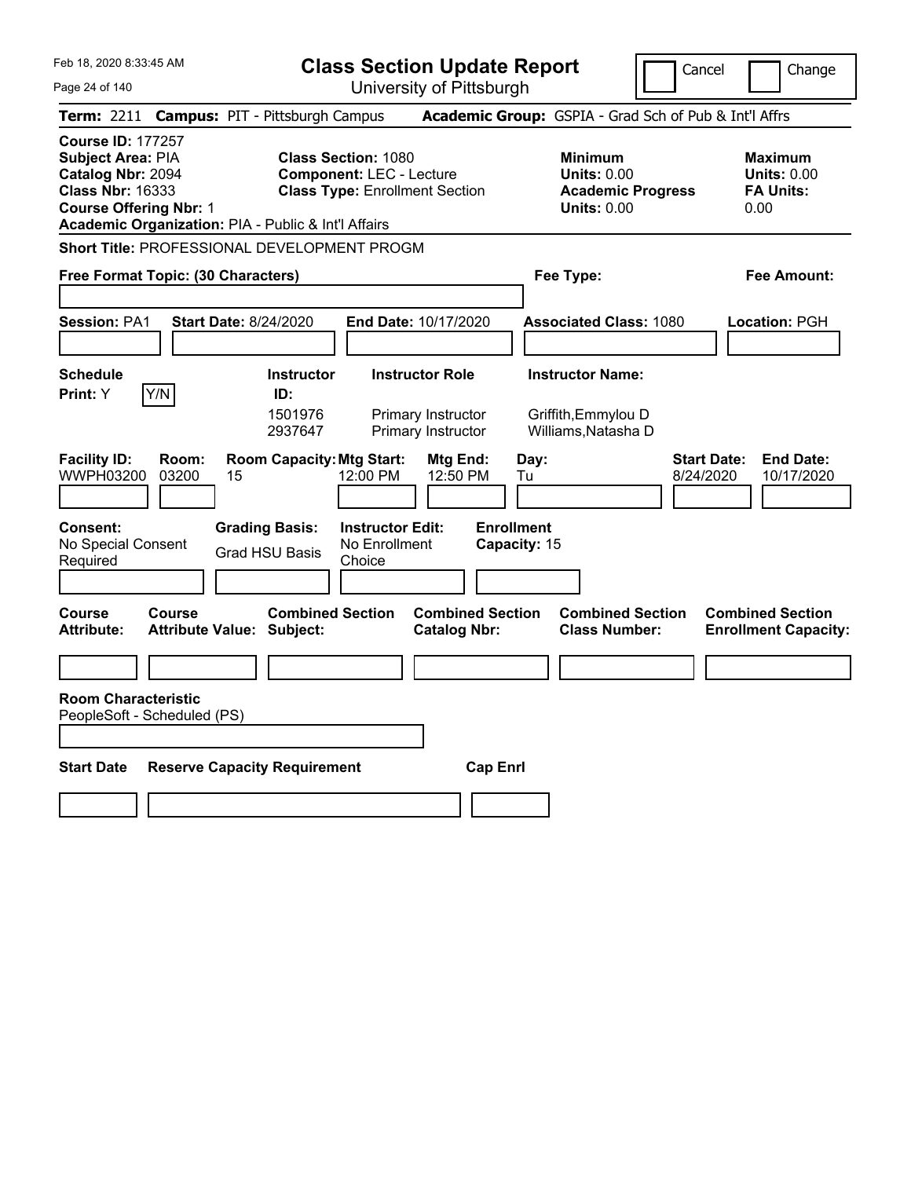# Class Section Update Report

University of Pittsburgh

Feb 18, 2020 8:33:45 AM

Cancel | Change

**Term:** 2211 **Campus:** PIT - Pittsburgh Campus **Academic Group:** GSPIA - Grad Sch of Pub & Int'l Affrs

**Course ID:** 177257
**Subject Area:** PIA
**Catalog Nbr:** 2094
**Class Nbr:** 16333
**Course Offering Nbr:** 1
**Academic Organization:** PIA - Public & Int'l Affairs

**Class Section:** 1080
**Component:** LEC - Lecture
**Class Type:** Enrollment Section

**Minimum Units:** 0.00
**Academic Progress Units:** 0.00

**Maximum Units:** 0.00
**FA Units:** 0.00

**Short Title:** PROFESSIONAL DEVELOPMENT PROGM

**Free Format Topic: (30 Characters)**

**Fee Type:**

**Fee Amount:**

**Session:** PA1 **Start Date:** 8/24/2020 **End Date:** 10/17/2020 **Associated Class:** 1080 **Location:** PGH

**Schedule Print:** Y [Y/N]

| Instructor ID | Instructor Role | Instructor Name |
|---|---|---|
| 1501976 | Primary Instructor | Griffith,Emmylou D |
| 2937647 | Primary Instructor | Williams,Natasha D |

| Facility ID | Room | Room Capacity | Mtg Start | Mtg End | Day | Start Date | End Date |
|---|---|---|---|---|---|---|---|
| WWPH03200 | 03200 | 15 | 12:00 PM | 12:50 PM | Tu | 8/24/2020 | 10/17/2020 |

**Consent:** No Special Consent Required
**Grading Basis:** Grad HSU Basis
**Instructor Edit:** No Enrollment Choice
**Enrollment Capacity:** 15

| Course Attribute | Course Attribute Value | Combined Section Subject | Combined Section Catalog Nbr | Combined Section Class Number | Combined Section Enrollment Capacity |
|---|---|---|---|---|---|
| | | | | | |

**Room Characteristic**
PeopleSoft - Scheduled (PS)

| Start Date | Reserve Capacity Requirement | Cap Enrl |
|---|---|---|
| | | |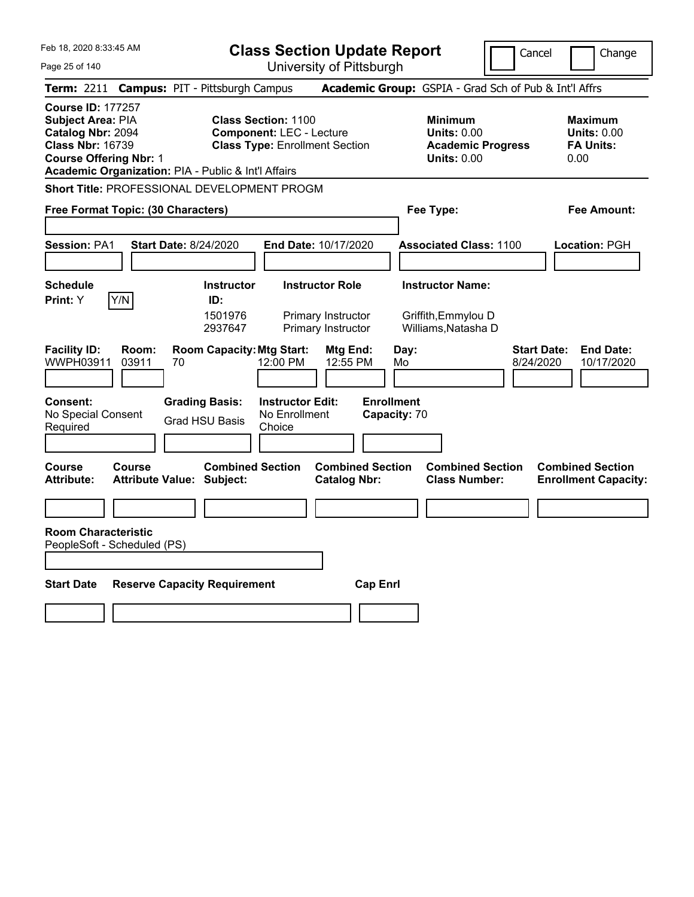Feb 18, 2020 8:33:45 AM

# Class Section Update Report

University of Pittsburgh

Cancel | Change

**Term:** 2211 **Campus:** PIT - Pittsburgh Campus **Academic Group:** GSPIA - Grad Sch of Pub & Int'l Affrs

**Course ID:** 177257
**Subject Area:** PIA
**Catalog Nbr:** 2094
**Class Nbr:** 16739
**Course Offering Nbr:** 1
**Academic Organization:** PIA - Public & Int'l Affairs

**Class Section:** 1100
**Component:** LEC - Lecture
**Class Type:** Enrollment Section

**Minimum Units:** 0.00
**Academic Progress Units:** 0.00

**Maximum Units:** 0.00
**FA Units:** 0.00

**Short Title:** PROFESSIONAL DEVELOPMENT PROGM

**Free Format Topic: (30 Characters)**

**Fee Type:**

**Fee Amount:**

**Session:** PA1 **Start Date:** 8/24/2020 **End Date:** 10/17/2020 **Associated Class:** 1100 **Location:** PGH

| Schedule Print | Instructor ID | Instructor Role | Instructor Name |
|---|---|---|---|
| Y (Y/N) | 1501976 | Primary Instructor | Griffith,Emmylou D |
| | 2937647 | Primary Instructor | Williams,Natasha D |

| Facility ID | Room | Room Capacity | Mtg Start | Mtg End | Day | Start Date | End Date |
|---|---|---|---|---|---|---|---|
| WWPH03911 | 03911 | 70 | 12:00 PM | 12:55 PM | Mo | 8/24/2020 | 10/17/2020 |

**Consent:** No Special Consent Required
**Grading Basis:** Grad HSU Basis
**Instructor Edit:** No Enrollment Choice
**Enrollment Capacity:** 70

| Course Attribute | Course Attribute Value | Combined Section Subject | Combined Section Catalog Nbr | Combined Section Class Number | Combined Section Enrollment Capacity |
|---|---|---|---|---|---|
| | | | | | |

**Room Characteristic**
PeopleSoft - Scheduled (PS)

| Start Date | Reserve Capacity Requirement | Cap Enrl |
|---|---|---|
| | | |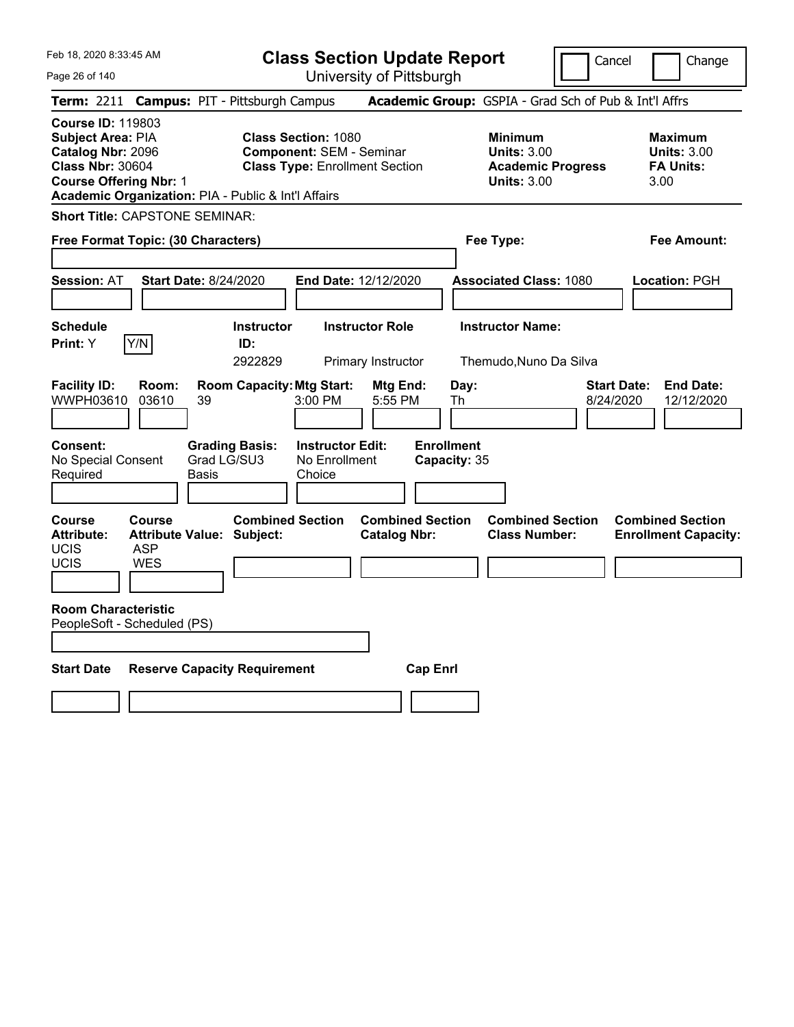Feb 18, 2020 8:33:45 AM

# Class Section Update Report

University of Pittsburgh

Cancel | Change

**Term:** 2211 **Campus:** PIT - Pittsburgh Campus **Academic Group:** GSPIA - Grad Sch of Pub & Int'l Affrs

**Course ID:** 119803
**Subject Area:** PIA
**Catalog Nbr:** 2096
**Class Nbr:** 30604
**Course Offering Nbr:** 1
**Academic Organization:** PIA - Public & Int'l Affairs

**Class Section:** 1080
**Component:** SEM - Seminar
**Class Type:** Enrollment Section

**Minimum Units:** 3.00
**Academic Progress Units:** 3.00

**Maximum Units:** 3.00
**FA Units:** 3.00

**Short Title:** CAPSTONE SEMINAR:

**Free Format Topic: (30 Characters)**

**Fee Type:**

**Fee Amount:**

**Session:** AT **Start Date:** 8/24/2020 **End Date:** 12/12/2020 **Associated Class:** 1080 **Location:** PGH

| Schedule Print: | Instructor ID: | Instructor Role | Instructor Name: |
|---|---|---|---|
| Y | 2922829 | Primary Instructor | Themudo,Nuno Da Silva |

| Facility ID: | Room: | Room Capacity: | Mtg Start: | Mtg End: | Day: | Start Date: | End Date: |
|---|---|---|---|---|---|---|---|
| WWPH03610 | 03610 | 39 | 3:00 PM | 5:55 PM | Th | 8/24/2020 | 12/12/2020 |

**Consent:** No Special Consent Required
**Grading Basis:** Grad LG/SU3 Basis
**Instructor Edit:** No Enrollment Choice
**Enrollment Capacity:** 35

| Course Attribute: | Course Attribute Value: | Combined Section Subject: | Combined Section Catalog Nbr: | Combined Section Class Number: | Combined Section Enrollment Capacity: |
|---|---|---|---|---|---|
| UCIS | ASP | | | | |
| UCIS | WES | | | | |

**Room Characteristic**
PeopleSoft - Scheduled (PS)

| Start Date | Reserve Capacity Requirement | Cap Enrl |
|---|---|---|
| | | |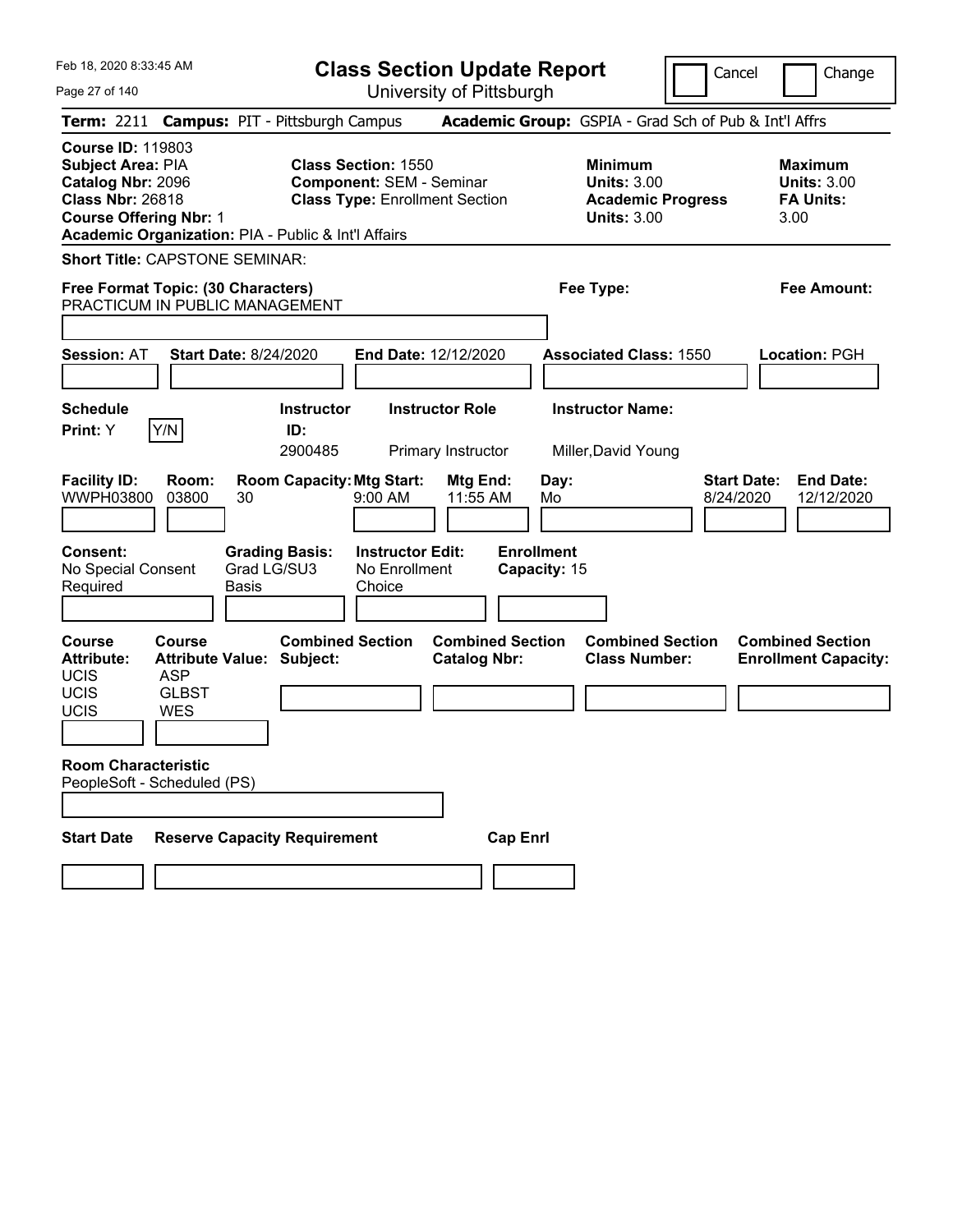Feb 18, 2020 8:33:45 AM

# Class Section Update Report

University of Pittsburgh

Cancel | Change

**Term:** 2211 **Campus:** PIT - Pittsburgh Campus **Academic Group:** GSPIA - Grad Sch of Pub & Int'l Affrs

**Course ID:** 119803
**Subject Area:** PIA
**Catalog Nbr:** 2096
**Class Nbr:** 26818
**Course Offering Nbr:** 1
**Academic Organization:** PIA - Public & Int'l Affairs

**Class Section:** 1550
**Component:** SEM - Seminar
**Class Type:** Enrollment Section

**Minimum Units:** 3.00
**Academic Progress Units:** 3.00

**Maximum Units:** 3.00
**FA Units:** 3.00

**Short Title:** CAPSTONE SEMINAR:

**Free Format Topic: (30 Characters)**
PRACTICUM IN PUBLIC MANAGEMENT

**Fee Type:**

**Fee Amount:**

**Session:** AT **Start Date:** 8/24/2020 **End Date:** 12/12/2020 **Associated Class:** 1550 **Location:** PGH

**Schedule Print:** Y Y/N

| Instructor ID | Instructor Role | Instructor Name |
|---|---|---|
| 2900485 | Primary Instructor | Miller,David Young |

| Facility ID | Room | Room Capacity | Mtg Start | Mtg End | Day | Start Date | End Date |
|---|---|---|---|---|---|---|---|
| WWPH03800 | 03800 | 30 | 9:00 AM | 11:55 AM | Mo | 8/24/2020 | 12/12/2020 |

**Consent:** No Special Consent Required
**Grading Basis:** Grad LG/SU3 Basis
**Instructor Edit:** No Enrollment Choice
**Enrollment Capacity:** 15

| Course Attribute | Course Attribute Value |
|---|---|
| UCIS | ASP |
| UCIS | GLBST |
| UCIS | WES |

**Combined Section Subject:**
**Combined Section Catalog Nbr:**
**Combined Section Class Number:**
**Combined Section Enrollment Capacity:**

**Room Characteristic**
PeopleSoft - Scheduled (PS)

**Start Date** **Reserve Capacity Requirement** **Cap Enrl**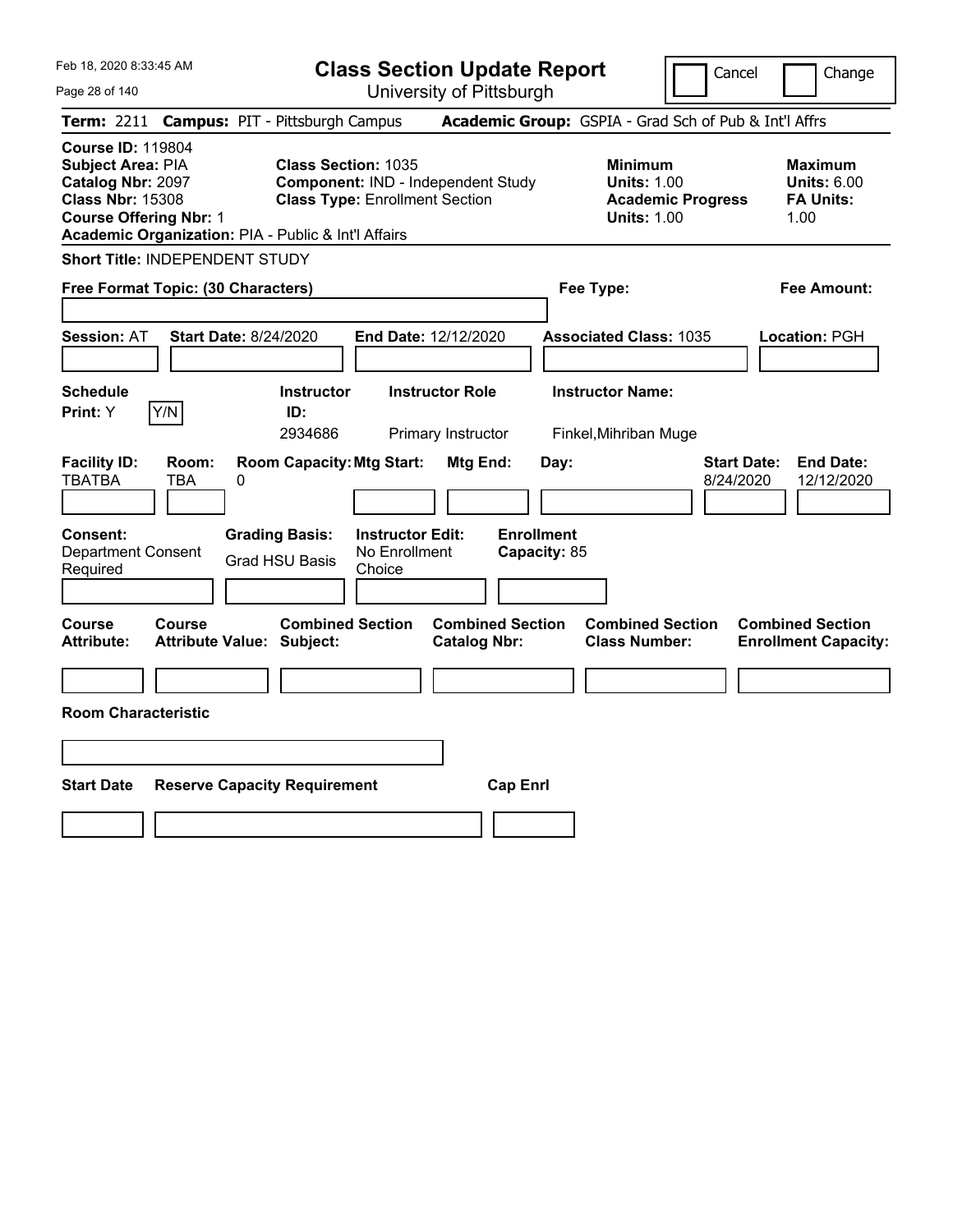Feb 18, 2020 8:33:45 AM

# Class Section Update Report

University of Pittsburgh

Cancel | Change

**Term:** 2211 **Campus:** PIT - Pittsburgh Campus **Academic Group:** GSPIA - Grad Sch of Pub & Int'l Affrs

**Course ID:** 119804
**Subject Area:** PIA
**Catalog Nbr:** 2097
**Class Nbr:** 15308
**Course Offering Nbr:** 1
**Academic Organization:** PIA - Public & Int'l Affairs

**Class Section:** 1035
**Component:** IND - Independent Study
**Class Type:** Enrollment Section

**Minimum Units:** 1.00
**Academic Progress Units:** 1.00

**Maximum Units:** 6.00
**FA Units:** 1.00

**Short Title:** INDEPENDENT STUDY

**Free Format Topic: (30 Characters)**

**Fee Type:**

**Fee Amount:**

**Session:** AT **Start Date:** 8/24/2020 **End Date:** 12/12/2020 **Associated Class:** 1035 **Location:** PGH

| Schedule Print | Y/N | Instructor ID | Instructor Role | Instructor Name |
|---|---|---|---|---|
| Y | | 2934686 | Primary Instructor | Finkel,Mihriban Muge |

| Facility ID | Room | Room Capacity | Mtg Start | Mtg End | Day | Start Date | End Date |
|---|---|---|---|---|---|---|---|
| TBATBA | TBA | 0 | | | | 8/24/2020 | 12/12/2020 |

**Consent:** Department Consent Required
**Grading Basis:** Grad HSU Basis
**Instructor Edit:** No Enrollment Choice
**Enrollment Capacity:** 85

| Course Attribute | Course Attribute Value | Combined Section Subject | Combined Section Catalog Nbr | Combined Section Class Number | Combined Section Enrollment Capacity |
|---|---|---|---|---|---|
| | | | | | |

**Room Characteristic**

| Start Date | Reserve Capacity Requirement | Cap Enrl |
|---|---|---|
| | | |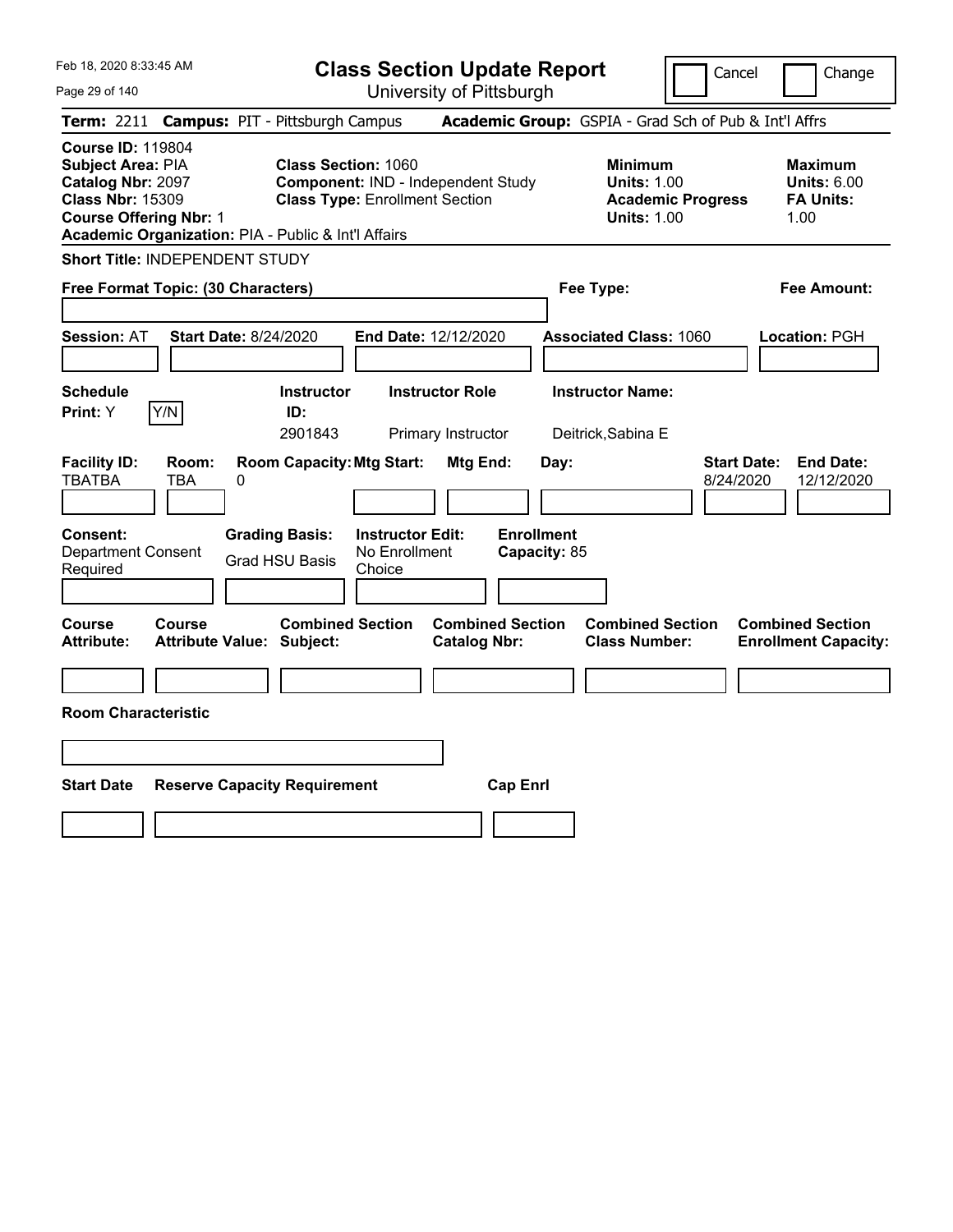Feb 18, 2020 8:33:45 AM

# Class Section Update Report

University of Pittsburgh

Cancel | Change

**Term:** 2211 **Campus:** PIT - Pittsburgh Campus **Academic Group:** GSPIA - Grad Sch of Pub & Int'l Affrs

**Course ID:** 119804
**Subject Area:** PIA
**Catalog Nbr:** 2097
**Class Nbr:** 15309
**Course Offering Nbr:** 1
**Academic Organization:** PIA - Public & Int'l Affairs

**Class Section:** 1060
**Component:** IND - Independent Study
**Class Type:** Enrollment Section

**Minimum Units:** 1.00
**Academic Progress Units:** 1.00

**Maximum Units:** 6.00
**FA Units:** 1.00

**Short Title:** INDEPENDENT STUDY

**Free Format Topic: (30 Characters)**

**Fee Type:**

**Fee Amount:**

**Session:** AT **Start Date:** 8/24/2020 **End Date:** 12/12/2020 **Associated Class:** 1060 **Location:** PGH

| Schedule Print: | Y/N | Instructor ID: | Instructor Role | Instructor Name: |
|---|---|---|---|---|
| Y | | 2901843 | Primary Instructor | Deitrick,Sabina E |

| Facility ID: | Room: | Room Capacity: | Mtg Start: | Mtg End: | Day: | Start Date: | End Date: |
|---|---|---|---|---|---|---|---|
| TBATBA | TBA | 0 | | | | 8/24/2020 | 12/12/2020 |

| Consent: | Grading Basis: | Instructor Edit: | Enrollment Capacity: |
|---|---|---|---|
| Department Consent Required | Grad HSU Basis | No Enrollment Choice | 85 |

| Course Attribute: | Course Attribute Value: | Combined Section Subject: | Combined Section Catalog Nbr: | Combined Section Class Number: | Combined Section Enrollment Capacity: |
|---|---|---|---|---|---|
| | | | | | |

**Room Characteristic**

| Start Date | Reserve Capacity Requirement | Cap Enrl |
|---|---|---|
| | | |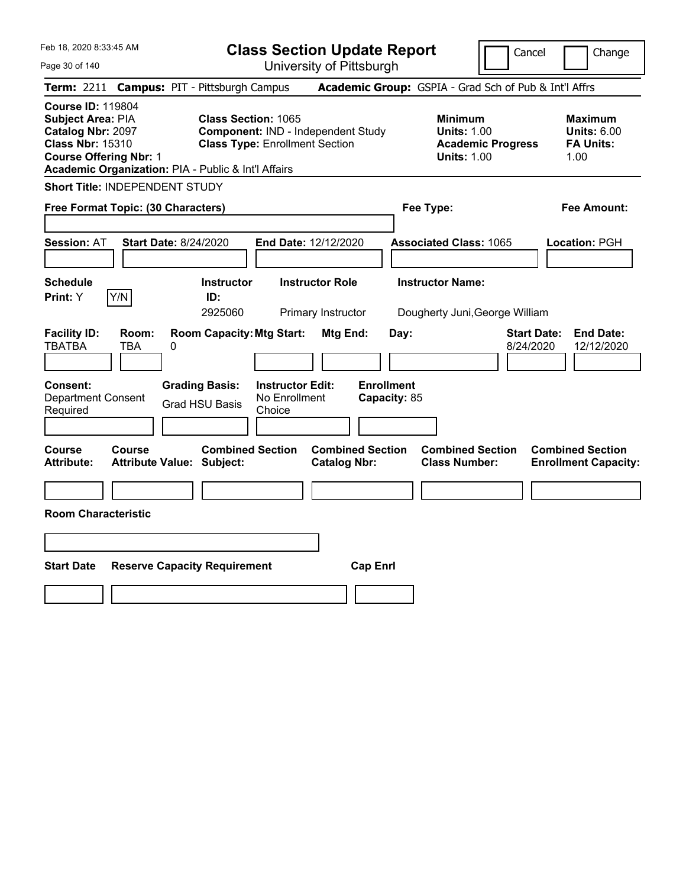Feb 18, 2020 8:33:45 AM

# Class Section Update Report

University of Pittsburgh

Cancel | Change

**Term:** 2211 **Campus:** PIT - Pittsburgh Campus **Academic Group:** GSPIA - Grad Sch of Pub & Int'l Affrs

**Course ID:** 119804
**Subject Area:** PIA
**Catalog Nbr:** 2097
**Class Nbr:** 15310
**Course Offering Nbr:** 1
**Academic Organization:** PIA - Public & Int'l Affairs

**Class Section:** 1065
**Component:** IND - Independent Study
**Class Type:** Enrollment Section

**Minimum Units:** 1.00
**Academic Progress Units:** 1.00

**Maximum Units:** 6.00
**FA Units:** 1.00

**Short Title:** INDEPENDENT STUDY

**Free Format Topic: (30 Characters)**

**Fee Type:**

**Fee Amount:**

**Session:** AT **Start Date:** 8/24/2020 **End Date:** 12/12/2020 **Associated Class:** 1065 **Location:** PGH

| Schedule Print | | Instructor ID | Instructor Role | Instructor Name |
|---|---|---|---|---|
| Y | Y/N | 2925060 | Primary Instructor | Dougherty Juni,George William |

| Facility ID | Room | Room Capacity | Mtg Start | Mtg End | Day | Start Date | End Date |
|---|---|---|---|---|---|---|---|
| TBATBA | TBA | 0 | | | | 8/24/2020 | 12/12/2020 |

**Consent:** Department Consent Required
**Grading Basis:** Grad HSU Basis
**Instructor Edit:** No Enrollment Choice
**Enrollment Capacity:** 85

| Course Attribute | Course Attribute Value | Combined Section Subject | Combined Section Catalog Nbr | Combined Section Class Number | Combined Section Enrollment Capacity |
|---|---|---|---|---|---|
| | | | | | |

**Room Characteristic**

| Start Date | Reserve Capacity Requirement | Cap Enrl |
|---|---|---|
| | | |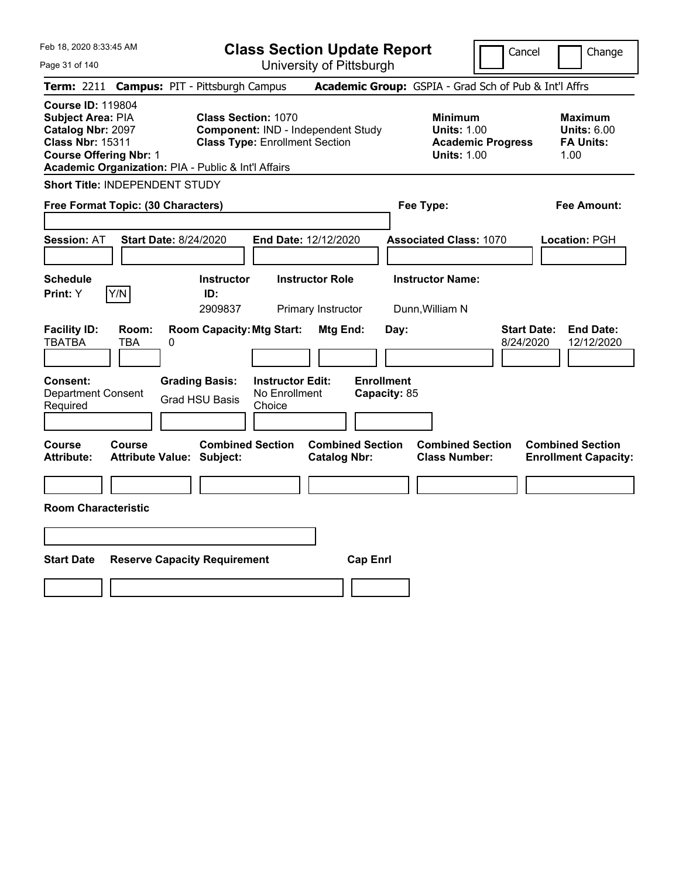Feb 18, 2020 8:33:45 AM

# Class Section Update Report

University of Pittsburgh

Cancel | Change

**Term:** 2211 **Campus:** PIT - Pittsburgh Campus **Academic Group:** GSPIA - Grad Sch of Pub & Int'l Affrs

**Course ID:** 119804
**Subject Area:** PIA
**Catalog Nbr:** 2097
**Class Nbr:** 15311
**Course Offering Nbr:** 1
**Academic Organization:** PIA - Public & Int'l Affairs

**Class Section:** 1070
**Component:** IND - Independent Study
**Class Type:** Enrollment Section

**Minimum Units:** 1.00
**Academic Progress Units:** 1.00

**Maximum Units:** 6.00
**FA Units:** 1.00

**Short Title:** INDEPENDENT STUDY

**Free Format Topic: (30 Characters)**

**Fee Type:**

**Fee Amount:**

**Session:** AT **Start Date:** 8/24/2020 **End Date:** 12/12/2020 **Associated Class:** 1070 **Location:** PGH

| Schedule Print: | | Instructor ID: | Instructor Role | Instructor Name: |
|---|---|---|---|---|
| Y | Y/N | 2909837 | Primary Instructor | Dunn,William N |

| Facility ID: | Room: | Room Capacity: | Mtg Start: | Mtg End: | Day: | Start Date: | End Date: |
|---|---|---|---|---|---|---|---|
| TBATBA | TBA | 0 | | | | 8/24/2020 | 12/12/2020 |

| Consent: | Grading Basis: | Instructor Edit: | Enrollment Capacity: |
|---|---|---|---|
| Department Consent Required | Grad HSU Basis | No Enrollment Choice | 85 |

| Course Attribute: | Course Attribute Value: | Combined Section Subject: | Combined Section Catalog Nbr: | Combined Section Class Number: | Combined Section Enrollment Capacity: |
|---|---|---|---|---|---|
| | | | | | |

**Room Characteristic**

| Start Date | Reserve Capacity Requirement | Cap Enrl |
|---|---|---|
| | | |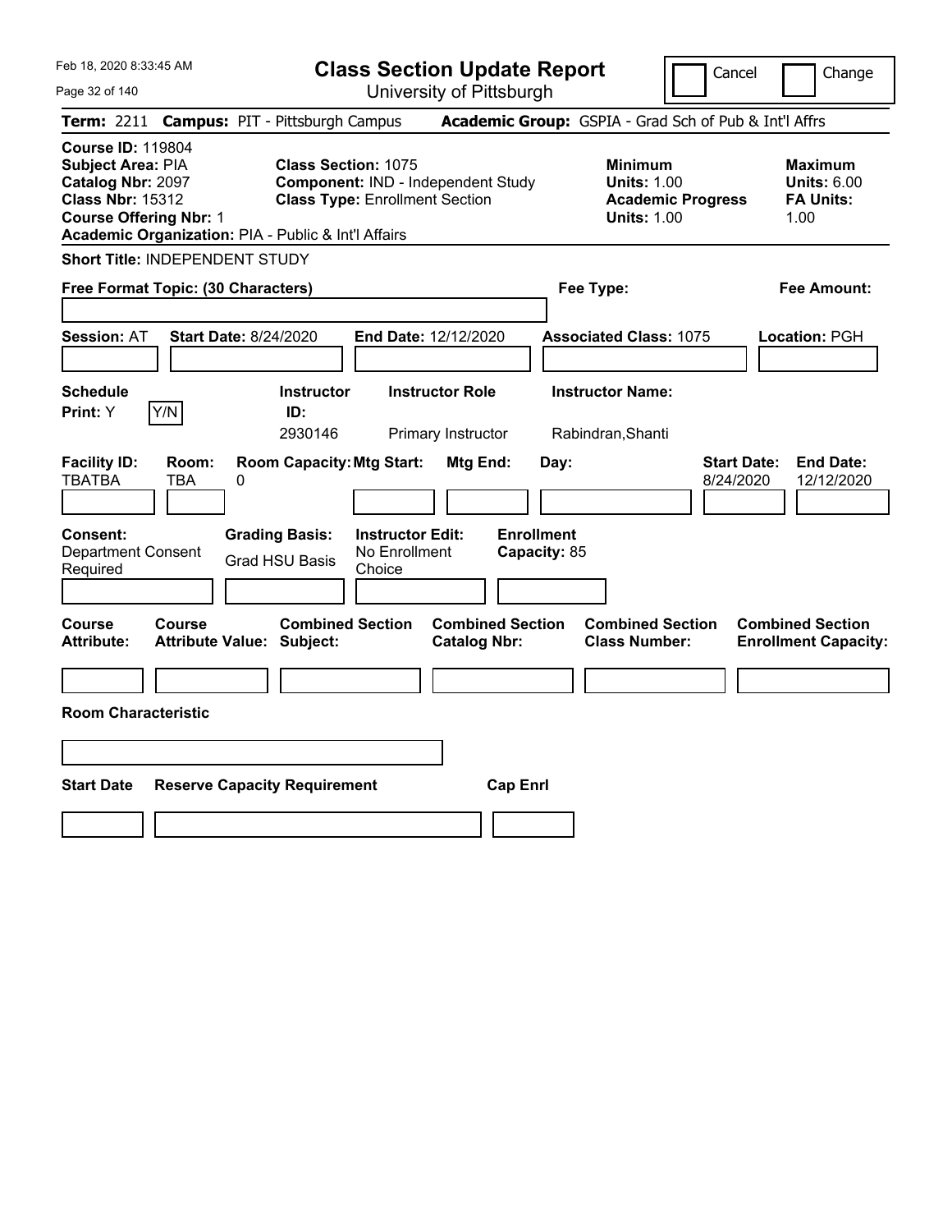Feb 18, 2020 8:33:45 AM

# Class Section Update Report

University of Pittsburgh

Cancel | Change

**Term:** 2211 **Campus:** PIT - Pittsburgh Campus **Academic Group:** GSPIA - Grad Sch of Pub & Int'l Affrs

**Course ID:** 119804
**Subject Area:** PIA
**Catalog Nbr:** 2097
**Class Nbr:** 15312
**Course Offering Nbr:** 1
**Academic Organization:** PIA - Public & Int'l Affairs

**Class Section:** 1075
**Component:** IND - Independent Study
**Class Type:** Enrollment Section

**Minimum**
**Units:** 1.00
**Academic Progress Units:** 1.00

**Maximum**
**Units:** 6.00
**FA Units:** 1.00

**Short Title:** INDEPENDENT STUDY

**Free Format Topic: (30 Characters)**

**Fee Type:**

**Fee Amount:**

**Session:** AT **Start Date:** 8/24/2020 **End Date:** 12/12/2020 **Associated Class:** 1075 **Location:** PGH

| Schedule Print: | Instructor ID: | Instructor Role | Instructor Name: |
|---|---|---|---|
| Y [Y/N] | 2930146 | Primary Instructor | Rabindran,Shanti |

| Facility ID: | Room: | Room Capacity: | Mtg Start: | Mtg End: | Day: | Start Date: | End Date: |
|---|---|---|---|---|---|---|---|
| TBATBA | TBA | 0 | | | | 8/24/2020 | 12/12/2020 |

| Consent: | Grading Basis: | Instructor Edit: | Enrollment Capacity: |
|---|---|---|---|
| Department Consent Required | Grad HSU Basis | No Enrollment Choice | 85 |

| Course Attribute: | Course Attribute Value: | Combined Section Subject: | Combined Section Catalog Nbr: | Combined Section Class Number: | Combined Section Enrollment Capacity: |
|---|---|---|---|---|---|
| | | | | | |

**Room Characteristic**

| Start Date | Reserve Capacity Requirement | Cap Enrl |
|---|---|---|
| | | |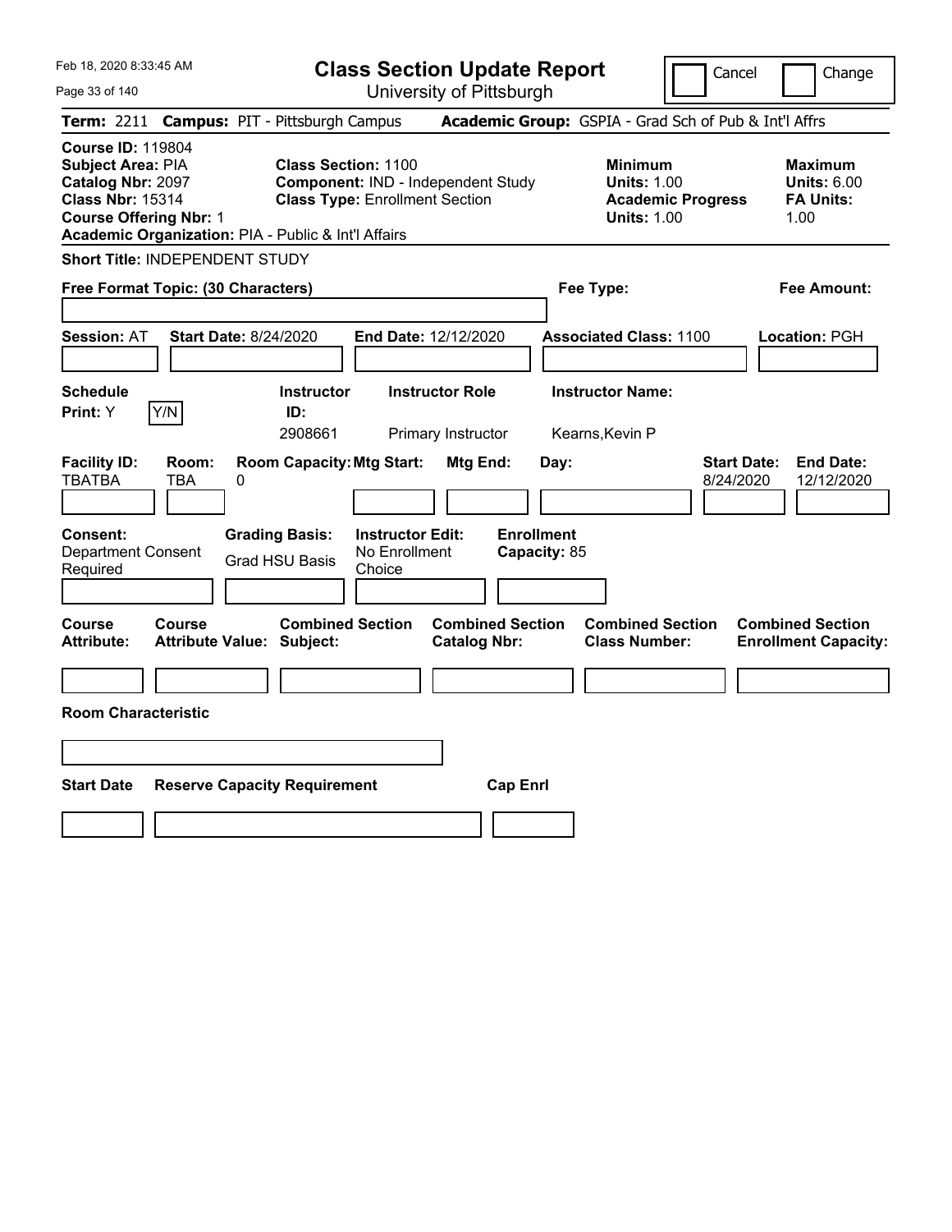Feb 18, 2020 8:33:45 AM

# Class Section Update Report

University of Pittsburgh

Cancel | Change

**Term:** 2211 **Campus:** PIT - Pittsburgh Campus **Academic Group:** GSPIA - Grad Sch of Pub & Int'l Affrs

**Course ID:** 119804
**Subject Area:** PIA
**Catalog Nbr:** 2097
**Class Nbr:** 15314
**Course Offering Nbr:** 1
**Academic Organization:** PIA - Public & Int'l Affairs

**Class Section:** 1100
**Component:** IND - Independent Study
**Class Type:** Enrollment Section

**Minimum**
**Units:** 1.00
**Academic Progress Units:** 1.00

**Maximum**
**Units:** 6.00
**FA Units:** 1.00

**Short Title:** INDEPENDENT STUDY

**Free Format Topic: (30 Characters)**

**Fee Type:**

**Fee Amount:**

**Session:** AT **Start Date:** 8/24/2020 **End Date:** 12/12/2020 **Associated Class:** 1100 **Location:** PGH

| Schedule Print: | | Instructor ID: | Instructor Role | Instructor Name: |
|---|---|---|---|---|
| Y | Y/N | 2908661 | Primary Instructor | Kearns,Kevin P |

| Facility ID: | Room: | Room Capacity: | Mtg Start: | Mtg End: | Day: | Start Date: | End Date: |
|---|---|---|---|---|---|---|---|
| TBATBA | TBA | 0 | | | | 8/24/2020 | 12/12/2020 |

**Consent:** Department Consent Required
**Grading Basis:** Grad HSU Basis
**Instructor Edit:** No Enrollment Choice
**Enrollment Capacity:** 85

| Course Attribute: | Course Attribute Value: | Combined Section Subject: | Combined Section Catalog Nbr: | Combined Section Class Number: | Combined Section Enrollment Capacity: |
|---|---|---|---|---|---|
| | | | | | |

**Room Characteristic**

| Start Date | Reserve Capacity Requirement | Cap Enrl |
|---|---|---|
| | | |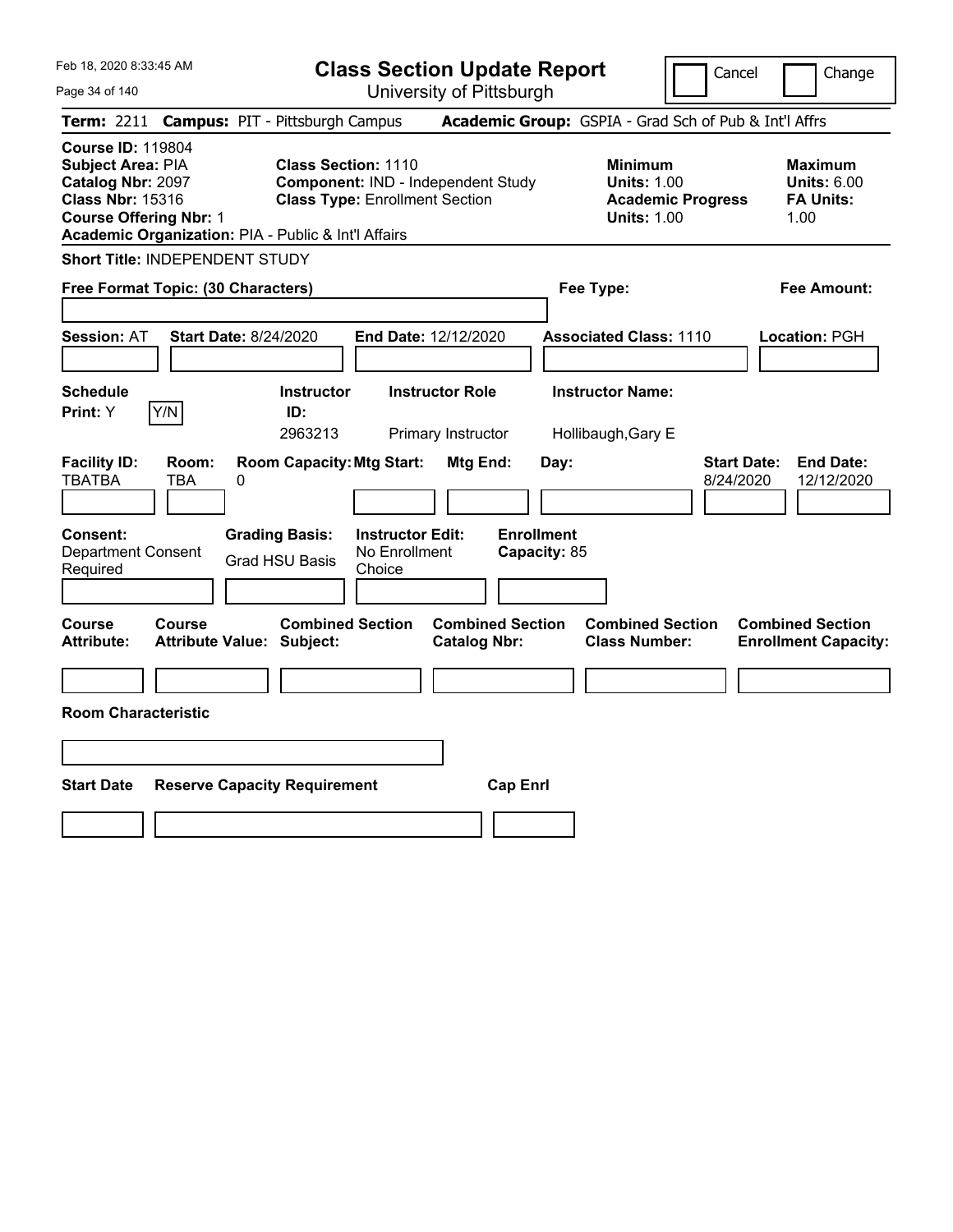# Class Section Update Report

University of Pittsburgh

Cancel | Change

**Term:** 2211 **Campus:** PIT - Pittsburgh Campus **Academic Group:** GSPIA - Grad Sch of Pub & Int'l Affrs

**Course ID:** 119804
**Subject Area:** PIA
**Catalog Nbr:** 2097
**Class Nbr:** 15316
**Course Offering Nbr:** 1
**Academic Organization:** PIA - Public & Int'l Affairs

**Class Section:** 1110
**Component:** IND - Independent Study
**Class Type:** Enrollment Section

**Minimum**
**Units:** 1.00
**Academic Progress Units:** 1.00

**Maximum**
**Units:** 6.00
**FA Units:** 1.00

**Short Title:** INDEPENDENT STUDY

**Free Format Topic: (30 Characters)**

**Fee Type:**

**Fee Amount:**

**Session:** AT **Start Date:** 8/24/2020 **End Date:** 12/12/2020 **Associated Class:** 1110 **Location:** PGH

| Schedule Print | Instructor ID | Instructor Role | Instructor Name |
|---|---|---|---|
| Y (Y/N) | 2963213 | Primary Instructor | Hollibaugh,Gary E |

| Facility ID | Room | Room Capacity | Mtg Start | Mtg End | Day | Start Date | End Date |
|---|---|---|---|---|---|---|---|
| TBATBA | TBA | 0 | | | | 8/24/2020 | 12/12/2020 |

**Consent:** Department Consent Required
**Grading Basis:** Grad HSU Basis
**Instructor Edit:** No Enrollment Choice
**Enrollment Capacity:** 85

| Course Attribute | Course Attribute Value | Combined Section Subject | Combined Section Catalog Nbr | Combined Section Class Number | Combined Section Enrollment Capacity |
|---|---|---|---|---|---|
| | | | | | |

**Room Characteristic**

| Start Date | Reserve Capacity Requirement | Cap Enrl |
|---|---|---|
| | | |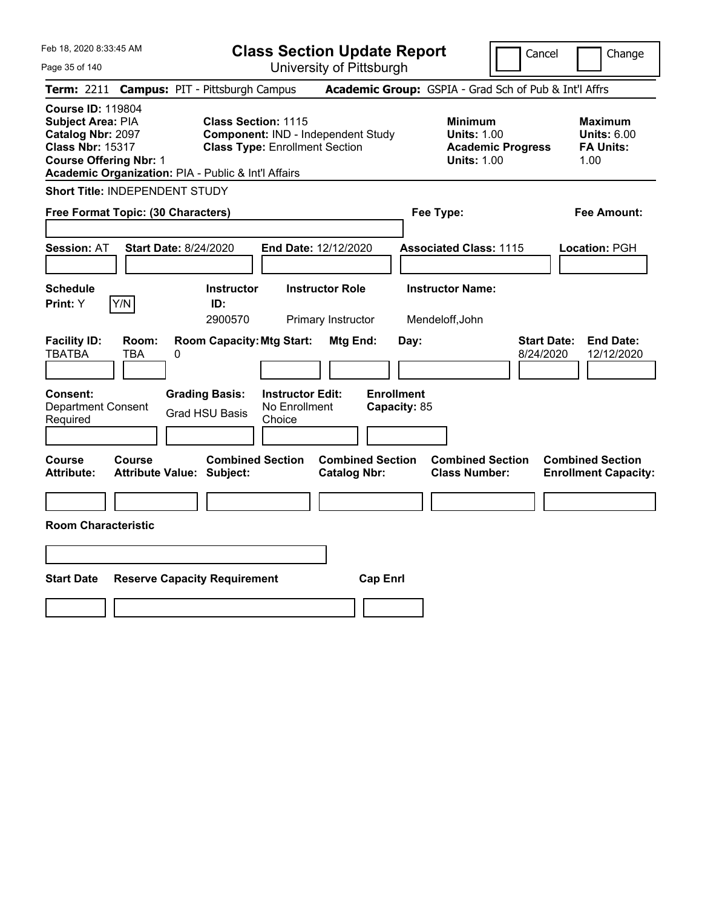# Class Section Update Report

University of Pittsburgh

Feb 18, 2020 8:33:45 AM

Cancel | Change

**Term:** 2211 **Campus:** PIT - Pittsburgh Campus **Academic Group:** GSPIA - Grad Sch of Pub & Int'l Affrs

**Course ID:** 119804
**Subject Area:** PIA
**Catalog Nbr:** 2097
**Class Nbr:** 15317
**Course Offering Nbr:** 1
**Academic Organization:** PIA - Public & Int'l Affairs

**Class Section:** 1115
**Component:** IND - Independent Study
**Class Type:** Enrollment Section

**Minimum**
**Units:** 1.00
**Academic Progress Units:** 1.00

**Maximum**
**Units:** 6.00
**FA Units:** 1.00

**Short Title:** INDEPENDENT STUDY

**Free Format Topic: (30 Characters)**

**Fee Type:**

**Fee Amount:**

**Session:** AT **Start Date:** 8/24/2020 **End Date:** 12/12/2020 **Associated Class:** 1115 **Location:** PGH

| Schedule Print | Instructor ID | Instructor Role | Instructor Name |
|---|---|---|---|
| Y | 2900570 | Primary Instructor | Mendeloff,John |

| Facility ID | Room | Room Capacity | Mtg Start | Mtg End | Day | Start Date | End Date |
|---|---|---|---|---|---|---|---|
| TBATBA | TBA | 0 | | | | 8/24/2020 | 12/12/2020 |

**Consent:** Department Consent Required
**Grading Basis:** Grad HSU Basis
**Instructor Edit:** No Enrollment Choice
**Enrollment Capacity:** 85

| Course Attribute | Course Attribute Value | Combined Section Subject | Combined Section Catalog Nbr | Combined Section Class Number | Combined Section Enrollment Capacity |
|---|---|---|---|---|---|
| | | | | | |

**Room Characteristic**

| Start Date | Reserve Capacity Requirement | Cap Enrl |
|---|---|---|
| | | |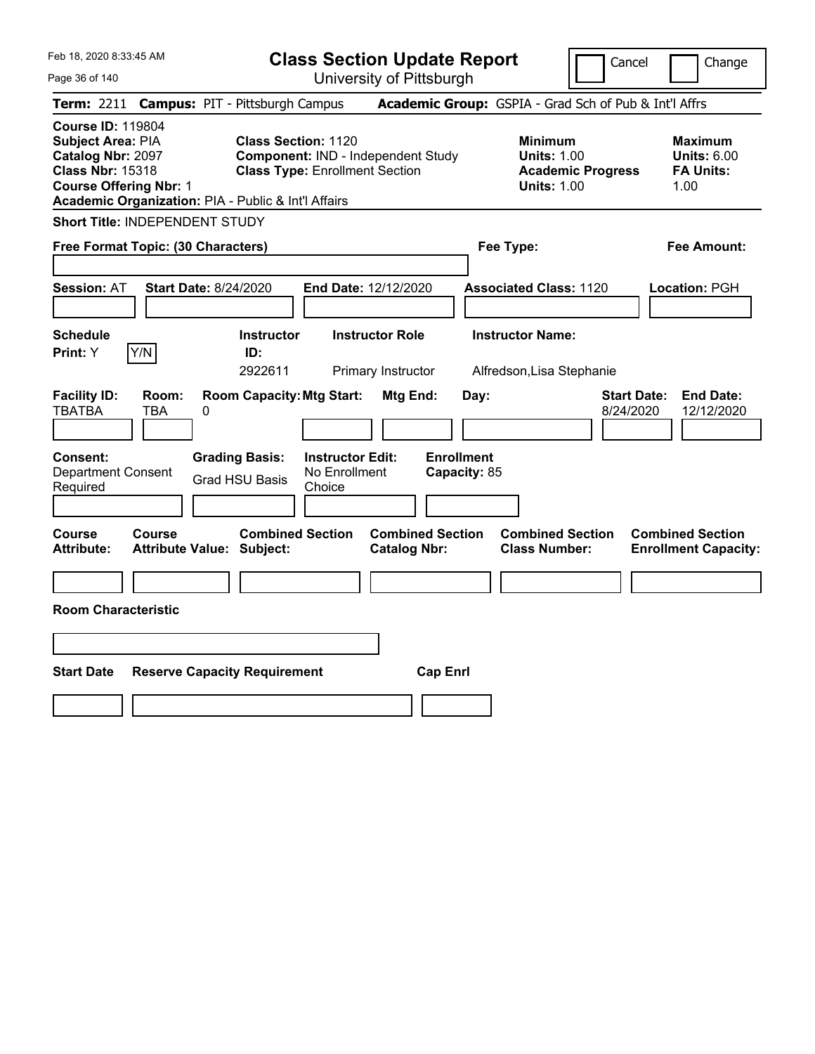# Class Section Update Report

University of Pittsburgh

Cancel | Change

**Term:** 2211 **Campus:** PIT - Pittsburgh Campus **Academic Group:** GSPIA - Grad Sch of Pub & Int'l Affrs

**Course ID:** 119804
**Subject Area:** PIA
**Catalog Nbr:** 2097
**Class Nbr:** 15318
**Course Offering Nbr:** 1
**Academic Organization:** PIA - Public & Int'l Affairs

**Class Section:** 1120
**Component:** IND - Independent Study
**Class Type:** Enrollment Section

**Minimum Units:** 1.00
**Academic Progress Units:** 1.00

**Maximum Units:** 6.00
**FA Units:** 1.00

**Short Title:** INDEPENDENT STUDY

**Free Format Topic: (30 Characters)**

**Fee Type:**

**Fee Amount:**

**Session:** AT **Start Date:** 8/24/2020 **End Date:** 12/12/2020 **Associated Class:** 1120 **Location:** PGH

| Schedule Print: | Instructor ID: | Instructor Role | Instructor Name: |
|---|---|---|---|
| Y | 2922611 | Primary Instructor | Alfredson,Lisa Stephanie |

| Facility ID: | Room: | Room Capacity: | Mtg Start: | Mtg End: | Day: | Start Date: | End Date: |
|---|---|---|---|---|---|---|---|
| TBATBA | TBA | 0 | | | | 8/24/2020 | 12/12/2020 |

| Consent: | Grading Basis: | Instructor Edit: | Enrollment Capacity: |
|---|---|---|---|
| Department Consent Required | Grad HSU Basis | No Enrollment Choice | 85 |

| Course Attribute: | Course Attribute Value: | Combined Section Subject: | Combined Section Catalog Nbr: | Combined Section Class Number: | Combined Section Enrollment Capacity: |
|---|---|---|---|---|---|
| | | | | | |

**Room Characteristic**

| Start Date | Reserve Capacity Requirement | Cap Enrl |
|---|---|---|
| | | |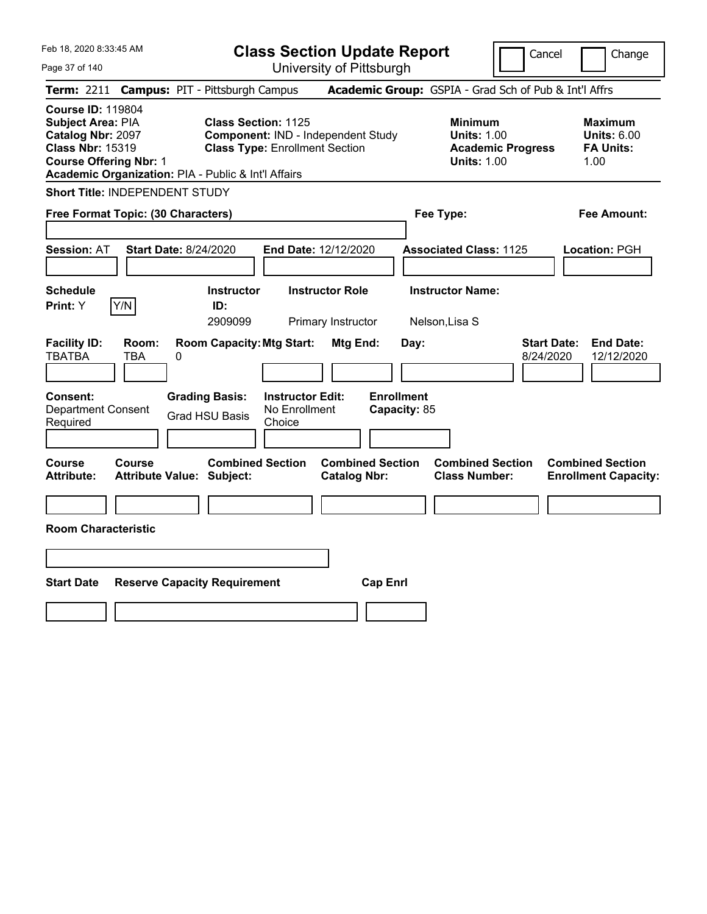Feb 18, 2020 8:33:45 AM

# Class Section Update Report

University of Pittsburgh

Cancel ☐ Change ☐

**Term:** 2211 **Campus:** PIT - Pittsburgh Campus **Academic Group:** GSPIA - Grad Sch of Pub & Int'l Affrs

**Course ID:** 119804
**Subject Area:** PIA
**Catalog Nbr:** 2097
**Class Nbr:** 15319
**Course Offering Nbr:** 1
**Academic Organization:** PIA - Public & Int'l Affairs

**Class Section:** 1125
**Component:** IND - Independent Study
**Class Type:** Enrollment Section

**Minimum**
**Units:** 1.00
**Academic Progress Units:** 1.00

**Maximum**
**Units:** 6.00
**FA Units:** 1.00

**Short Title:** INDEPENDENT STUDY

**Free Format Topic: (30 Characters)**

**Fee Type:**

**Fee Amount:**

**Session:** AT **Start Date:** 8/24/2020 **End Date:** 12/12/2020 **Associated Class:** 1125 **Location:** PGH

| Schedule Print: | | Instructor ID: | Instructor Role | Instructor Name: |
|---|---|---|---|---|
| Y | Y/N | 2909099 | Primary Instructor | Nelson,Lisa S |

| Facility ID: | Room: | Room Capacity: | Mtg Start: | Mtg End: | Day: | Start Date: | End Date: |
|---|---|---|---|---|---|---|---|
| TBATBA | TBA | 0 | | | | 8/24/2020 | 12/12/2020 |

| Consent: | Grading Basis: | Instructor Edit: | Enrollment Capacity: |
|---|---|---|---|
| Department Consent Required | Grad HSU Basis | No Enrollment Choice | 85 |

| Course Attribute: | Course Attribute Value: | Combined Section Subject: | Combined Section Catalog Nbr: | Combined Section Class Number: | Combined Section Enrollment Capacity: |
|---|---|---|---|---|---|
| | | | | | |

**Room Characteristic**

| Start Date | Reserve Capacity Requirement | Cap Enrl |
|---|---|---|
| | | |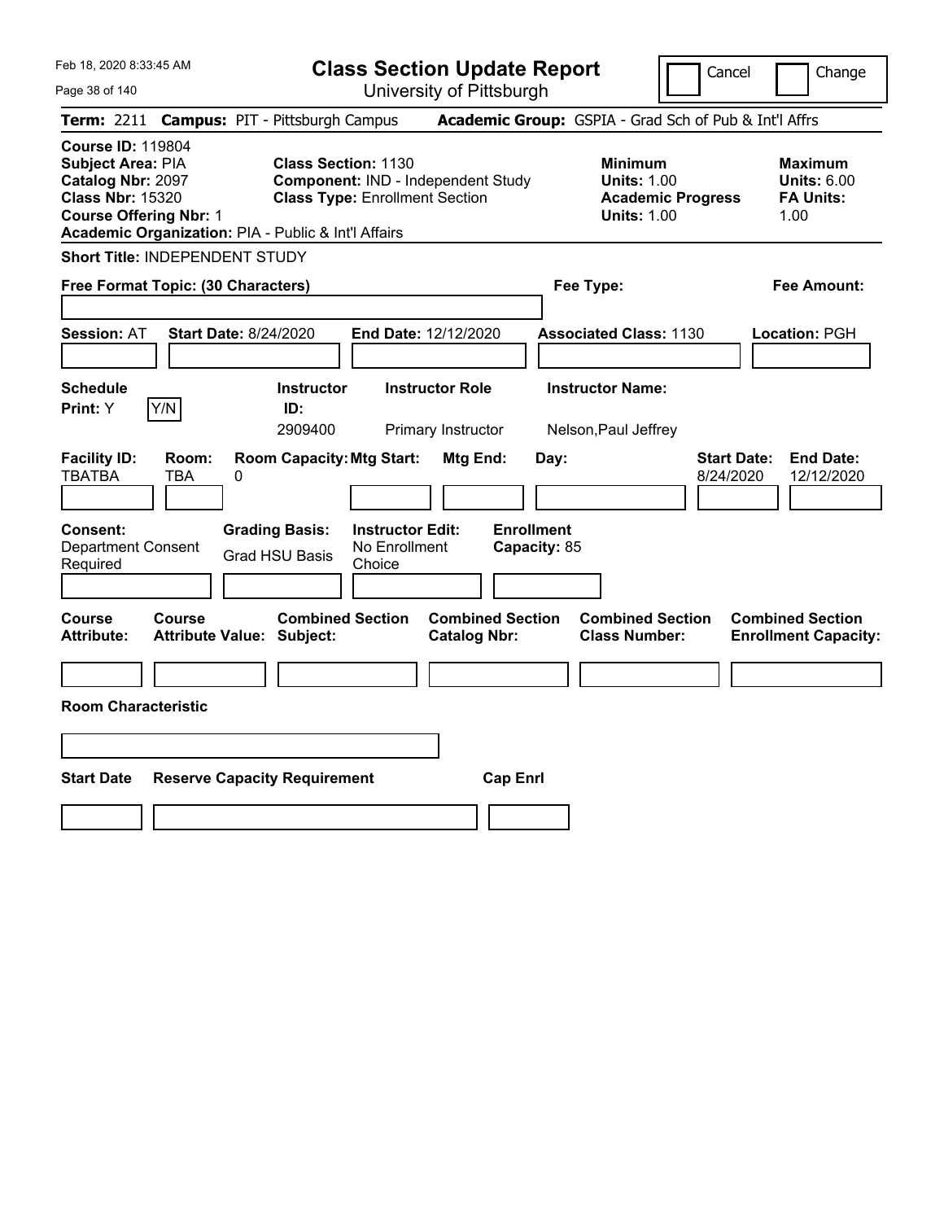Feb 18, 2020 8:33:45 AM

# Class Section Update Report

University of Pittsburgh

Cancel | Change

**Term:** 2211 **Campus:** PIT - Pittsburgh Campus **Academic Group:** GSPIA - Grad Sch of Pub & Int'l Affrs

**Course ID:** 119804
**Subject Area:** PIA
**Catalog Nbr:** 2097
**Class Nbr:** 15320
**Course Offering Nbr:** 1
**Academic Organization:** PIA - Public & Int'l Affairs

**Class Section:** 1130
**Component:** IND - Independent Study
**Class Type:** Enrollment Section

**Minimum Units:** 1.00
**Academic Progress Units:** 1.00

**Maximum Units:** 6.00
**FA Units:** 1.00

**Short Title:** INDEPENDENT STUDY

**Free Format Topic: (30 Characters)**

**Fee Type:**

**Fee Amount:**

**Session:** AT **Start Date:** 8/24/2020 **End Date:** 12/12/2020 **Associated Class:** 1130 **Location:** PGH

| Schedule Print: | | Instructor ID: | Instructor Role | Instructor Name: |
|---|---|---|---|---|
| Y | Y/N | 2909400 | Primary Instructor | Nelson,Paul Jeffrey |

| Facility ID: | Room: | Room Capacity: | Mtg Start: | Mtg End: | Day: | Start Date: | End Date: |
|---|---|---|---|---|---|---|---|
| TBATBA | TBA | 0 | | | | 8/24/2020 | 12/12/2020 |

| Consent: | Grading Basis: | Instructor Edit: | Enrollment Capacity: |
|---|---|---|---|
| Department Consent Required | Grad HSU Basis | No Enrollment Choice | 85 |

| Course Attribute: | Course Attribute Value: | Combined Section Subject: | Combined Section Catalog Nbr: | Combined Section Class Number: | Combined Section Enrollment Capacity: |
|---|---|---|---|---|---|
| | | | | | |

**Room Characteristic**

| Start Date | Reserve Capacity Requirement | Cap Enrl |
|---|---|---|
| | | |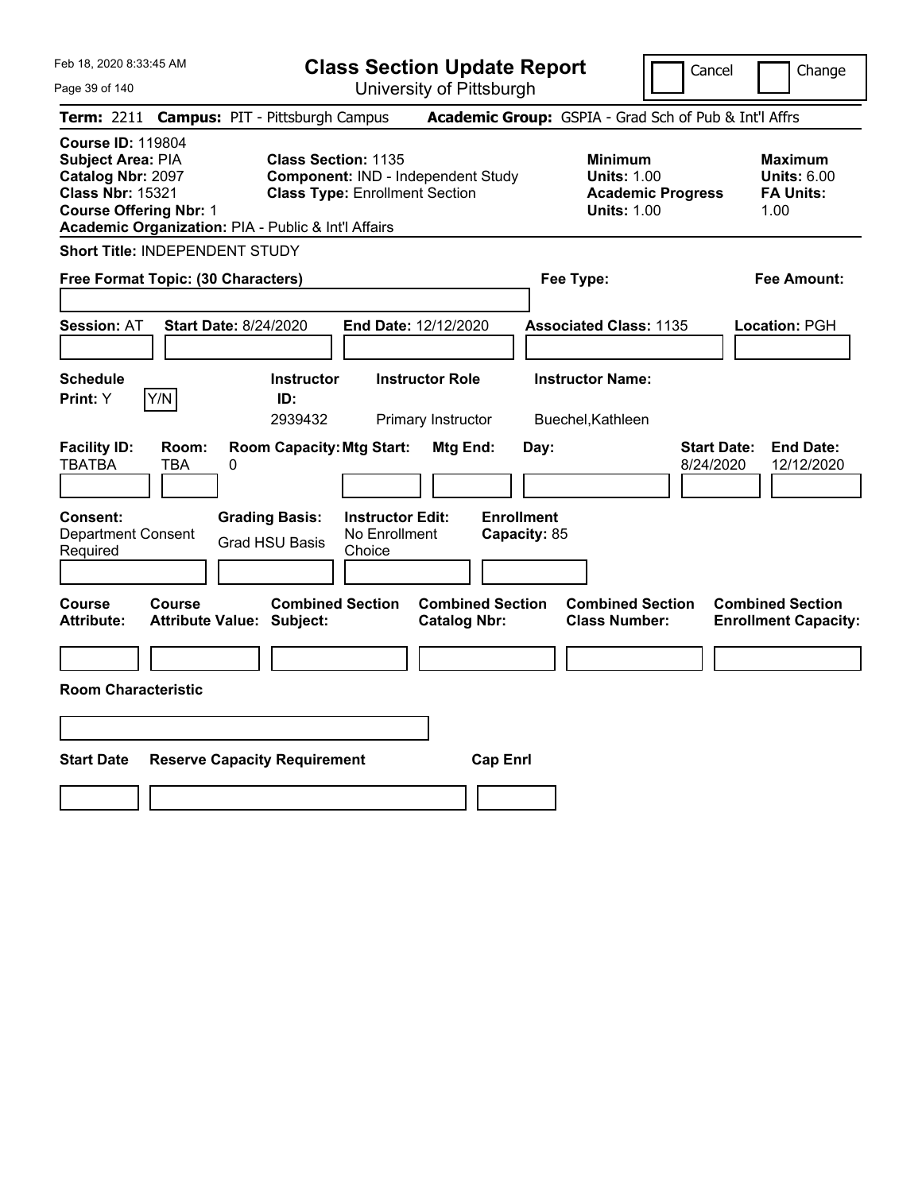# Class Section Update Report

University of Pittsburgh

Cancel Change

**Term:** 2211 **Campus:** PIT - Pittsburgh Campus **Academic Group:** GSPIA - Grad Sch of Pub & Int'l Affrs

**Course ID:** 119804
**Subject Area:** PIA
**Catalog Nbr:** 2097
**Class Nbr:** 15321
**Course Offering Nbr:** 1
**Academic Organization:** PIA - Public & Int'l Affairs

**Class Section:** 1135
**Component:** IND - Independent Study
**Class Type:** Enrollment Section

**Minimum**
**Units:** 1.00
**Academic Progress Units:** 1.00

**Maximum**
**Units:** 6.00
**FA Units:** 1.00

**Short Title:** INDEPENDENT STUDY

**Free Format Topic: (30 Characters)** | **Fee Type:** | **Fee Amount:**

**Session:** AT **Start Date:** 8/24/2020 **End Date:** 12/12/2020 **Associated Class:** 1135 **Location:** PGH

| Schedule Print: | Y/N | Instructor ID: | Instructor Role | Instructor Name: |
|---|---|---|---|---|
| Y | | 2939432 | Primary Instructor | Buechel,Kathleen |

| Facility ID: | Room: | Room Capacity: | Mtg Start: | Mtg End: | Day: | Start Date: | End Date: |
|---|---|---|---|---|---|---|---|
| TBATBA | TBA | 0 | | | | 8/24/2020 | 12/12/2020 |

| Consent: | Grading Basis: | Instructor Edit: | Enrollment Capacity: |
|---|---|---|---|
| Department Consent Required | Grad HSU Basis | No Enrollment Choice | 85 |

| Course Attribute: | Course Attribute Value: | Combined Section Subject: | Combined Section Catalog Nbr: | Combined Section Class Number: | Combined Section Enrollment Capacity: |
|---|---|---|---|---|---|
| | | | | | |

**Room Characteristic**

| Start Date | Reserve Capacity Requirement | Cap Enrl |
|---|---|---|
| | | |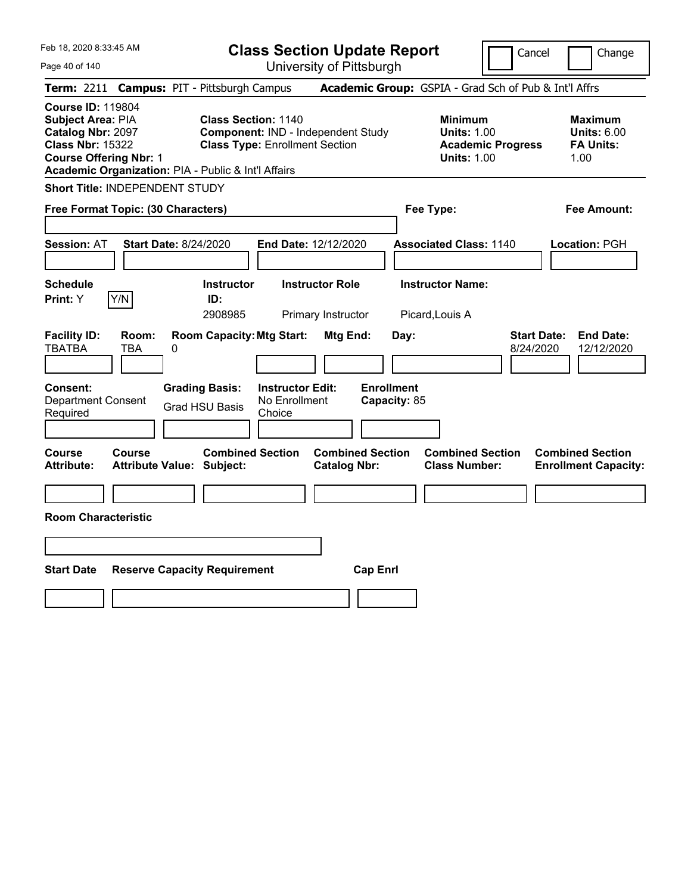Feb 18, 2020 8:33:45 AM

# Class Section Update Report

University of Pittsburgh

Cancel | Change

**Term:** 2211 **Campus:** PIT - Pittsburgh Campus **Academic Group:** GSPIA - Grad Sch of Pub & Int'l Affrs

**Course ID:** 119804
**Subject Area:** PIA
**Catalog Nbr:** 2097
**Class Nbr:** 15322
**Course Offering Nbr:** 1
**Academic Organization:** PIA - Public & Int'l Affairs

**Class Section:** 1140
**Component:** IND - Independent Study
**Class Type:** Enrollment Section

| | Minimum | Maximum |
|---|---|---|
| Units | 1.00 | 6.00 |
| Academic Progress Units | 1.00 | |
| FA Units | | 1.00 |

**Short Title:** INDEPENDENT STUDY

**Free Format Topic: (30 Characters)**

**Fee Type:**

**Fee Amount:**

**Session:** AT **Start Date:** 8/24/2020 **End Date:** 12/12/2020 **Associated Class:** 1140 **Location:** PGH

| Schedule Print | Instructor ID | Instructor Role | Instructor Name |
|---|---|---|---|
| Y | 2908985 | Primary Instructor | Picard,Louis A |

| Facility ID | Room | Room Capacity | Mtg Start | Mtg End | Day | Start Date | End Date |
|---|---|---|---|---|---|---|---|
| TBATBA | TBA | 0 | | | | 8/24/2020 | 12/12/2020 |

**Consent:** Department Consent Required
**Grading Basis:** Grad HSU Basis
**Instructor Edit:** No Enrollment Choice
**Enrollment Capacity:** 85

| Course Attribute | Course Attribute Value | Combined Section Subject | Combined Section Catalog Nbr | Combined Section Class Number | Combined Section Enrollment Capacity |
|---|---|---|---|---|---|
| | | | | | |

**Room Characteristic**

| Start Date | Reserve Capacity Requirement | Cap Enrl |
|---|---|---|
| | | |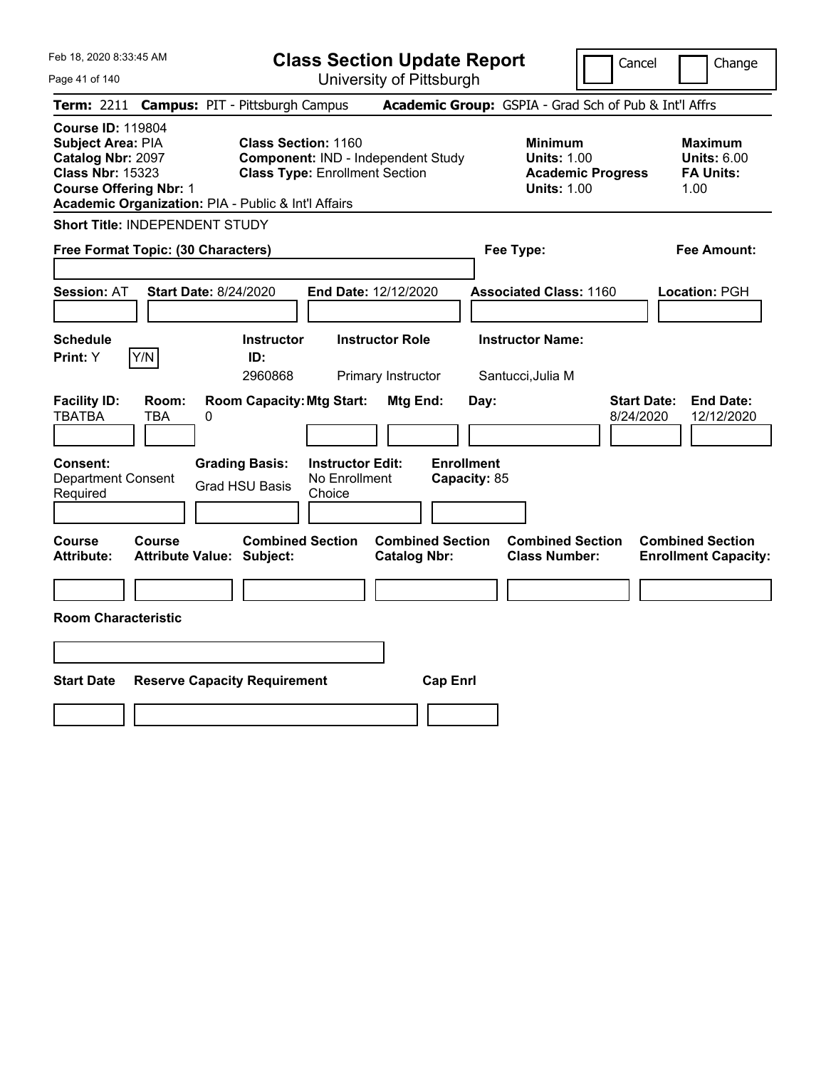Feb 18, 2020 8:33:45 AM

# Class Section Update Report

University of Pittsburgh

Cancel | Change

**Term:** 2211 **Campus:** PIT - Pittsburgh Campus **Academic Group:** GSPIA - Grad Sch of Pub & Int'l Affrs

**Course ID:** 119804
**Subject Area:** PIA
**Catalog Nbr:** 2097
**Class Nbr:** 15323
**Course Offering Nbr:** 1
**Academic Organization:** PIA - Public & Int'l Affairs

**Class Section:** 1160
**Component:** IND - Independent Study
**Class Type:** Enrollment Section

**Minimum Units:** 1.00
**Academic Progress Units:** 1.00

**Maximum Units:** 6.00
**FA Units:** 1.00

**Short Title:** INDEPENDENT STUDY

**Free Format Topic: (30 Characters)**

**Fee Type:**

**Fee Amount:**

**Session:** AT **Start Date:** 8/24/2020 **End Date:** 12/12/2020 **Associated Class:** 1160 **Location:** PGH

| Schedule Print: | Instructor ID: | Instructor Role | Instructor Name: |
|---|---|---|---|
| Y (Y/N) | 2960868 | Primary Instructor | Santucci,Julia M |

| Facility ID: | Room: | Room Capacity: | Mtg Start: | Mtg End: | Day: | Start Date: | End Date: |
|---|---|---|---|---|---|---|---|
| TBATBA | TBA | 0 | | | | 8/24/2020 | 12/12/2020 |

| Consent: | Grading Basis: | Instructor Edit: | Enrollment Capacity: |
|---|---|---|---|
| Department Consent Required | Grad HSU Basis | No Enrollment Choice | 85 |

| Course Attribute: | Course Attribute Value: | Combined Section Subject: | Combined Section Catalog Nbr: | Combined Section Class Number: | Combined Section Enrollment Capacity: |
|---|---|---|---|---|---|
| | | | | | |

**Room Characteristic**

| Start Date | Reserve Capacity Requirement | Cap Enrl |
|---|---|---|
| | | |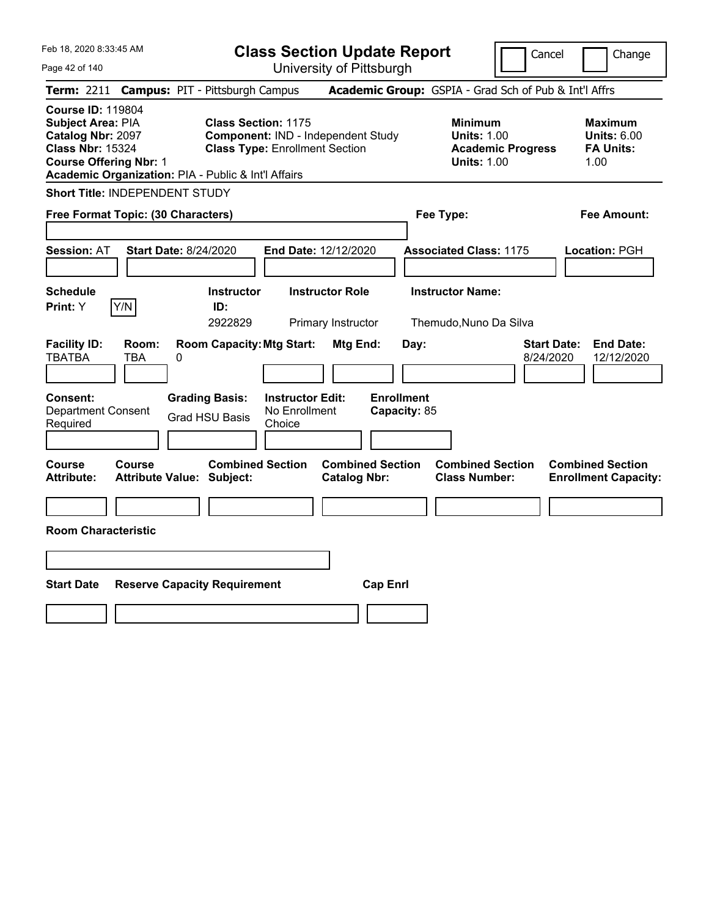# Class Section Update Report

University of Pittsburgh

Feb 18, 2020 8:33:45 AM

Cancel | Change

**Term:** 2211 **Campus:** PIT - Pittsburgh Campus **Academic Group:** GSPIA - Grad Sch of Pub & Int'l Affrs

**Course ID:** 119804
**Subject Area:** PIA
**Catalog Nbr:** 2097
**Class Nbr:** 15324
**Course Offering Nbr:** 1
**Academic Organization:** PIA - Public & Int'l Affairs

**Class Section:** 1175
**Component:** IND - Independent Study
**Class Type:** Enrollment Section

**Minimum Units:** 1.00
**Academic Progress Units:** 1.00

**Maximum Units:** 6.00
**FA Units:** 1.00

**Short Title:** INDEPENDENT STUDY

**Free Format Topic: (30 Characters)**

**Fee Type:**

**Fee Amount:**

**Session:** AT **Start Date:** 8/24/2020 **End Date:** 12/12/2020 **Associated Class:** 1175 **Location:** PGH

| Schedule Print | | Instructor ID | Instructor Role | Instructor Name |
|---|---|---|---|---|
| Y | Y/N | 2922829 | Primary Instructor | Themudo,Nuno Da Silva |

| Facility ID | Room | Room Capacity | Mtg Start | Mtg End | Day | Start Date | End Date |
|---|---|---|---|---|---|---|---|
| TBATBA | TBA | 0 | | | | 8/24/2020 | 12/12/2020 |

| Consent | Grading Basis | Instructor Edit | Enrollment Capacity |
|---|---|---|---|
| Department Consent Required | Grad HSU Basis | No Enrollment Choice | 85 |

| Course Attribute | Course Attribute Value | Combined Section Subject | Combined Section Catalog Nbr | Combined Section Class Number | Combined Section Enrollment Capacity |
|---|---|---|---|---|---|
| | | | | | |

**Room Characteristic**

| Start Date | Reserve Capacity Requirement | Cap Enrl |
|---|---|---|
| | | |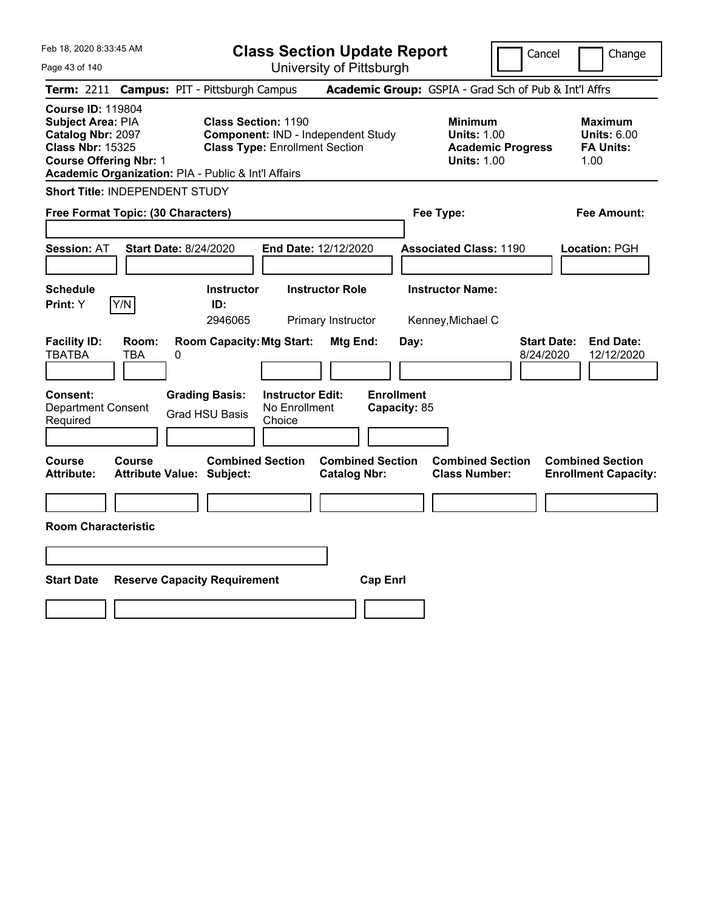Feb 18, 2020 8:33:45 AM

# Class Section Update Report

University of Pittsburgh

Cancel | Change

**Term:** 2211 **Campus:** PIT - Pittsburgh Campus **Academic Group:** GSPIA - Grad Sch of Pub & Int'l Affrs

**Course ID:** 119804
**Subject Area:** PIA
**Catalog Nbr:** 2097
**Class Nbr:** 15325
**Course Offering Nbr:** 1
**Academic Organization:** PIA - Public & Int'l Affairs

**Class Section:** 1190
**Component:** IND - Independent Study
**Class Type:** Enrollment Section

**Minimum Units:** 1.00
**Academic Progress Units:** 1.00

**Maximum Units:** 6.00
**FA Units:** 1.00

**Short Title:** INDEPENDENT STUDY

**Free Format Topic: (30 Characters)**

**Fee Type:**

**Fee Amount:**

**Session:** AT **Start Date:** 8/24/2020 **End Date:** 12/12/2020 **Associated Class:** 1190 **Location:** PGH

| Schedule Print: | | Instructor ID: | Instructor Role | Instructor Name: |
|---|---|---|---|---|
| Y | Y/N | 2946065 | Primary Instructor | Kenney,Michael C |

| Facility ID: | Room: | Room Capacity: | Mtg Start: | Mtg End: | Day: | Start Date: | End Date: |
|---|---|---|---|---|---|---|---|
| TBATBA | TBA | 0 | | | | 8/24/2020 | 12/12/2020 |

**Consent:** Department Consent Required
**Grading Basis:** Grad HSU Basis
**Instructor Edit:** No Enrollment Choice
**Enrollment Capacity:** 85

| Course Attribute: | Course Attribute Value: | Combined Section Subject: | Combined Section Catalog Nbr: | Combined Section Class Number: | Combined Section Enrollment Capacity: |
|---|---|---|---|---|---|
| | | | | | |

**Room Characteristic**

| Start Date | Reserve Capacity Requirement | Cap Enrl |
|---|---|---|
| | | |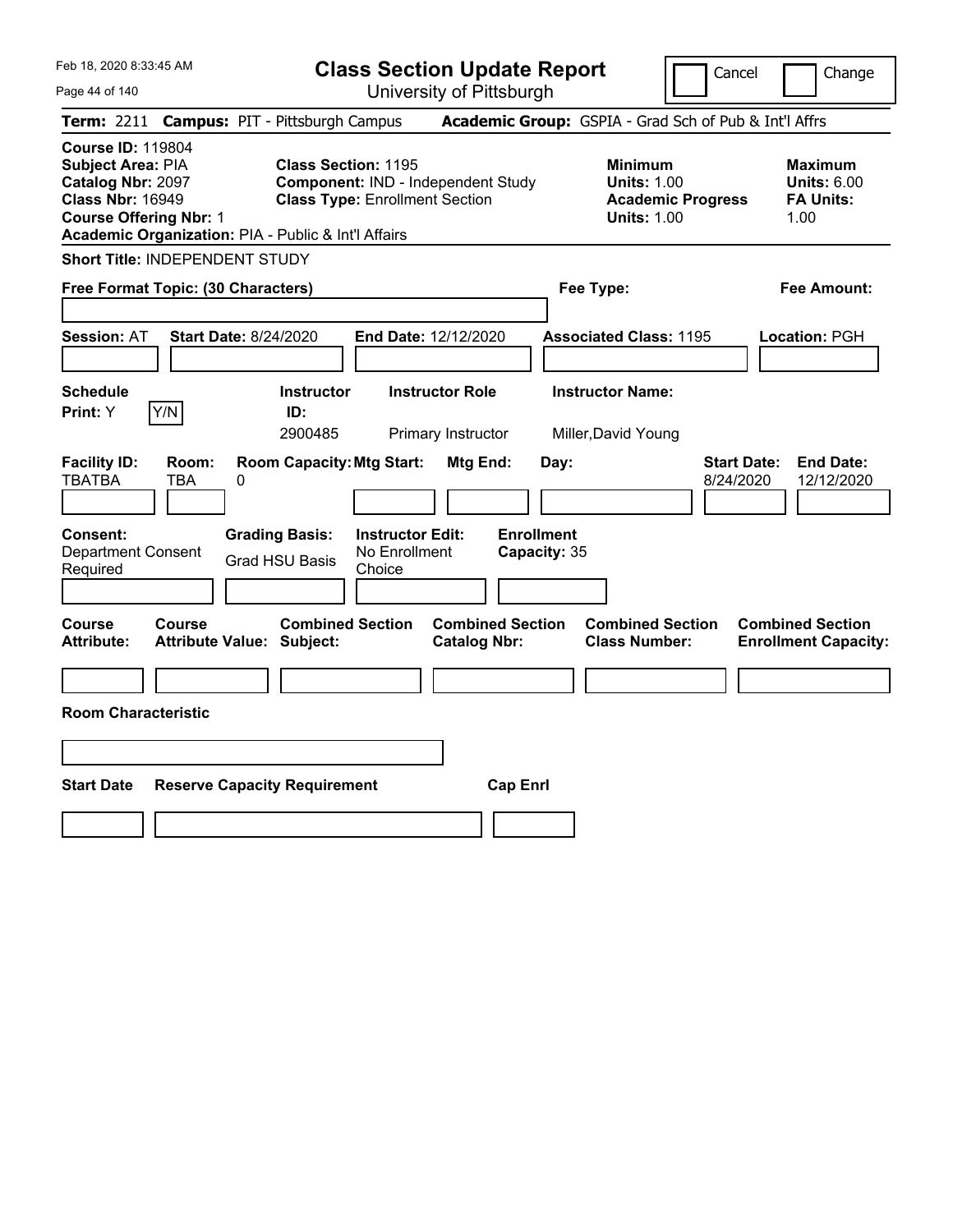# Class Section Update Report

University of Pittsburgh

Feb 18, 2020 8:33:45 AM

Cancel | Change

**Term:** 2211 **Campus:** PIT - Pittsburgh Campus **Academic Group:** GSPIA - Grad Sch of Pub & Int'l Affrs

**Course ID:** 119804
**Subject Area:** PIA
**Catalog Nbr:** 2097
**Class Nbr:** 16949
**Course Offering Nbr:** 1
**Academic Organization:** PIA - Public & Int'l Affairs

**Class Section:** 1195
**Component:** IND - Independent Study
**Class Type:** Enrollment Section

**Minimum Units:** 1.00
**Academic Progress Units:** 1.00

**Maximum Units:** 6.00
**FA Units:** 1.00

**Short Title:** INDEPENDENT STUDY

**Free Format Topic: (30 Characters)**

**Fee Type:**

**Fee Amount:**

**Session:** AT **Start Date:** 8/24/2020 **End Date:** 12/12/2020 **Associated Class:** 1195 **Location:** PGH

| Schedule Print: | Instructor ID: | Instructor Role | Instructor Name: |
|---|---|---|---|
| Y Y/N | 2900485 | Primary Instructor | Miller,David Young |

| Facility ID: | Room: | Room Capacity: | Mtg Start: | Mtg End: | Day: | Start Date: | End Date: |
|---|---|---|---|---|---|---|---|
| TBATBA | TBA | 0 | | | | 8/24/2020 | 12/12/2020 |

| Consent: | Grading Basis: | Instructor Edit: | Enrollment Capacity: |
|---|---|---|---|
| Department Consent Required | Grad HSU Basis | No Enrollment Choice | 35 |

| Course Attribute: | Course Attribute Value: | Combined Section Subject: | Combined Section Catalog Nbr: | Combined Section Class Number: | Combined Section Enrollment Capacity: |
|---|---|---|---|---|---|
| | | | | | |

**Room Characteristic**

| Start Date | Reserve Capacity Requirement | Cap Enrl |
|---|---|---|
| | | |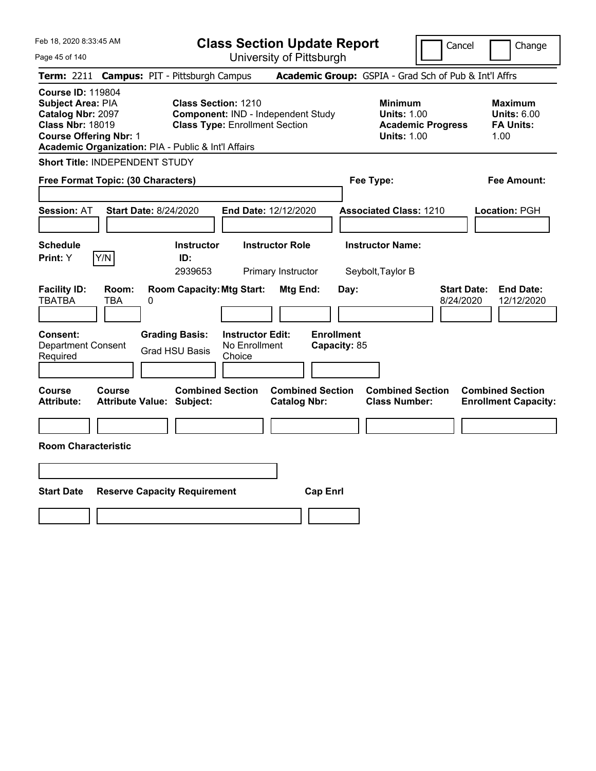Feb 18, 2020 8:33:45 AM

# Class Section Update Report

University of Pittsburgh

Cancel | Change

**Term:** 2211 **Campus:** PIT - Pittsburgh Campus **Academic Group:** GSPIA - Grad Sch of Pub & Int'l Affrs

**Course ID:** 119804
**Subject Area:** PIA
**Catalog Nbr:** 2097
**Class Nbr:** 18019
**Course Offering Nbr:** 1
**Academic Organization:** PIA - Public & Int'l Affairs

**Class Section:** 1210
**Component:** IND - Independent Study
**Class Type:** Enrollment Section

**Minimum Units:** 1.00
**Academic Progress Units:** 1.00

**Maximum Units:** 6.00
**FA Units:** 1.00

**Short Title:** INDEPENDENT STUDY

**Free Format Topic: (30 Characters)**

**Fee Type:**

**Fee Amount:**

**Session:** AT **Start Date:** 8/24/2020 **End Date:** 12/12/2020 **Associated Class:** 1210 **Location:** PGH

| Schedule Print: | | Instructor ID: | Instructor Role | Instructor Name: |
|---|---|---|---|---|
| Y | Y/N | 2939653 | Primary Instructor | Seybolt,Taylor B |

| Facility ID: | Room: | Room Capacity: | Mtg Start: | Mtg End: | Day: | Start Date: | End Date: |
|---|---|---|---|---|---|---|---|
| TBATBA | TBA | 0 | | | | 8/24/2020 | 12/12/2020 |

| Consent: | Grading Basis: | Instructor Edit: | Enrollment Capacity: |
|---|---|---|---|
| Department Consent Required | Grad HSU Basis | No Enrollment Choice | 85 |

| Course Attribute: | Course Attribute Value: | Combined Section Subject: | Combined Section Catalog Nbr: | Combined Section Class Number: | Combined Section Enrollment Capacity: |
|---|---|---|---|---|---|
| | | | | | |

**Room Characteristic**

| Start Date | Reserve Capacity Requirement | Cap Enrl |
|---|---|---|
| | | |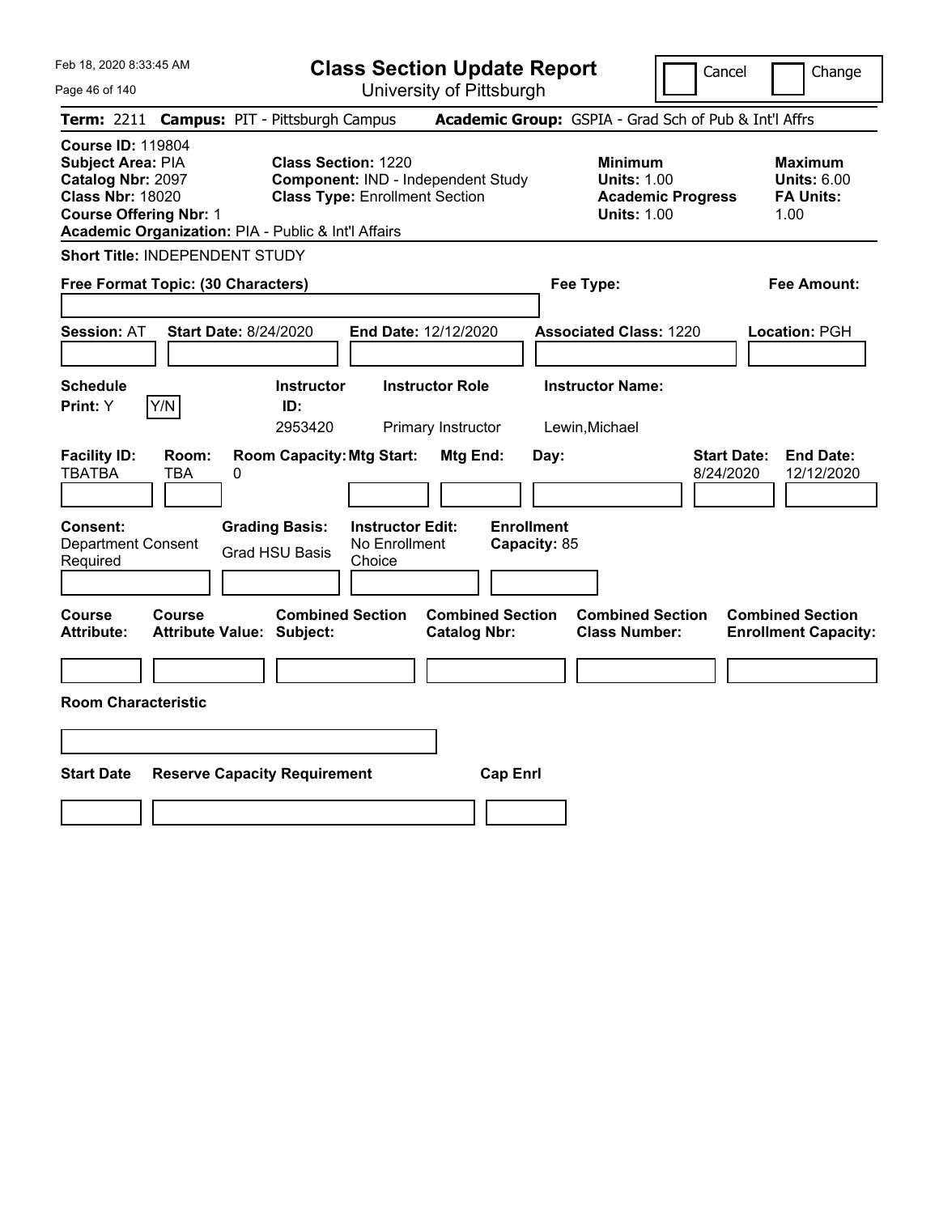Feb 18, 2020 8:33:45 AM

# Class Section Update Report

University of Pittsburgh

Cancel | Change

**Term:** 2211 **Campus:** PIT - Pittsburgh Campus **Academic Group:** GSPIA - Grad Sch of Pub & Int'l Affrs

**Course ID:** 119804
**Subject Area:** PIA
**Catalog Nbr:** 2097
**Class Nbr:** 18020
**Course Offering Nbr:** 1
**Academic Organization:** PIA - Public & Int'l Affairs

**Class Section:** 1220
**Component:** IND - Independent Study
**Class Type:** Enrollment Section

**Minimum**
**Units:** 1.00
**Academic Progress Units:** 1.00

**Maximum**
**Units:** 6.00
**FA Units:** 1.00

**Short Title:** INDEPENDENT STUDY

**Free Format Topic: (30 Characters)**

**Fee Type:**

**Fee Amount:**

**Session:** AT **Start Date:** 8/24/2020 **End Date:** 12/12/2020 **Associated Class:** 1220 **Location:** PGH

| Schedule Print: | Y/N | Instructor ID: | Instructor Role | Instructor Name: |
|---|---|---|---|---|
| Y | | 2953420 | Primary Instructor | Lewin,Michael |

| Facility ID: | Room: | Room Capacity: | Mtg Start: | Mtg End: | Day: | Start Date: | End Date: |
|---|---|---|---|---|---|---|---|
| TBATBA | TBA | 0 | | | | 8/24/2020 | 12/12/2020 |

| Consent: | Grading Basis: | Instructor Edit: | Enrollment Capacity: |
|---|---|---|---|
| Department Consent Required | Grad HSU Basis | No Enrollment Choice | 85 |

| Course Attribute: | Course Attribute Value: | Combined Section Subject: | Combined Section Catalog Nbr: | Combined Section Class Number: | Combined Section Enrollment Capacity: |
|---|---|---|---|---|---|
| | | | | | |

**Room Characteristic**

| Start Date | Reserve Capacity Requirement | Cap Enrl |
|---|---|---|
| | | |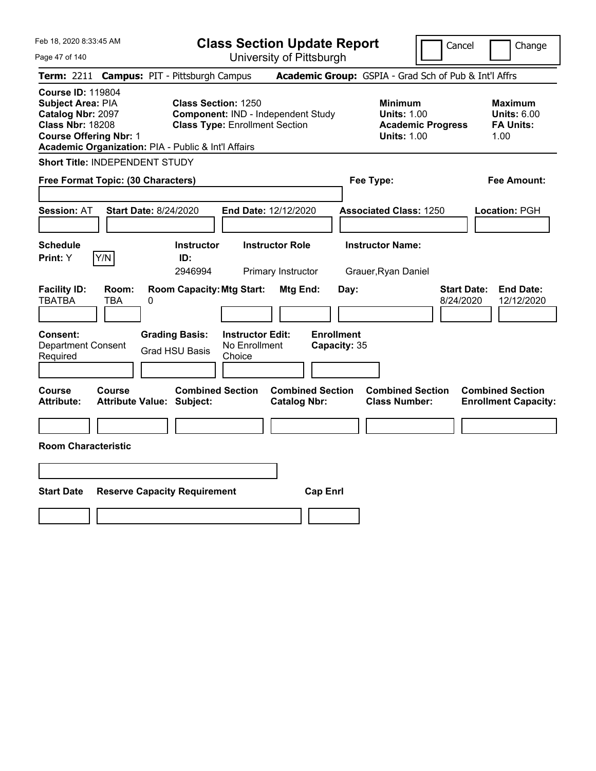Feb 18, 2020 8:33:45 AM

# Class Section Update Report

University of Pittsburgh

Cancel | Change

**Term:** 2211 **Campus:** PIT - Pittsburgh Campus **Academic Group:** GSPIA - Grad Sch of Pub & Int'l Affrs

**Course ID:** 119804
**Subject Area:** PIA
**Catalog Nbr:** 2097
**Class Nbr:** 18208
**Course Offering Nbr:** 1
**Academic Organization:** PIA - Public & Int'l Affairs

**Class Section:** 1250
**Component:** IND - Independent Study
**Class Type:** Enrollment Section

**Minimum Units:** 1.00
**Academic Progress Units:** 1.00

**Maximum Units:** 6.00
**FA Units:** 1.00

**Short Title:** INDEPENDENT STUDY

**Free Format Topic: (30 Characters)**

**Fee Type:**

**Fee Amount:**

**Session:** AT **Start Date:** 8/24/2020 **End Date:** 12/12/2020 **Associated Class:** 1250 **Location:** PGH

| Schedule Print | Y/N | Instructor ID | Instructor Role | Instructor Name |
|---|---|---|---|---|
| Y | | 2946994 | Primary Instructor | Grauer,Ryan Daniel |

| Facility ID | Room | Room Capacity | Mtg Start | Mtg End | Day | Start Date | End Date |
|---|---|---|---|---|---|---|---|
| TBATBA | TBA | 0 | | | | 8/24/2020 | 12/12/2020 |

| Consent | Grading Basis | Instructor Edit | Enrollment Capacity |
|---|---|---|---|
| Department Consent Required | Grad HSU Basis | No Enrollment Choice | 35 |

| Course Attribute | Course Attribute Value | Combined Section Subject | Combined Section Catalog Nbr | Combined Section Class Number | Combined Section Enrollment Capacity |
|---|---|---|---|---|---|
| | | | | | |

**Room Characteristic**

| Start Date | Reserve Capacity Requirement | Cap Enrl |
|---|---|---|
| | | |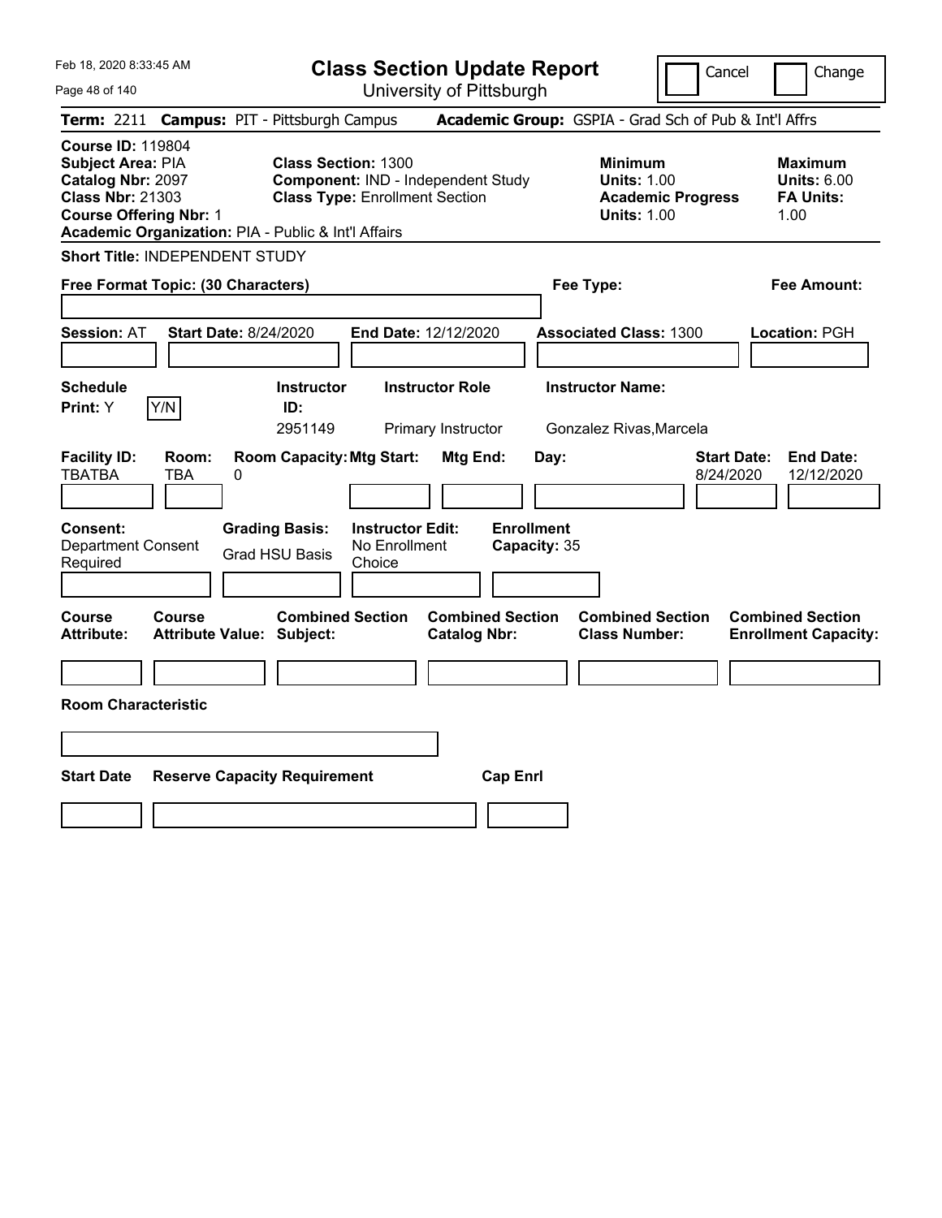Feb 18, 2020 8:33:45 AM

# Class Section Update Report

University of Pittsburgh

Cancel | Change

**Term:** 2211 **Campus:** PIT - Pittsburgh Campus **Academic Group:** GSPIA - Grad Sch of Pub & Int'l Affrs

**Course ID:** 119804
**Subject Area:** PIA
**Catalog Nbr:** 2097
**Class Nbr:** 21303
**Course Offering Nbr:** 1
**Academic Organization:** PIA - Public & Int'l Affairs

**Class Section:** 1300
**Component:** IND - Independent Study
**Class Type:** Enrollment Section

**Minimum Units:** 1.00
**Academic Progress Units:** 1.00

**Maximum Units:** 6.00
**FA Units:** 1.00

**Short Title:** INDEPENDENT STUDY

**Free Format Topic: (30 Characters)**

**Fee Type:**

**Fee Amount:**

**Session:** AT **Start Date:** 8/24/2020 **End Date:** 12/12/2020 **Associated Class:** 1300 **Location:** PGH

| Schedule Print | Y/N | Instructor ID | Instructor Role | Instructor Name |
|---|---|---|---|---|
| Y | | 2951149 | Primary Instructor | Gonzalez Rivas,Marcela |

| Facility ID | Room | Room Capacity | Mtg Start | Mtg End | Day | Start Date | End Date |
|---|---|---|---|---|---|---|---|
| TBATBA | TBA | 0 | | | | 8/24/2020 | 12/12/2020 |

**Consent:** Department Consent Required
**Grading Basis:** Grad HSU Basis
**Instructor Edit:** No Enrollment Choice
**Enrollment Capacity:** 35

| Course Attribute | Course Attribute Value | Combined Section Subject | Combined Section Catalog Nbr | Combined Section Class Number | Combined Section Enrollment Capacity |
|---|---|---|---|---|---|
| | | | | | |

**Room Characteristic**

| Start Date | Reserve Capacity Requirement | Cap Enrl |
|---|---|---|
| | | |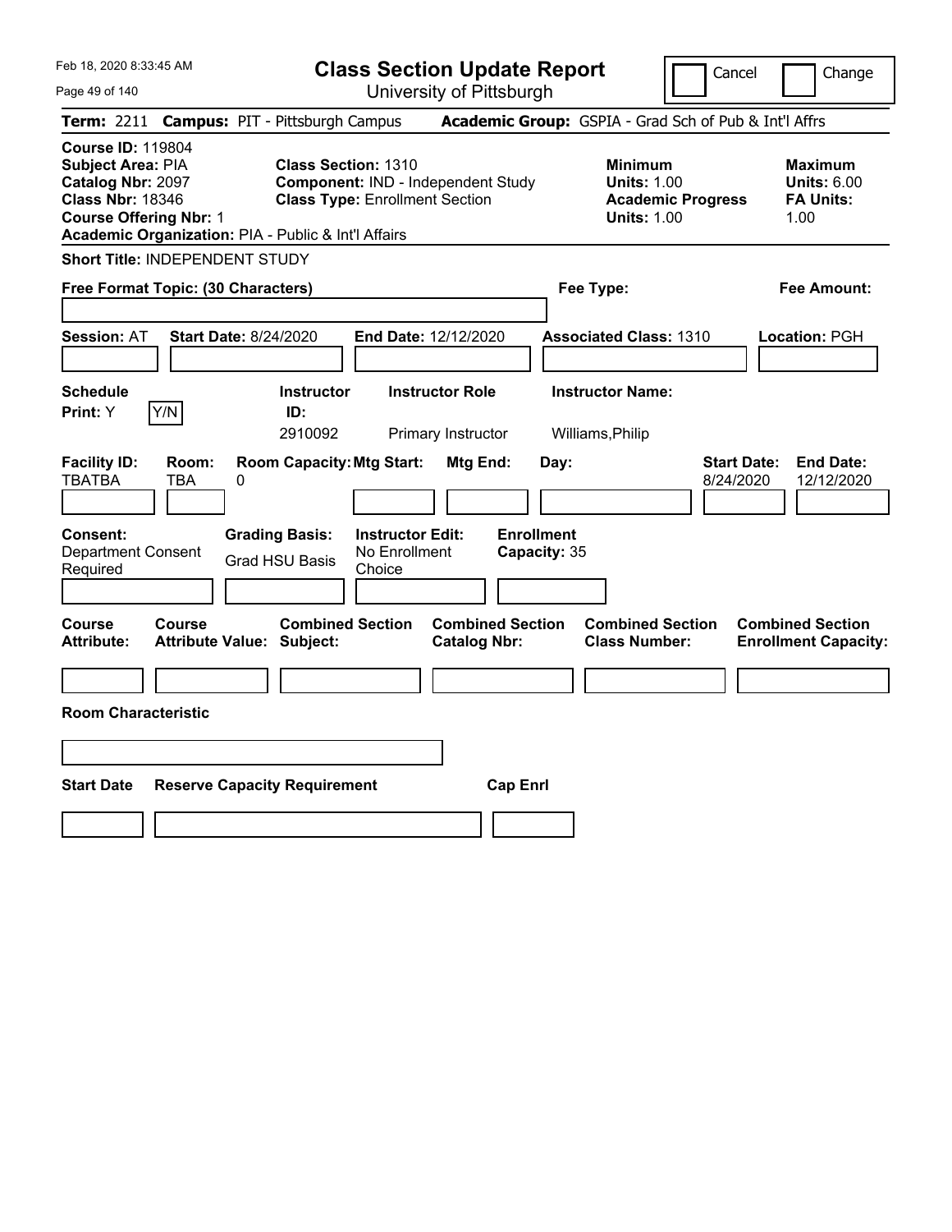Feb 18, 2020 8:33:45 AM

# Class Section Update Report

University of Pittsburgh

Cancel | Change

**Term:** 2211 **Campus:** PIT - Pittsburgh Campus **Academic Group:** GSPIA - Grad Sch of Pub & Int'l Affrs

**Course ID:** 119804
**Subject Area:** PIA
**Catalog Nbr:** 2097
**Class Nbr:** 18346
**Course Offering Nbr:** 1
**Academic Organization:** PIA - Public & Int'l Affairs

**Class Section:** 1310
**Component:** IND - Independent Study
**Class Type:** Enrollment Section

**Minimum Units:** 1.00
**Academic Progress Units:** 1.00

**Maximum Units:** 6.00
**FA Units:** 1.00

**Short Title:** INDEPENDENT STUDY

**Free Format Topic: (30 Characters)**

**Fee Type:**

**Fee Amount:**

**Session:** AT **Start Date:** 8/24/2020 **End Date:** 12/12/2020 **Associated Class:** 1310 **Location:** PGH

| Schedule Print: | Y/N | Instructor ID: | Instructor Role | Instructor Name: |
|---|---|---|---|---|
| Y | | 2910092 | Primary Instructor | Williams,Philip |

| Facility ID: | Room: | Room Capacity: | Mtg Start: | Mtg End: | Day: | Start Date: | End Date: |
|---|---|---|---|---|---|---|---|
| TBATBA | TBA | 0 | | | | 8/24/2020 | 12/12/2020 |

| Consent: | Grading Basis: | Instructor Edit: | Enrollment Capacity: |
|---|---|---|---|
| Department Consent Required | Grad HSU Basis | No Enrollment Choice | 35 |

| Course Attribute: | Course Attribute Value: | Combined Section Subject: | Combined Section Catalog Nbr: | Combined Section Class Number: | Combined Section Enrollment Capacity: |
|---|---|---|---|---|---|
| | | | | | |

**Room Characteristic**

| Start Date | Reserve Capacity Requirement | Cap Enrl |
|---|---|---|
| | | |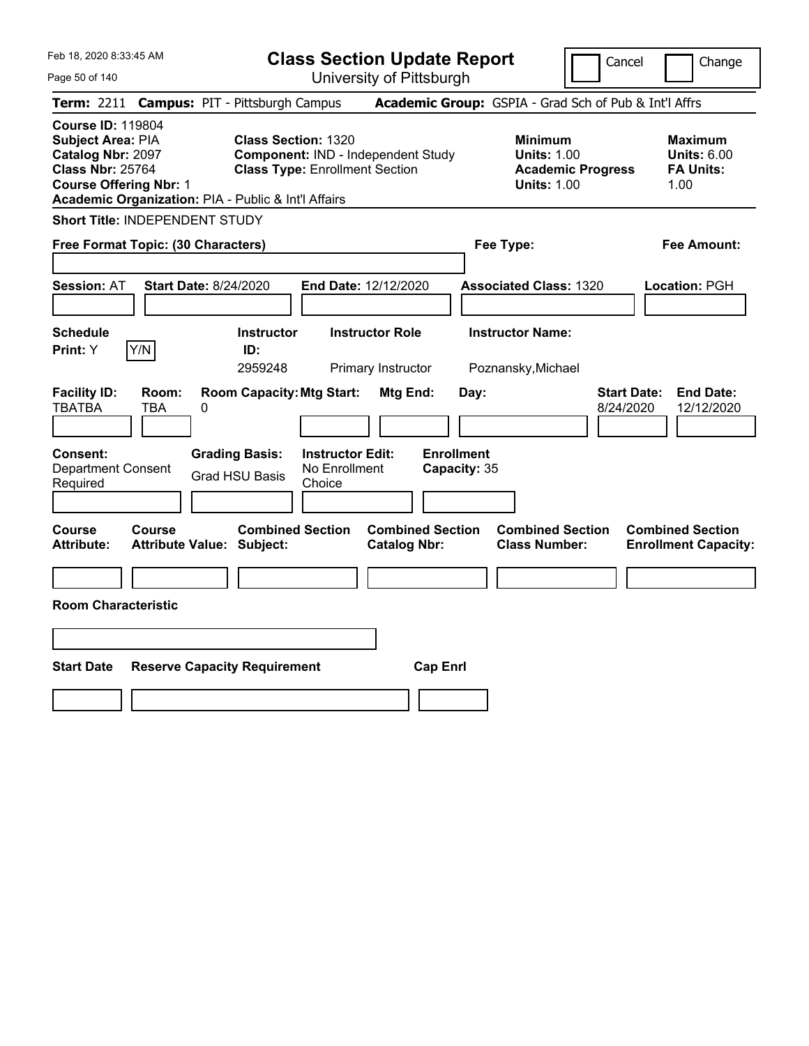Feb 18, 2020 8:33:45 AM

# Class Section Update Report

University of Pittsburgh

Cancel | Change

**Term:** 2211 **Campus:** PIT - Pittsburgh Campus **Academic Group:** GSPIA - Grad Sch of Pub & Int'l Affrs

**Course ID:** 119804
**Subject Area:** PIA
**Catalog Nbr:** 2097
**Class Nbr:** 25764
**Course Offering Nbr:** 1
**Academic Organization:** PIA - Public & Int'l Affairs

**Class Section:** 1320
**Component:** IND - Independent Study
**Class Type:** Enrollment Section

**Minimum Units:** 1.00
**Academic Progress Units:** 1.00

**Maximum Units:** 6.00
**FA Units:** 1.00

**Short Title:** INDEPENDENT STUDY

**Free Format Topic: (30 Characters)**

**Fee Type:**

**Fee Amount:**

**Session:** AT **Start Date:** 8/24/2020 **End Date:** 12/12/2020 **Associated Class:** 1320 **Location:** PGH

| Schedule Print: | Y/N | Instructor ID: | Instructor Role | Instructor Name: |
|---|---|---|---|---|
| Y | | 2959248 | Primary Instructor | Poznansky,Michael |

| Facility ID: | Room: | Room Capacity: | Mtg Start: | Mtg End: | Day: | Start Date: | End Date: |
|---|---|---|---|---|---|---|---|
| TBATBA | TBA | 0 | | | | 8/24/2020 | 12/12/2020 |

| Consent: | Grading Basis: | Instructor Edit: | Enrollment Capacity: |
|---|---|---|---|
| Department Consent Required | Grad HSU Basis | No Enrollment Choice | 35 |

| Course Attribute: | Course Attribute Value: | Combined Section Subject: | Combined Section Catalog Nbr: | Combined Section Class Number: | Combined Section Enrollment Capacity: |
|---|---|---|---|---|---|
| | | | | | |

**Room Characteristic**

| Start Date | Reserve Capacity Requirement | Cap Enrl |
|---|---|---|
| | | |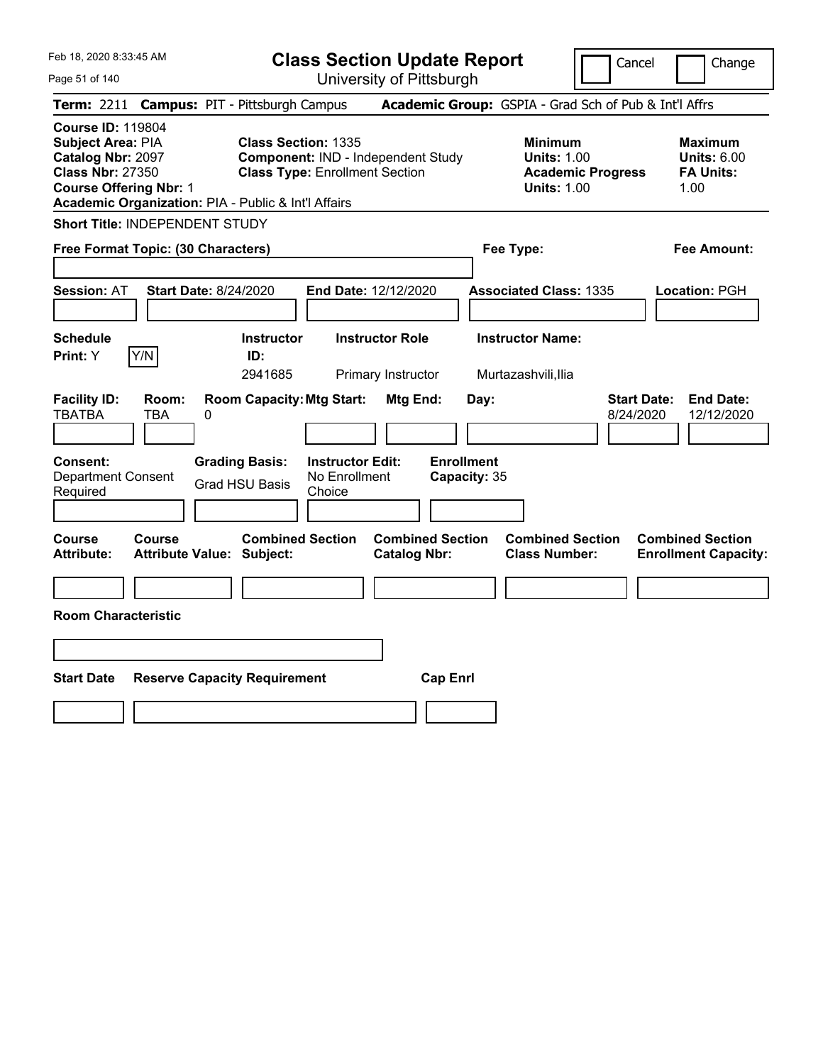# Class Section Update Report

University of Pittsburgh

Feb 18, 2020 8:33:45 AM

Cancel | Change

**Term:** 2211 **Campus:** PIT - Pittsburgh Campus **Academic Group:** GSPIA - Grad Sch of Pub & Int'l Affrs

**Course ID:** 119804
**Subject Area:** PIA
**Catalog Nbr:** 2097
**Class Nbr:** 27350
**Course Offering Nbr:** 1
**Academic Organization:** PIA - Public & Int'l Affairs

**Class Section:** 1335
**Component:** IND - Independent Study
**Class Type:** Enrollment Section

**Minimum**
**Units:** 1.00
**Academic Progress Units:** 1.00

**Maximum**
**Units:** 6.00
**FA Units:** 1.00

**Short Title:** INDEPENDENT STUDY

**Free Format Topic: (30 Characters)**

**Fee Type:**

**Fee Amount:**

**Session:** AT **Start Date:** 8/24/2020 **End Date:** 12/12/2020 **Associated Class:** 1335 **Location:** PGH

| Schedule Print | Instructor ID | Instructor Role | Instructor Name |
|---|---|---|---|
| Y | 2941685 | Primary Instructor | Murtazashvili,Ilia |

| Facility ID | Room | Room Capacity | Mtg Start | Mtg End | Day | Start Date | End Date |
|---|---|---|---|---|---|---|---|
| TBATBA | TBA | 0 | | | | 8/24/2020 | 12/12/2020 |

**Consent:** Department Consent Required
**Grading Basis:** Grad HSU Basis
**Instructor Edit:** No Enrollment Choice
**Enrollment Capacity:** 35

| Course Attribute | Course Attribute Value | Combined Section Subject | Combined Section Catalog Nbr | Combined Section Class Number | Combined Section Enrollment Capacity |
|---|---|---|---|---|---|
| | | | | | |

**Room Characteristic**

| Start Date | Reserve Capacity Requirement | Cap Enrl |
|---|---|---|
| | | |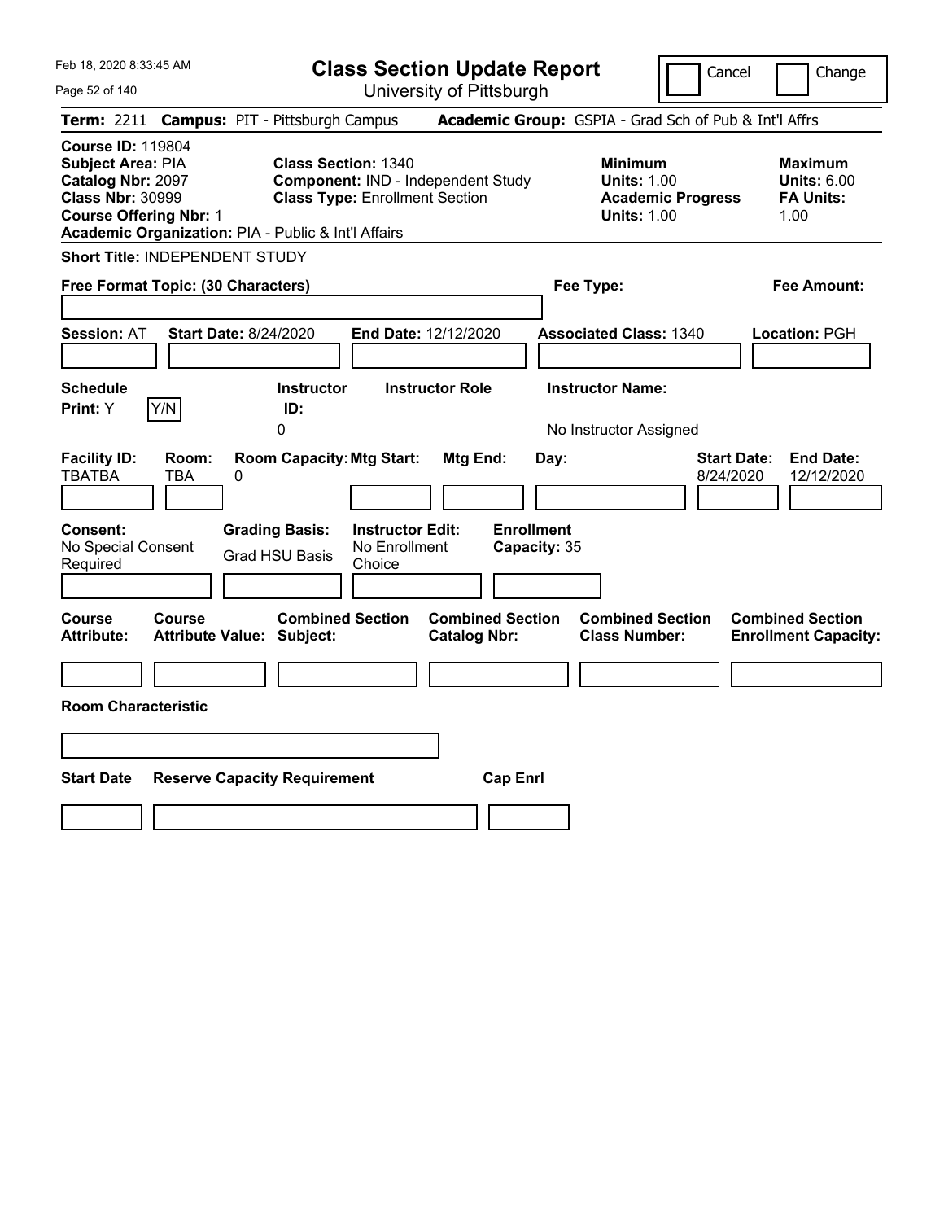Feb 18, 2020 8:33:45 AM

# Class Section Update Report

University of Pittsburgh

Cancel | Change

**Term:** 2211 **Campus:** PIT - Pittsburgh Campus **Academic Group:** GSPIA - Grad Sch of Pub & Int'l Affrs

**Course ID:** 119804
**Subject Area:** PIA
**Catalog Nbr:** 2097
**Class Nbr:** 30999
**Course Offering Nbr:** 1
**Academic Organization:** PIA - Public & Int'l Affairs

**Class Section:** 1340
**Component:** IND - Independent Study
**Class Type:** Enrollment Section

**Minimum Units:** 1.00
**Academic Progress Units:** 1.00

**Maximum Units:** 6.00
**FA Units:** 1.00

**Short Title:** INDEPENDENT STUDY

**Free Format Topic: (30 Characters)**

**Fee Type:**

**Fee Amount:**

**Session:** AT **Start Date:** 8/24/2020 **End Date:** 12/12/2020 **Associated Class:** 1340 **Location:** PGH

| Schedule Print: | Instructor ID: | Instructor Role | Instructor Name: |
|---|---|---|---|
| Y (Y/N) | 0 | | No Instructor Assigned |

| Facility ID: | Room: | Room Capacity: | Mtg Start: | Mtg End: | Day: | Start Date: | End Date: |
|---|---|---|---|---|---|---|---|
| TBATBA | TBA | 0 | | | | 8/24/2020 | 12/12/2020 |

| Consent: | Grading Basis: | Instructor Edit: | Enrollment Capacity: |
|---|---|---|---|
| No Special Consent Required | Grad HSU Basis | No Enrollment Choice | 35 |

| Course Attribute: | Course Attribute Value: | Combined Section Subject: | Combined Section Catalog Nbr: | Combined Section Class Number: | Combined Section Enrollment Capacity: |
|---|---|---|---|---|---|
| | | | | | |

**Room Characteristic**

| Start Date | Reserve Capacity Requirement | Cap Enrl |
|---|---|---|
| | | |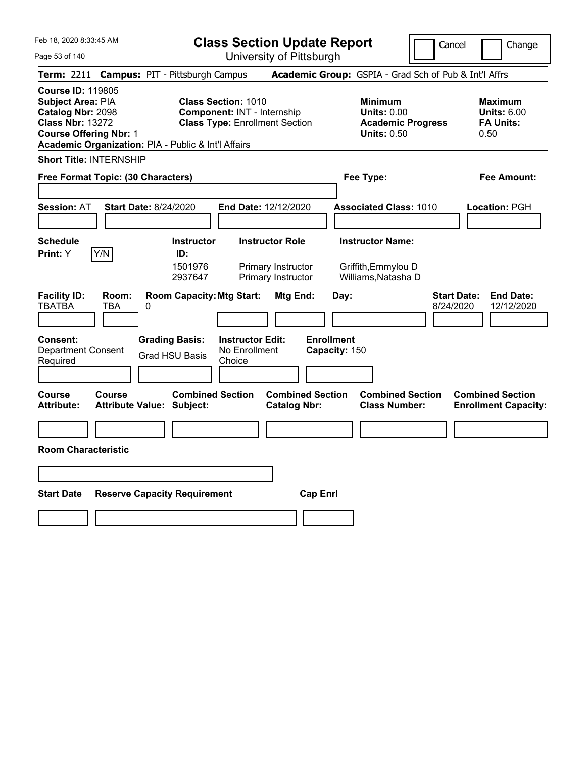# Class Section Update Report

University of Pittsburgh

Feb 18, 2020 8:33:45 AM

Cancel | Change

**Term:** 2211 **Campus:** PIT - Pittsburgh Campus **Academic Group:** GSPIA - Grad Sch of Pub & Int'l Affrs

**Course ID:** 119805
**Subject Area:** PIA
**Catalog Nbr:** 2098
**Class Nbr:** 13272
**Course Offering Nbr:** 1
**Academic Organization:** PIA - Public & Int'l Affairs

**Class Section:** 1010
**Component:** INT - Internship
**Class Type:** Enrollment Section

**Minimum Units:** 0.00
**Academic Progress Units:** 0.50

**Maximum Units:** 6.00
**FA Units:** 0.50

**Short Title:** INTERNSHIP

**Free Format Topic: (30 Characters)**

**Fee Type:**

**Fee Amount:**

**Session:** AT **Start Date:** 8/24/2020 **End Date:** 12/12/2020 **Associated Class:** 1010 **Location:** PGH

**Schedule Print:** Y | Y/N

| Instructor ID | Instructor Role | Instructor Name |
|---|---|---|
| 1501976 | Primary Instructor | Griffith,Emmylou D |
| 2937647 | Primary Instructor | Williams,Natasha D |

| Facility ID | Room | Room Capacity | Mtg Start | Mtg End | Day | Start Date | End Date |
|---|---|---|---|---|---|---|---|
| TBATBA | TBA | 0 | | | | 8/24/2020 | 12/12/2020 |

**Consent:** Department Consent Required
**Grading Basis:** Grad HSU Basis
**Instructor Edit:** No Enrollment Choice
**Enrollment Capacity:** 150

| Course Attribute | Course Attribute Value | Combined Section Subject | Combined Section Catalog Nbr | Combined Section Class Number | Combined Section Enrollment Capacity |
|---|---|---|---|---|---|
| | | | | | |

**Room Characteristic**

| Start Date | Reserve Capacity Requirement | Cap Enrl |
|---|---|---|
| | | |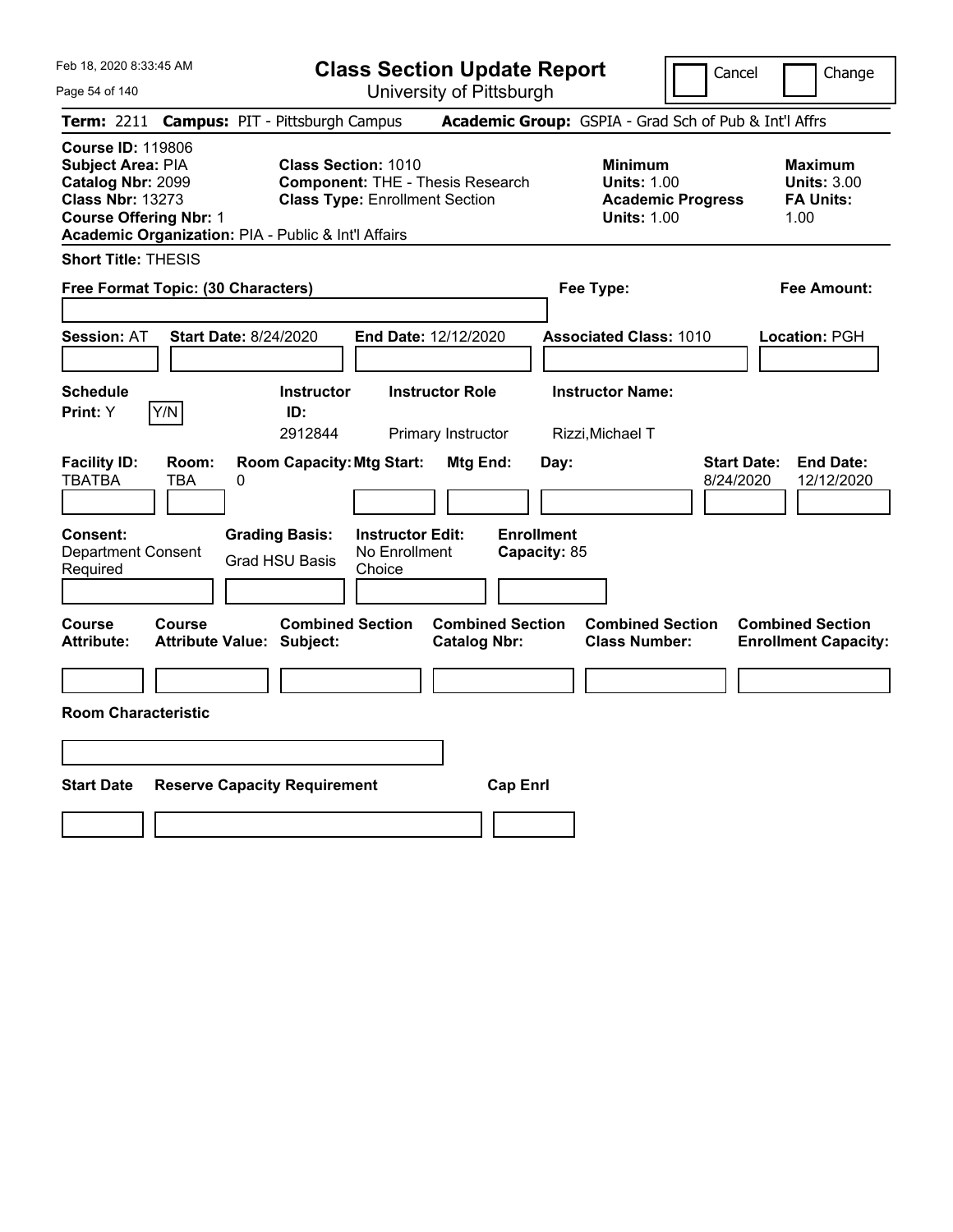Feb 18, 2020 8:33:45 AM

# Class Section Update Report

University of Pittsburgh

Cancel | Change

**Term:** 2211 **Campus:** PIT - Pittsburgh Campus **Academic Group:** GSPIA - Grad Sch of Pub & Int'l Affrs

**Course ID:** 119806
**Subject Area:** PIA
**Catalog Nbr:** 2099
**Class Nbr:** 13273
**Course Offering Nbr:** 1
**Academic Organization:** PIA - Public & Int'l Affairs

**Class Section:** 1010
**Component:** THE - Thesis Research
**Class Type:** Enrollment Section

**Minimum Units:** 1.00
**Academic Progress Units:** 1.00

**Maximum Units:** 3.00
**FA Units:** 1.00

**Short Title:** THESIS

**Free Format Topic: (30 Characters)**

**Fee Type:**

**Fee Amount:**

**Session:** AT **Start Date:** 8/24/2020 **End Date:** 12/12/2020 **Associated Class:** 1010 **Location:** PGH

| Schedule Print | | Instructor ID | Instructor Role | Instructor Name |
|---|---|---|---|---|
| Y | Y/N | 2912844 | Primary Instructor | Rizzi,Michael T |

| Facility ID | Room | Room Capacity | Mtg Start | Mtg End | Day | Start Date | End Date |
|---|---|---|---|---|---|---|---|
| TBATBA | TBA | 0 | | | | 8/24/2020 | 12/12/2020 |

**Consent:** Department Consent Required
**Grading Basis:** Grad HSU Basis
**Instructor Edit:** No Enrollment Choice
**Enrollment Capacity:** 85

| Course Attribute | Course Attribute Value | Combined Section Subject | Combined Section Catalog Nbr | Combined Section Class Number | Combined Section Enrollment Capacity |
|---|---|---|---|---|---|
| | | | | | |

**Room Characteristic**

| Start Date | Reserve Capacity Requirement | Cap Enrl |
|---|---|---|
| | | |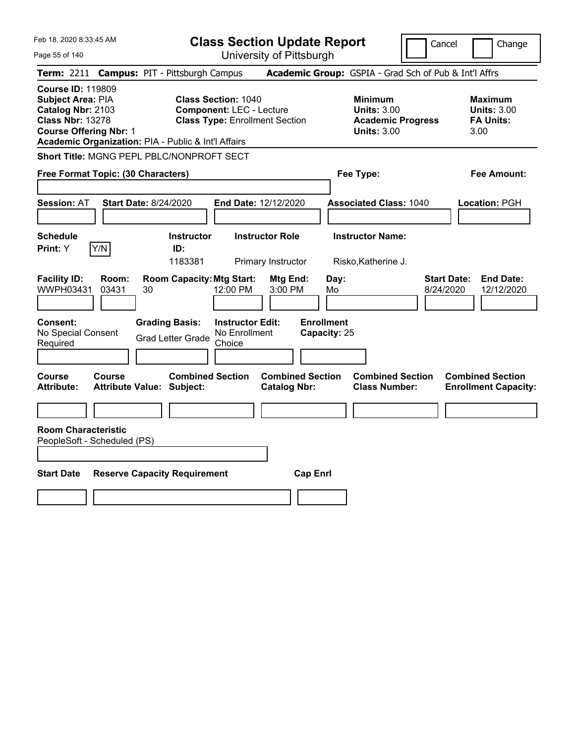Feb 18, 2020 8:33:45 AM

# Class Section Update Report

University of Pittsburgh

Cancel | Change

**Term:** 2211 **Campus:** PIT - Pittsburgh Campus **Academic Group:** GSPIA - Grad Sch of Pub & Int'l Affrs

**Course ID:** 119809
**Subject Area:** PIA
**Catalog Nbr:** 2103
**Class Nbr:** 13278
**Course Offering Nbr:** 1
**Academic Organization:** PIA - Public & Int'l Affairs

**Class Section:** 1040
**Component:** LEC - Lecture
**Class Type:** Enrollment Section

**Minimum Units:** 3.00
**Academic Progress Units:** 3.00

**Maximum Units:** 3.00
**FA Units:** 3.00

**Short Title:** MGNG PEPL PBLC/NONPROFT SECT

**Free Format Topic: (30 Characters)** **Fee Type:** **Fee Amount:**

**Session:** AT **Start Date:** 8/24/2020 **End Date:** 12/12/2020 **Associated Class:** 1040 **Location:** PGH

| Schedule Print | Instructor ID | Instructor Role | Instructor Name |
|---|---|---|---|
| Y | 1183381 | Primary Instructor | Risko,Katherine J. |

| Facility ID | Room | Room Capacity | Mtg Start | Mtg End | Day | Start Date | End Date |
|---|---|---|---|---|---|---|---|
| WWPH03431 | 03431 | 30 | 12:00 PM | 3:00 PM | Mo | 8/24/2020 | 12/12/2020 |

**Consent:** No Special Consent Required
**Grading Basis:** Grad Letter Grade
**Instructor Edit:** No Enrollment Choice
**Enrollment Capacity:** 25

| Course Attribute | Course Attribute Value | Combined Section Subject | Combined Section Catalog Nbr | Combined Section Class Number | Combined Section Enrollment Capacity |
|---|---|---|---|---|---|
| | | | | | |

**Room Characteristic**
PeopleSoft - Scheduled (PS)

| Start Date | Reserve Capacity Requirement | Cap Enrl |
|---|---|---|
| | | |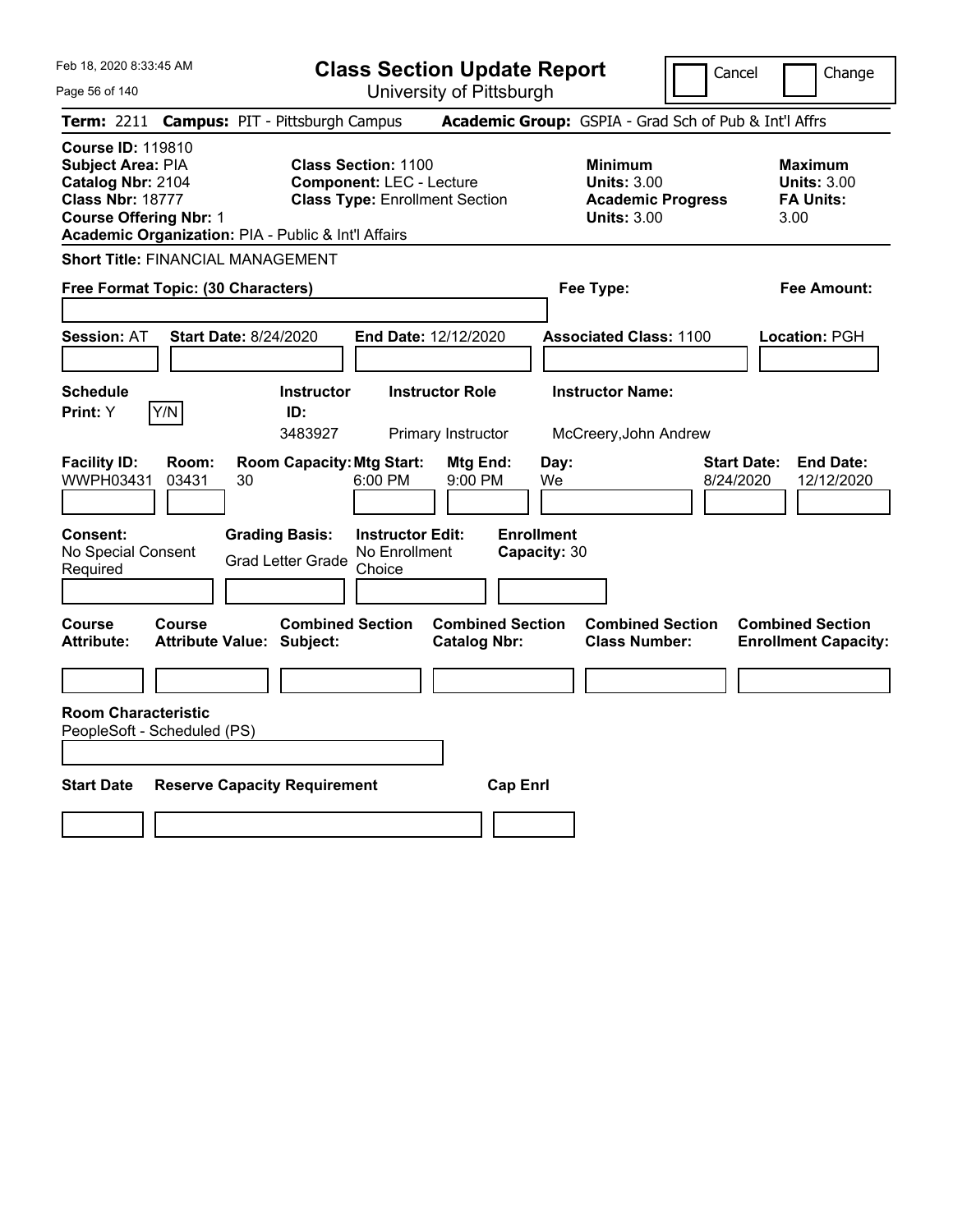Feb 18, 2020 8:33:45 AM

# Class Section Update Report

University of Pittsburgh

Cancel | Change

**Term:** 2211 **Campus:** PIT - Pittsburgh Campus **Academic Group:** GSPIA - Grad Sch of Pub & Int'l Affrs

**Course ID:** 119810
**Subject Area:** PIA
**Catalog Nbr:** 2104
**Class Nbr:** 18777
**Course Offering Nbr:** 1
**Academic Organization:** PIA - Public & Int'l Affairs

**Class Section:** 1100
**Component:** LEC - Lecture
**Class Type:** Enrollment Section

**Minimum Units:** 3.00
**Academic Progress Units:** 3.00

**Maximum Units:** 3.00
**FA Units:** 3.00

**Short Title:** FINANCIAL MANAGEMENT

**Free Format Topic: (30 Characters)**

**Fee Type:**

**Fee Amount:**

**Session:** AT **Start Date:** 8/24/2020 **End Date:** 12/12/2020 **Associated Class:** 1100 **Location:** PGH

| Schedule Print: | Instructor ID: | Instructor Role | Instructor Name: |
|---|---|---|---|
| Y [Y/N] | 3483927 | Primary Instructor | McCreery,John Andrew |

| Facility ID: | Room: | Room Capacity: | Mtg Start: | Mtg End: | Day: | Start Date: | End Date: |
|---|---|---|---|---|---|---|---|
| WWPH03431 | 03431 | 30 | 6:00 PM | 9:00 PM | We | 8/24/2020 | 12/12/2020 |

| Consent: | Grading Basis: | Instructor Edit: | Enrollment Capacity: |
|---|---|---|---|
| No Special Consent Required | Grad Letter Grade | No Enrollment Choice | 30 |

| Course Attribute: | Course Attribute Value: | Combined Section Subject: | Combined Section Catalog Nbr: | Combined Section Class Number: | Combined Section Enrollment Capacity: |
|---|---|---|---|---|---|
| | | | | | |

**Room Characteristic**
PeopleSoft - Scheduled (PS)

| Start Date | Reserve Capacity Requirement | Cap Enrl |
|---|---|---|
| | | |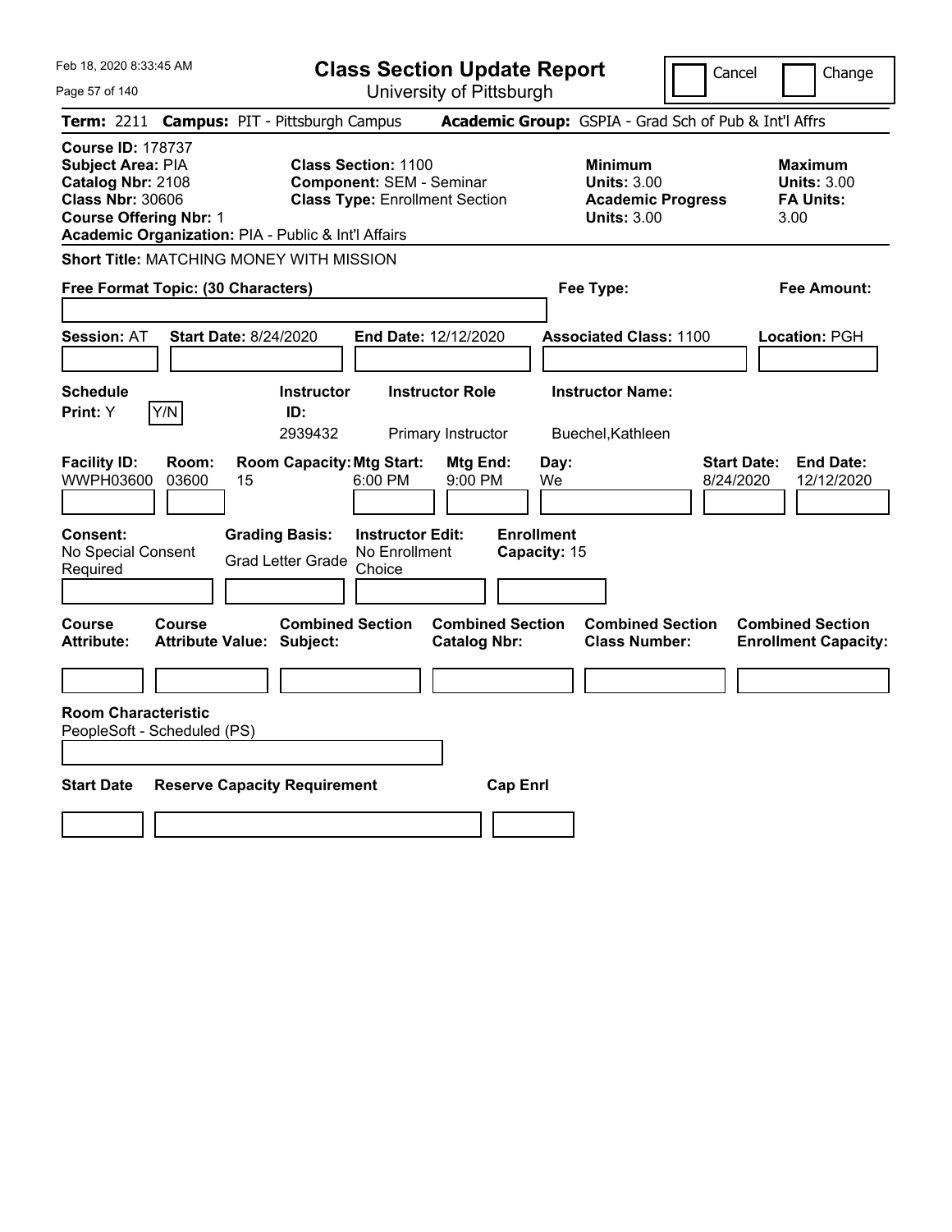# Class Section Update Report

University of Pittsburgh

Cancel | Change

**Term:** 2211 **Campus:** PIT - Pittsburgh Campus **Academic Group:** GSPIA - Grad Sch of Pub & Int'l Affrs

**Course ID:** 178737
**Subject Area:** PIA
**Catalog Nbr:** 2108
**Class Nbr:** 30606
**Course Offering Nbr:** 1
**Academic Organization:** PIA - Public & Int'l Affairs

**Class Section:** 1100
**Component:** SEM - Seminar
**Class Type:** Enrollment Section

**Minimum Units:** 3.00
**Academic Progress Units:** 3.00

**Maximum Units:** 3.00
**FA Units:** 3.00

**Short Title:** MATCHING MONEY WITH MISSION

**Free Format Topic: (30 Characters)**

**Fee Type:**

**Fee Amount:**

**Session:** AT **Start Date:** 8/24/2020 **End Date:** 12/12/2020 **Associated Class:** 1100 **Location:** PGH

| Schedule Print | Instructor ID | Instructor Role | Instructor Name |
|---|---|---|---|
| Y (Y/N) | 2939432 | Primary Instructor | Buechel,Kathleen |

| Facility ID | Room | Room Capacity | Mtg Start | Mtg End | Day | Start Date | End Date |
|---|---|---|---|---|---|---|---|
| WWPH03600 | 03600 | 15 | 6:00 PM | 9:00 PM | We | 8/24/2020 | 12/12/2020 |

**Consent:** No Special Consent Required
**Grading Basis:** Grad Letter Grade
**Instructor Edit:** No Enrollment Choice
**Enrollment Capacity:** 15

| Course Attribute | Course Attribute Value | Combined Section Subject | Combined Section Catalog Nbr | Combined Section Class Number | Combined Section Enrollment Capacity |
|---|---|---|---|---|---|
| | | | | | |

**Room Characteristic**
PeopleSoft - Scheduled (PS)

| Start Date | Reserve Capacity Requirement | Cap Enrl |
|---|---|---|
| | | |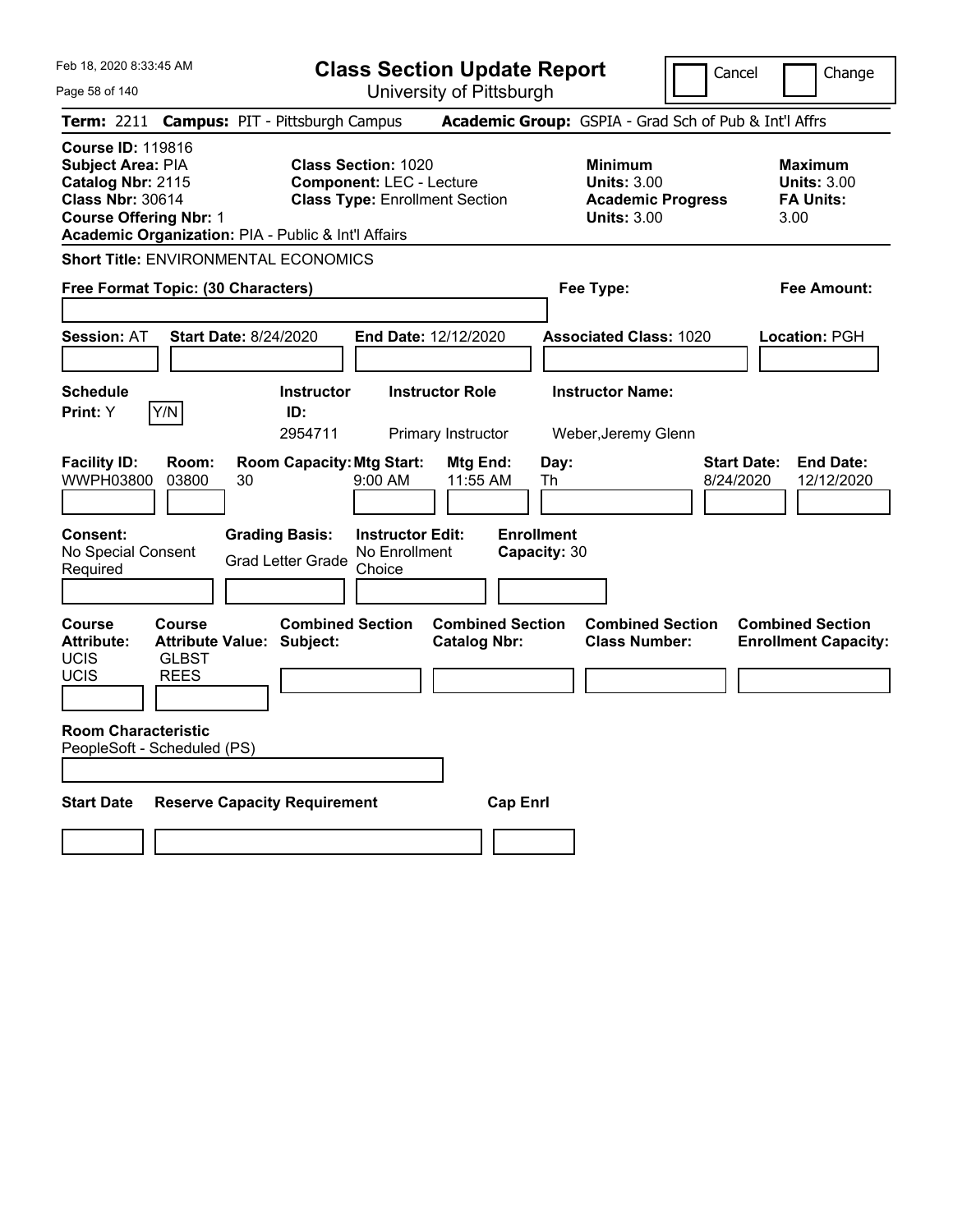Feb 18, 2020 8:33:45 AM

# Class Section Update Report

University of Pittsburgh

Cancel | Change

**Term:** 2211 **Campus:** PIT - Pittsburgh Campus **Academic Group:** GSPIA - Grad Sch of Pub & Int'l Affrs

**Course ID:** 119816
**Subject Area:** PIA
**Catalog Nbr:** 2115
**Class Nbr:** 30614
**Course Offering Nbr:** 1
**Academic Organization:** PIA - Public & Int'l Affairs

**Class Section:** 1020
**Component:** LEC - Lecture
**Class Type:** Enrollment Section

**Minimum Units:** 3.00
**Academic Progress Units:** 3.00

**Maximum Units:** 3.00
**FA Units:** 3.00

**Short Title:** ENVIRONMENTAL ECONOMICS

**Free Format Topic: (30 Characters)**

**Fee Type:**

**Fee Amount:**

**Session:** AT **Start Date:** 8/24/2020 **End Date:** 12/12/2020 **Associated Class:** 1020 **Location:** PGH

| Schedule Print: | Instructor ID: | Instructor Role | Instructor Name: |
|---|---|---|---|
| Y (Y/N) | 2954711 | Primary Instructor | Weber,Jeremy Glenn |

| Facility ID: | Room: | Room Capacity: | Mtg Start: | Mtg End: | Day: | Start Date: | End Date: |
|---|---|---|---|---|---|---|---|
| WWPH03800 | 03800 | 30 | 9:00 AM | 11:55 AM | Th | 8/24/2020 | 12/12/2020 |

**Consent:** No Special Consent Required
**Grading Basis:** Grad Letter Grade
**Instructor Edit:** No Enrollment Choice
**Enrollment Capacity:** 30

| Course Attribute: | Course Attribute Value: | Combined Section Subject: | Combined Section Catalog Nbr: | Combined Section Class Number: | Combined Section Enrollment Capacity: |
|---|---|---|---|---|---|
| UCIS | GLBST | | | | |
| UCIS | REES | | | | |

**Room Characteristic**
PeopleSoft - Scheduled (PS)

| Start Date | Reserve Capacity Requirement | Cap Enrl |
|---|---|---|
| | | |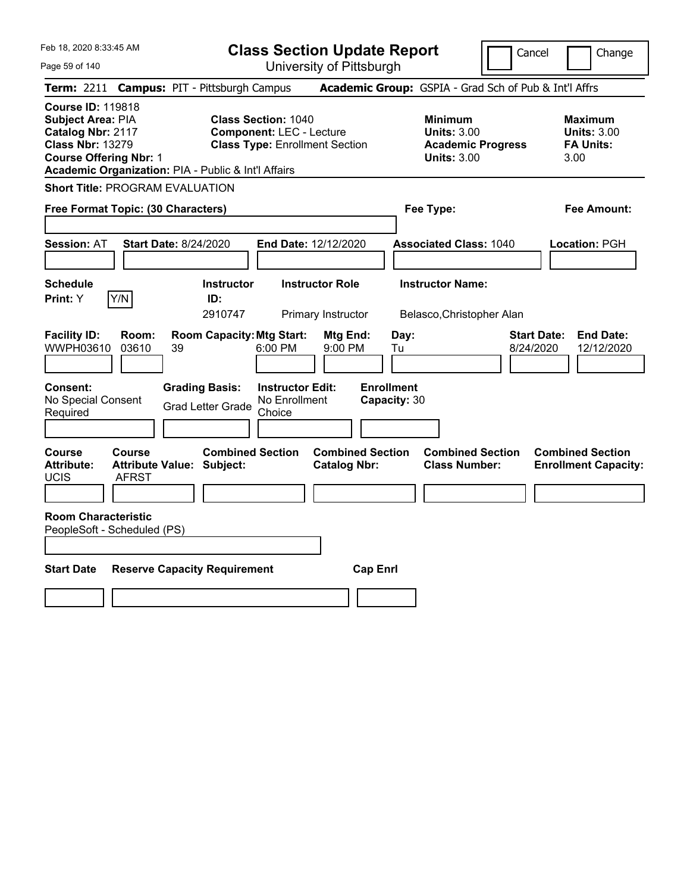Feb 18, 2020 8:33:45 AM

# Class Section Update Report

University of Pittsburgh

Cancel | Change

**Term:** 2211 **Campus:** PIT - Pittsburgh Campus **Academic Group:** GSPIA - Grad Sch of Pub & Int'l Affrs

**Course ID:** 119818
**Subject Area:** PIA
**Catalog Nbr:** 2117
**Class Nbr:** 13279
**Course Offering Nbr:** 1
**Academic Organization:** PIA - Public & Int'l Affairs

**Class Section:** 1040
**Component:** LEC - Lecture
**Class Type:** Enrollment Section

**Minimum Units:** 3.00
**Academic Progress Units:** 3.00

**Maximum Units:** 3.00
**FA Units:** 3.00

**Short Title:** PROGRAM EVALUATION

**Free Format Topic: (30 Characters)**

**Fee Type:**

**Fee Amount:**

**Session:** AT **Start Date:** 8/24/2020 **End Date:** 12/12/2020 **Associated Class:** 1040 **Location:** PGH

| Schedule Print | | Instructor ID | Instructor Role | Instructor Name |
|---|---|---|---|---|
| Y | Y/N | 2910747 | Primary Instructor | Belasco,Christopher Alan |

| Facility ID | Room | Room Capacity | Mtg Start | Mtg End | Day | Start Date | End Date |
|---|---|---|---|---|---|---|---|
| WWPH03610 | 03610 | 39 | 6:00 PM | 9:00 PM | Tu | 8/24/2020 | 12/12/2020 |

| Consent | Grading Basis | Instructor Edit | Enrollment Capacity |
|---|---|---|---|
| No Special Consent Required | Grad Letter Grade | No Enrollment Choice | 30 |

| Course Attribute | Course Attribute Value | Combined Section Subject | Combined Section Catalog Nbr | Combined Section Class Number | Combined Section Enrollment Capacity |
|---|---|---|---|---|---|
| UCIS | AFRST | | | | |

**Room Characteristic**
PeopleSoft - Scheduled (PS)

| Start Date | Reserve Capacity Requirement | Cap Enrl |
|---|---|---|
| | | |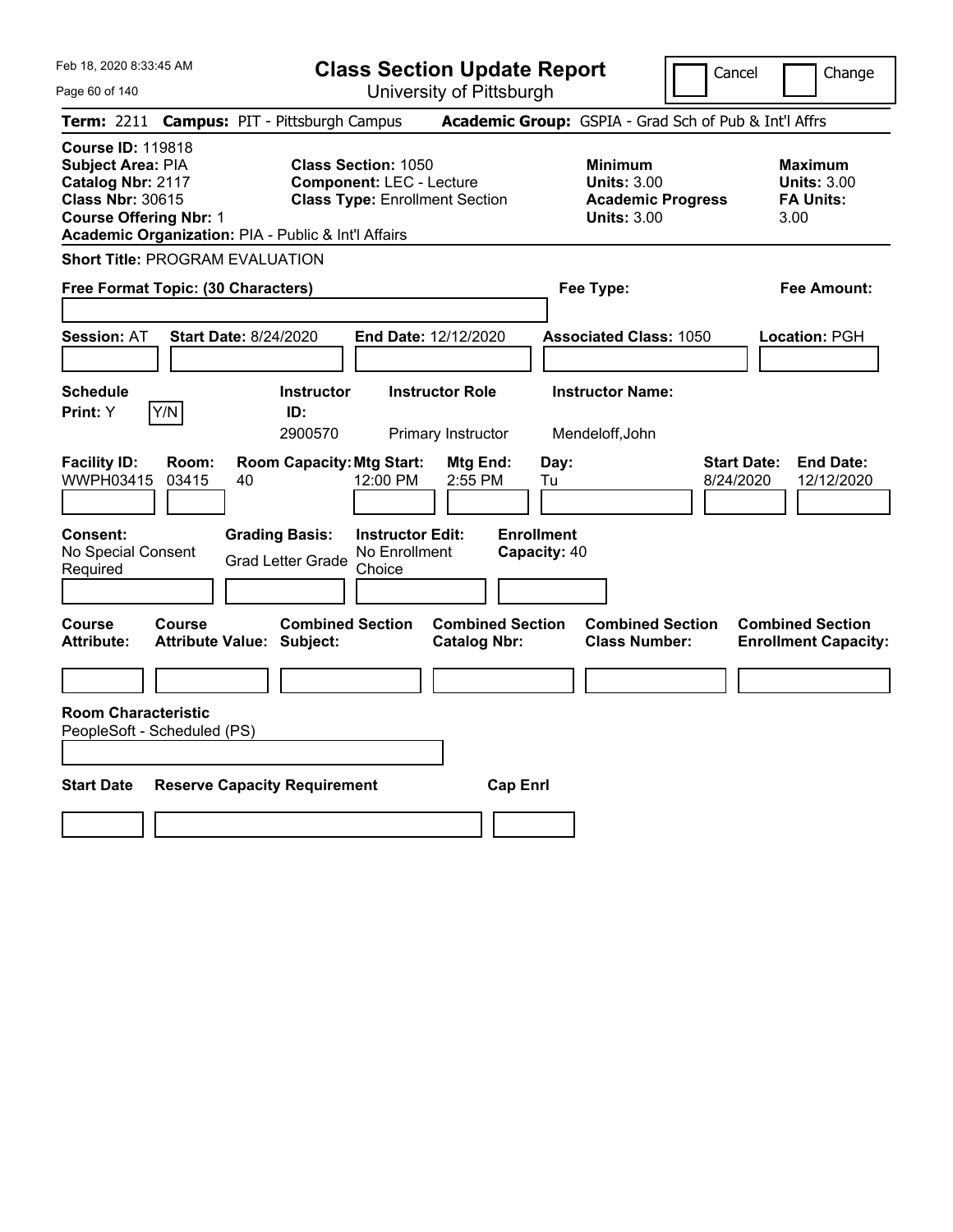Feb 18, 2020 8:33:45 AM

# Class Section Update Report

University of Pittsburgh

Cancel | Change

**Term:** 2211 **Campus:** PIT - Pittsburgh Campus **Academic Group:** GSPIA - Grad Sch of Pub & Int'l Affrs

**Course ID:** 119818
**Subject Area:** PIA
**Catalog Nbr:** 2117
**Class Nbr:** 30615
**Course Offering Nbr:** 1
**Academic Organization:** PIA - Public & Int'l Affairs

**Class Section:** 1050
**Component:** LEC - Lecture
**Class Type:** Enrollment Section

**Minimum Units:** 3.00
**Academic Progress Units:** 3.00

**Maximum Units:** 3.00
**FA Units:** 3.00

**Short Title:** PROGRAM EVALUATION

**Free Format Topic: (30 Characters)**

**Fee Type:**

**Fee Amount:**

**Session:** AT **Start Date:** 8/24/2020 **End Date:** 12/12/2020 **Associated Class:** 1050 **Location:** PGH

| Schedule Print | Instructor ID | Instructor Role | Instructor Name |
|---|---|---|---|
| Y | 2900570 | Primary Instructor | Mendeloff,John |

| Facility ID | Room | Room Capacity | Mtg Start | Mtg End | Day | Start Date | End Date |
|---|---|---|---|---|---|---|---|
| WWPH03415 | 03415 | 40 | 12:00 PM | 2:55 PM | Tu | 8/24/2020 | 12/12/2020 |

**Consent:** No Special Consent Required
**Grading Basis:** Grad Letter Grade
**Instructor Edit:** No Enrollment Choice
**Enrollment Capacity:** 40

| Course Attribute | Course Attribute Value | Combined Section Subject | Combined Section Catalog Nbr | Combined Section Class Number | Combined Section Enrollment Capacity |
|---|---|---|---|---|---|
| | | | | | |

**Room Characteristic**
PeopleSoft - Scheduled (PS)

| Start Date | Reserve Capacity Requirement | Cap Enrl |
|---|---|---|
| | | |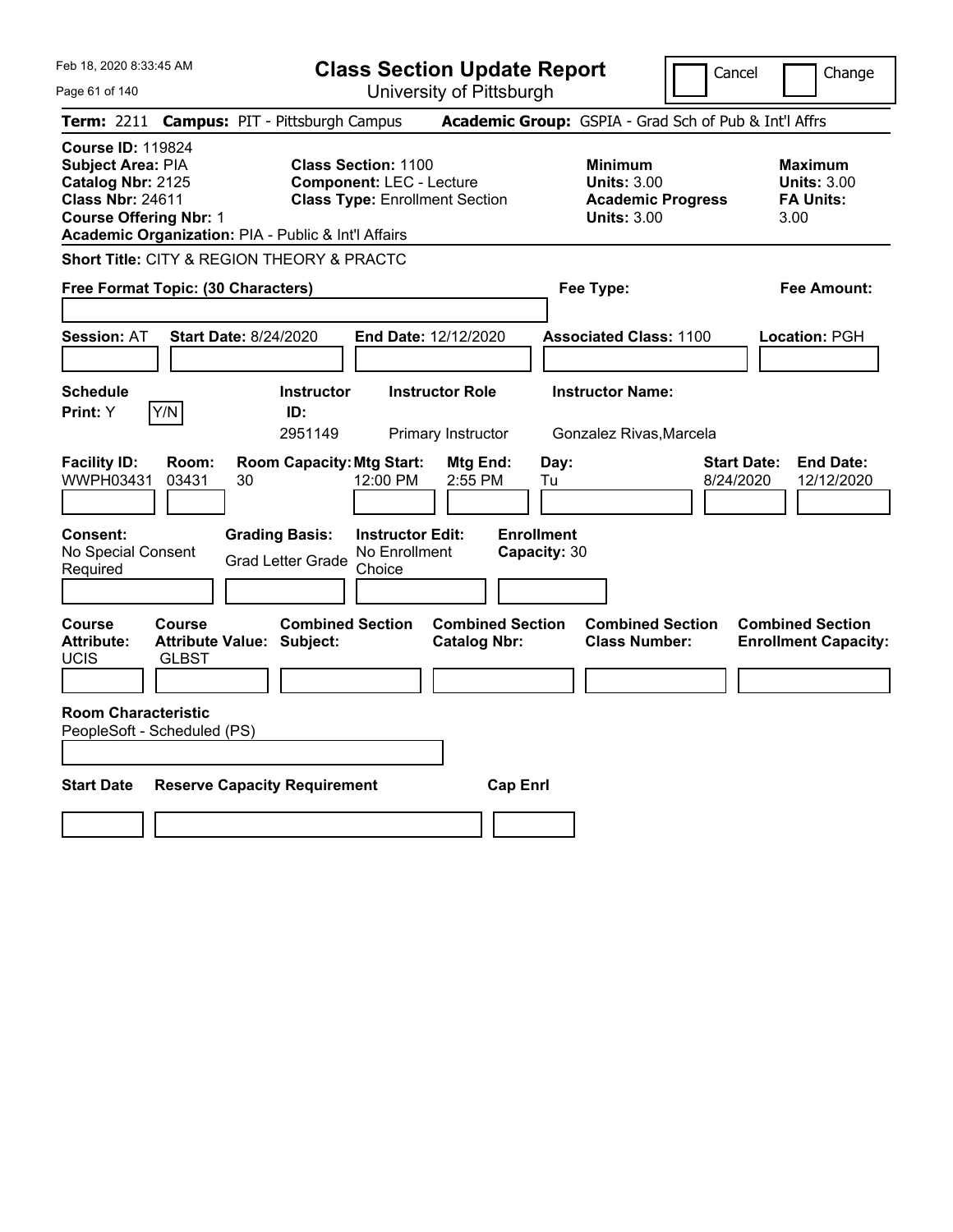Feb 18, 2020 8:33:45 AM

# Class Section Update Report

University of Pittsburgh

Cancel | Change

**Term:** 2211 **Campus:** PIT - Pittsburgh Campus **Academic Group:** GSPIA - Grad Sch of Pub & Int'l Affrs

**Course ID:** 119824
**Subject Area:** PIA
**Catalog Nbr:** 2125
**Class Nbr:** 24611
**Course Offering Nbr:** 1
**Academic Organization:** PIA - Public & Int'l Affairs

**Class Section:** 1100
**Component:** LEC - Lecture
**Class Type:** Enrollment Section

**Minimum Units:** 3.00
**Academic Progress Units:** 3.00

**Maximum Units:** 3.00
**FA Units:** 3.00

**Short Title:** CITY & REGION THEORY & PRACTC

**Free Format Topic: (30 Characters)**

**Fee Type:**

**Fee Amount:**

**Session:** AT **Start Date:** 8/24/2020 **End Date:** 12/12/2020 **Associated Class:** 1100 **Location:** PGH

| Schedule Print | | Instructor ID | Instructor Role | Instructor Name |
|---|---|---|---|---|
| Y | Y/N | 2951149 | Primary Instructor | Gonzalez Rivas,Marcela |

| Facility ID | Room | Room Capacity | Mtg Start | Mtg End | Day | Start Date | End Date |
|---|---|---|---|---|---|---|---|
| WWPH03431 | 03431 | 30 | 12:00 PM | 2:55 PM | Tu | 8/24/2020 | 12/12/2020 |

| Consent | Grading Basis | Instructor Edit | Enrollment Capacity |
|---|---|---|---|
| No Special Consent Required | Grad Letter Grade | No Enrollment Choice | 30 |

| Course Attribute | Course Attribute Value | Combined Section Subject | Combined Section Catalog Nbr | Combined Section Class Number | Combined Section Enrollment Capacity |
|---|---|---|---|---|---|
| UCIS | GLBST | | | | |

**Room Characteristic**
PeopleSoft - Scheduled (PS)

| Start Date | Reserve Capacity Requirement | Cap Enrl |
|---|---|---|
| | | |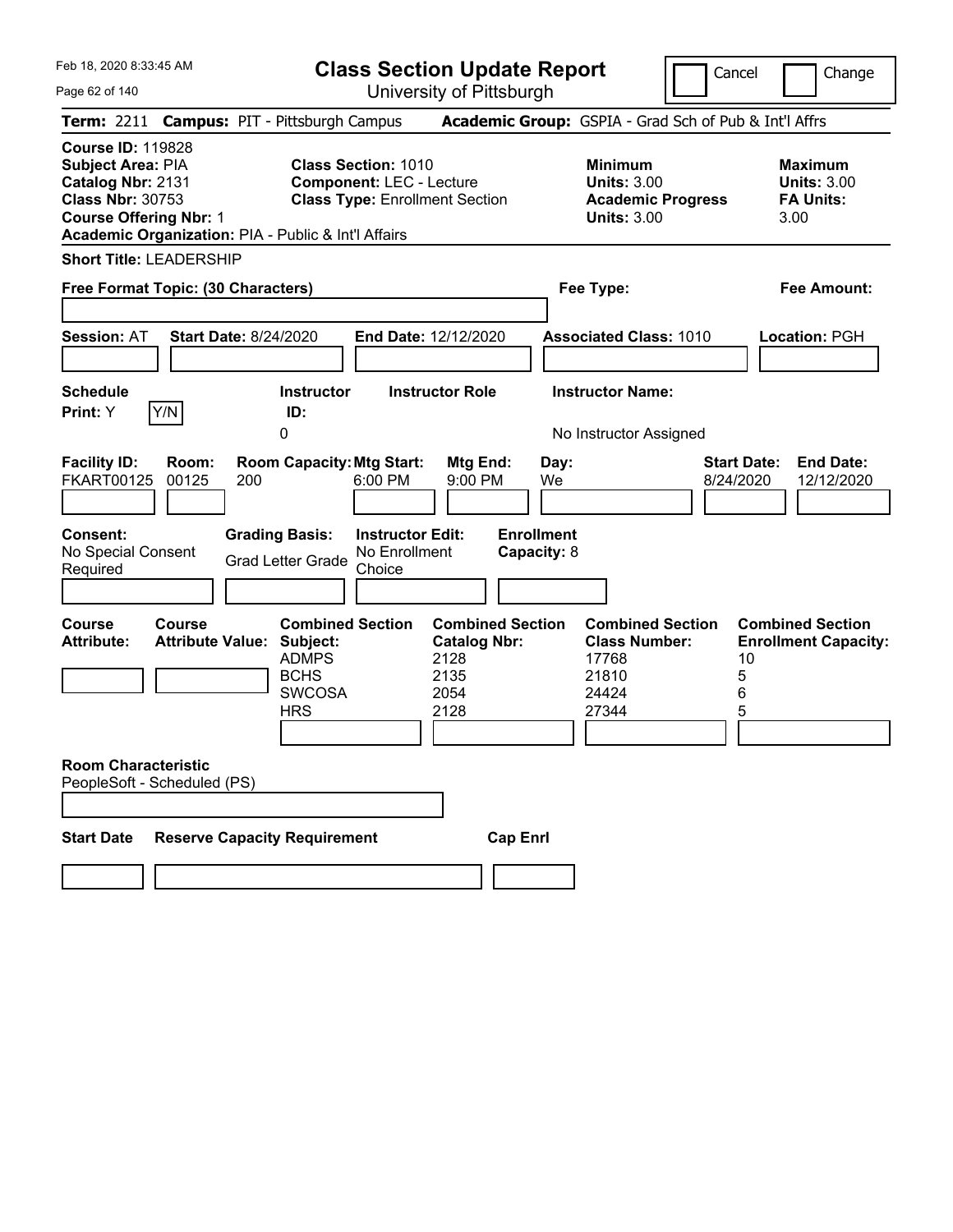Feb 18, 2020 8:33:45 AM

# Class Section Update Report

University of Pittsburgh

Cancel | Change

**Term:** 2211 **Campus:** PIT - Pittsburgh Campus **Academic Group:** GSPIA - Grad Sch of Pub & Int'l Affrs

**Course ID:** 119828
**Subject Area:** PIA
**Catalog Nbr:** 2131
**Class Nbr:** 30753
**Course Offering Nbr:** 1
**Academic Organization:** PIA - Public & Int'l Affairs

**Class Section:** 1010
**Component:** LEC - Lecture
**Class Type:** Enrollment Section

**Minimum Units:** 3.00
**Academic Progress Units:** 3.00

**Maximum Units:** 3.00
**FA Units:** 3.00

**Short Title:** LEADERSHIP

**Free Format Topic: (30 Characters)**

**Fee Type:**

**Fee Amount:**

**Session:** AT **Start Date:** 8/24/2020 **End Date:** 12/12/2020 **Associated Class:** 1010 **Location:** PGH

| Schedule Print | Instructor ID | Instructor Role | Instructor Name |
|---|---|---|---|
| Y | 0 | | No Instructor Assigned |

| Facility ID | Room | Room Capacity | Mtg Start | Mtg End | Day | Start Date | End Date |
|---|---|---|---|---|---|---|---|
| FKART00125 | 00125 | 200 | 6:00 PM | 9:00 PM | We | 8/24/2020 | 12/12/2020 |

**Consent:** No Special Consent Required
**Grading Basis:** Grad Letter Grade
**Instructor Edit:** No Enrollment Choice
**Enrollment Capacity:** 8

| Course Attribute | Course Attribute Value | Combined Section Subject | Combined Section Catalog Nbr | Combined Section Class Number | Combined Section Enrollment Capacity |
|---|---|---|---|---|---|
| | | ADMPS | 2128 | 17768 | 10 |
| | | BCHS | 2135 | 21810 | 5 |
| | | SWCOSA | 2054 | 24424 | 6 |
| | | HRS | 2128 | 27344 | 5 |

**Room Characteristic**
PeopleSoft - Scheduled (PS)

| Start Date | Reserve Capacity Requirement | Cap Enrl |
|---|---|---|
| | | |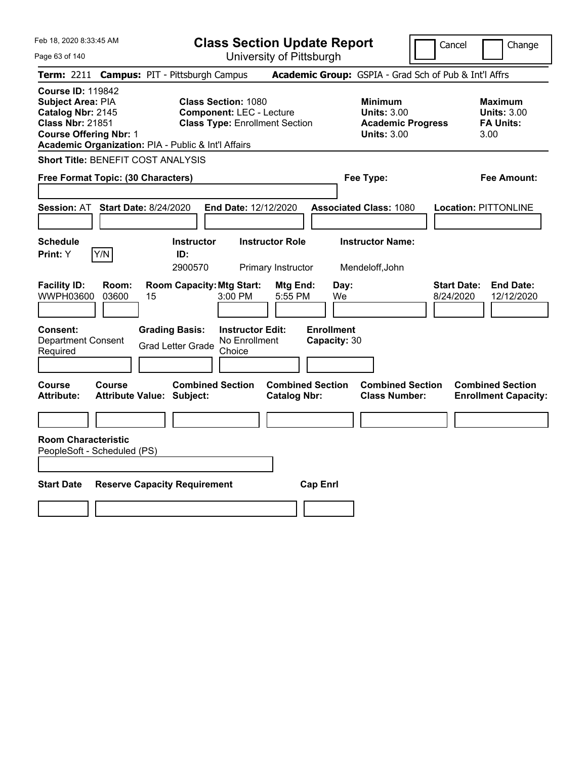Feb 18, 2020 8:33:45 AM

# Class Section Update Report

University of Pittsburgh

Cancel | Change

**Term:** 2211 **Campus:** PIT - Pittsburgh Campus **Academic Group:** GSPIA - Grad Sch of Pub & Int'l Affrs

**Course ID:** 119842
**Subject Area:** PIA
**Catalog Nbr:** 2145
**Class Nbr:** 21851
**Course Offering Nbr:** 1
**Academic Organization:** PIA - Public & Int'l Affairs

**Class Section:** 1080
**Component:** LEC - Lecture
**Class Type:** Enrollment Section

**Minimum Units:** 3.00
**Academic Progress Units:** 3.00

**Maximum Units:** 3.00
**FA Units:** 3.00

**Short Title:** BENEFIT COST ANALYSIS

**Free Format Topic: (30 Characters)** **Fee Type:** **Fee Amount:**

**Session:** AT **Start Date:** 8/24/2020 **End Date:** 12/12/2020 **Associated Class:** 1080 **Location:** PITTONLINE

| Schedule Print | Instructor ID | Instructor Role | Instructor Name |
|---|---|---|---|
| Y (Y/N) | 2900570 | Primary Instructor | Mendeloff,John |

| Facility ID | Room | Room Capacity | Mtg Start | Mtg End | Day | Start Date | End Date |
|---|---|---|---|---|---|---|---|
| WWPH03600 | 03600 | 15 | 3:00 PM | 5:55 PM | We | 8/24/2020 | 12/12/2020 |

| Consent | Grading Basis | Instructor Edit | Enrollment Capacity |
|---|---|---|---|
| Department Consent Required | Grad Letter Grade | No Enrollment Choice | 30 |

| Course Attribute | Course Attribute Value | Combined Section Subject | Combined Section Catalog Nbr | Combined Section Class Number | Combined Section Enrollment Capacity |
|---|---|---|---|---|---|
| | | | | | |

**Room Characteristic**
PeopleSoft - Scheduled (PS)

| Start Date | Reserve Capacity Requirement | Cap Enrl |
|---|---|---|
| | | |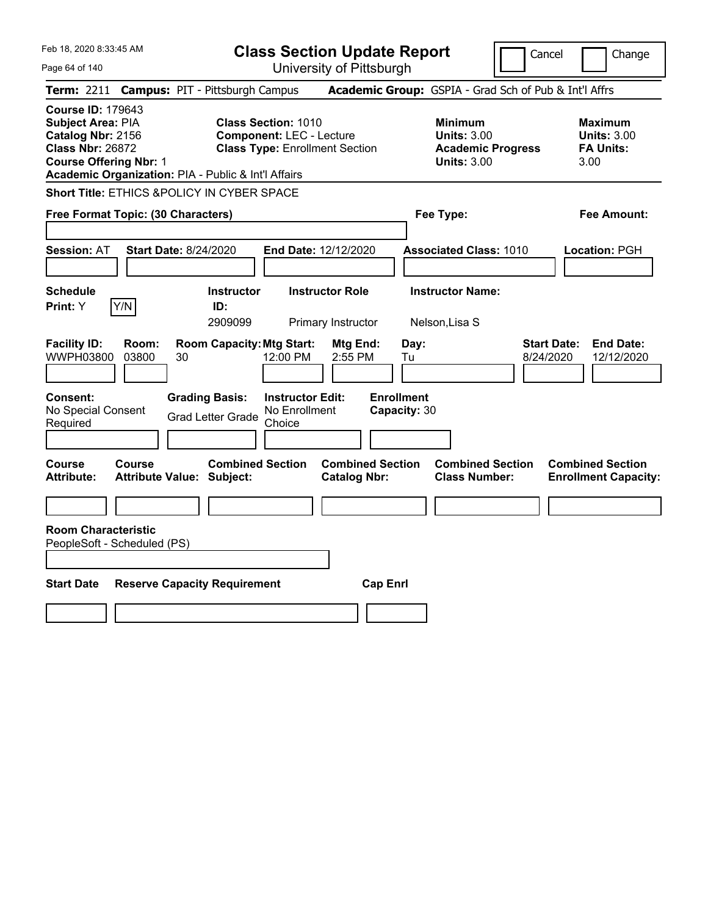Feb 18, 2020 8:33:45 AM

# Class Section Update Report

University of Pittsburgh

Cancel | Change

**Term:** 2211 **Campus:** PIT - Pittsburgh Campus **Academic Group:** GSPIA - Grad Sch of Pub & Int'l Affrs

**Course ID:** 179643
**Subject Area:** PIA
**Catalog Nbr:** 2156
**Class Nbr:** 26872
**Course Offering Nbr:** 1
**Academic Organization:** PIA - Public & Int'l Affairs

**Class Section:** 1010
**Component:** LEC - Lecture
**Class Type:** Enrollment Section

**Minimum**
**Units:** 3.00
**Academic Progress Units:** 3.00

**Maximum**
**Units:** 3.00
**FA Units:** 3.00

**Short Title:** ETHICS &POLICY IN CYBER SPACE

**Free Format Topic: (30 Characters)** **Fee Type:** **Fee Amount:**

**Session:** AT **Start Date:** 8/24/2020 **End Date:** 12/12/2020 **Associated Class:** 1010 **Location:** PGH

| Schedule Print: | Instructor ID: | Instructor Role | Instructor Name: |
|---|---|---|---|
| Y Y/N | 2909099 | Primary Instructor | Nelson,Lisa S |

| Facility ID: | Room: | Room Capacity: | Mtg Start: | Mtg End: | Day: | Start Date: | End Date: |
|---|---|---|---|---|---|---|---|
| WWPH03800 | 03800 | 30 | 12:00 PM | 2:55 PM | Tu | 8/24/2020 | 12/12/2020 |

| Consent: | Grading Basis: | Instructor Edit: | Enrollment Capacity: |
|---|---|---|---|
| No Special Consent Required | Grad Letter Grade | No Enrollment Choice | 30 |

| Course Attribute: | Course Attribute Value: | Combined Section Subject: | Combined Section Catalog Nbr: | Combined Section Class Number: | Combined Section Enrollment Capacity: |
|---|---|---|---|---|---|
| | | | | | |

**Room Characteristic**
PeopleSoft - Scheduled (PS)

| Start Date | Reserve Capacity Requirement | Cap Enrl |
|---|---|---|
| | | |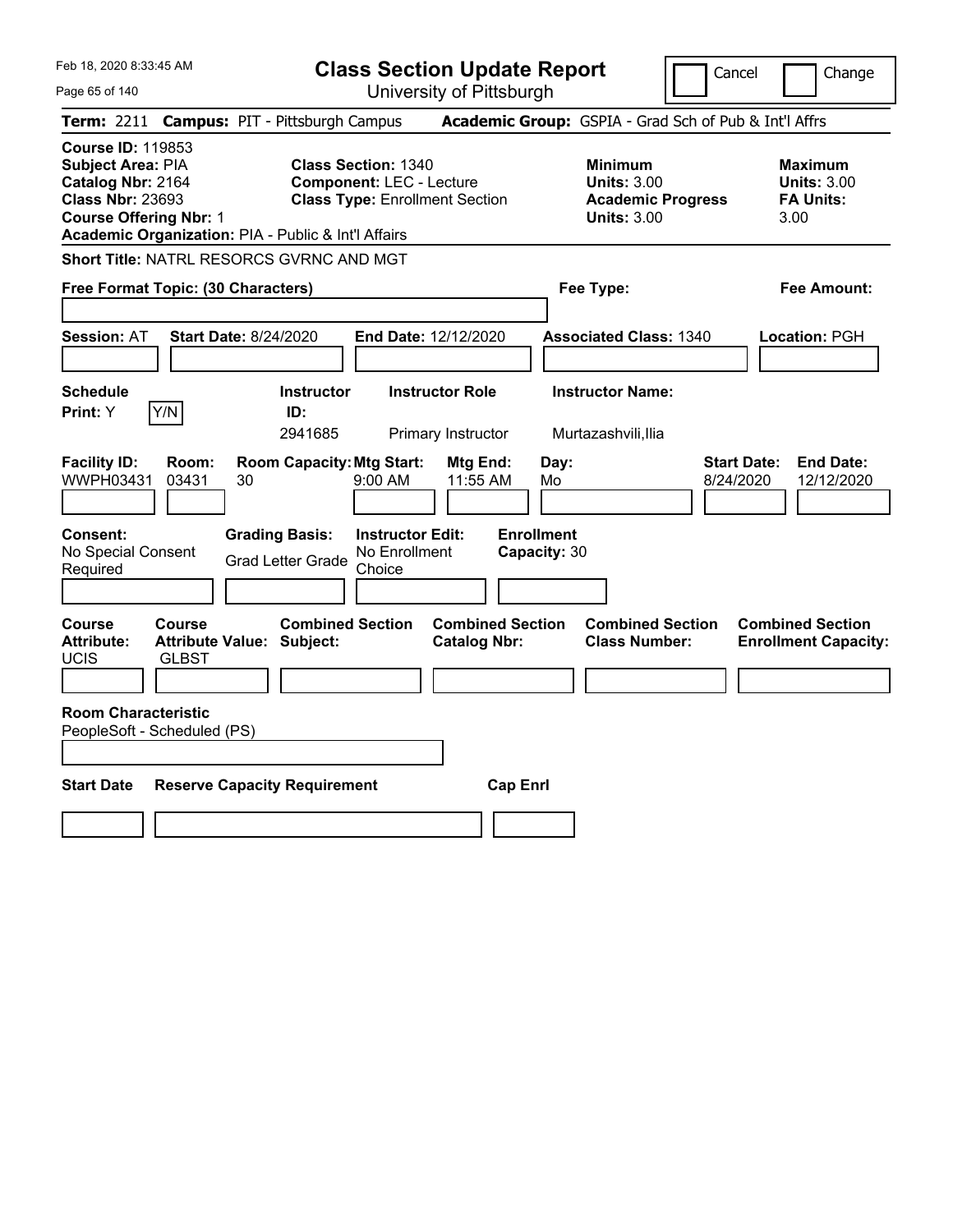Feb 18, 2020 8:33:45 AM

# Class Section Update Report

University of Pittsburgh

Cancel | Change

**Term:** 2211 **Campus:** PIT - Pittsburgh Campus **Academic Group:** GSPIA - Grad Sch of Pub & Int'l Affrs

**Course ID:** 119853
**Subject Area:** PIA
**Catalog Nbr:** 2164
**Class Nbr:** 23693
**Course Offering Nbr:** 1
**Academic Organization:** PIA - Public & Int'l Affairs

**Class Section:** 1340
**Component:** LEC - Lecture
**Class Type:** Enrollment Section

**Minimum Units:** 3.00
**Academic Progress Units:** 3.00

**Maximum Units:** 3.00
**FA Units:** 3.00

**Short Title:** NATRL RESORCS GVRNC AND MGT

**Free Format Topic: (30 Characters)**

**Fee Type:**

**Fee Amount:**

**Session:** AT **Start Date:** 8/24/2020 **End Date:** 12/12/2020 **Associated Class:** 1340 **Location:** PGH

| Schedule Print | Instructor ID | Instructor Role | Instructor Name |
|---|---|---|---|
| Y | 2941685 | Primary Instructor | Murtazashvili,Ilia |

| Facility ID | Room | Room Capacity | Mtg Start | Mtg End | Day | Start Date | End Date |
|---|---|---|---|---|---|---|---|
| WWPH03431 | 03431 | 30 | 9:00 AM | 11:55 AM | Mo | 8/24/2020 | 12/12/2020 |

**Consent:** No Special Consent Required
**Grading Basis:** Grad Letter Grade
**Instructor Edit:** No Enrollment Choice
**Enrollment Capacity:** 30

| Course Attribute | Course Attribute Value | Combined Section Subject | Combined Section Catalog Nbr | Combined Section Class Number | Combined Section Enrollment Capacity |
|---|---|---|---|---|---|
| UCIS | GLBST | | | | |

**Room Characteristic**
PeopleSoft - Scheduled (PS)

| Start Date | Reserve Capacity Requirement | Cap Enrl |
|---|---|---|
| | | |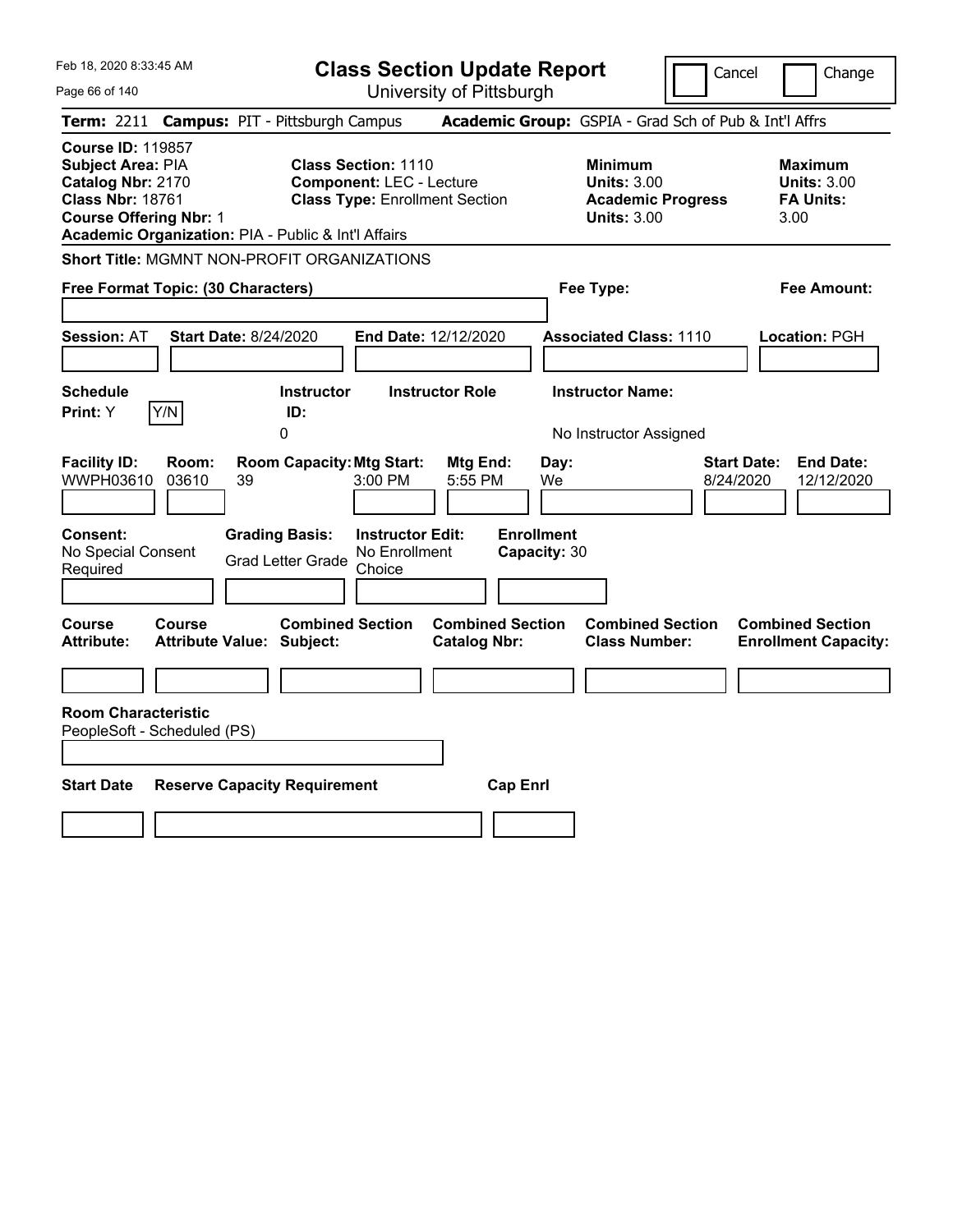# Class Section Update Report

University of Pittsburgh

Feb 18, 2020 8:33:45 AM

Cancel | Change

**Term:** 2211 **Campus:** PIT - Pittsburgh Campus **Academic Group:** GSPIA - Grad Sch of Pub & Int'l Affrs

**Course ID:** 119857
**Subject Area:** PIA
**Catalog Nbr:** 2170
**Class Nbr:** 18761
**Course Offering Nbr:** 1
**Academic Organization:** PIA - Public & Int'l Affairs

**Class Section:** 1110
**Component:** LEC - Lecture
**Class Type:** Enrollment Section

**Minimum Units:** 3.00
**Academic Progress Units:** 3.00

**Maximum Units:** 3.00
**FA Units:** 3.00

**Short Title:** MGMNT NON-PROFIT ORGANIZATIONS

**Free Format Topic: (30 Characters)**

**Fee Type:**

**Fee Amount:**

**Session:** AT **Start Date:** 8/24/2020 **End Date:** 12/12/2020 **Associated Class:** 1110 **Location:** PGH

| Schedule Print: | Instructor ID: | Instructor Role | Instructor Name: |
|---|---|---|---|
| Y [Y/N] | 0 | | No Instructor Assigned |

| Facility ID: | Room: | Room Capacity: | Mtg Start: | Mtg End: | Day: | Start Date: | End Date: |
|---|---|---|---|---|---|---|---|
| WWPH03610 | 03610 | 39 | 3:00 PM | 5:55 PM | We | 8/24/2020 | 12/12/2020 |

| Consent: | Grading Basis: | Instructor Edit: | Enrollment Capacity: |
|---|---|---|---|
| No Special Consent Required | Grad Letter Grade | No Enrollment Choice | 30 |

| Course Attribute: | Course Attribute Value: | Combined Section Subject: | Combined Section Catalog Nbr: | Combined Section Class Number: | Combined Section Enrollment Capacity: |
|---|---|---|---|---|---|
| | | | | | |

**Room Characteristic**
PeopleSoft - Scheduled (PS)

| Start Date | Reserve Capacity Requirement | Cap Enrl |
|---|---|---|
| | | |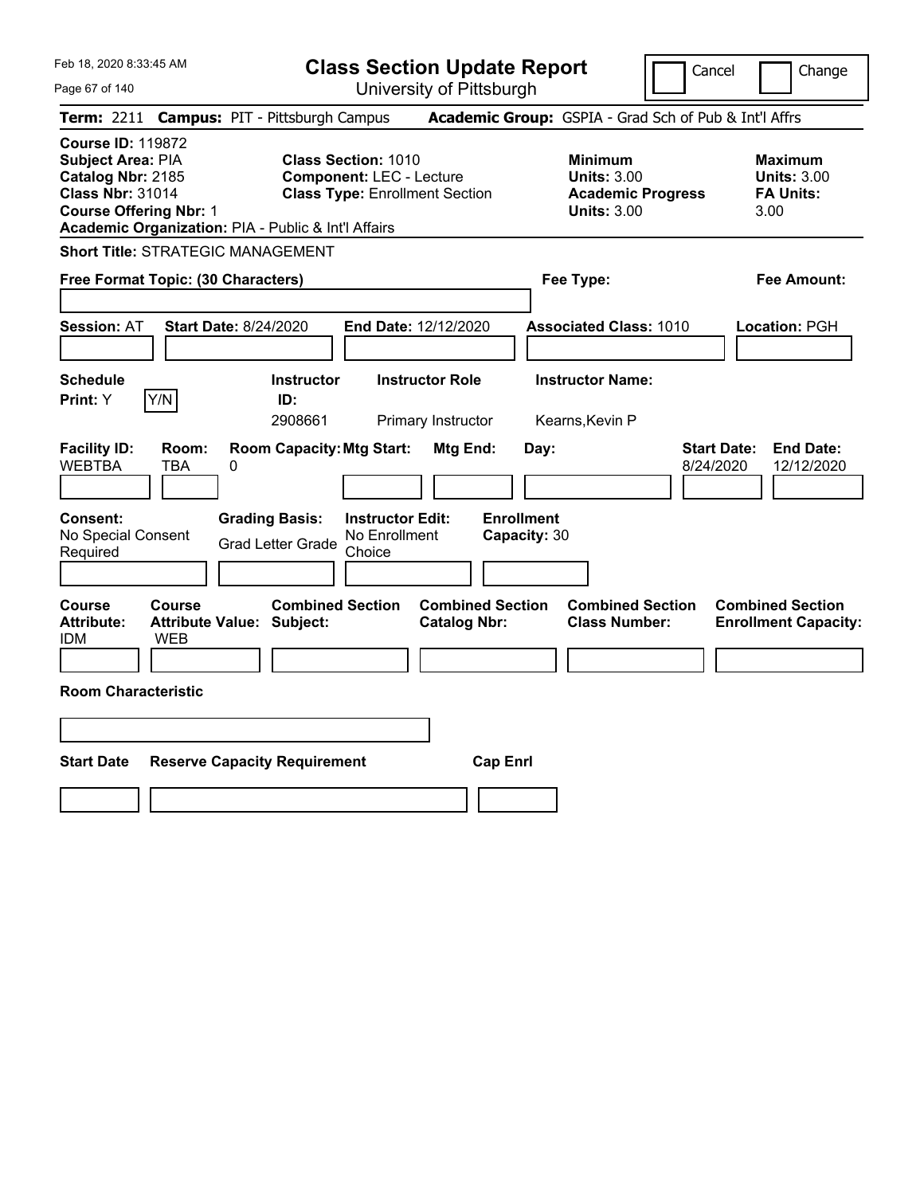# Class Section Update Report

University of Pittsburgh

Cancel | Change

**Term:** 2211 **Campus:** PIT - Pittsburgh Campus **Academic Group:** GSPIA - Grad Sch of Pub & Int'l Affrs

**Course ID:** 119872
**Subject Area:** PIA
**Catalog Nbr:** 2185
**Class Nbr:** 31014
**Course Offering Nbr:** 1
**Academic Organization:** PIA - Public & Int'l Affairs

**Class Section:** 1010
**Component:** LEC - Lecture
**Class Type:** Enrollment Section

**Minimum Units:** 3.00
**Academic Progress Units:** 3.00

**Maximum Units:** 3.00
**FA Units:** 3.00

**Short Title:** STRATEGIC MANAGEMENT

**Free Format Topic: (30 Characters)**

**Fee Type:**

**Fee Amount:**

**Session:** AT **Start Date:** 8/24/2020 **End Date:** 12/12/2020 **Associated Class:** 1010 **Location:** PGH

| Schedule Print: | Y/N | Instructor ID: | Instructor Role | Instructor Name: |
|---|---|---|---|---|
| Y | | 2908661 | Primary Instructor | Kearns,Kevin P |

| Facility ID: | Room: | Room Capacity: | Mtg Start: | Mtg End: | Day: | Start Date: | End Date: |
|---|---|---|---|---|---|---|---|
| WEBTBA | TBA | 0 | | | | 8/24/2020 | 12/12/2020 |

| Consent: | Grading Basis: | Instructor Edit: | Enrollment Capacity: |
|---|---|---|---|
| No Special Consent Required | Grad Letter Grade | No Enrollment Choice | 30 |

| Course Attribute: | Course Attribute Value: | Combined Section Subject: | Combined Section Catalog Nbr: | Combined Section Class Number: | Combined Section Enrollment Capacity: |
|---|---|---|---|---|---|
| IDM | WEB | | | | |

**Room Characteristic**

| Start Date | Reserve Capacity Requirement | Cap Enrl |
|---|---|---|
| | | |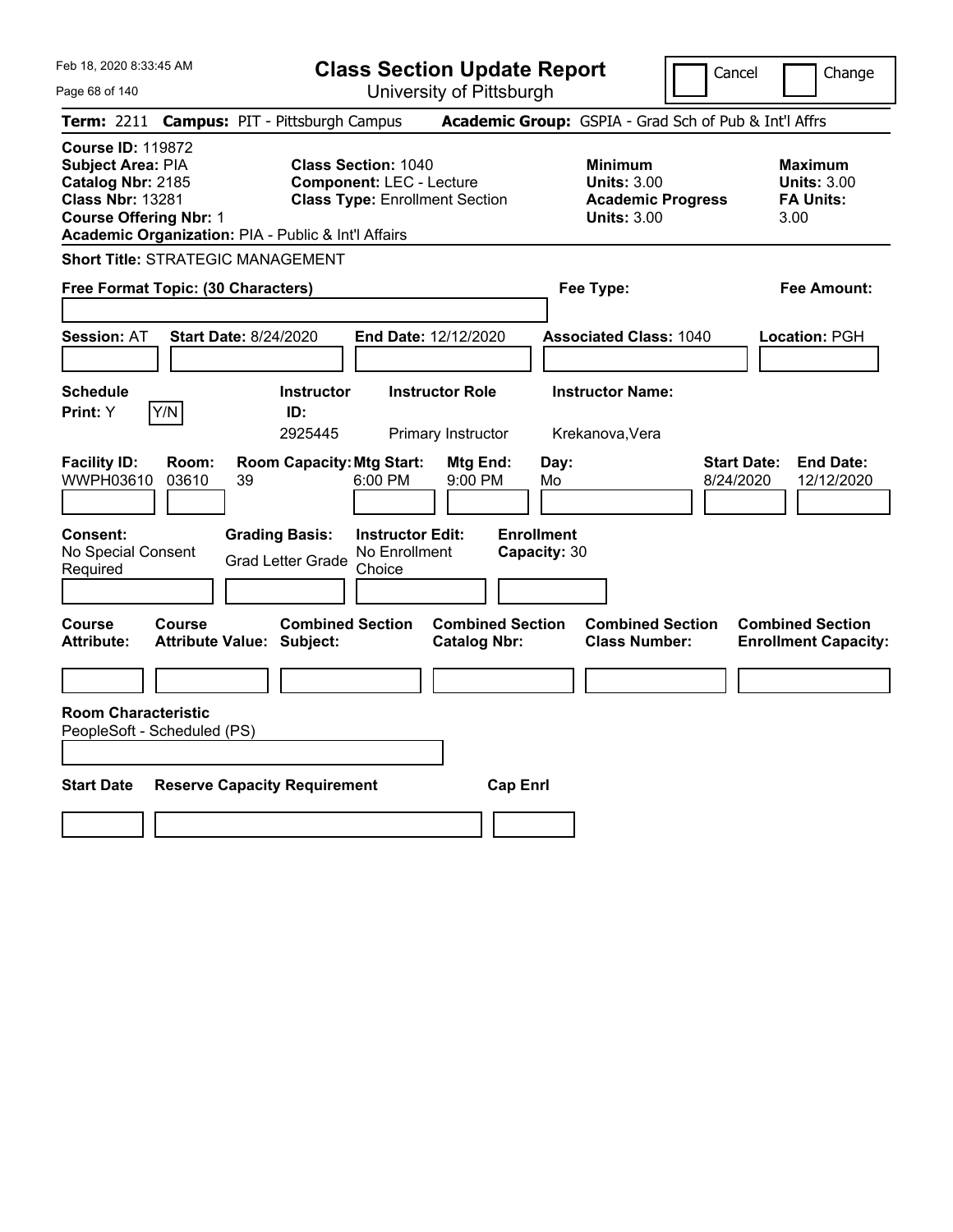Feb 18, 2020 8:33:45 AM

# Class Section Update Report

University of Pittsburgh

Cancel | Change

**Term:** 2211 **Campus:** PIT - Pittsburgh Campus **Academic Group:** GSPIA - Grad Sch of Pub & Int'l Affrs

**Course ID:** 119872
**Subject Area:** PIA
**Catalog Nbr:** 2185
**Class Nbr:** 13281
**Course Offering Nbr:** 1
**Academic Organization:** PIA - Public & Int'l Affairs

**Class Section:** 1040
**Component:** LEC - Lecture
**Class Type:** Enrollment Section

**Minimum Units:** 3.00
**Academic Progress Units:** 3.00

**Maximum Units:** 3.00
**FA Units:** 3.00

**Short Title:** STRATEGIC MANAGEMENT

**Free Format Topic: (30 Characters)**

**Fee Type:**

**Fee Amount:**

**Session:** AT **Start Date:** 8/24/2020 **End Date:** 12/12/2020 **Associated Class:** 1040 **Location:** PGH

| Schedule Print | Instructor ID | Instructor Role | Instructor Name |
|---|---|---|---|
| Y (Y/N) | 2925445 | Primary Instructor | Krekanova,Vera |

| Facility ID | Room | Room Capacity | Mtg Start | Mtg End | Day | Start Date | End Date |
|---|---|---|---|---|---|---|---|
| WWPH03610 | 03610 | 39 | 6:00 PM | 9:00 PM | Mo | 8/24/2020 | 12/12/2020 |

| Consent | Grading Basis | Instructor Edit | Enrollment Capacity |
|---|---|---|---|
| No Special Consent Required | Grad Letter Grade | No Enrollment Choice | 30 |

| Course Attribute | Course Attribute Value | Combined Section Subject | Combined Section Catalog Nbr | Combined Section Class Number | Combined Section Enrollment Capacity |
|---|---|---|---|---|---|
| | | | | | |

**Room Characteristic**
PeopleSoft - Scheduled (PS)

| Start Date | Reserve Capacity Requirement | Cap Enrl |
|---|---|---|
| | | |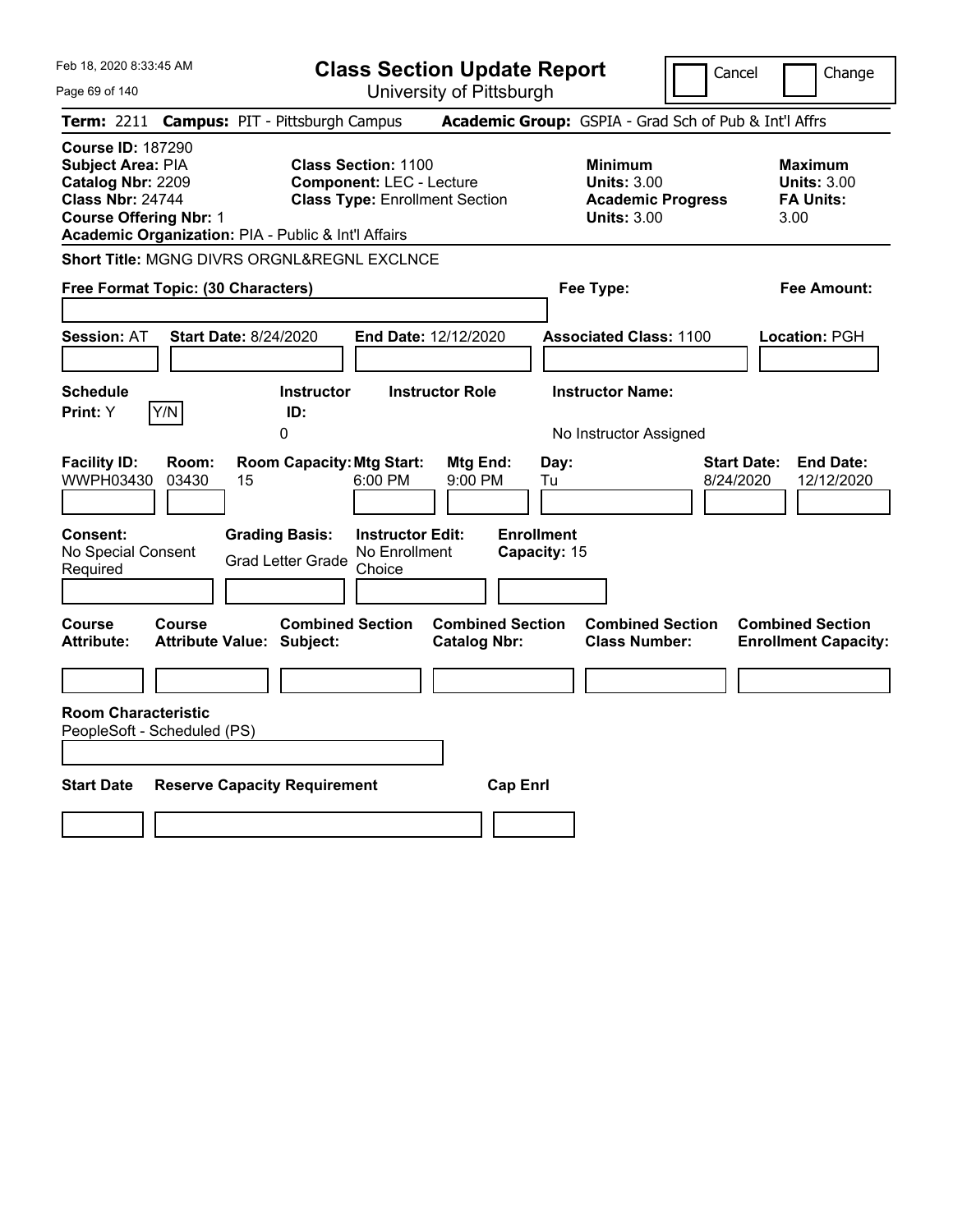Feb 18, 2020 8:33:45 AM

# Class Section Update Report

University of Pittsburgh

Cancel | Change

**Term:** 2211 **Campus:** PIT - Pittsburgh Campus **Academic Group:** GSPIA - Grad Sch of Pub & Int'l Affrs

**Course ID:** 187290
**Subject Area:** PIA
**Catalog Nbr:** 2209
**Class Nbr:** 24744
**Course Offering Nbr:** 1
**Academic Organization:** PIA - Public & Int'l Affairs

**Class Section:** 1100
**Component:** LEC - Lecture
**Class Type:** Enrollment Section

**Minimum Units:** 3.00
**Academic Progress Units:** 3.00

**Maximum Units:** 3.00
**FA Units:** 3.00

**Short Title:** MGNG DIVRS ORGNL&REGNL EXCLNCE

**Free Format Topic: (30 Characters)**

**Fee Type:**

**Fee Amount:**

**Session:** AT **Start Date:** 8/24/2020 **End Date:** 12/12/2020 **Associated Class:** 1100 **Location:** PGH

**Schedule Print:** Y  Y/N

**Instructor ID:** 0

**Instructor Role**

**Instructor Name:** No Instructor Assigned

| Facility ID: | Room: | Room Capacity: | Mtg Start: | Mtg End: | Day: | Start Date: | End Date: |
|---|---|---|---|---|---|---|---|
| WWPH03430 | 03430 | 15 | 6:00 PM | 9:00 PM | Tu | 8/24/2020 | 12/12/2020 |

**Consent:** No Special Consent Required

**Grading Basis:** Grad Letter Grade

**Instructor Edit:** No Enrollment Choice

**Enrollment Capacity:** 15

| Course Attribute: | Course Attribute Value: | Combined Section Subject: | Combined Section Catalog Nbr: | Combined Section Class Number: | Combined Section Enrollment Capacity: |
|---|---|---|---|---|---|
| | | | | | |

**Room Characteristic**
PeopleSoft - Scheduled (PS)

| Start Date | Reserve Capacity Requirement | Cap Enrl |
|---|---|---|
| | | |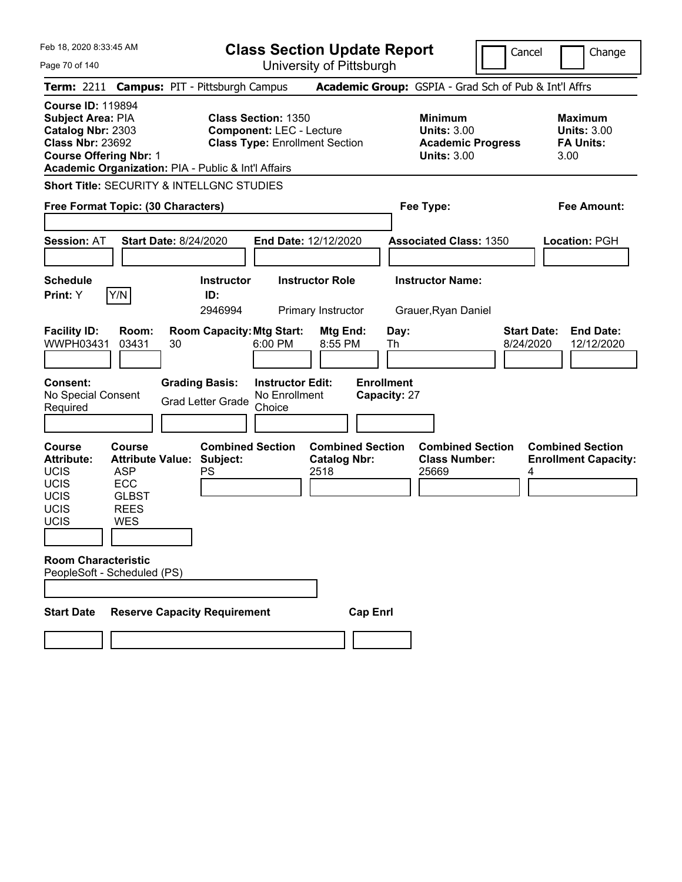Feb 18, 2020 8:33:45 AM

# Class Section Update Report

University of Pittsburgh

Cancel | Change

**Term:** 2211 **Campus:** PIT - Pittsburgh Campus **Academic Group:** GSPIA - Grad Sch of Pub & Int'l Affrs

**Course ID:** 119894
**Subject Area:** PIA
**Catalog Nbr:** 2303
**Class Nbr:** 23692
**Course Offering Nbr:** 1
**Academic Organization:** PIA - Public & Int'l Affairs

**Class Section:** 1350
**Component:** LEC - Lecture
**Class Type:** Enrollment Section

**Minimum Units:** 3.00
**Academic Progress Units:** 3.00

**Maximum Units:** 3.00
**FA Units:** 3.00

**Short Title:** SECURITY & INTELLGNC STUDIES

**Free Format Topic: (30 Characters)**

**Fee Type:**

**Fee Amount:**

**Session:** AT **Start Date:** 8/24/2020 **End Date:** 12/12/2020 **Associated Class:** 1350 **Location:** PGH

**Schedule Print:** Y Y/N

| Instructor ID | Instructor Role | Instructor Name |
|---|---|---|
| 2946994 | Primary Instructor | Grauer,Ryan Daniel |

| Facility ID | Room | Room Capacity | Mtg Start | Mtg End | Day | Start Date | End Date |
|---|---|---|---|---|---|---|---|
| WWPH03431 | 03431 | 30 | 6:00 PM | 8:55 PM | Th | 8/24/2020 | 12/12/2020 |

**Consent:** No Special Consent Required
**Grading Basis:** Grad Letter Grade
**Instructor Edit:** No Enrollment Choice
**Enrollment Capacity:** 27

| Course Attribute | Course Attribute Value |
|---|---|
| UCIS | ASP |
| UCIS | ECC |
| UCIS | GLBST |
| UCIS | REES |
| UCIS | WES |

| Combined Section Subject | Combined Section Catalog Nbr | Combined Section Class Number | Combined Section Enrollment Capacity |
|---|---|---|---|
| PS | 2518 | 25669 | 4 |

**Room Characteristic**
PeopleSoft - Scheduled (PS)

**Start Date** **Reserve Capacity Requirement** **Cap Enrl**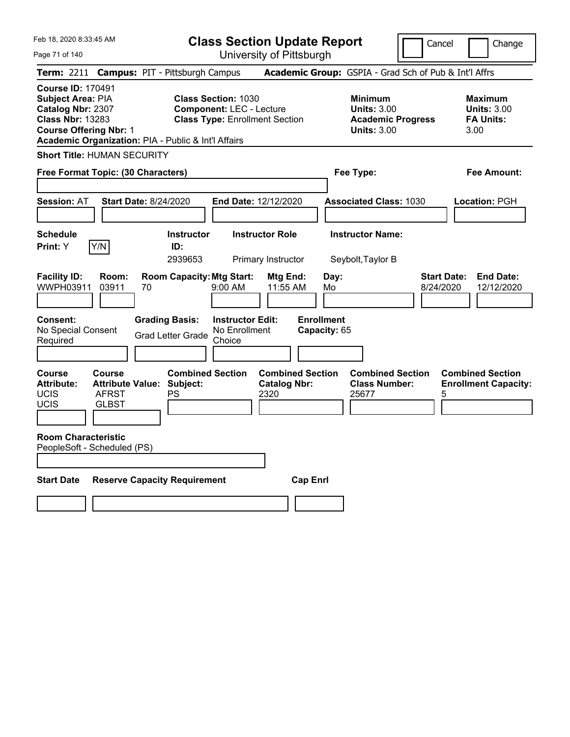Feb 18, 2020 8:33:45 AM

# Class Section Update Report

University of Pittsburgh

Cancel | Change

**Term:** 2211 **Campus:** PIT - Pittsburgh Campus **Academic Group:** GSPIA - Grad Sch of Pub & Int'l Affrs

**Course ID:** 170491
**Subject Area:** PIA
**Catalog Nbr:** 2307
**Class Nbr:** 13283
**Course Offering Nbr:** 1
**Academic Organization:** PIA - Public & Int'l Affairs

**Class Section:** 1030
**Component:** LEC - Lecture
**Class Type:** Enrollment Section

**Minimum Units:** 3.00
**Academic Progress Units:** 3.00

**Maximum Units:** 3.00
**FA Units:** 3.00

**Short Title:** HUMAN SECURITY

**Free Format Topic: (30 Characters)**

**Fee Type:**

**Fee Amount:**

**Session:** AT **Start Date:** 8/24/2020 **End Date:** 12/12/2020 **Associated Class:** 1030 **Location:** PGH

| Schedule Print | Y/N | Instructor ID | Instructor Role | Instructor Name |
|---|---|---|---|---|
| Y | | 2939653 | Primary Instructor | Seybolt,Taylor B |

| Facility ID | Room | Room Capacity | Mtg Start | Mtg End | Day | Start Date | End Date |
|---|---|---|---|---|---|---|---|
| WWPH03911 | 03911 | 70 | 9:00 AM | 11:55 AM | Mo | 8/24/2020 | 12/12/2020 |

| Consent | Grading Basis | Instructor Edit | Enrollment Capacity |
|---|---|---|---|
| No Special Consent Required | Grad Letter Grade | No Enrollment Choice | 65 |

| Course Attribute | Course Attribute Value | Combined Section Subject | Combined Section Catalog Nbr | Combined Section Class Number | Combined Section Enrollment Capacity |
|---|---|---|---|---|---|
| UCIS | AFRST | PS | 2320 | 25677 | 5 |
| UCIS | GLBST | | | | |

**Room Characteristic**
PeopleSoft - Scheduled (PS)

| Start Date | Reserve Capacity Requirement | Cap Enrl |
|---|---|---|
| | | |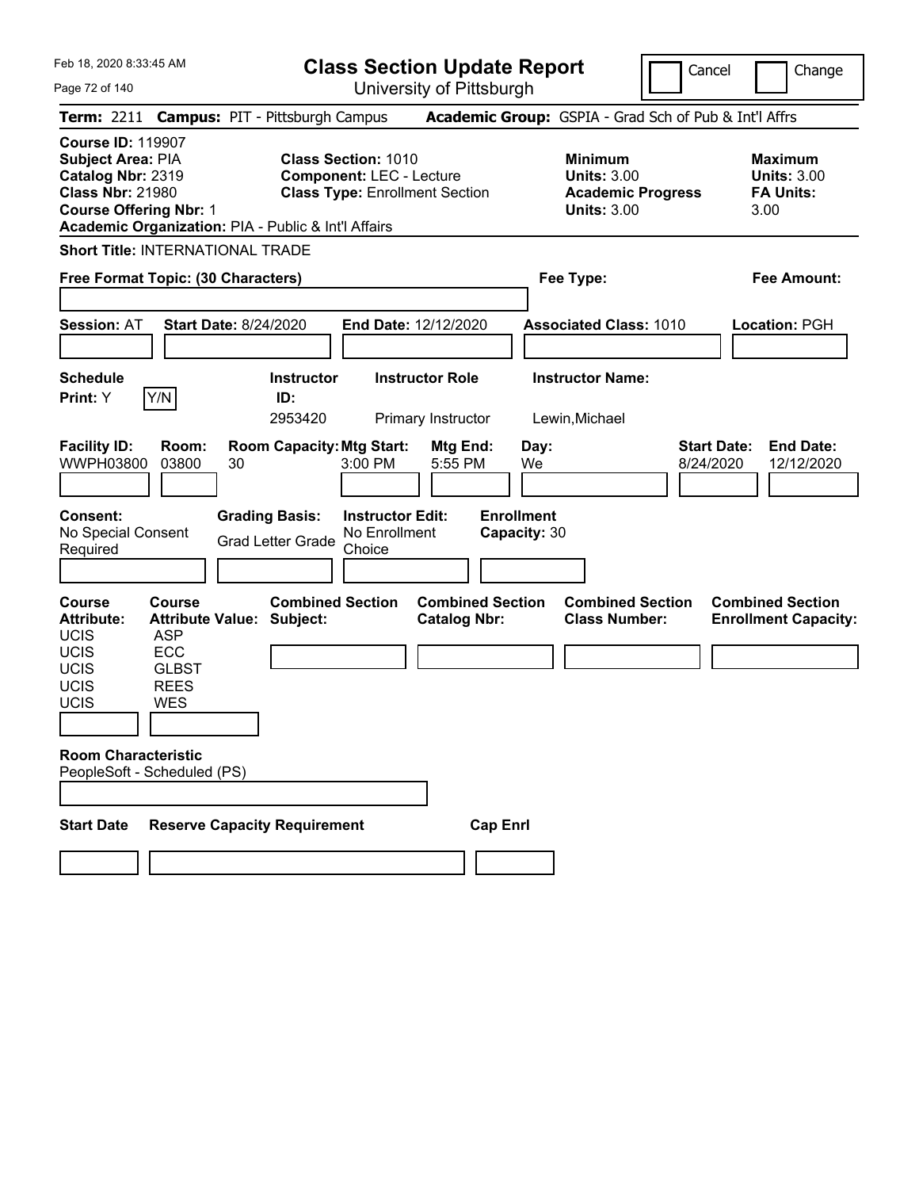Feb 18, 2020 8:33:45 AM

# Class Section Update Report

University of Pittsburgh

Cancel | Change

**Term:** 2211 **Campus:** PIT - Pittsburgh Campus **Academic Group:** GSPIA - Grad Sch of Pub & Int'l Affrs

**Course ID:** 119907
**Subject Area:** PIA
**Catalog Nbr:** 2319
**Class Nbr:** 21980
**Course Offering Nbr:** 1
**Academic Organization:** PIA - Public & Int'l Affairs

**Class Section:** 1010
**Component:** LEC - Lecture
**Class Type:** Enrollment Section

**Minimum Units:** 3.00
**Academic Progress Units:** 3.00

**Maximum Units:** 3.00
**FA Units:** 3.00

**Short Title:** INTERNATIONAL TRADE

**Free Format Topic: (30 Characters)**

**Fee Type:**

**Fee Amount:**

**Session:** AT **Start Date:** 8/24/2020 **End Date:** 12/12/2020 **Associated Class:** 1010 **Location:** PGH

| Schedule Print: | Instructor ID: | Instructor Role | Instructor Name: |
|---|---|---|---|
| Y (Y/N) | 2953420 | Primary Instructor | Lewin,Michael |

| Facility ID: | Room: | Room Capacity: | Mtg Start: | Mtg End: | Day: | Start Date: | End Date: |
|---|---|---|---|---|---|---|---|
| WWPH03800 | 03800 | 30 | 3:00 PM | 5:55 PM | We | 8/24/2020 | 12/12/2020 |

| Consent: | Grading Basis: | Instructor Edit: | Enrollment Capacity: |
|---|---|---|---|
| No Special Consent Required | Grad Letter Grade | No Enrollment Choice | 30 |

| Course Attribute: | Course Attribute Value: | Combined Section Subject: | Combined Section Catalog Nbr: | Combined Section Class Number: | Combined Section Enrollment Capacity: |
|---|---|---|---|---|---|
| UCIS | ASP | | | | |
| UCIS | ECC | | | | |
| UCIS | GLBST | | | | |
| UCIS | REES | | | | |
| UCIS | WES | | | | |

**Room Characteristic**
PeopleSoft - Scheduled (PS)

| Start Date | Reserve Capacity Requirement | Cap Enrl |
|---|---|---|
| | | |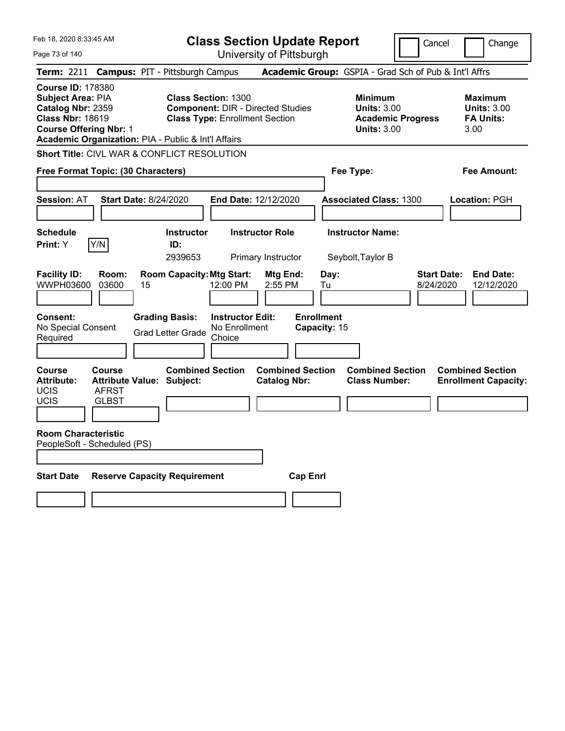# Class Section Update Report

University of Pittsburgh

Cancel | Change

**Term:** 2211 **Campus:** PIT - Pittsburgh Campus **Academic Group:** GSPIA - Grad Sch of Pub & Int'l Affrs

**Course ID:** 178380
**Subject Area:** PIA
**Catalog Nbr:** 2359
**Class Nbr:** 18619
**Course Offering Nbr:** 1
**Academic Organization:** PIA - Public & Int'l Affairs

**Class Section:** 1300
**Component:** DIR - Directed Studies
**Class Type:** Enrollment Section

**Minimum**
**Units:** 3.00
**Academic Progress Units:** 3.00

**Maximum**
**Units:** 3.00
**FA Units:** 3.00

**Short Title:** CIVL WAR & CONFLICT RESOLUTION

**Free Format Topic: (30 Characters)**

**Fee Type:**

**Fee Amount:**

**Session:** AT **Start Date:** 8/24/2020 **End Date:** 12/12/2020 **Associated Class:** 1300 **Location:** PGH

| Schedule Print | Instructor ID | Instructor Role | Instructor Name |
|---|---|---|---|
| Y (Y/N) | 2939653 | Primary Instructor | Seybolt,Taylor B |

| Facility ID | Room | Room Capacity | Mtg Start | Mtg End | Day | Start Date | End Date |
|---|---|---|---|---|---|---|---|
| WWPH03600 | 03600 | 15 | 12:00 PM | 2:55 PM | Tu | 8/24/2020 | 12/12/2020 |

| Consent | Grading Basis | Instructor Edit | Enrollment Capacity |
|---|---|---|---|
| No Special Consent Required | Grad Letter Grade | No Enrollment Choice | 15 |

| Course Attribute | Course Attribute Value | Combined Section Subject | Combined Section Catalog Nbr | Combined Section Class Number | Combined Section Enrollment Capacity |
|---|---|---|---|---|---|
| UCIS | AFRST | | | | |
| UCIS | GLBST | | | | |

**Room Characteristic**
PeopleSoft - Scheduled (PS)

| Start Date | Reserve Capacity Requirement | Cap Enrl |
|---|---|---|
| | | |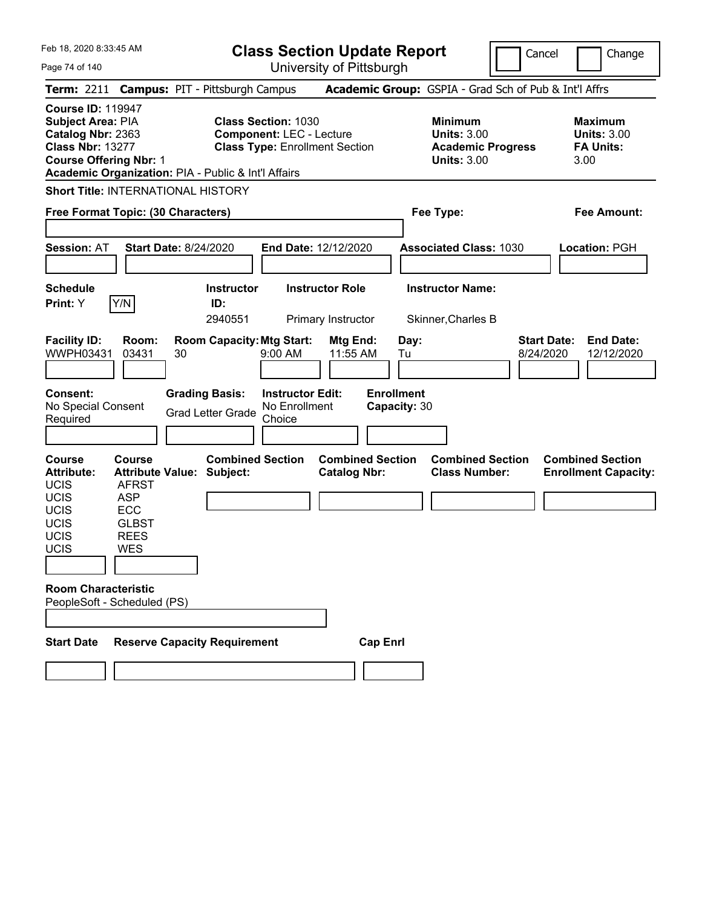Feb 18, 2020 8:33:45 AM

# Class Section Update Report

University of Pittsburgh

Cancel | Change

**Term:** 2211 **Campus:** PIT - Pittsburgh Campus **Academic Group:** GSPIA - Grad Sch of Pub & Int'l Affrs

**Course ID:** 119947
**Subject Area:** PIA
**Catalog Nbr:** 2363
**Class Nbr:** 13277
**Course Offering Nbr:** 1
**Academic Organization:** PIA - Public & Int'l Affairs

**Class Section:** 1030
**Component:** LEC - Lecture
**Class Type:** Enrollment Section

**Minimum Units:** 3.00
**Academic Progress Units:** 3.00

**Maximum Units:** 3.00
**FA Units:** 3.00

**Short Title:** INTERNATIONAL HISTORY

**Free Format Topic: (30 Characters)**

**Fee Type:**

**Fee Amount:**

**Session:** AT **Start Date:** 8/24/2020 **End Date:** 12/12/2020 **Associated Class:** 1030 **Location:** PGH

| Schedule Print | Instructor ID | Instructor Role | Instructor Name |
|---|---|---|---|
| Y (Y/N) | 2940551 | Primary Instructor | Skinner,Charles B |

| Facility ID | Room | Room Capacity | Mtg Start | Mtg End | Day | Start Date | End Date |
|---|---|---|---|---|---|---|---|
| WWPH03431 | 03431 | 30 | 9:00 AM | 11:55 AM | Tu | 8/24/2020 | 12/12/2020 |

**Consent:** No Special Consent Required
**Grading Basis:** Grad Letter Grade
**Instructor Edit:** No Enrollment Choice
**Enrollment Capacity:** 30

| Course Attribute | Course Attribute Value |
|---|---|
| UCIS | AFRST |
| UCIS | ASP |
| UCIS | ECC |
| UCIS | GLBST |
| UCIS | REES |
| UCIS | WES |

**Combined Section Subject:**
**Combined Section Catalog Nbr:**
**Combined Section Class Number:**
**Combined Section Enrollment Capacity:**

**Room Characteristic**
PeopleSoft - Scheduled (PS)

**Start Date** | **Reserve Capacity Requirement** | **Cap Enrl**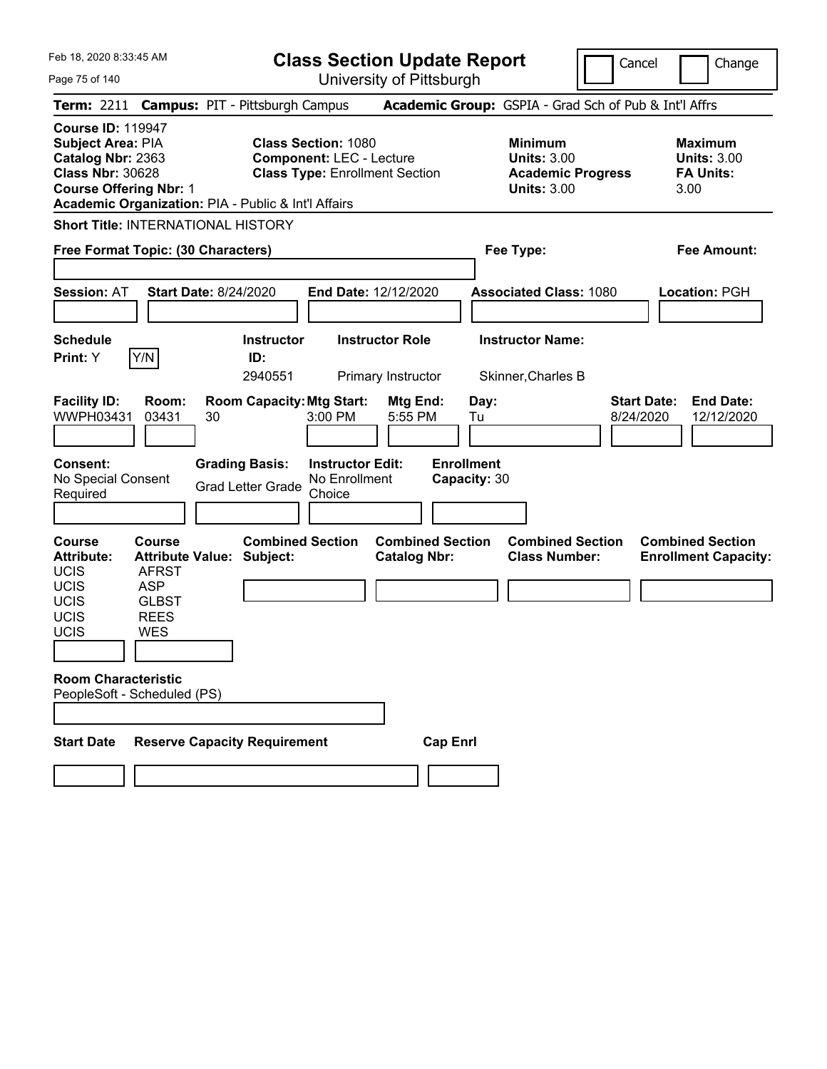# Class Section Update Report

University of Pittsburgh

Cancel | Change

**Term:** 2211 **Campus:** PIT - Pittsburgh Campus **Academic Group:** GSPIA - Grad Sch of Pub & Int'l Affrs

**Course ID:** 119947
**Subject Area:** PIA
**Catalog Nbr:** 2363
**Class Nbr:** 30628
**Course Offering Nbr:** 1
**Academic Organization:** PIA - Public & Int'l Affairs

**Class Section:** 1080
**Component:** LEC - Lecture
**Class Type:** Enrollment Section

**Minimum Units:** 3.00
**Academic Progress Units:** 3.00

**Maximum Units:** 3.00
**FA Units:** 3.00

**Short Title:** INTERNATIONAL HISTORY

**Free Format Topic: (30 Characters)**

**Fee Type:**

**Fee Amount:**

**Session:** AT **Start Date:** 8/24/2020 **End Date:** 12/12/2020 **Associated Class:** 1080 **Location:** PGH

| Schedule Print | Instructor ID | Instructor Role | Instructor Name |
|---|---|---|---|
| Y (Y/N) | 2940551 | Primary Instructor | Skinner,Charles B |

| Facility ID | Room | Room Capacity | Mtg Start | Mtg End | Day | Start Date | End Date |
|---|---|---|---|---|---|---|---|
| WWPH03431 | 03431 | 30 | 3:00 PM | 5:55 PM | Tu | 8/24/2020 | 12/12/2020 |

**Consent:** No Special Consent Required
**Grading Basis:** Grad Letter Grade
**Instructor Edit:** No Enrollment Choice
**Enrollment Capacity:** 30

| Course Attribute | Course Attribute Value |
|---|---|
| UCIS | AFRST |
| UCIS | ASP |
| UCIS | GLBST |
| UCIS | REES |
| UCIS | WES |

**Combined Section Subject:**
**Combined Section Catalog Nbr:**
**Combined Section Class Number:**
**Combined Section Enrollment Capacity:**

**Room Characteristic**
PeopleSoft - Scheduled (PS)

| Start Date | Reserve Capacity Requirement | Cap Enrl |
|---|---|---|
| | | |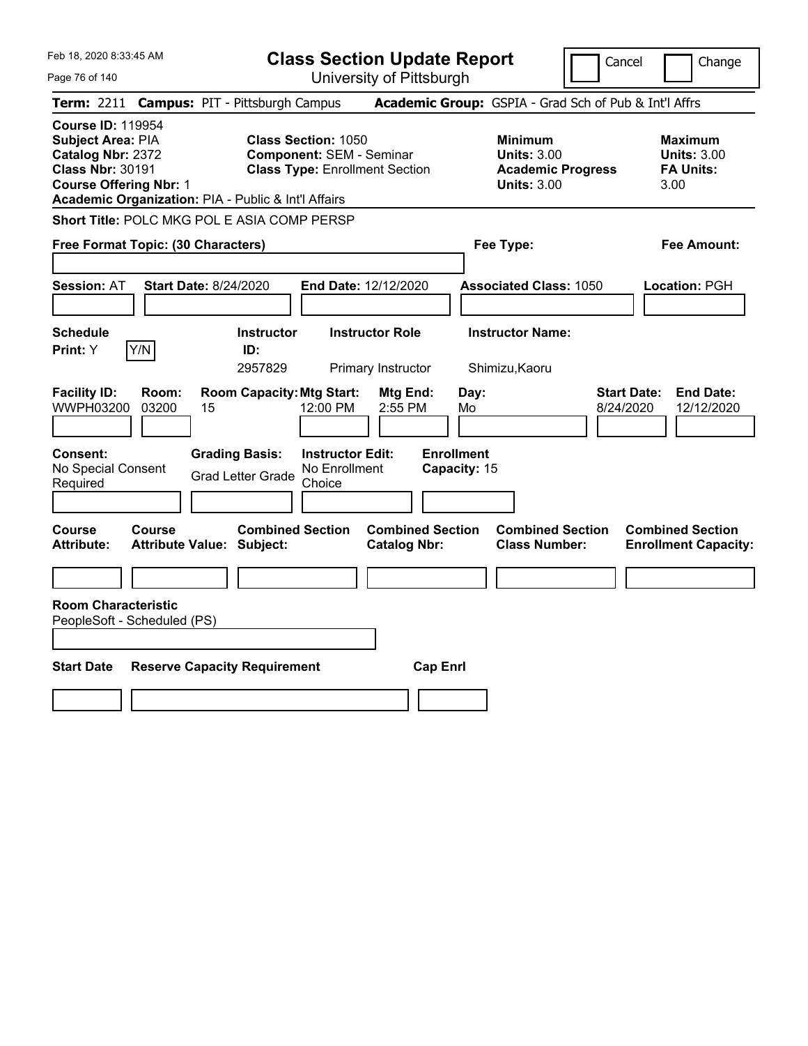Feb 18, 2020 8:33:45 AM

# Class Section Update Report

University of Pittsburgh

Cancel | Change

**Term:** 2211 **Campus:** PIT - Pittsburgh Campus **Academic Group:** GSPIA - Grad Sch of Pub & Int'l Affrs

**Course ID:** 119954
**Subject Area:** PIA
**Catalog Nbr:** 2372
**Class Nbr:** 30191
**Course Offering Nbr:** 1
**Academic Organization:** PIA - Public & Int'l Affairs

**Class Section:** 1050
**Component:** SEM - Seminar
**Class Type:** Enrollment Section

**Minimum Units:** 3.00
**Academic Progress Units:** 3.00

**Maximum Units:** 3.00
**FA Units:** 3.00

**Short Title:** POLC MKG POL E ASIA COMP PERSP

**Free Format Topic: (30 Characters)**

**Fee Type:**

**Fee Amount:**

**Session:** AT **Start Date:** 8/24/2020 **End Date:** 12/12/2020 **Associated Class:** 1050 **Location:** PGH

| Schedule Print | Instructor ID | Instructor Role | Instructor Name |
|---|---|---|---|
| Y (Y/N) | 2957829 | Primary Instructor | Shimizu,Kaoru |

| Facility ID | Room | Room Capacity | Mtg Start | Mtg End | Day | Start Date | End Date |
|---|---|---|---|---|---|---|---|
| WWPH03200 | 03200 | 15 | 12:00 PM | 2:55 PM | Mo | 8/24/2020 | 12/12/2020 |

**Consent:** No Special Consent Required
**Grading Basis:** Grad Letter Grade
**Instructor Edit:** No Enrollment Choice
**Enrollment Capacity:** 15

| Course Attribute | Course Attribute Value | Combined Section Subject | Combined Section Catalog Nbr | Combined Section Class Number | Combined Section Enrollment Capacity |
|---|---|---|---|---|---|
| | | | | | |

**Room Characteristic**
PeopleSoft - Scheduled (PS)

| Start Date | Reserve Capacity Requirement | Cap Enrl |
|---|---|---|
| | | |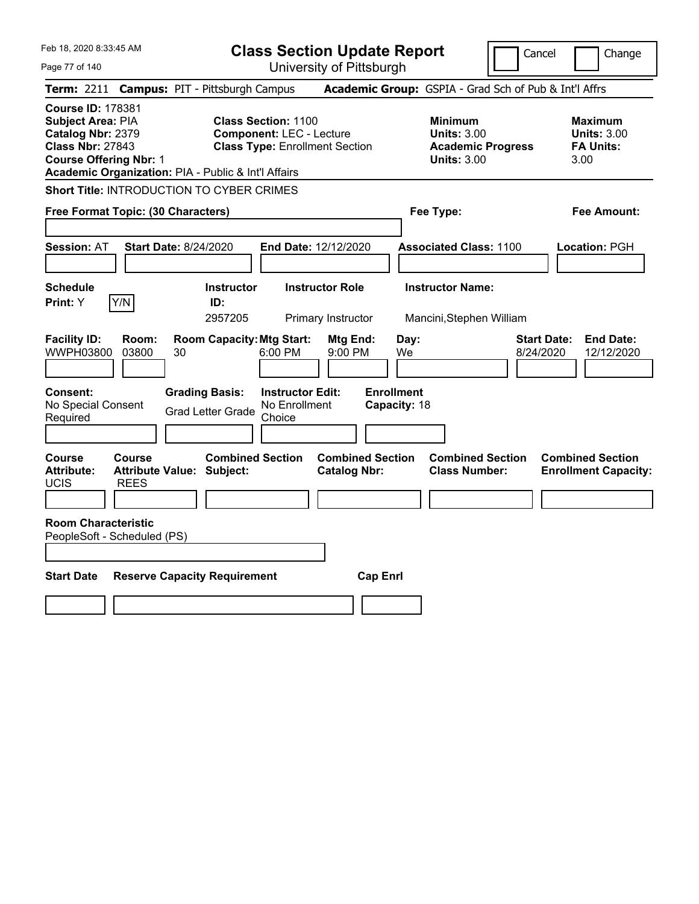Feb 18, 2020 8:33:45 AM

# Class Section Update Report

University of Pittsburgh

Cancel | Change

**Term:** 2211 **Campus:** PIT - Pittsburgh Campus **Academic Group:** GSPIA - Grad Sch of Pub & Int'l Affrs

**Course ID:** 178381
**Subject Area:** PIA
**Catalog Nbr:** 2379
**Class Nbr:** 27843
**Course Offering Nbr:** 1
**Academic Organization:** PIA - Public & Int'l Affairs

**Class Section:** 1100
**Component:** LEC - Lecture
**Class Type:** Enrollment Section

**Minimum Units:** 3.00
**Academic Progress Units:** 3.00

**Maximum Units:** 3.00
**FA Units:** 3.00

**Short Title:** INTRODUCTION TO CYBER CRIMES

**Free Format Topic: (30 Characters)**

**Fee Type:**

**Fee Amount:**

**Session:** AT **Start Date:** 8/24/2020 **End Date:** 12/12/2020 **Associated Class:** 1100 **Location:** PGH

| Schedule Print | Instructor ID | Instructor Role | Instructor Name |
|---|---|---|---|
| Y (Y/N) | 2957205 | Primary Instructor | Mancini,Stephen William |

| Facility ID | Room | Room Capacity | Mtg Start | Mtg End | Day | Start Date | End Date |
|---|---|---|---|---|---|---|---|
| WWPH03800 | 03800 | 30 | 6:00 PM | 9:00 PM | We | 8/24/2020 | 12/12/2020 |

**Consent:** No Special Consent Required
**Grading Basis:** Grad Letter Grade
**Instructor Edit:** No Enrollment Choice
**Enrollment Capacity:** 18

| Course Attribute | Course Attribute Value | Combined Section Subject | Combined Section Catalog Nbr | Combined Section Class Number | Combined Section Enrollment Capacity |
|---|---|---|---|---|---|
| UCIS | REES | | | | |

**Room Characteristic**
PeopleSoft - Scheduled (PS)

| Start Date | Reserve Capacity Requirement | Cap Enrl |
|---|---|---|
| | | |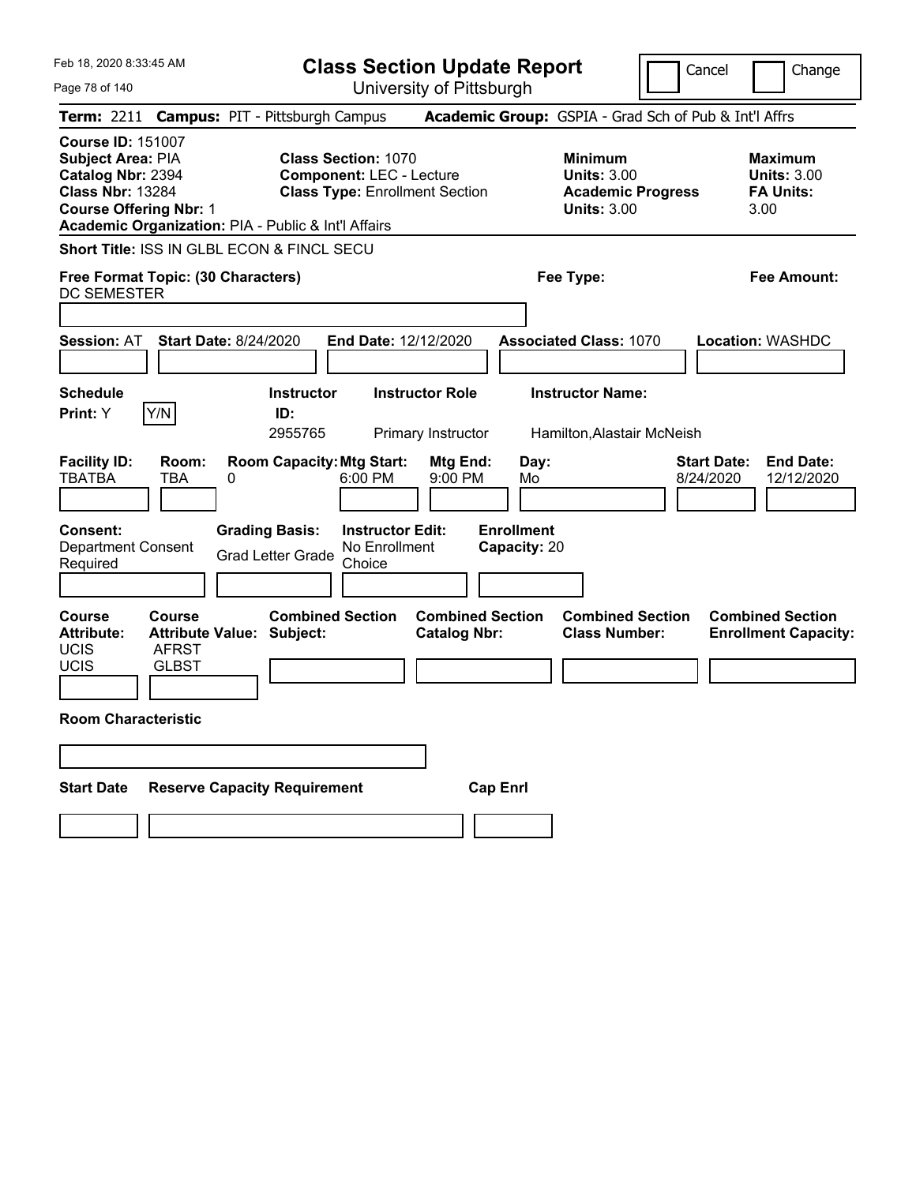Feb 18, 2020 8:33:45 AM

# Class Section Update Report

University of Pittsburgh

Cancel | Change

**Term:** 2211 **Campus:** PIT - Pittsburgh Campus **Academic Group:** GSPIA - Grad Sch of Pub & Int'l Affrs

**Course ID:** 151007
**Subject Area:** PIA
**Catalog Nbr:** 2394
**Class Nbr:** 13284
**Course Offering Nbr:** 1
**Academic Organization:** PIA - Public & Int'l Affairs

**Class Section:** 1070
**Component:** LEC - Lecture
**Class Type:** Enrollment Section

**Minimum Units:** 3.00
**Academic Progress Units:** 3.00

**Maximum Units:** 3.00
**FA Units:** 3.00

**Short Title:** ISS IN GLBL ECON & FINCL SECU

**Free Format Topic: (30 Characters)** DC SEMESTER

**Fee Type:**

**Fee Amount:**

**Session:** AT **Start Date:** 8/24/2020 **End Date:** 12/12/2020 **Associated Class:** 1070 **Location:** WASHDC

| Schedule Print | Instructor ID | Instructor Role | Instructor Name |
|---|---|---|---|
| Y | 2955765 | Primary Instructor | Hamilton,Alastair McNeish |

| Facility ID | Room | Room Capacity | Mtg Start | Mtg End | Day | Start Date | End Date |
|---|---|---|---|---|---|---|---|
| TBATBA | TBA | 0 | 6:00 PM | 9:00 PM | Mo | 8/24/2020 | 12/12/2020 |

**Consent:** Department Consent Required
**Grading Basis:** Grad Letter Grade
**Instructor Edit:** No Enrollment Choice
**Enrollment Capacity:** 20

| Course Attribute | Course Attribute Value | Combined Section Subject | Combined Section Catalog Nbr | Combined Section Class Number | Combined Section Enrollment Capacity |
|---|---|---|---|---|---|
| UCIS | AFRST | | | | |
| UCIS | GLBST | | | | |

**Room Characteristic**

| Start Date | Reserve Capacity Requirement | Cap Enrl |
|---|---|---|
| | | |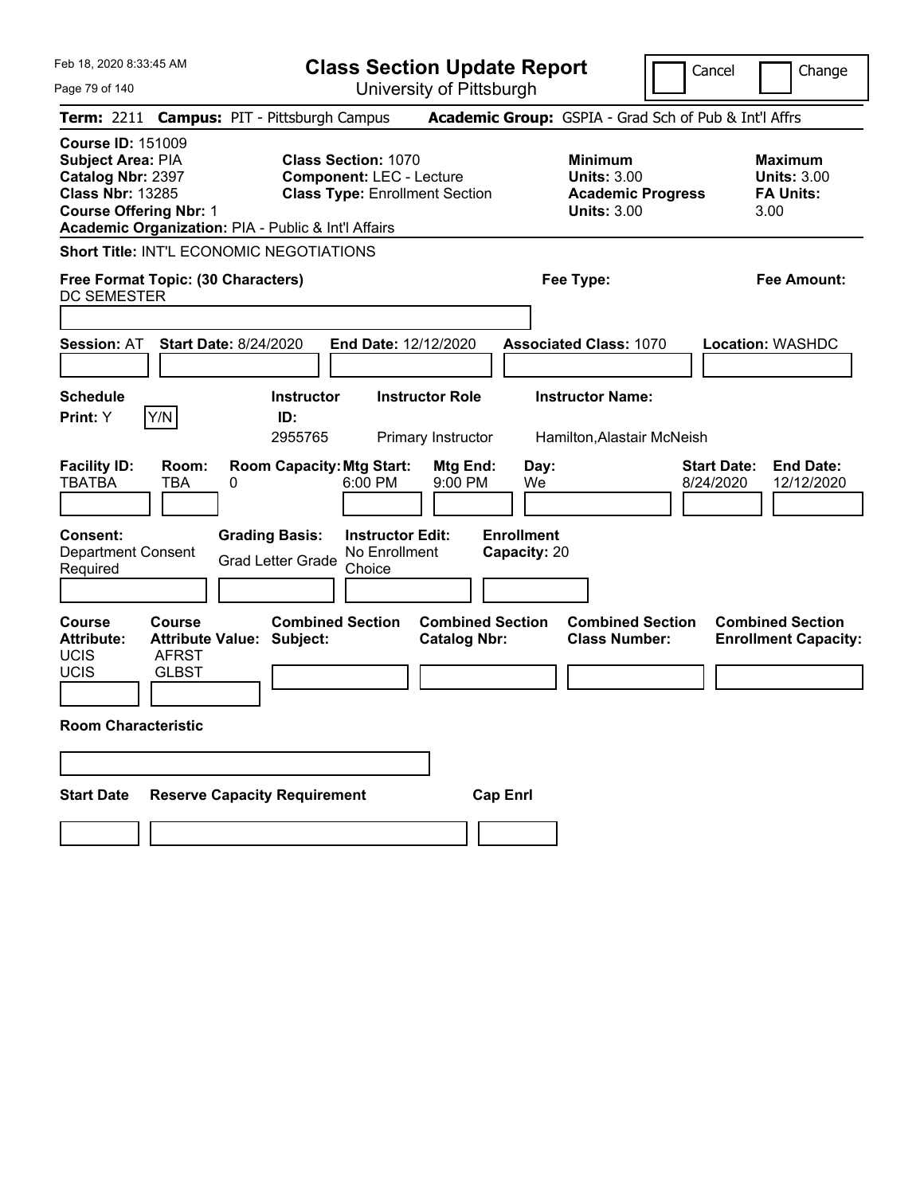Feb 18, 2020 8:33:45 AM

# Class Section Update Report

University of Pittsburgh

Cancel | Change

**Term:** 2211 **Campus:** PIT - Pittsburgh Campus **Academic Group:** GSPIA - Grad Sch of Pub & Int'l Affrs

**Course ID:** 151009
**Subject Area:** PIA
**Catalog Nbr:** 2397
**Class Nbr:** 13285
**Course Offering Nbr:** 1
**Academic Organization:** PIA - Public & Int'l Affairs

**Class Section:** 1070
**Component:** LEC - Lecture
**Class Type:** Enrollment Section

**Minimum Units:** 3.00
**Academic Progress Units:** 3.00

**Maximum Units:** 3.00
**FA Units:** 3.00

**Short Title:** INT'L ECONOMIC NEGOTIATIONS

**Free Format Topic: (30 Characters)** DC SEMESTER

**Fee Type:**

**Fee Amount:**

**Session:** AT **Start Date:** 8/24/2020 **End Date:** 12/12/2020 **Associated Class:** 1070 **Location:** WASHDC

| Schedule Print: | Instructor ID: | Instructor Role | Instructor Name: |
|---|---|---|---|
| Y (Y/N) | 2955765 | Primary Instructor | Hamilton,Alastair McNeish |

| Facility ID: | Room: | Room Capacity: | Mtg Start: | Mtg End: | Day: | Start Date: | End Date: |
|---|---|---|---|---|---|---|---|
| TBATBA | TBA | 0 | 6:00 PM | 9:00 PM | We | 8/24/2020 | 12/12/2020 |

**Consent:** Department Consent Required
**Grading Basis:** Grad Letter Grade
**Instructor Edit:** No Enrollment Choice
**Enrollment Capacity:** 20

| Course Attribute: | Course Attribute Value: | Combined Section Subject: | Combined Section Catalog Nbr: | Combined Section Class Number: | Combined Section Enrollment Capacity: |
|---|---|---|---|---|---|
| UCIS | AFRST | | | | |
| UCIS | GLBST | | | | |

**Room Characteristic**

**Start Date** | **Reserve Capacity Requirement** | **Cap Enrl**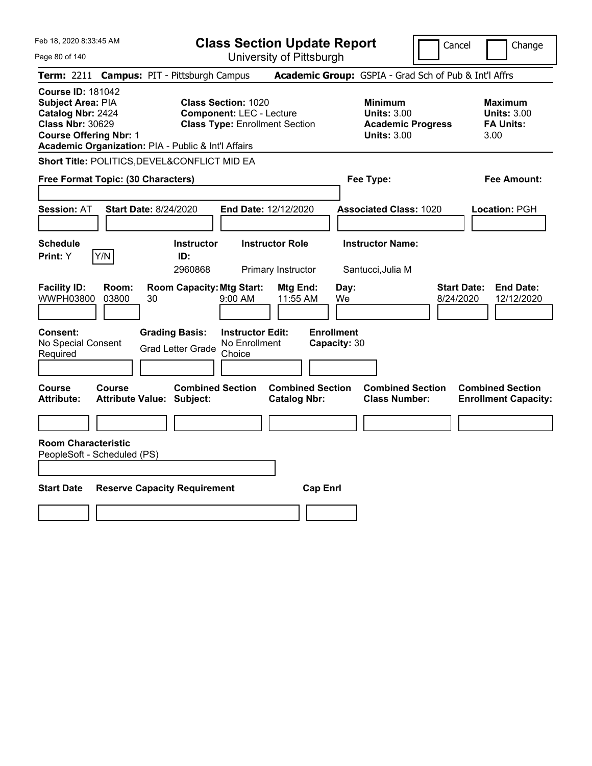# Class Section Update Report

University of Pittsburgh

Cancel | Change

Feb 18, 2020 8:33:45 AM

**Term:** 2211 **Campus:** PIT - Pittsburgh Campus **Academic Group:** GSPIA - Grad Sch of Pub & Int'l Affrs

**Course ID:** 181042
**Subject Area:** PIA
**Catalog Nbr:** 2424
**Class Nbr:** 30629
**Course Offering Nbr:** 1
**Academic Organization:** PIA - Public & Int'l Affairs

**Class Section:** 1020
**Component:** LEC - Lecture
**Class Type:** Enrollment Section

**Minimum Units:** 3.00
**Academic Progress Units:** 3.00

**Maximum Units:** 3.00
**FA Units:** 3.00

**Short Title:** POLITICS,DEVEL&CONFLICT MID EA

**Free Format Topic: (30 Characters)**

**Fee Type:**

**Fee Amount:**

**Session:** AT **Start Date:** 8/24/2020 **End Date:** 12/12/2020 **Associated Class:** 1020 **Location:** PGH

| Schedule Print | Instructor ID | Instructor Role | Instructor Name |
|---|---|---|---|
| Y (Y/N) | 2960868 | Primary Instructor | Santucci,Julia M |

| Facility ID | Room | Room Capacity | Mtg Start | Mtg End | Day | Start Date | End Date |
|---|---|---|---|---|---|---|---|
| WWPH03800 | 03800 | 30 | 9:00 AM | 11:55 AM | We | 8/24/2020 | 12/12/2020 |

| Consent | Grading Basis | Instructor Edit | Enrollment Capacity |
|---|---|---|---|
| No Special Consent Required | Grad Letter Grade | No Enrollment Choice | 30 |

| Course Attribute | Course Attribute Value | Combined Section Subject | Combined Section Catalog Nbr | Combined Section Class Number | Combined Section Enrollment Capacity |
|---|---|---|---|---|---|
| | | | | | |

**Room Characteristic**
PeopleSoft - Scheduled (PS)

| Start Date | Reserve Capacity Requirement | Cap Enrl |
|---|---|---|
| | | |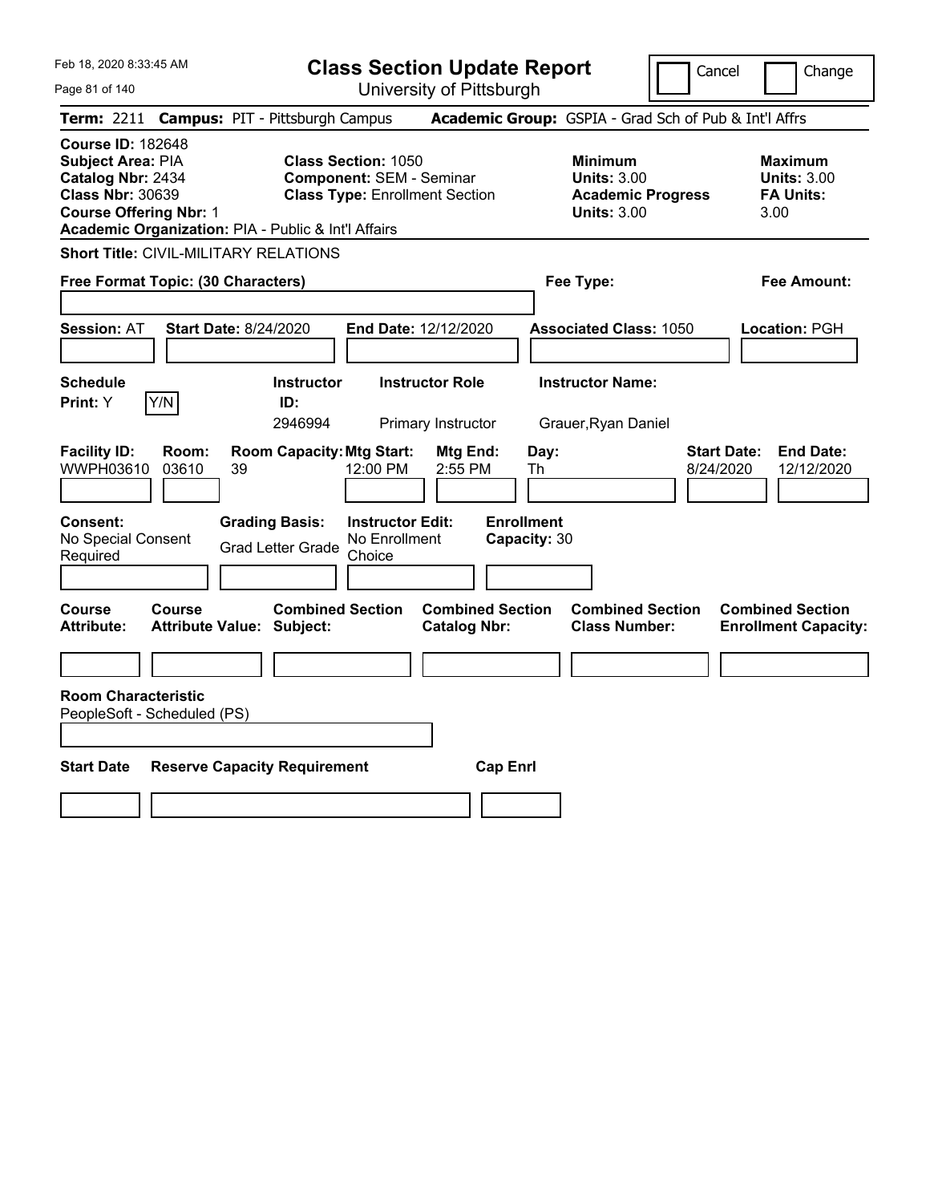Feb 18, 2020 8:33:45 AM

# Class Section Update Report

University of Pittsburgh

Cancel | Change

**Term:** 2211 **Campus:** PIT - Pittsburgh Campus **Academic Group:** GSPIA - Grad Sch of Pub & Int'l Affrs

**Course ID:** 182648
**Subject Area:** PIA
**Catalog Nbr:** 2434
**Class Nbr:** 30639
**Course Offering Nbr:** 1
**Academic Organization:** PIA - Public & Int'l Affairs

**Class Section:** 1050
**Component:** SEM - Seminar
**Class Type:** Enrollment Section

**Minimum Units:** 3.00
**Academic Progress Units:** 3.00

**Maximum Units:** 3.00
**FA Units:** 3.00

**Short Title:** CIVIL-MILITARY RELATIONS

**Free Format Topic: (30 Characters)**

**Fee Type:**

**Fee Amount:**

**Session:** AT **Start Date:** 8/24/2020 **End Date:** 12/12/2020 **Associated Class:** 1050 **Location:** PGH

| Schedule Print | Instructor ID | Instructor Role | Instructor Name |
|---|---|---|---|
| Y [Y/N] | 2946994 | Primary Instructor | Grauer,Ryan Daniel |

| Facility ID | Room | Room Capacity | Mtg Start | Mtg End | Day | Start Date | End Date |
|---|---|---|---|---|---|---|---|
| WWPH03610 | 03610 | 39 | 12:00 PM | 2:55 PM | Th | 8/24/2020 | 12/12/2020 |

**Consent:** No Special Consent Required
**Grading Basis:** Grad Letter Grade
**Instructor Edit:** No Enrollment Choice
**Enrollment Capacity:** 30

| Course Attribute | Course Attribute Value | Combined Section Subject | Combined Section Catalog Nbr | Combined Section Class Number | Combined Section Enrollment Capacity |
|---|---|---|---|---|---|
| | | | | | |

**Room Characteristic**
PeopleSoft - Scheduled (PS)

| Start Date | Reserve Capacity Requirement | Cap Enrl |
|---|---|---|
| | | |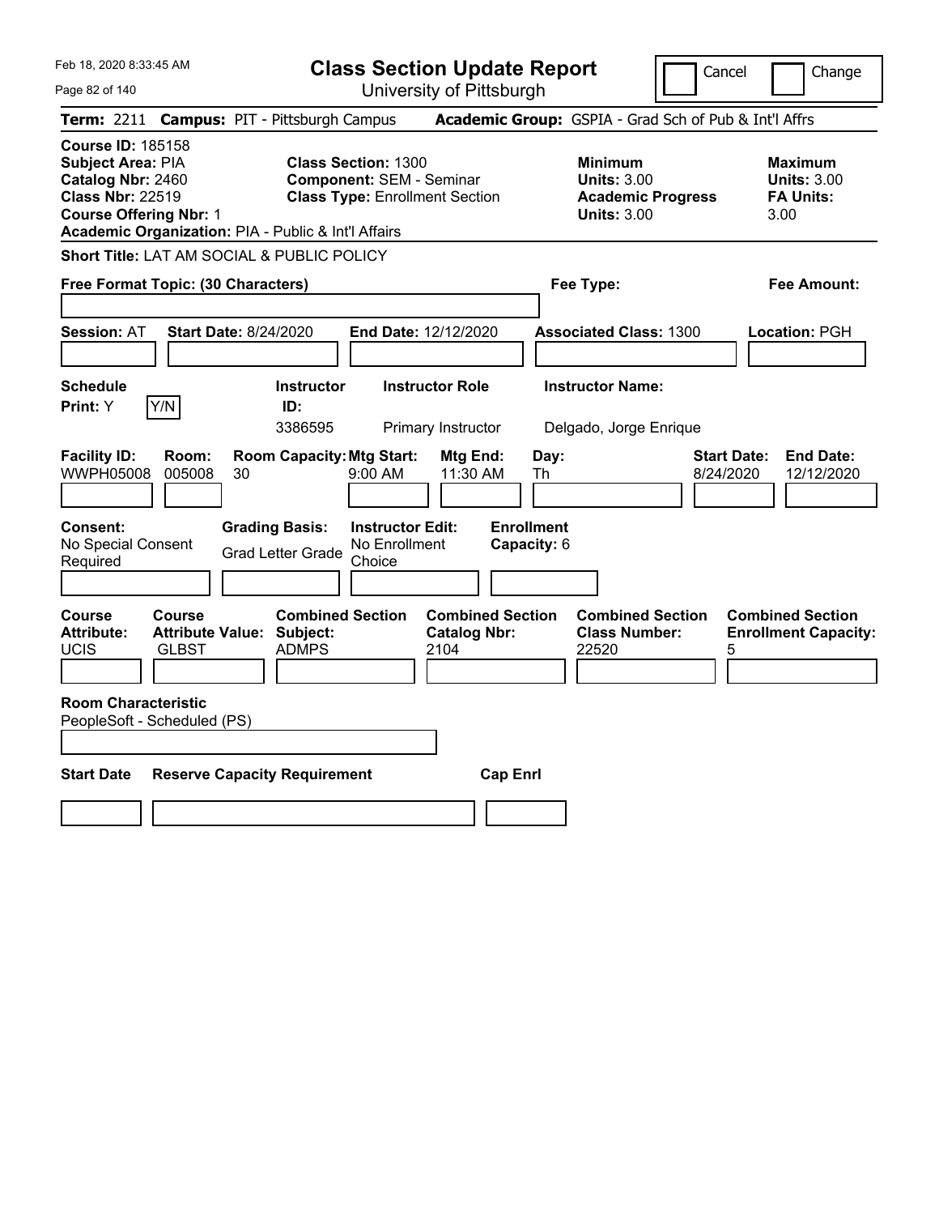Feb 18, 2020 8:33:45 AM

# Class Section Update Report

University of Pittsburgh

Cancel | Change

**Term:** 2211 **Campus:** PIT - Pittsburgh Campus **Academic Group:** GSPIA - Grad Sch of Pub & Int'l Affrs

**Course ID:** 185158
**Subject Area:** PIA
**Catalog Nbr:** 2460
**Class Nbr:** 22519
**Course Offering Nbr:** 1
**Academic Organization:** PIA - Public & Int'l Affairs

**Class Section:** 1300
**Component:** SEM - Seminar
**Class Type:** Enrollment Section

**Minimum Units:** 3.00
**Academic Progress Units:** 3.00

**Maximum Units:** 3.00
**FA Units:** 3.00

**Short Title:** LAT AM SOCIAL & PUBLIC POLICY

**Free Format Topic: (30 Characters)**

**Fee Type:**

**Fee Amount:**

**Session:** AT **Start Date:** 8/24/2020 **End Date:** 12/12/2020 **Associated Class:** 1300 **Location:** PGH

| Schedule Print: | Instructor ID: | Instructor Role | Instructor Name: |
|---|---|---|---|
| Y (Y/N) | 3386595 | Primary Instructor | Delgado, Jorge Enrique |

| Facility ID: | Room: | Room Capacity: | Mtg Start: | Mtg End: | Day: | Start Date: | End Date: |
|---|---|---|---|---|---|---|---|
| WWPH05008 | 005008 | 30 | 9:00 AM | 11:30 AM | Th | 8/24/2020 | 12/12/2020 |

| Consent: | Grading Basis: | Instructor Edit: | Enrollment Capacity: |
|---|---|---|---|
| No Special Consent Required | Grad Letter Grade | No Enrollment Choice | 6 |

| Course Attribute: | Course Attribute Value: | Combined Section Subject: | Combined Section Catalog Nbr: | Combined Section Class Number: | Combined Section Enrollment Capacity: |
|---|---|---|---|---|---|
| UCIS | GLBST | ADMPS | 2104 | 22520 | 5 |

**Room Characteristic**
PeopleSoft - Scheduled (PS)

| Start Date | Reserve Capacity Requirement | Cap Enrl |
|---|---|---|
| | | |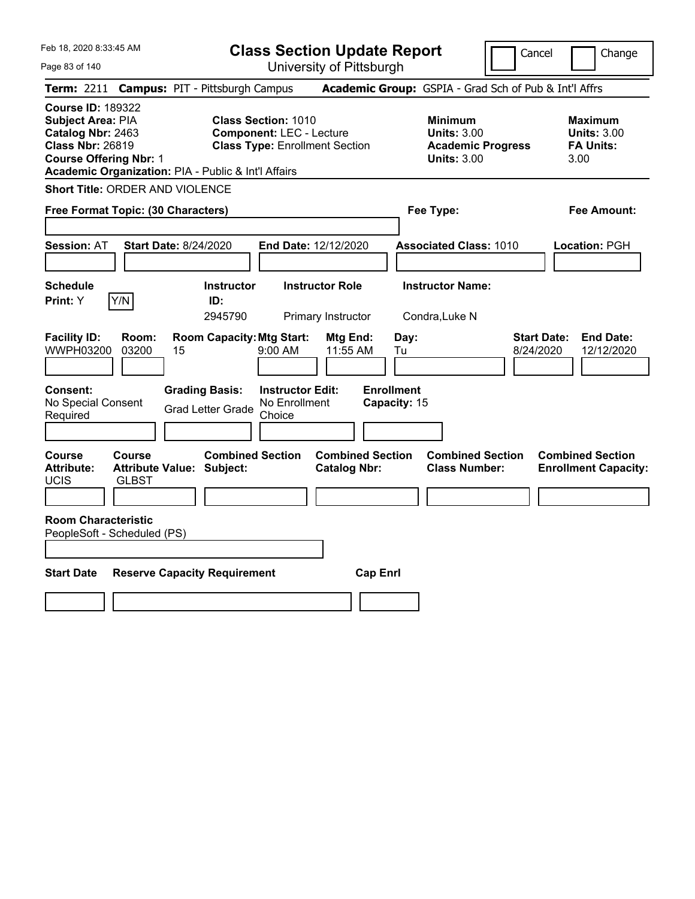# Class Section Update Report

University of Pittsburgh

Feb 18, 2020 8:33:45 AM

Cancel | Change

**Term:** 2211 **Campus:** PIT - Pittsburgh Campus **Academic Group:** GSPIA - Grad Sch of Pub & Int'l Affrs

**Course ID:** 189322
**Subject Area:** PIA
**Catalog Nbr:** 2463
**Class Nbr:** 26819
**Course Offering Nbr:** 1
**Academic Organization:** PIA - Public & Int'l Affairs

**Class Section:** 1010
**Component:** LEC - Lecture
**Class Type:** Enrollment Section

**Minimum**
**Units:** 3.00
**Academic Progress**
**Units:** 3.00

**Maximum**
**Units:** 3.00
**FA Units:** 3.00

**Short Title:** ORDER AND VIOLENCE

**Free Format Topic: (30 Characters)**

**Fee Type:**

**Fee Amount:**

**Session:** AT **Start Date:** 8/24/2020 **End Date:** 12/12/2020 **Associated Class:** 1010 **Location:** PGH

| Schedule Print | Instructor ID | Instructor Role | Instructor Name |
|---|---|---|---|
| Y (Y/N) | 2945790 | Primary Instructor | Condra,Luke N |

| Facility ID | Room | Room Capacity | Mtg Start | Mtg End | Day | Start Date | End Date |
|---|---|---|---|---|---|---|---|
| WWPH03200 | 03200 | 15 | 9:00 AM | 11:55 AM | Tu | 8/24/2020 | 12/12/2020 |

| Consent | Grading Basis | Instructor Edit | Enrollment Capacity |
|---|---|---|---|
| No Special Consent Required | Grad Letter Grade | No Enrollment Choice | 15 |

| Course Attribute | Course Attribute Value | Combined Section Subject | Combined Section Catalog Nbr | Combined Section Class Number | Combined Section Enrollment Capacity |
|---|---|---|---|---|---|
| UCIS | GLBST | | | | |

**Room Characteristic**
PeopleSoft - Scheduled (PS)

| Start Date | Reserve Capacity Requirement | Cap Enrl |
|---|---|---|
| | | |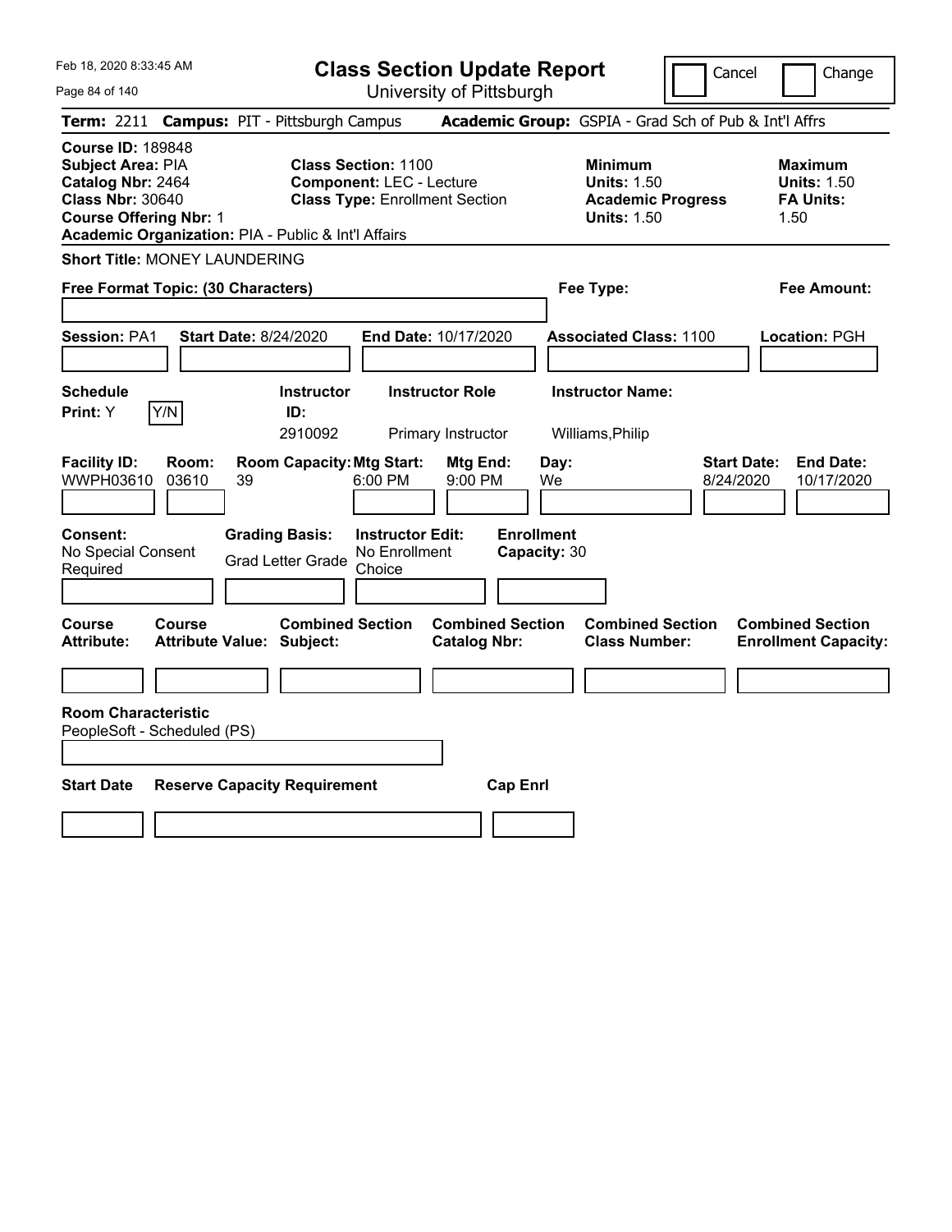# Class Section Update Report

University of Pittsburgh

Cancel | Change

**Term:** 2211 **Campus:** PIT - Pittsburgh Campus **Academic Group:** GSPIA - Grad Sch of Pub & Int'l Affrs

**Course ID:** 189848
**Subject Area:** PIA
**Catalog Nbr:** 2464
**Class Nbr:** 30640
**Course Offering Nbr:** 1
**Academic Organization:** PIA - Public & Int'l Affairs

**Class Section:** 1100
**Component:** LEC - Lecture
**Class Type:** Enrollment Section

**Minimum Units:** 1.50
**Academic Progress Units:** 1.50

**Maximum Units:** 1.50
**FA Units:** 1.50

**Short Title:** MONEY LAUNDERING

**Free Format Topic: (30 Characters)**

**Fee Type:**

**Fee Amount:**

**Session:** PA1 **Start Date:** 8/24/2020 **End Date:** 10/17/2020 **Associated Class:** 1100 **Location:** PGH

| Schedule Print | Instructor ID | Instructor Role | Instructor Name |
|---|---|---|---|
| Y | 2910092 | Primary Instructor | Williams,Philip |

| Facility ID | Room | Room Capacity | Mtg Start | Mtg End | Day | Start Date | End Date |
|---|---|---|---|---|---|---|---|
| WWPH03610 | 03610 | 39 | 6:00 PM | 9:00 PM | We | 8/24/2020 | 10/17/2020 |

**Consent:** No Special Consent Required
**Grading Basis:** Grad Letter Grade
**Instructor Edit:** No Enrollment Choice
**Enrollment Capacity:** 30

| Course Attribute | Course Attribute Value | Combined Section Subject | Combined Section Catalog Nbr | Combined Section Class Number | Combined Section Enrollment Capacity |
|---|---|---|---|---|---|
| | | | | | |

**Room Characteristic**
PeopleSoft - Scheduled (PS)

| Start Date | Reserve Capacity Requirement | Cap Enrl |
|---|---|---|
| | | |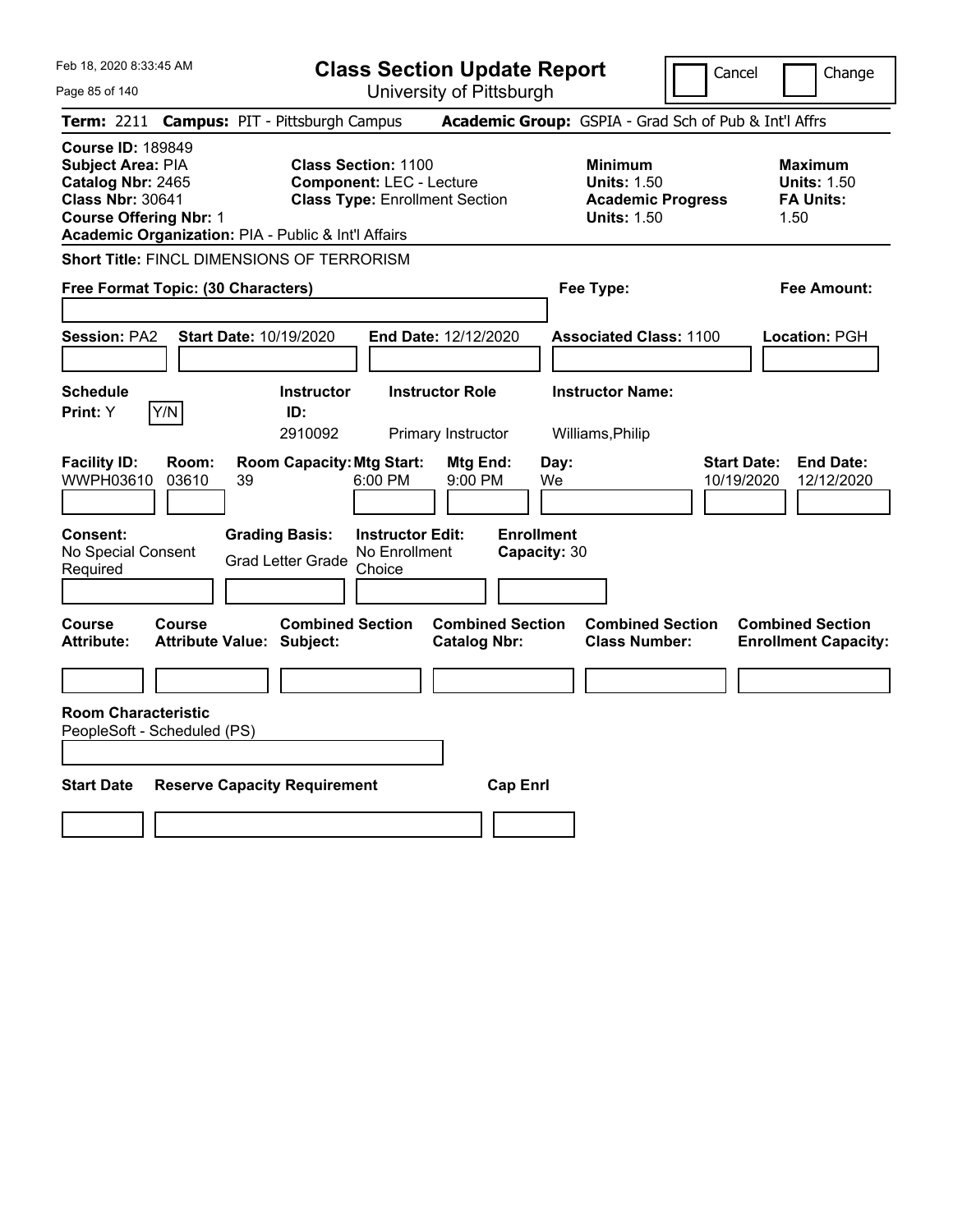Feb 18, 2020 8:33:45 AM

# Class Section Update Report

University of Pittsburgh

Cancel | Change

**Term:** 2211 **Campus:** PIT - Pittsburgh Campus **Academic Group:** GSPIA - Grad Sch of Pub & Int'l Affrs

**Course ID:** 189849
**Subject Area:** PIA
**Catalog Nbr:** 2465
**Class Nbr:** 30641
**Course Offering Nbr:** 1
**Academic Organization:** PIA - Public & Int'l Affairs

**Class Section:** 1100
**Component:** LEC - Lecture
**Class Type:** Enrollment Section

**Minimum**
**Units:** 1.50
**Academic Progress Units:** 1.50

**Maximum**
**Units:** 1.50
**FA Units:** 1.50

**Short Title:** FINCL DIMENSIONS OF TERRORISM

**Free Format Topic: (30 Characters)**

**Fee Type:**

**Fee Amount:**

**Session:** PA2 **Start Date:** 10/19/2020 **End Date:** 12/12/2020 **Associated Class:** 1100 **Location:** PGH

| Schedule Print | Instructor ID | Instructor Role | Instructor Name |
|---|---|---|---|
| Y | 2910092 | Primary Instructor | Williams,Philip |

| Facility ID | Room | Room Capacity | Mtg Start | Mtg End | Day | Start Date | End Date |
|---|---|---|---|---|---|---|---|
| WWPH03610 | 03610 | 39 | 6:00 PM | 9:00 PM | We | 10/19/2020 | 12/12/2020 |

**Consent:** No Special Consent Required
**Grading Basis:** Grad Letter Grade
**Instructor Edit:** No Enrollment Choice
**Enrollment Capacity:** 30

| Course Attribute | Course Attribute Value | Combined Section Subject | Combined Section Catalog Nbr | Combined Section Class Number | Combined Section Enrollment Capacity |
|---|---|---|---|---|---|
| | | | | | |

**Room Characteristic**
PeopleSoft - Scheduled (PS)

| Start Date | Reserve Capacity Requirement | Cap Enrl |
|---|---|---|
| | | |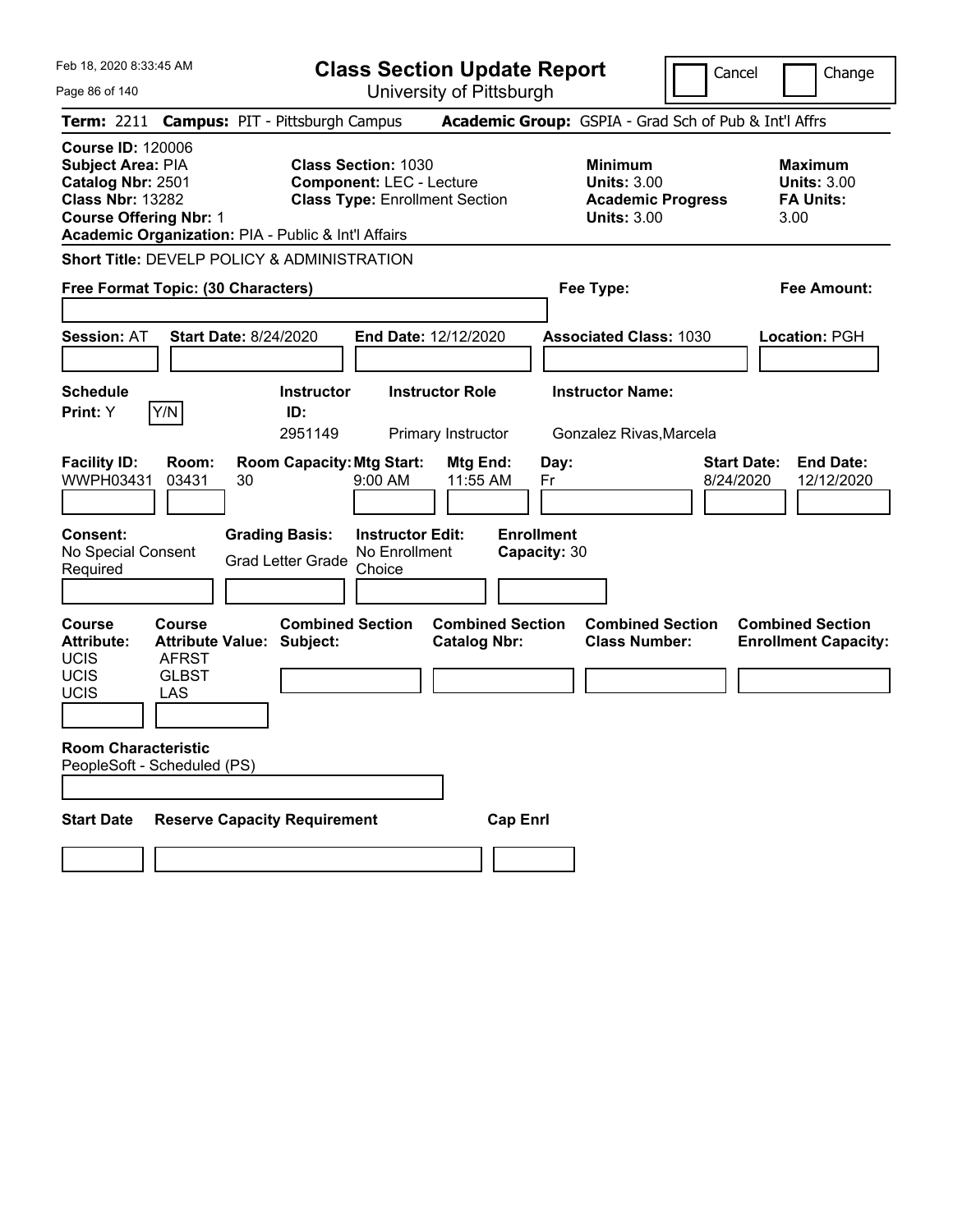Feb 18, 2020 8:33:45 AM

# Class Section Update Report

University of Pittsburgh

Cancel | Change

**Term:** 2211 **Campus:** PIT - Pittsburgh Campus **Academic Group:** GSPIA - Grad Sch of Pub & Int'l Affrs

**Course ID:** 120006
**Subject Area:** PIA
**Catalog Nbr:** 2501
**Class Nbr:** 13282
**Course Offering Nbr:** 1
**Academic Organization:** PIA - Public & Int'l Affairs

**Class Section:** 1030
**Component:** LEC - Lecture
**Class Type:** Enrollment Section

**Minimum Units:** 3.00
**Academic Progress Units:** 3.00

**Maximum Units:** 3.00
**FA Units:** 3.00

**Short Title:** DEVELP POLICY & ADMINISTRATION

**Free Format Topic: (30 Characters)**

**Fee Type:**

**Fee Amount:**

**Session:** AT **Start Date:** 8/24/2020 **End Date:** 12/12/2020 **Associated Class:** 1030 **Location:** PGH

| Schedule Print | Instructor ID | Instructor Role | Instructor Name |
|---|---|---|---|
| Y (Y/N) | 2951149 | Primary Instructor | Gonzalez Rivas,Marcela |

| Facility ID | Room | Room Capacity | Mtg Start | Mtg End | Day | Start Date | End Date |
|---|---|---|---|---|---|---|---|
| WWPH03431 | 03431 | 30 | 9:00 AM | 11:55 AM | Fr | 8/24/2020 | 12/12/2020 |

**Consent:** No Special Consent Required
**Grading Basis:** Grad Letter Grade
**Instructor Edit:** No Enrollment Choice
**Enrollment Capacity:** 30

| Course Attribute | Course Attribute Value | Combined Section Subject | Combined Section Catalog Nbr | Combined Section Class Number | Combined Section Enrollment Capacity |
|---|---|---|---|---|---|
| UCIS | AFRST | | | | |
| UCIS | GLBST | | | | |
| UCIS | LAS | | | | |

**Room Characteristic**
PeopleSoft - Scheduled (PS)

| Start Date | Reserve Capacity Requirement | Cap Enrl |
|---|---|---|
| | | |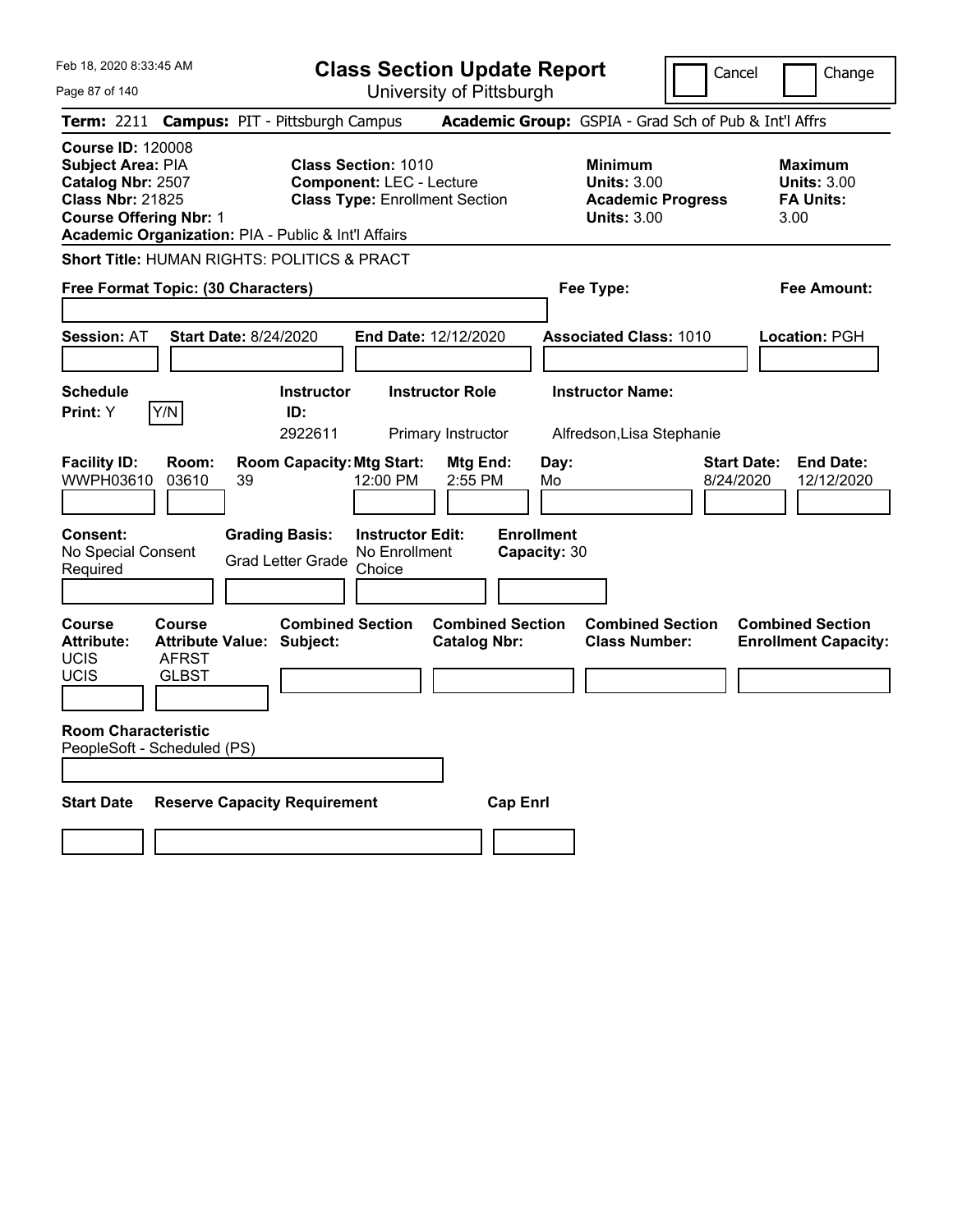Feb 18, 2020 8:33:45 AM

# Class Section Update Report

University of Pittsburgh

Cancel | Change

**Term:** 2211 **Campus:** PIT - Pittsburgh Campus **Academic Group:** GSPIA - Grad Sch of Pub & Int'l Affrs

**Course ID:** 120008
**Subject Area:** PIA
**Catalog Nbr:** 2507
**Class Nbr:** 21825
**Course Offering Nbr:** 1
**Academic Organization:** PIA - Public & Int'l Affairs

**Class Section:** 1010
**Component:** LEC - Lecture
**Class Type:** Enrollment Section

**Minimum Units:** 3.00
**Academic Progress Units:** 3.00

**Maximum Units:** 3.00
**FA Units:** 3.00

**Short Title:** HUMAN RIGHTS: POLITICS & PRACT

**Free Format Topic: (30 Characters)**

**Fee Type:**

**Fee Amount:**

**Session:** AT **Start Date:** 8/24/2020 **End Date:** 12/12/2020 **Associated Class:** 1010 **Location:** PGH

| Schedule Print: | Instructor ID: | Instructor Role | Instructor Name: |
|---|---|---|---|
| Y | 2922611 | Primary Instructor | Alfredson,Lisa Stephanie |

| Facility ID: | Room: | Room Capacity: | Mtg Start: | Mtg End: | Day: | Start Date: | End Date: |
|---|---|---|---|---|---|---|---|
| WWPH03610 | 03610 | 39 | 12:00 PM | 2:55 PM | Mo | 8/24/2020 | 12/12/2020 |

**Consent:** No Special Consent Required
**Grading Basis:** Grad Letter Grade
**Instructor Edit:** No Enrollment Choice
**Enrollment Capacity:** 30

| Course Attribute: | Course Attribute Value: | Combined Section Subject: | Combined Section Catalog Nbr: | Combined Section Class Number: | Combined Section Enrollment Capacity: |
|---|---|---|---|---|---|
| UCIS | AFRST | | | | |
| UCIS | GLBST | | | | |

**Room Characteristic**
PeopleSoft - Scheduled (PS)

| Start Date | Reserve Capacity Requirement | Cap Enrl |
|---|---|---|
| | | |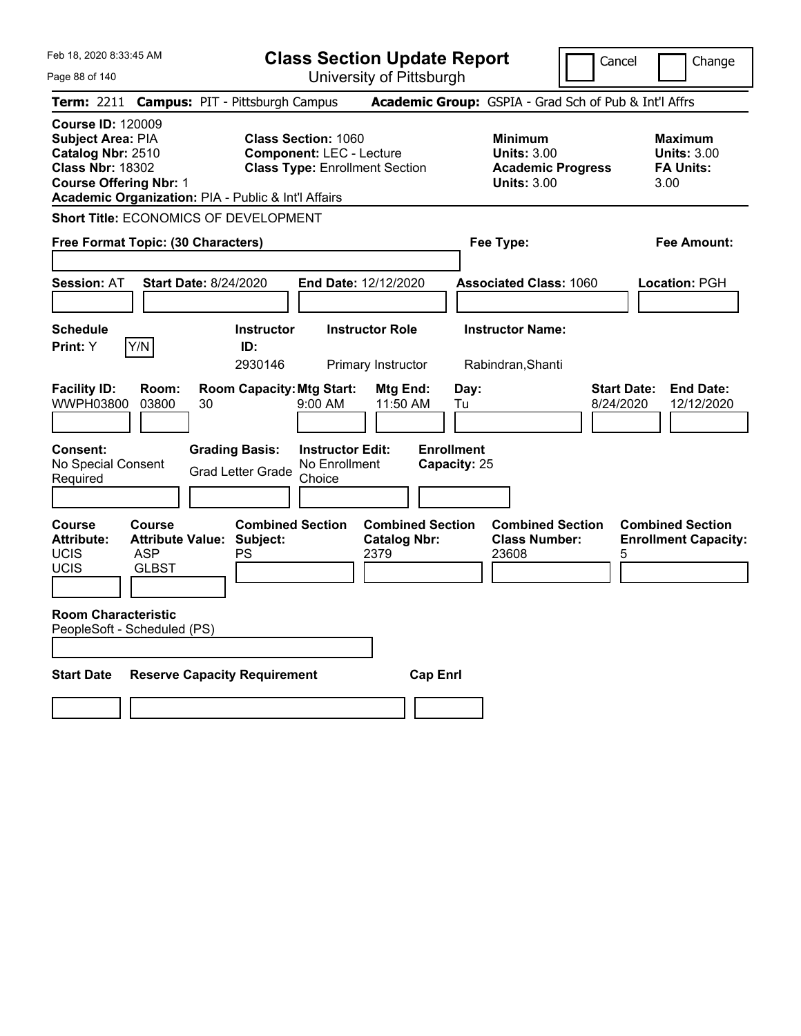Feb 18, 2020 8:33:45 AM

# Class Section Update Report

University of Pittsburgh

Cancel / Change

**Term:** 2211 **Campus:** PIT - Pittsburgh Campus **Academic Group:** GSPIA - Grad Sch of Pub & Int'l Affrs

**Course ID:** 120009
**Subject Area:** PIA
**Catalog Nbr:** 2510
**Class Nbr:** 18302
**Course Offering Nbr:** 1
**Academic Organization:** PIA - Public & Int'l Affairs

**Class Section:** 1060
**Component:** LEC - Lecture
**Class Type:** Enrollment Section

**Minimum Units:** 3.00
**Academic Progress Units:** 3.00

**Maximum Units:** 3.00
**FA Units:** 3.00

**Short Title:** ECONOMICS OF DEVELOPMENT

**Free Format Topic: (30 Characters)**

**Fee Type:**

**Fee Amount:**

**Session:** AT **Start Date:** 8/24/2020 **End Date:** 12/12/2020 **Associated Class:** 1060 **Location:** PGH

| Schedule Print | Instructor ID | Instructor Role | Instructor Name |
|---|---|---|---|
| Y (Y/N) | 2930146 | Primary Instructor | Rabindran,Shanti |

| Facility ID | Room | Room Capacity | Mtg Start | Mtg End | Day | Start Date | End Date |
|---|---|---|---|---|---|---|---|
| WWPH03800 | 03800 | 30 | 9:00 AM | 11:50 AM | Tu | 8/24/2020 | 12/12/2020 |

| Consent | Grading Basis | Instructor Edit | Enrollment Capacity |
|---|---|---|---|
| No Special Consent Required | Grad Letter Grade | No Enrollment Choice | 25 |

| Course Attribute | Course Attribute Value | Combined Section Subject | Combined Section Catalog Nbr | Combined Section Class Number | Combined Section Enrollment Capacity |
|---|---|---|---|---|---|
| UCIS | ASP | PS | 2379 | 23608 | 5 |
| UCIS | GLBST | | | | |

**Room Characteristic**
PeopleSoft - Scheduled (PS)

| Start Date | Reserve Capacity Requirement | Cap Enrl |
|---|---|---|
| | | |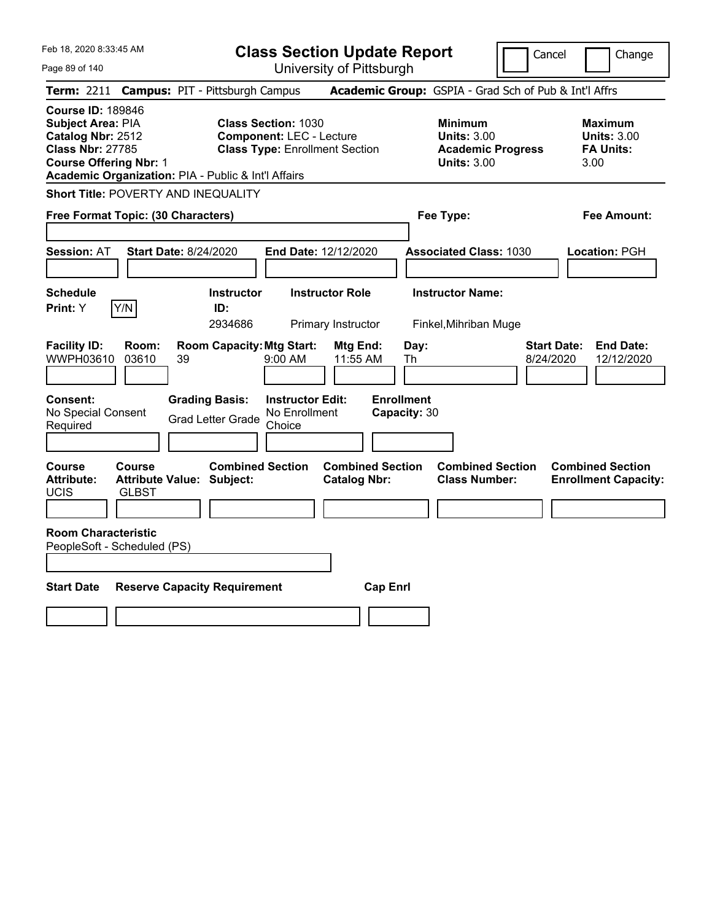# Class Section Update Report

University of Pittsburgh

Cancel | Change

**Term:** 2211 **Campus:** PIT - Pittsburgh Campus **Academic Group:** GSPIA - Grad Sch of Pub & Int'l Affrs

**Course ID:** 189846
**Subject Area:** PIA
**Catalog Nbr:** 2512
**Class Nbr:** 27785
**Course Offering Nbr:** 1
**Academic Organization:** PIA - Public & Int'l Affairs

**Class Section:** 1030
**Component:** LEC - Lecture
**Class Type:** Enrollment Section

**Minimum Units:** 3.00
**Academic Progress Units:** 3.00

**Maximum Units:** 3.00
**FA Units:** 3.00

**Short Title:** POVERTY AND INEQUALITY

**Free Format Topic: (30 Characters)**

**Fee Type:**

**Fee Amount:**

**Session:** AT **Start Date:** 8/24/2020 **End Date:** 12/12/2020 **Associated Class:** 1030 **Location:** PGH

| Schedule Print | Instructor ID | Instructor Role | Instructor Name |
|---|---|---|---|
| Y (Y/N) | 2934686 | Primary Instructor | Finkel,Mihriban Muge |

| Facility ID | Room | Room Capacity | Mtg Start | Mtg End | Day | Start Date | End Date |
|---|---|---|---|---|---|---|---|
| WWPH03610 | 03610 | 39 | 9:00 AM | 11:55 AM | Th | 8/24/2020 | 12/12/2020 |

**Consent:** No Special Consent Required
**Grading Basis:** Grad Letter Grade
**Instructor Edit:** No Enrollment Choice
**Enrollment Capacity:** 30

| Course Attribute | Course Attribute Value | Combined Section Subject | Combined Section Catalog Nbr | Combined Section Class Number | Combined Section Enrollment Capacity |
|---|---|---|---|---|---|
| UCIS | GLBST | | | | |

**Room Characteristic**
PeopleSoft - Scheduled (PS)

| Start Date | Reserve Capacity Requirement | Cap Enrl |
|---|---|---|
| | | |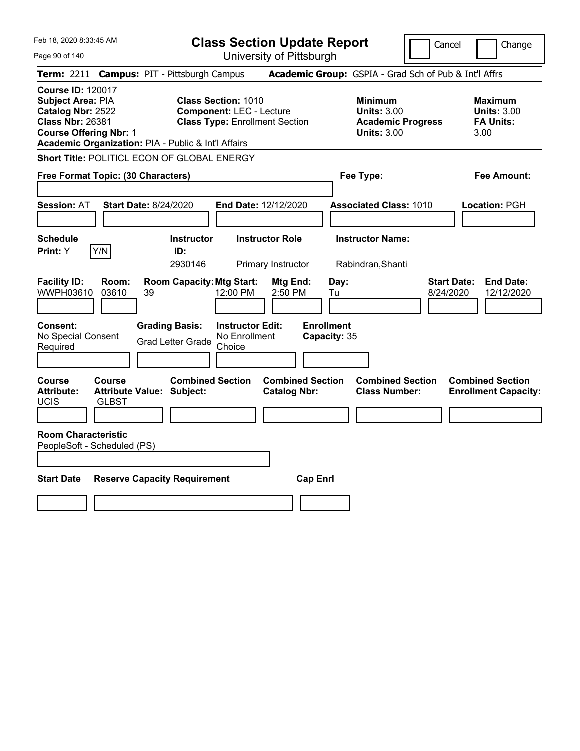# Class Section Update Report

University of Pittsburgh

Cancel | Change

**Term:** 2211 **Campus:** PIT - Pittsburgh Campus **Academic Group:** GSPIA - Grad Sch of Pub & Int'l Affrs

**Course ID:** 120017
**Subject Area:** PIA
**Catalog Nbr:** 2522
**Class Nbr:** 26381
**Course Offering Nbr:** 1
**Academic Organization:** PIA - Public & Int'l Affairs

**Class Section:** 1010
**Component:** LEC - Lecture
**Class Type:** Enrollment Section

**Minimum Units:** 3.00
**Academic Progress Units:** 3.00

**Maximum Units:** 3.00
**FA Units:** 3.00

**Short Title:** POLITICL ECON OF GLOBAL ENERGY

**Free Format Topic: (30 Characters)**

**Fee Type:**

**Fee Amount:**

**Session:** AT **Start Date:** 8/24/2020 **End Date:** 12/12/2020 **Associated Class:** 1010 **Location:** PGH

| Schedule Print: | Instructor ID: | Instructor Role | Instructor Name: |
|---|---|---|---|
| Y (Y/N) | 2930146 | Primary Instructor | Rabindran,Shanti |

| Facility ID: | Room: | Room Capacity: | Mtg Start: | Mtg End: | Day: | Start Date: | End Date: |
|---|---|---|---|---|---|---|---|
| WWPH03610 | 03610 | 39 | 12:00 PM | 2:50 PM | Tu | 8/24/2020 | 12/12/2020 |

| Consent: | Grading Basis: | Instructor Edit: | Enrollment Capacity: |
|---|---|---|---|
| No Special Consent Required | Grad Letter Grade | No Enrollment Choice | 35 |

| Course Attribute: | Course Attribute Value: | Combined Section Subject: | Combined Section Catalog Nbr: | Combined Section Class Number: | Combined Section Enrollment Capacity: |
|---|---|---|---|---|---|
| UCIS | GLBST | | | | |

**Room Characteristic**
PeopleSoft - Scheduled (PS)

| Start Date | Reserve Capacity Requirement | Cap Enrl |
|---|---|---|
| | | |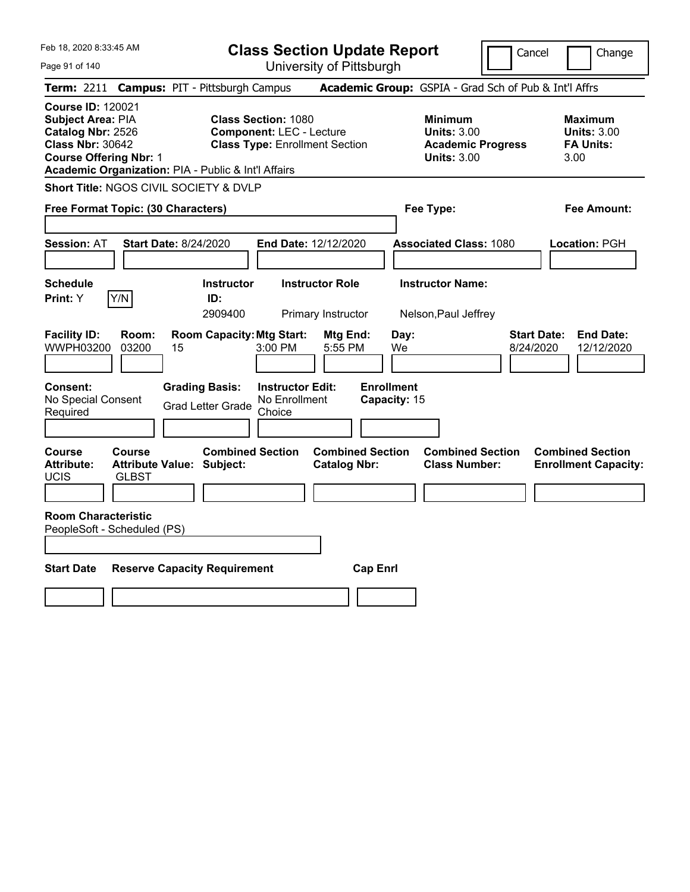# Class Section Update Report

University of Pittsburgh

Feb 18, 2020 8:33:45 AM

Cancel | Change

**Term:** 2211 **Campus:** PIT - Pittsburgh Campus **Academic Group:** GSPIA - Grad Sch of Pub & Int'l Affrs

**Course ID:** 120021
**Subject Area:** PIA
**Catalog Nbr:** 2526
**Class Nbr:** 30642
**Course Offering Nbr:** 1
**Academic Organization:** PIA - Public & Int'l Affairs

**Class Section:** 1080
**Component:** LEC - Lecture
**Class Type:** Enrollment Section

**Minimum Units:** 3.00
**Academic Progress Units:** 3.00

**Maximum Units:** 3.00
**FA Units:** 3.00

**Short Title:** NGOS CIVIL SOCIETY & DVLP

**Free Format Topic: (30 Characters)**

**Fee Type:**

**Fee Amount:**

**Session:** AT **Start Date:** 8/24/2020 **End Date:** 12/12/2020 **Associated Class:** 1080 **Location:** PGH

| Schedule Print | Instructor ID | Instructor Role | Instructor Name |
|---|---|---|---|
| Y [Y/N] | 2909400 | Primary Instructor | Nelson,Paul Jeffrey |

| Facility ID | Room | Room Capacity | Mtg Start | Mtg End | Day | Start Date | End Date |
|---|---|---|---|---|---|---|---|
| WWPH03200 | 03200 | 15 | 3:00 PM | 5:55 PM | We | 8/24/2020 | 12/12/2020 |

**Consent:** No Special Consent Required
**Grading Basis:** Grad Letter Grade
**Instructor Edit:** No Enrollment Choice
**Enrollment Capacity:** 15

| Course Attribute | Course Attribute Value | Combined Section Subject | Combined Section Catalog Nbr | Combined Section Class Number | Combined Section Enrollment Capacity |
|---|---|---|---|---|---|
| UCIS | GLBST | | | | |

**Room Characteristic**
PeopleSoft - Scheduled (PS)

| Start Date | Reserve Capacity Requirement | Cap Enrl |
|---|---|---|
| | | |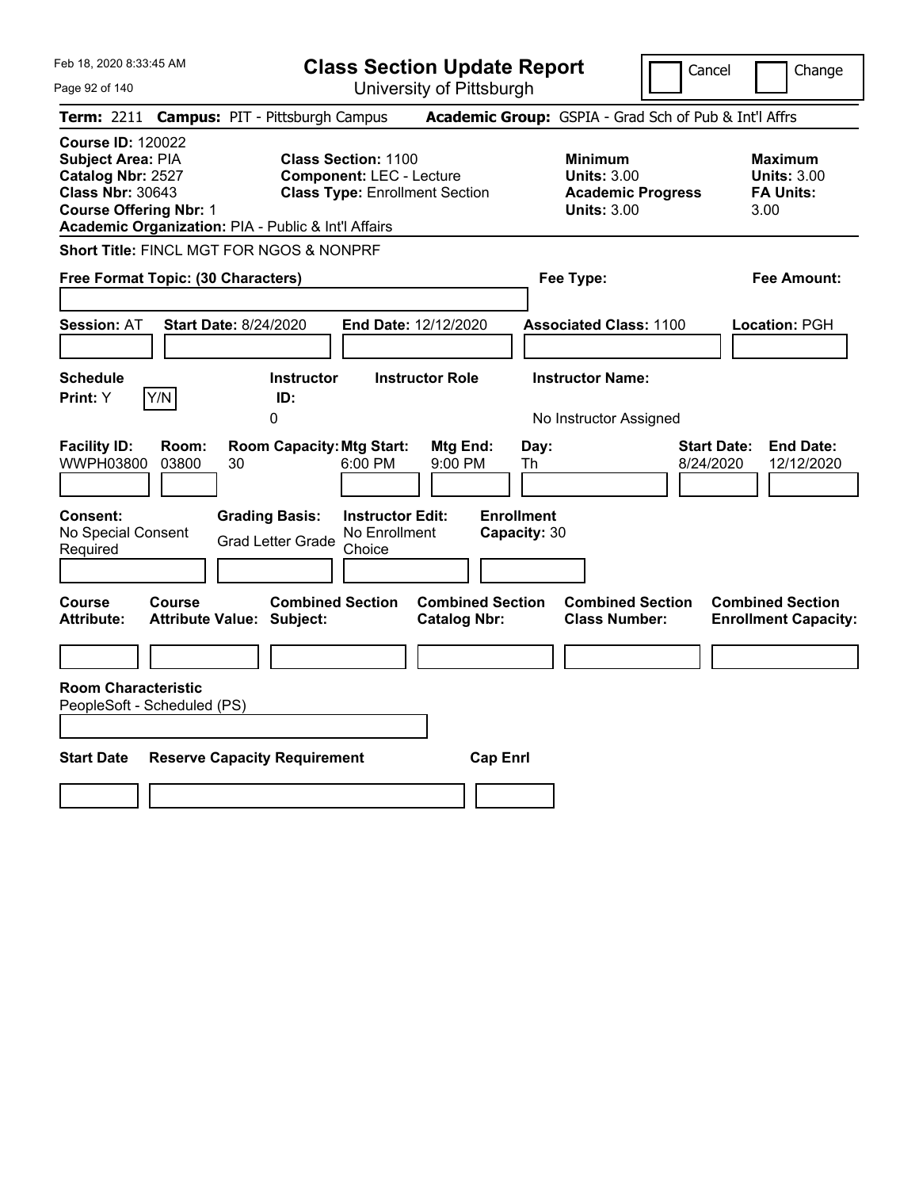Feb 18, 2020 8:33:45 AM

# Class Section Update Report

University of Pittsburgh

Cancel | Change

**Term:** 2211 **Campus:** PIT - Pittsburgh Campus **Academic Group:** GSPIA - Grad Sch of Pub & Int'l Affrs

**Course ID:** 120022
**Subject Area:** PIA
**Catalog Nbr:** 2527
**Class Nbr:** 30643
**Course Offering Nbr:** 1
**Academic Organization:** PIA - Public & Int'l Affairs

**Class Section:** 1100
**Component:** LEC - Lecture
**Class Type:** Enrollment Section

**Minimum Units:** 3.00
**Academic Progress Units:** 3.00

**Maximum Units:** 3.00
**FA Units:** 3.00

**Short Title:** FINCL MGT FOR NGOS & NONPRF

**Free Format Topic: (30 Characters)**

**Fee Type:**

**Fee Amount:**

**Session:** AT **Start Date:** 8/24/2020 **End Date:** 12/12/2020 **Associated Class:** 1100 **Location:** PGH

| Schedule Print | Instructor ID | Instructor Role | Instructor Name |
|---|---|---|---|
| Y | 0 | | No Instructor Assigned |

| Facility ID | Room | Room Capacity | Mtg Start | Mtg End | Day | Start Date | End Date |
|---|---|---|---|---|---|---|---|
| WWPH03800 | 03800 | 30 | 6:00 PM | 9:00 PM | Th | 8/24/2020 | 12/12/2020 |

| Consent | Grading Basis | Instructor Edit | Enrollment Capacity |
|---|---|---|---|
| No Special Consent Required | Grad Letter Grade | No Enrollment Choice | 30 |

| Course Attribute | Course Attribute Value | Combined Section Subject | Combined Section Catalog Nbr | Combined Section Class Number | Combined Section Enrollment Capacity |
|---|---|---|---|---|---|
| | | | | | |

**Room Characteristic**
PeopleSoft - Scheduled (PS)

| Start Date | Reserve Capacity Requirement | Cap Enrl |
|---|---|---|
| | | |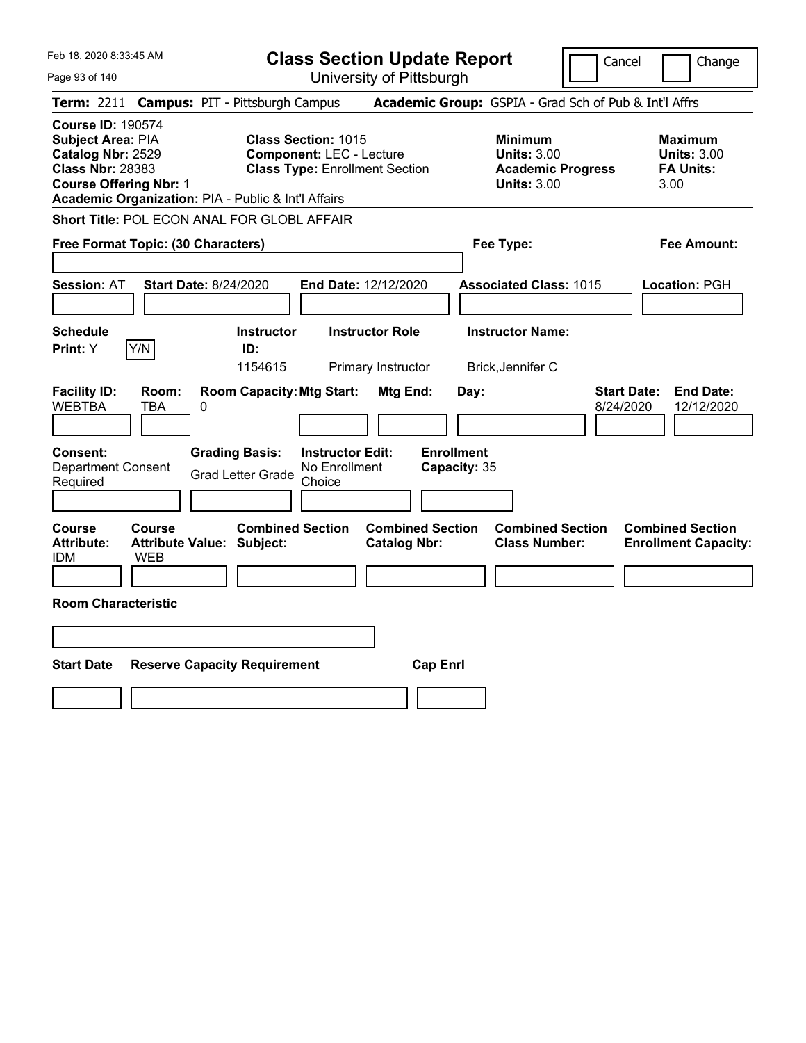Feb 18, 2020 8:33:45 AM

# Class Section Update Report

University of Pittsburgh

Cancel | Change

**Term:** 2211 **Campus:** PIT - Pittsburgh Campus **Academic Group:** GSPIA - Grad Sch of Pub & Int'l Affrs

**Course ID:** 190574
**Subject Area:** PIA
**Catalog Nbr:** 2529
**Class Nbr:** 28383
**Course Offering Nbr:** 1
**Academic Organization:** PIA - Public & Int'l Affairs

**Class Section:** 1015
**Component:** LEC - Lecture
**Class Type:** Enrollment Section

**Minimum Units:** 3.00
**Academic Progress Units:** 3.00

**Maximum Units:** 3.00
**FA Units:** 3.00

**Short Title:** POL ECON ANAL FOR GLOBL AFFAIR

**Free Format Topic: (30 Characters)**

**Fee Type:**

**Fee Amount:**

**Session:** AT **Start Date:** 8/24/2020 **End Date:** 12/12/2020 **Associated Class:** 1015 **Location:** PGH

| Schedule Print | Instructor ID | Instructor Role | Instructor Name |
|---|---|---|---|
| Y | 1154615 | Primary Instructor | Brick,Jennifer C |

| Facility ID | Room | Room Capacity | Mtg Start | Mtg End | Day | Start Date | End Date |
|---|---|---|---|---|---|---|---|
| WEBTBA | TBA | 0 | | | | 8/24/2020 | 12/12/2020 |

**Consent:** Department Consent Required
**Grading Basis:** Grad Letter Grade
**Instructor Edit:** No Enrollment Choice
**Enrollment Capacity:** 35

| Course Attribute | Course Attribute Value | Combined Section Subject | Combined Section Catalog Nbr | Combined Section Class Number | Combined Section Enrollment Capacity |
|---|---|---|---|---|---|
| IDM | WEB | | | | |

**Room Characteristic**

| Start Date | Reserve Capacity Requirement | Cap Enrl |
|---|---|---|
| | | |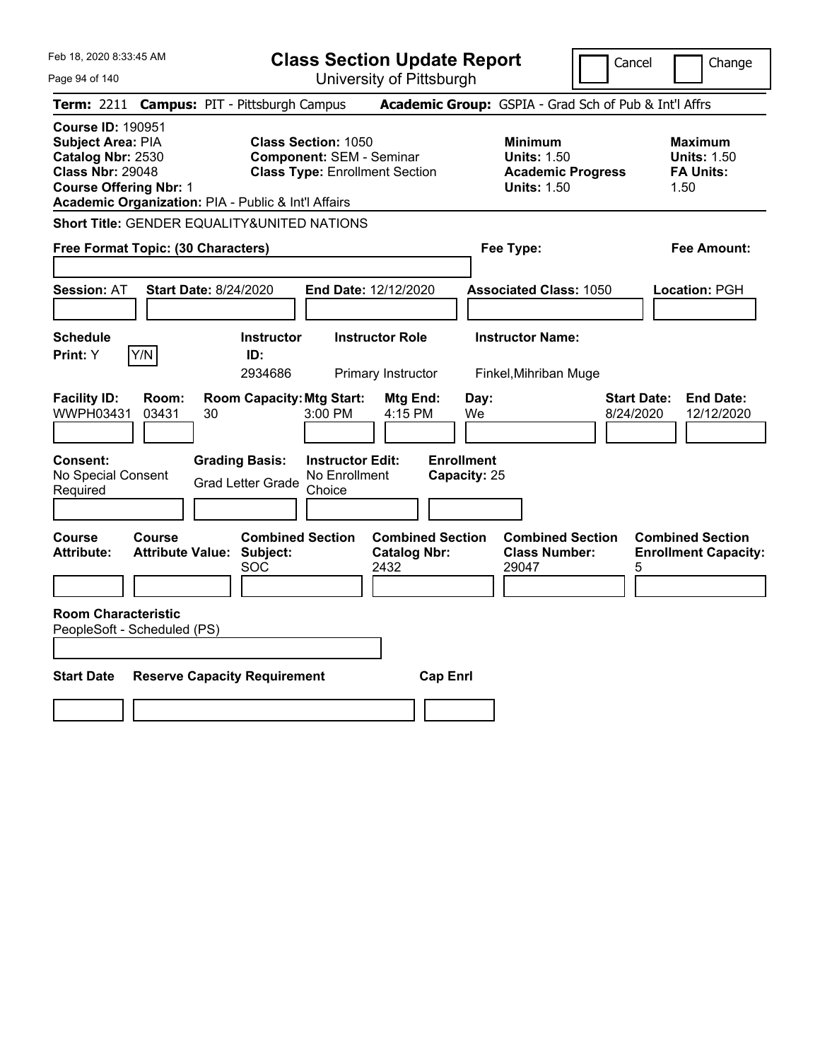Feb 18, 2020 8:33:45 AM

# Class Section Update Report

University of Pittsburgh

Cancel | Change

**Term:** 2211 **Campus:** PIT - Pittsburgh Campus **Academic Group:** GSPIA - Grad Sch of Pub & Int'l Affrs

**Course ID:** 190951
**Subject Area:** PIA
**Catalog Nbr:** 2530
**Class Nbr:** 29048
**Course Offering Nbr:** 1
**Academic Organization:** PIA - Public & Int'l Affairs

**Class Section:** 1050
**Component:** SEM - Seminar
**Class Type:** Enrollment Section

**Minimum Units:** 1.50
**Academic Progress Units:** 1.50

**Maximum Units:** 1.50
**FA Units:** 1.50

**Short Title:** GENDER EQUALITY&UNITED NATIONS

**Free Format Topic: (30 Characters)**

**Fee Type:**

**Fee Amount:**

**Session:** AT **Start Date:** 8/24/2020 **End Date:** 12/12/2020 **Associated Class:** 1050 **Location:** PGH

| Schedule Print | Instructor ID | Instructor Role | Instructor Name |
|---|---|---|---|
| Y | 2934686 | Primary Instructor | Finkel,Mihriban Muge |

| Facility ID | Room | Room Capacity | Mtg Start | Mtg End | Day | Start Date | End Date |
|---|---|---|---|---|---|---|---|
| WWPH03431 | 03431 | 30 | 3:00 PM | 4:15 PM | We | 8/24/2020 | 12/12/2020 |

| Consent | Grading Basis | Instructor Edit | Enrollment Capacity |
|---|---|---|---|
| No Special Consent Required | Grad Letter Grade | No Enrollment Choice | 25 |

| Course Attribute | Course Attribute Value | Combined Section Subject | Combined Section Catalog Nbr | Combined Section Class Number | Combined Section Enrollment Capacity |
|---|---|---|---|---|---|
| | | SOC | 2432 | 29047 | 5 |

**Room Characteristic**
PeopleSoft - Scheduled (PS)

| Start Date | Reserve Capacity Requirement | Cap Enrl |
|---|---|---|
| | | |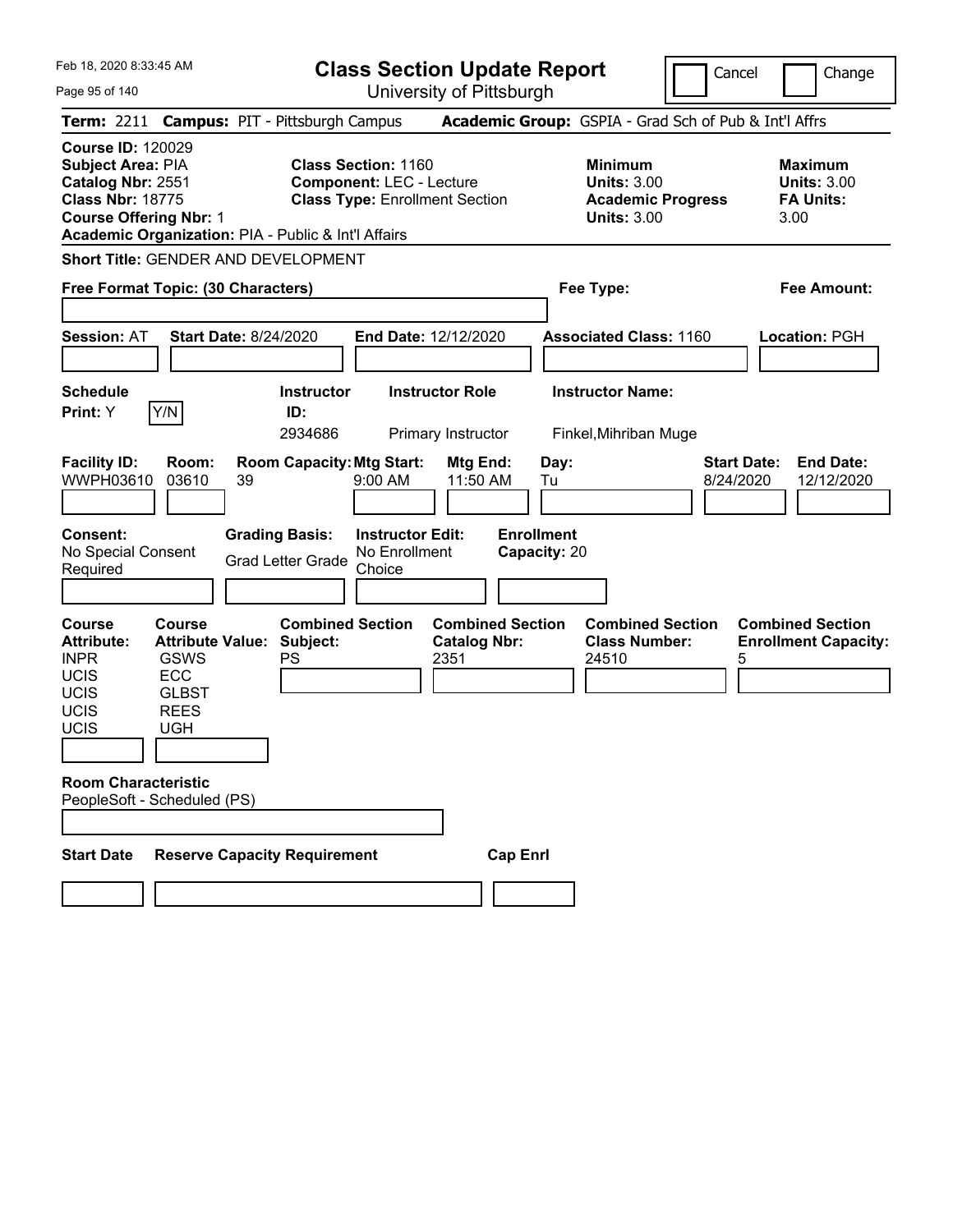# Class Section Update Report

University of Pittsburgh

Feb 18, 2020 8:33:45 AM

Cancel  Change

**Term:** 2211 **Campus:** PIT - Pittsburgh Campus **Academic Group:** GSPIA - Grad Sch of Pub & Int'l Affrs

**Course ID:** 120029
**Subject Area:** PIA
**Catalog Nbr:** 2551
**Class Nbr:** 18775
**Course Offering Nbr:** 1
**Academic Organization:** PIA - Public & Int'l Affairs

**Class Section:** 1160
**Component:** LEC - Lecture
**Class Type:** Enrollment Section

**Minimum Units:** 3.00
**Academic Progress Units:** 3.00

**Maximum Units:** 3.00
**FA Units:** 3.00

**Short Title:** GENDER AND DEVELOPMENT

**Free Format Topic: (30 Characters)**

**Fee Type:**

**Fee Amount:**

**Session:** AT **Start Date:** 8/24/2020 **End Date:** 12/12/2020 **Associated Class:** 1160 **Location:** PGH

| Schedule Print | Instructor ID | Instructor Role | Instructor Name |
|---|---|---|---|
| Y | 2934686 | Primary Instructor | Finkel,Mihriban Muge |

| Facility ID | Room | Room Capacity | Mtg Start | Mtg End | Day | Start Date | End Date |
|---|---|---|---|---|---|---|---|
| WWPH03610 | 03610 | 39 | 9:00 AM | 11:50 AM | Tu | 8/24/2020 | 12/12/2020 |

**Consent:** No Special Consent Required
**Grading Basis:** Grad Letter Grade
**Instructor Edit:** No Enrollment Choice
**Enrollment Capacity:** 20

| Course Attribute | Course Attribute Value |
|---|---|
| INPR | GSWS |
| UCIS | ECC |
| UCIS | GLBST |
| UCIS | REES |
| UCIS | UGH |

| Combined Section Subject | Combined Section Catalog Nbr | Combined Section Class Number | Combined Section Enrollment Capacity |
|---|---|---|---|
| PS | 2351 | 24510 | 5 |

**Room Characteristic**
PeopleSoft - Scheduled (PS)

**Start Date** **Reserve Capacity Requirement** **Cap Enrl**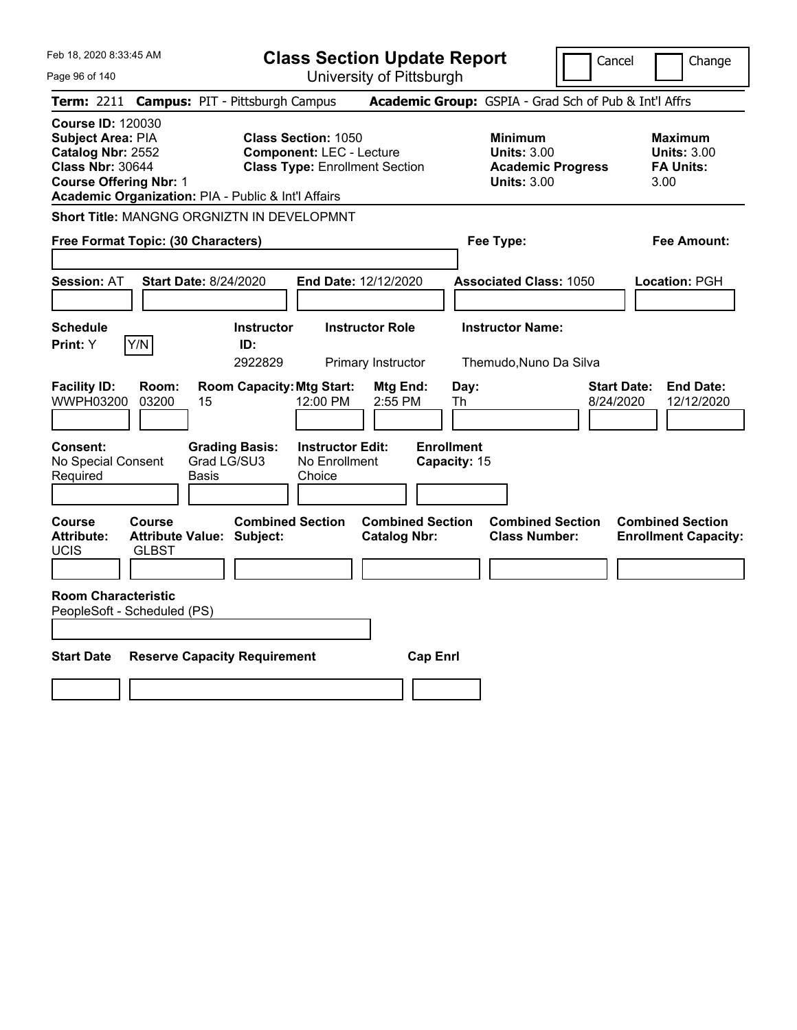Feb 18, 2020 8:33:45 AM

# Class Section Update Report

University of Pittsburgh

Cancel | Change

**Term:** 2211 **Campus:** PIT - Pittsburgh Campus **Academic Group:** GSPIA - Grad Sch of Pub & Int'l Affrs

**Course ID:** 120030
**Subject Area:** PIA
**Catalog Nbr:** 2552
**Class Nbr:** 30644
**Course Offering Nbr:** 1
**Academic Organization:** PIA - Public & Int'l Affairs

**Class Section:** 1050
**Component:** LEC - Lecture
**Class Type:** Enrollment Section

**Minimum Units:** 3.00
**Academic Progress Units:** 3.00

**Maximum Units:** 3.00
**FA Units:** 3.00

**Short Title:** MANGNG ORGNIZTN IN DEVELOPMNT

**Free Format Topic: (30 Characters)**

**Fee Type:**

**Fee Amount:**

**Session:** AT **Start Date:** 8/24/2020 **End Date:** 12/12/2020 **Associated Class:** 1050 **Location:** PGH

| Schedule Print: | Instructor ID: | Instructor Role | Instructor Name: |
|---|---|---|---|
| Y [Y/N] | 2922829 | Primary Instructor | Themudo,Nuno Da Silva |

| Facility ID: | Room: | Room Capacity: | Mtg Start: | Mtg End: | Day: | Start Date: | End Date: |
|---|---|---|---|---|---|---|---|
| WWPH03200 | 03200 | 15 | 12:00 PM | 2:55 PM | Th | 8/24/2020 | 12/12/2020 |

| Consent: | Grading Basis: | Instructor Edit: | Enrollment Capacity: |
|---|---|---|---|
| No Special Consent Required | Grad LG/SU3 Basis | No Enrollment Choice | 15 |

| Course Attribute: | Course Attribute Value: | Combined Section Subject: | Combined Section Catalog Nbr: | Combined Section Class Number: | Combined Section Enrollment Capacity: |
|---|---|---|---|---|---|
| UCIS | GLBST | | | | |

**Room Characteristic**
PeopleSoft - Scheduled (PS)

| Start Date | Reserve Capacity Requirement | Cap Enrl |
|---|---|---|
| | | |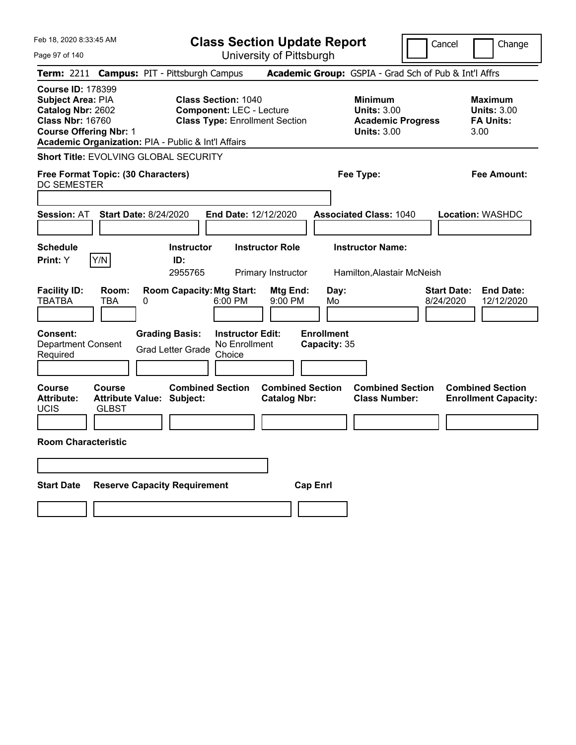# Class Section Update Report

University of Pittsburgh

Cancel | Change

**Term:** 2211 **Campus:** PIT - Pittsburgh Campus **Academic Group:** GSPIA - Grad Sch of Pub & Int'l Affrs

**Course ID:** 178399
**Subject Area:** PIA
**Catalog Nbr:** 2602
**Class Nbr:** 16760
**Course Offering Nbr:** 1
**Academic Organization:** PIA - Public & Int'l Affairs

**Class Section:** 1040
**Component:** LEC - Lecture
**Class Type:** Enrollment Section

**Minimum Units:** 3.00
**Academic Progress Units:** 3.00

**Maximum Units:** 3.00
**FA Units:** 3.00

**Short Title:** EVOLVING GLOBAL SECURITY

**Free Format Topic: (30 Characters)** DC SEMESTER

**Fee Type:**

**Fee Amount:**

**Session:** AT **Start Date:** 8/24/2020 **End Date:** 12/12/2020 **Associated Class:** 1040 **Location:** WASHDC

**Schedule Print:** Y Y/N

| Instructor ID | Instructor Role | Instructor Name |
|---|---|---|
| 2955765 | Primary Instructor | Hamilton,Alastair McNeish |

| Facility ID | Room | Room Capacity | Mtg Start | Mtg End | Day | Start Date | End Date |
|---|---|---|---|---|---|---|---|
| TBATBA | TBA | 0 | 6:00 PM | 9:00 PM | Mo | 8/24/2020 | 12/12/2020 |

**Consent:** Department Consent Required
**Grading Basis:** Grad Letter Grade
**Instructor Edit:** No Enrollment Choice
**Enrollment Capacity:** 35

| Course Attribute | Course Attribute Value | Combined Section Subject | Combined Section Catalog Nbr | Combined Section Class Number | Combined Section Enrollment Capacity |
|---|---|---|---|---|---|
| UCIS | GLBST | | | | |

**Room Characteristic**

| Start Date | Reserve Capacity Requirement | Cap Enrl |
|---|---|---|
| | | |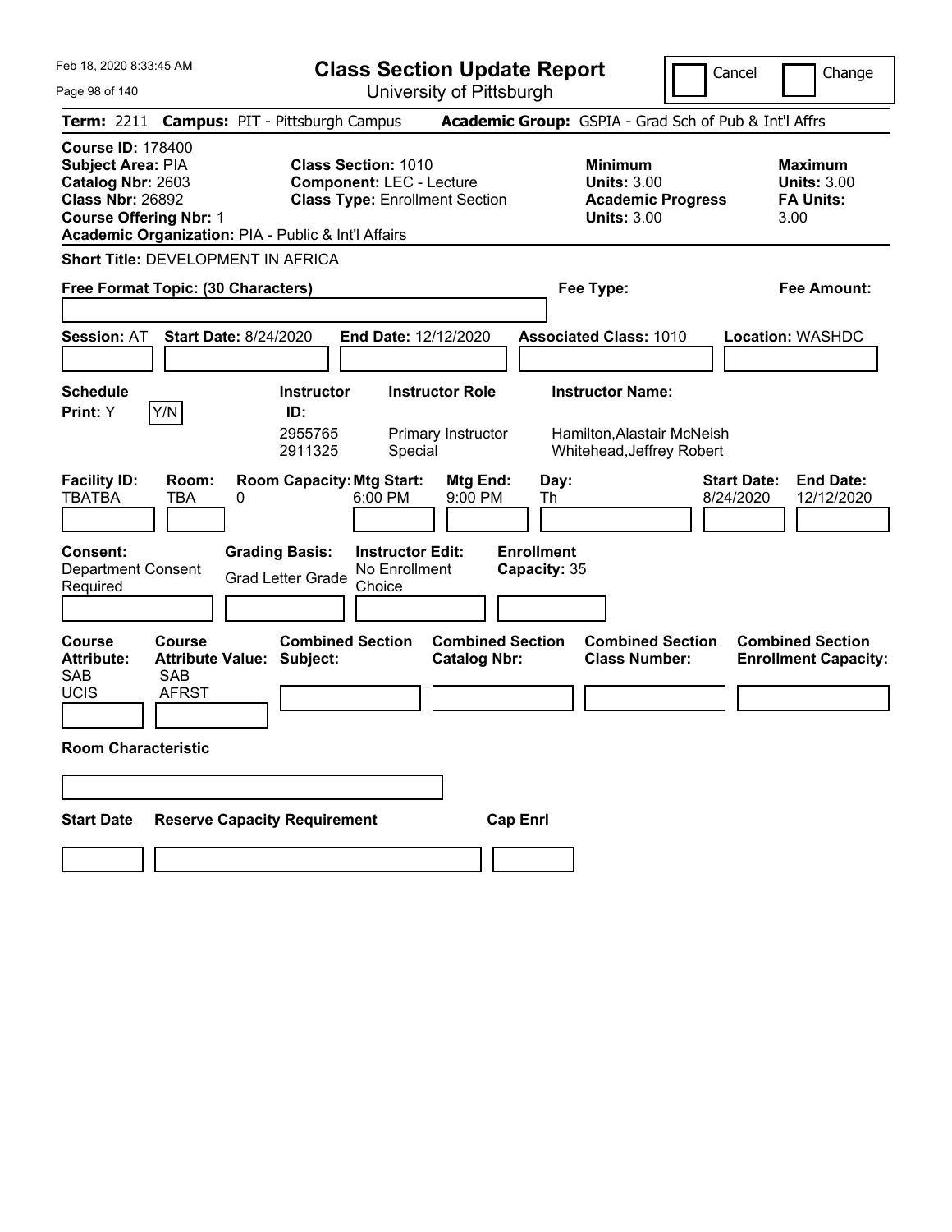# Class Section Update Report

University of Pittsburgh

Cancel ☐ Change ☐

**Term:** 2211 **Campus:** PIT - Pittsburgh Campus **Academic Group:** GSPIA - Grad Sch of Pub & Int'l Affrs

**Course ID:** 178400
**Subject Area:** PIA
**Catalog Nbr:** 2603
**Class Nbr:** 26892
**Course Offering Nbr:** 1
**Academic Organization:** PIA - Public & Int'l Affairs

**Class Section:** 1010
**Component:** LEC - Lecture
**Class Type:** Enrollment Section

**Minimum Units:** 3.00
**Academic Progress Units:** 3.00

**Maximum Units:** 3.00
**FA Units:** 3.00

**Short Title:** DEVELOPMENT IN AFRICA

**Free Format Topic: (30 Characters)**

**Fee Type:**

**Fee Amount:**

**Session:** AT **Start Date:** 8/24/2020 **End Date:** 12/12/2020 **Associated Class:** 1010 **Location:** WASHDC

**Schedule Print:** Y Y/N

| Instructor ID: | Instructor Role | Instructor Name: |
|---|---|---|
| 2955765 | Primary Instructor | Hamilton,Alastair McNeish |
| 2911325 | Special | Whitehead,Jeffrey Robert |

| Facility ID: | Room: | Room Capacity: | Mtg Start: | Mtg End: | Day: | Start Date: | End Date: |
|---|---|---|---|---|---|---|---|
| TBATBA | TBA | 0 | 6:00 PM | 9:00 PM | Th | 8/24/2020 | 12/12/2020 |

**Consent:** Department Consent Required

**Grading Basis:** Grad Letter Grade

**Instructor Edit:** No Enrollment Choice

**Enrollment Capacity:** 35

| Course Attribute: | Course Attribute Value: | Combined Section Subject: | Combined Section Catalog Nbr: | Combined Section Class Number: | Combined Section Enrollment Capacity: |
|---|---|---|---|---|---|
| SAB | SAB | | | | |
| UCIS | AFRST | | | | |

**Room Characteristic**

**Start Date** **Reserve Capacity Requirement** **Cap Enrl**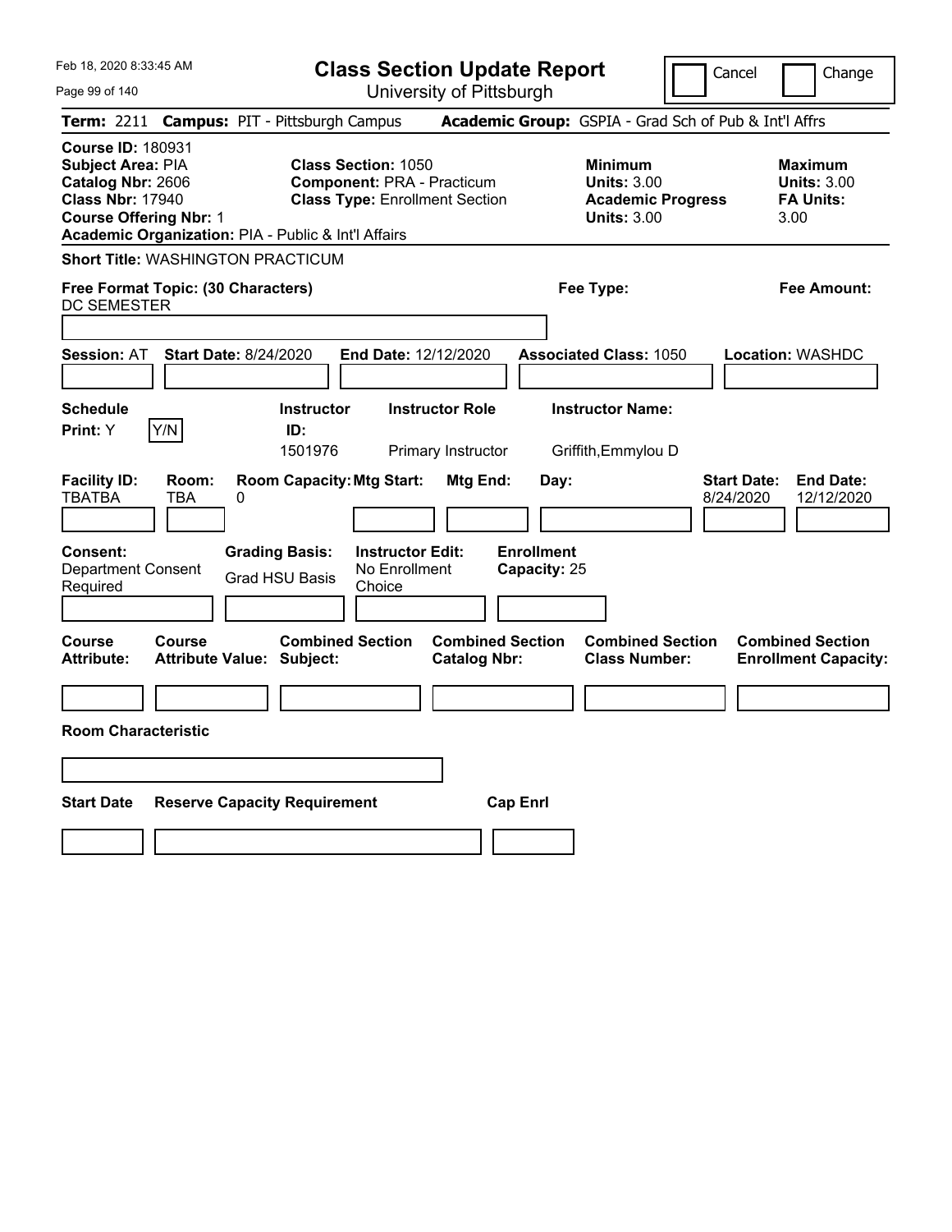Feb 18, 2020 8:33:45 AM

# Class Section Update Report

University of Pittsburgh

Cancel / Change

**Term:** 2211 **Campus:** PIT - Pittsburgh Campus **Academic Group:** GSPIA - Grad Sch of Pub & Int'l Affrs

**Course ID:** 180931
**Subject Area:** PIA
**Catalog Nbr:** 2606
**Class Nbr:** 17940
**Course Offering Nbr:** 1
**Academic Organization:** PIA - Public & Int'l Affairs

**Class Section:** 1050
**Component:** PRA - Practicum
**Class Type:** Enrollment Section

**Minimum Units:** 3.00
**Academic Progress Units:** 3.00

**Maximum Units:** 3.00
**FA Units:** 3.00

**Short Title:** WASHINGTON PRACTICUM

**Free Format Topic: (30 Characters)**
DC SEMESTER

**Fee Type:**

**Fee Amount:**

**Session:** AT **Start Date:** 8/24/2020 **End Date:** 12/12/2020 **Associated Class:** 1050 **Location:** WASHDC

| Schedule Print: | Instructor ID: | Instructor Role | Instructor Name: |
|---|---|---|---|
| Y (Y/N) | 1501976 | Primary Instructor | Griffith,Emmylou D |

| Facility ID: | Room: | Room Capacity: | Mtg Start: | Mtg End: | Day: | Start Date: | End Date: |
|---|---|---|---|---|---|---|---|
| TBATBA | TBA | 0 | | | | 8/24/2020 | 12/12/2020 |

| Consent: | Grading Basis: | Instructor Edit: | Enrollment Capacity: |
|---|---|---|---|
| Department Consent Required | Grad HSU Basis | No Enrollment Choice | 25 |

| Course Attribute: | Course Attribute Value: | Combined Section Subject: | Combined Section Catalog Nbr: | Combined Section Class Number: | Combined Section Enrollment Capacity: |
|---|---|---|---|---|---|
| | | | | | |

**Room Characteristic**

| Start Date | Reserve Capacity Requirement | Cap Enrl |
|---|---|---|
| | | |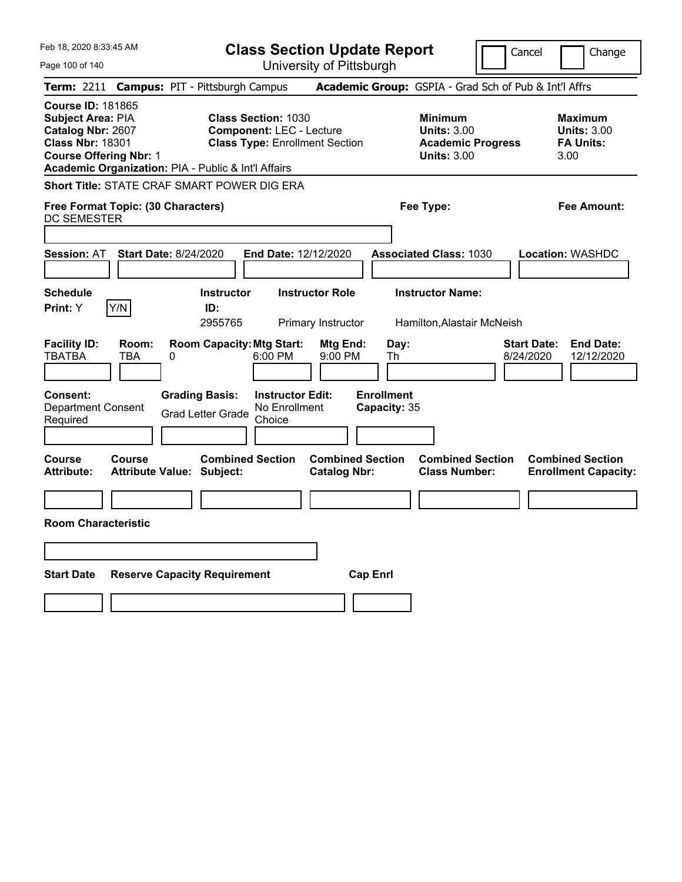# Class Section Update Report

University of Pittsburgh

Cancel | Change

**Term:** 2211 **Campus:** PIT - Pittsburgh Campus **Academic Group:** GSPIA - Grad Sch of Pub & Int'l Affrs

**Course ID:** 181865
**Subject Area:** PIA
**Catalog Nbr:** 2607
**Class Nbr:** 18301
**Course Offering Nbr:** 1
**Academic Organization:** PIA - Public & Int'l Affairs

**Class Section:** 1030
**Component:** LEC - Lecture
**Class Type:** Enrollment Section

**Minimum Units:** 3.00
**Academic Progress Units:** 3.00

**Maximum Units:** 3.00
**FA Units:** 3.00

**Short Title:** STATE CRAF SMART POWER DIG ERA

**Free Format Topic: (30 Characters)** DC SEMESTER

**Fee Type:**

**Fee Amount:**

**Session:** AT **Start Date:** 8/24/2020 **End Date:** 12/12/2020 **Associated Class:** 1030 **Location:** WASHDC

| Schedule Print: | Instructor ID: | Instructor Role | Instructor Name: |
|---|---|---|---|
| Y (Y/N) | 2955765 | Primary Instructor | Hamilton,Alastair McNeish |

| Facility ID: | Room: | Room Capacity: | Mtg Start: | Mtg End: | Day: | Start Date: | End Date: |
|---|---|---|---|---|---|---|---|
| TBATBA | TBA | 0 | 6:00 PM | 9:00 PM | Th | 8/24/2020 | 12/12/2020 |

| Consent: | Grading Basis: | Instructor Edit: | Enrollment Capacity: |
|---|---|---|---|
| Department Consent Required | Grad Letter Grade | No Enrollment Choice | 35 |

| Course Attribute: | Course Attribute Value: | Combined Section Subject: | Combined Section Catalog Nbr: | Combined Section Class Number: | Combined Section Enrollment Capacity: |
|---|---|---|---|---|---|
| | | | | | |

**Room Characteristic**

| Start Date | Reserve Capacity Requirement | Cap Enrl |
|---|---|---|
| | | |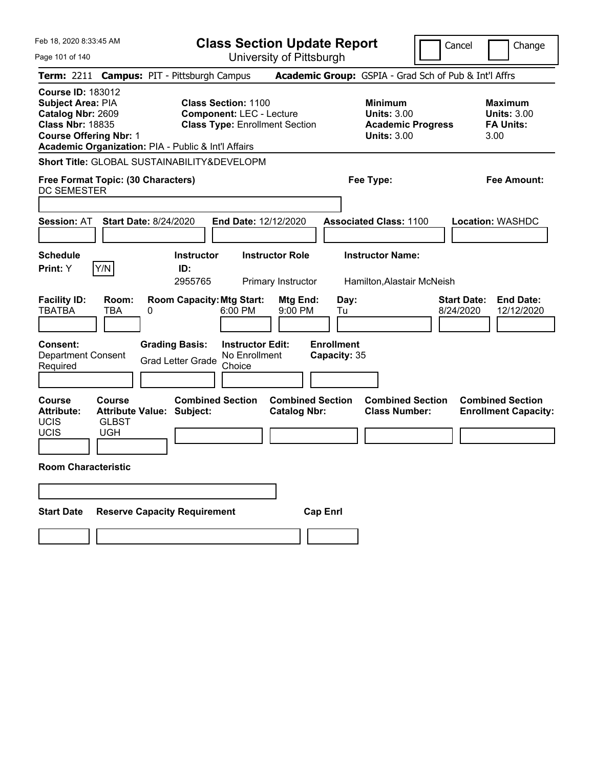# Class Section Update Report

University of Pittsburgh

Cancel ☐ Change ☐

**Term:** 2211 **Campus:** PIT - Pittsburgh Campus **Academic Group:** GSPIA - Grad Sch of Pub & Int'l Affrs

**Course ID:** 183012
**Subject Area:** PIA
**Catalog Nbr:** 2609
**Class Nbr:** 18835
**Course Offering Nbr:** 1
**Academic Organization:** PIA - Public & Int'l Affairs

**Class Section:** 1100
**Component:** LEC - Lecture
**Class Type:** Enrollment Section

**Minimum Units:** 3.00
**Academic Progress Units:** 3.00

**Maximum Units:** 3.00
**FA Units:** 3.00

**Short Title:** GLOBAL SUSTAINABILITY&DEVELOPM

**Free Format Topic: (30 Characters)** DC SEMESTER

**Fee Type:**

**Fee Amount:**

**Session:** AT **Start Date:** 8/24/2020 **End Date:** 12/12/2020 **Associated Class:** 1100 **Location:** WASHDC

**Schedule Print:** Y [Y/N]

| Instructor ID | Instructor Role | Instructor Name |
|---|---|---|
| 2955765 | Primary Instructor | Hamilton,Alastair McNeish |

| Facility ID | Room | Room Capacity | Mtg Start | Mtg End | Day | Start Date | End Date |
|---|---|---|---|---|---|---|---|
| TBATBA | TBA | 0 | 6:00 PM | 9:00 PM | Tu | 8/24/2020 | 12/12/2020 |

**Consent:** Department Consent Required

**Grading Basis:** Grad Letter Grade

**Instructor Edit:** No Enrollment Choice

**Enrollment Capacity:** 35

| Course Attribute | Course Attribute Value |
|---|---|
| UCIS | GLBST |
| UCIS | UGH |

**Combined Section Subject:**

**Combined Section Catalog Nbr:**

**Combined Section Class Number:**

**Combined Section Enrollment Capacity:**

**Room Characteristic**

**Start Date** **Reserve Capacity Requirement** **Cap Enrl**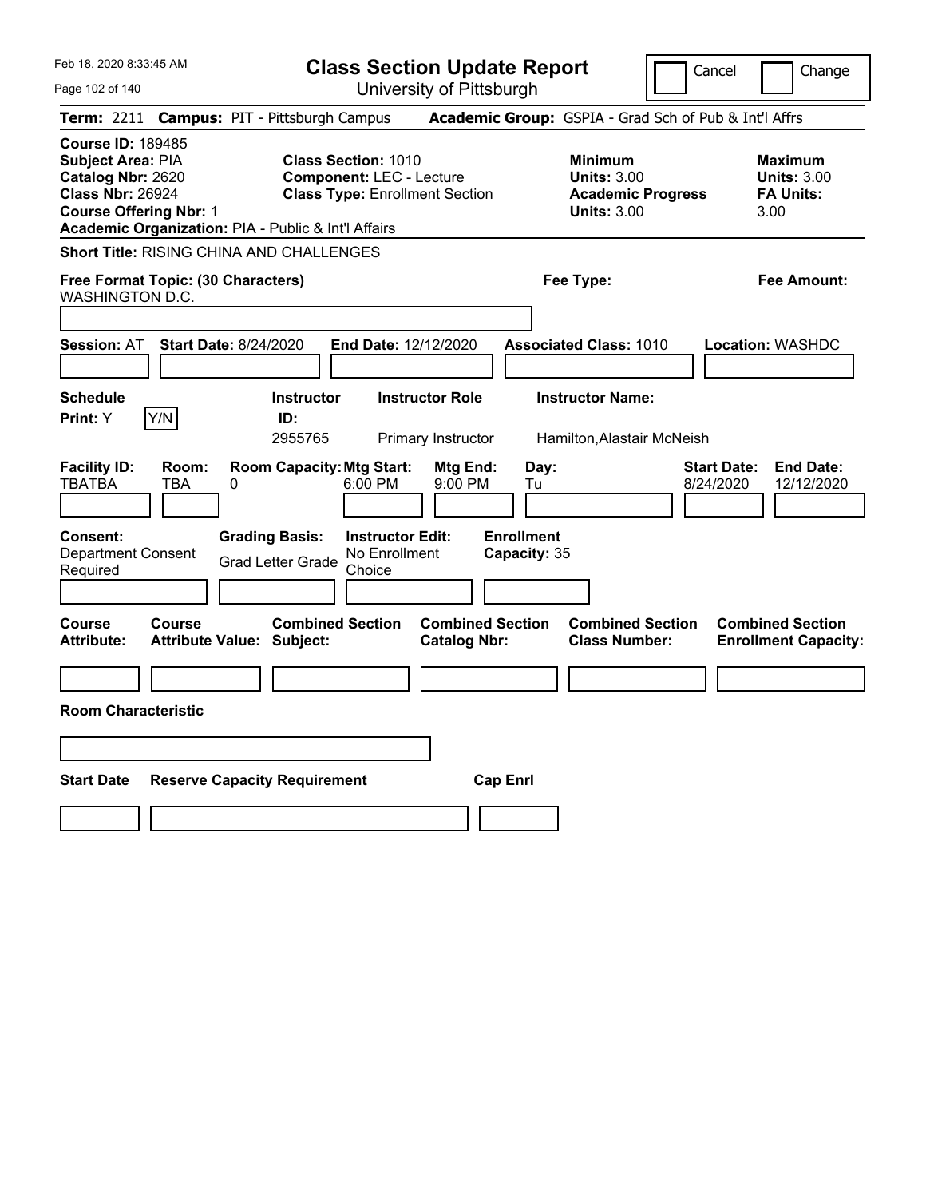# Class Section Update Report

University of Pittsburgh

Feb 18, 2020 8:33:45 AM

Cancel | Change

**Term:** 2211 **Campus:** PIT - Pittsburgh Campus **Academic Group:** GSPIA - Grad Sch of Pub & Int'l Affrs

**Course ID:** 189485
**Subject Area:** PIA
**Catalog Nbr:** 2620
**Class Nbr:** 26924
**Course Offering Nbr:** 1
**Academic Organization:** PIA - Public & Int'l Affairs

**Class Section:** 1010
**Component:** LEC - Lecture
**Class Type:** Enrollment Section

**Minimum Units:** 3.00
**Academic Progress Units:** 3.00

**Maximum Units:** 3.00
**FA Units:** 3.00

**Short Title:** RISING CHINA AND CHALLENGES

**Free Format Topic: (30 Characters)** WASHINGTON D.C.

**Fee Type:**

**Fee Amount:**

**Session:** AT **Start Date:** 8/24/2020 **End Date:** 12/12/2020 **Associated Class:** 1010 **Location:** WASHDC

| Schedule Print | Instructor ID | Instructor Role | Instructor Name |
|---|---|---|---|
| Y | 2955765 | Primary Instructor | Hamilton,Alastair McNeish |

| Facility ID | Room | Room Capacity | Mtg Start | Mtg End | Day | Start Date | End Date |
|---|---|---|---|---|---|---|---|
| TBATBA | TBA | 0 | 6:00 PM | 9:00 PM | Tu | 8/24/2020 | 12/12/2020 |

| Consent | Grading Basis | Instructor Edit | Enrollment Capacity |
|---|---|---|---|
| Department Consent Required | Grad Letter Grade | No Enrollment Choice | 35 |

| Course Attribute | Course Attribute Value | Combined Section Subject | Combined Section Catalog Nbr | Combined Section Class Number | Combined Section Enrollment Capacity |
|---|---|---|---|---|---|
| | | | | | |

**Room Characteristic**

| Start Date | Reserve Capacity Requirement | Cap Enrl |
|---|---|---|
| | | |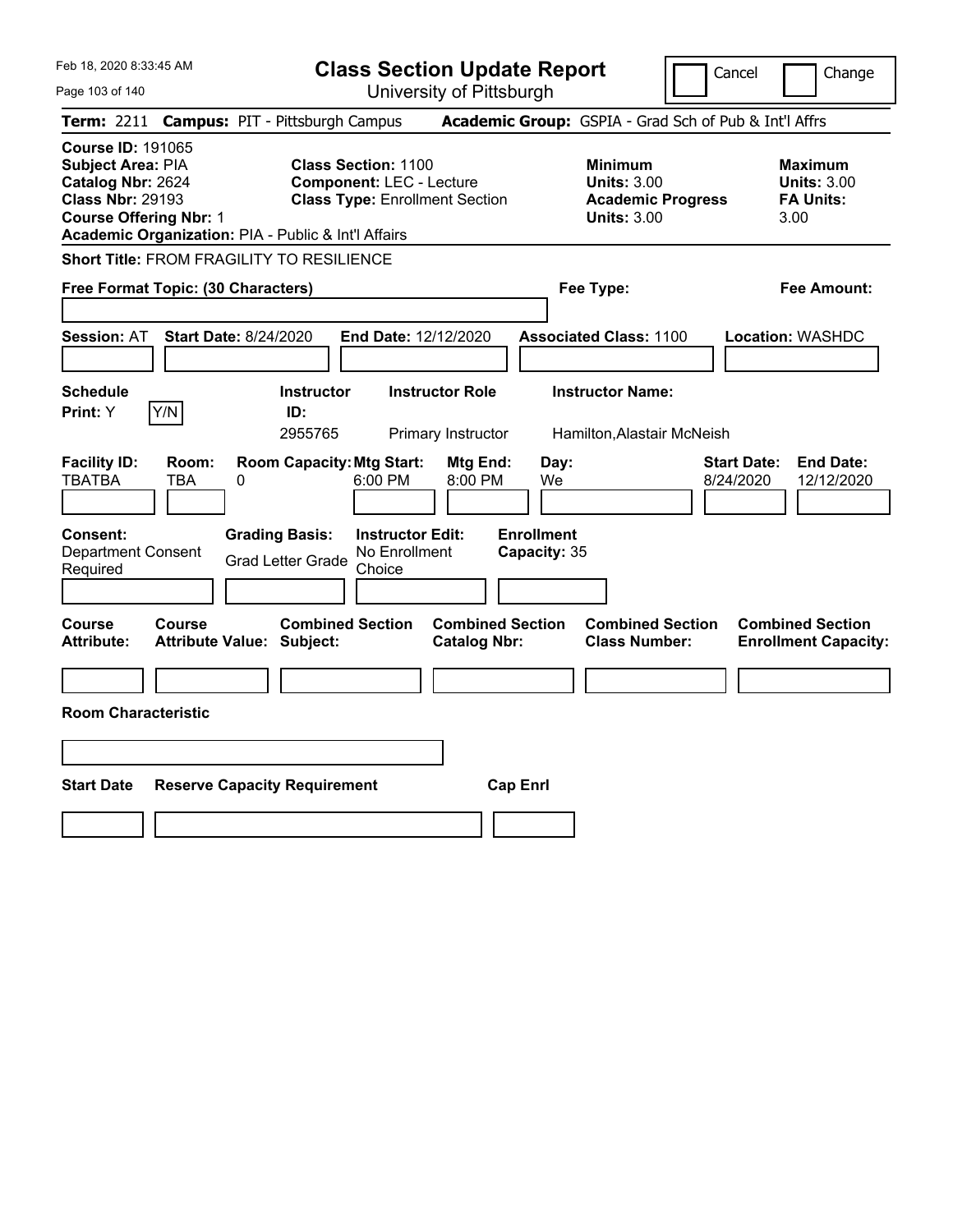Feb 18, 2020 8:33:45 AM

# Class Section Update Report

University of Pittsburgh

Cancel | Change

**Term:** 2211 **Campus:** PIT - Pittsburgh Campus **Academic Group:** GSPIA - Grad Sch of Pub & Int'l Affrs

**Course ID:** 191065
**Subject Area:** PIA
**Catalog Nbr:** 2624
**Class Nbr:** 29193
**Course Offering Nbr:** 1
**Academic Organization:** PIA - Public & Int'l Affairs

**Class Section:** 1100
**Component:** LEC - Lecture
**Class Type:** Enrollment Section

**Minimum Units:** 3.00
**Academic Progress Units:** 3.00

**Maximum Units:** 3.00
**FA Units:** 3.00

**Short Title:** FROM FRAGILITY TO RESILIENCE

**Free Format Topic: (30 Characters)**

**Fee Type:**

**Fee Amount:**

**Session:** AT **Start Date:** 8/24/2020 **End Date:** 12/12/2020 **Associated Class:** 1100 **Location:** WASHDC

| Schedule Print | Instructor ID | Instructor Role | Instructor Name |
|---|---|---|---|
| Y | 2955765 | Primary Instructor | Hamilton,Alastair McNeish |

| Facility ID | Room | Room Capacity | Mtg Start | Mtg End | Day | Start Date | End Date |
|---|---|---|---|---|---|---|---|
| TBATBA | TBA | 0 | 6:00 PM | 8:00 PM | We | 8/24/2020 | 12/12/2020 |

| Consent | Grading Basis | Instructor Edit | Enrollment Capacity |
|---|---|---|---|
| Department Consent Required | Grad Letter Grade | No Enrollment Choice | 35 |

| Course Attribute | Course Attribute Value | Combined Section Subject | Combined Section Catalog Nbr | Combined Section Class Number | Combined Section Enrollment Capacity |
|---|---|---|---|---|---|
| | | | | | |

**Room Characteristic**

| Start Date | Reserve Capacity Requirement | Cap Enrl |
|---|---|---|
| | | |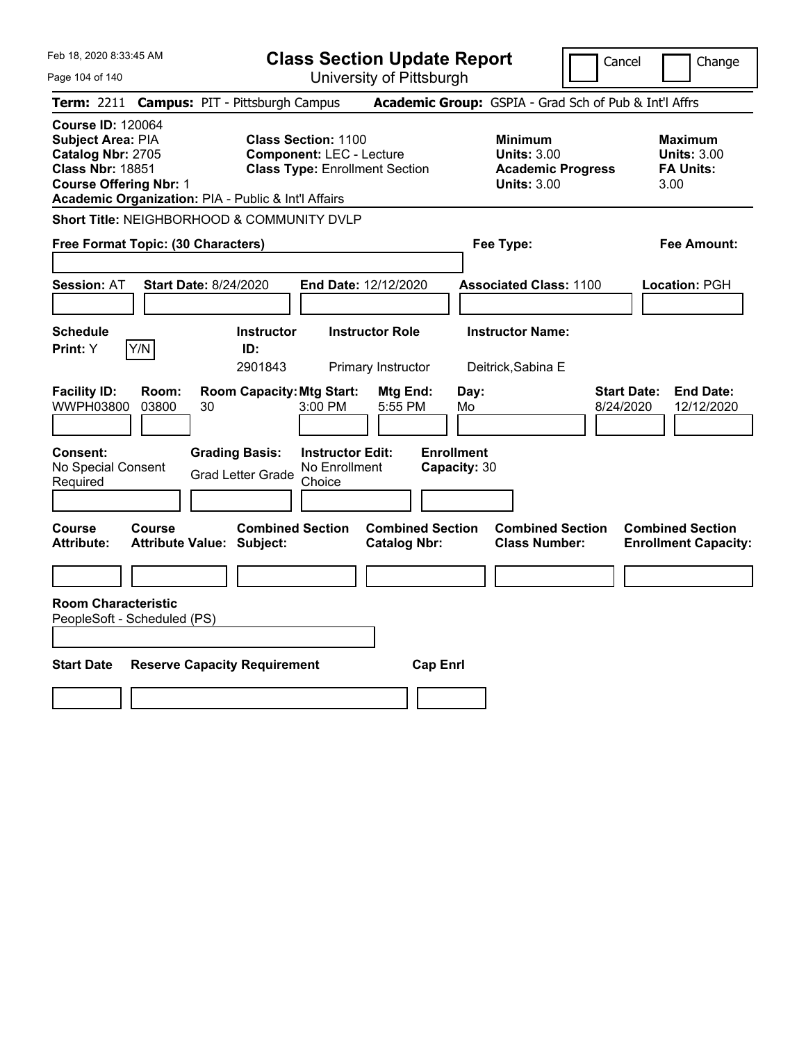Feb 18, 2020 8:33:45 AM

# Class Section Update Report

University of Pittsburgh

Cancel | Change

**Term:** 2211 **Campus:** PIT - Pittsburgh Campus **Academic Group:** GSPIA - Grad Sch of Pub & Int'l Affrs

**Course ID:** 120064
**Subject Area:** PIA
**Catalog Nbr:** 2705
**Class Nbr:** 18851
**Course Offering Nbr:** 1
**Academic Organization:** PIA - Public & Int'l Affairs

**Class Section:** 1100
**Component:** LEC - Lecture
**Class Type:** Enrollment Section

**Minimum**
**Units:** 3.00
**Academic Progress Units:** 3.00

**Maximum**
**Units:** 3.00
**FA Units:** 3.00

**Short Title:** NEIGHBORHOOD & COMMUNITY DVLP

**Free Format Topic: (30 Characters)** | **Fee Type:** | **Fee Amount:**

**Session:** AT **Start Date:** 8/24/2020 **End Date:** 12/12/2020 **Associated Class:** 1100 **Location:** PGH

| Schedule Print | Instructor ID | Instructor Role | Instructor Name |
|---|---|---|---|
| Y (Y/N) | 2901843 | Primary Instructor | Deitrick,Sabina E |

| Facility ID | Room | Room Capacity | Mtg Start | Mtg End | Day | Start Date | End Date |
|---|---|---|---|---|---|---|---|
| WWPH03800 | 03800 | 30 | 3:00 PM | 5:55 PM | Mo | 8/24/2020 | 12/12/2020 |

**Consent:** No Special Consent Required
**Grading Basis:** Grad Letter Grade
**Instructor Edit:** No Enrollment Choice
**Enrollment Capacity:** 30

| Course Attribute | Course Attribute Value | Combined Section Subject | Combined Section Catalog Nbr | Combined Section Class Number | Combined Section Enrollment Capacity |
|---|---|---|---|---|---|
| | | | | | |

**Room Characteristic**
PeopleSoft - Scheduled (PS)

| Start Date | Reserve Capacity Requirement | Cap Enrl |
|---|---|---|
| | | |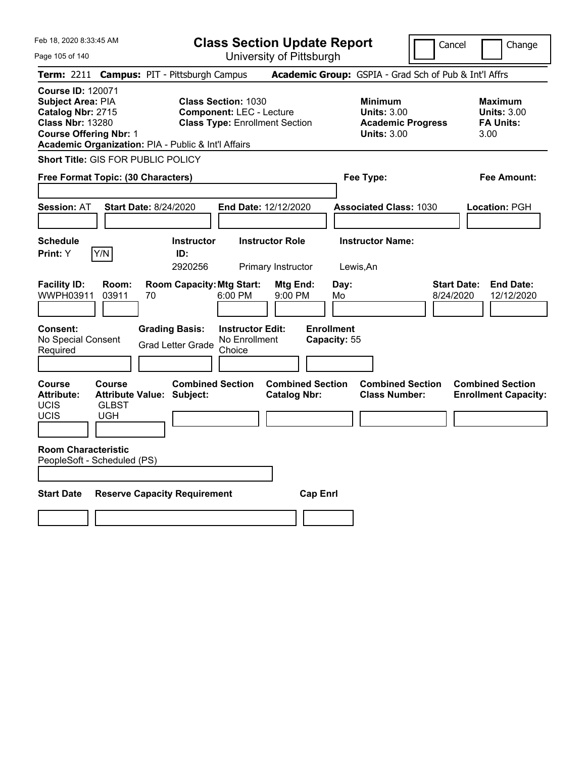Feb 18, 2020 8:33:45 AM

# Class Section Update Report

University of Pittsburgh

Cancel | Change

**Term:** 2211 **Campus:** PIT - Pittsburgh Campus **Academic Group:** GSPIA - Grad Sch of Pub & Int'l Affrs

**Course ID:** 120071
**Subject Area:** PIA
**Catalog Nbr:** 2715
**Class Nbr:** 13280
**Course Offering Nbr:** 1
**Academic Organization:** PIA - Public & Int'l Affairs

**Class Section:** 1030
**Component:** LEC - Lecture
**Class Type:** Enrollment Section

**Minimum Units:** 3.00
**Academic Progress Units:** 3.00

**Maximum Units:** 3.00
**FA Units:** 3.00

**Short Title:** GIS FOR PUBLIC POLICY

**Free Format Topic: (30 Characters)**

**Fee Type:**

**Fee Amount:**

**Session:** AT **Start Date:** 8/24/2020 **End Date:** 12/12/2020 **Associated Class:** 1030 **Location:** PGH

| Schedule Print | Instructor ID | Instructor Role | Instructor Name |
|---|---|---|---|
| Y (Y/N) | 2920256 | Primary Instructor | Lewis,An |

| Facility ID | Room | Room Capacity | Mtg Start | Mtg End | Day | Start Date | End Date |
|---|---|---|---|---|---|---|---|
| WWPH03911 | 03911 | 70 | 6:00 PM | 9:00 PM | Mo | 8/24/2020 | 12/12/2020 |

**Consent:** No Special Consent Required
**Grading Basis:** Grad Letter Grade
**Instructor Edit:** No Enrollment Choice
**Enrollment Capacity:** 55

| Course Attribute | Course Attribute Value | Combined Section Subject | Combined Section Catalog Nbr | Combined Section Class Number | Combined Section Enrollment Capacity |
|---|---|---|---|---|---|
| UCIS | GLBST | | | | |
| UCIS | UGH | | | | |

**Room Characteristic**
PeopleSoft - Scheduled (PS)

| Start Date | Reserve Capacity Requirement | Cap Enrl |
|---|---|---|
| | | |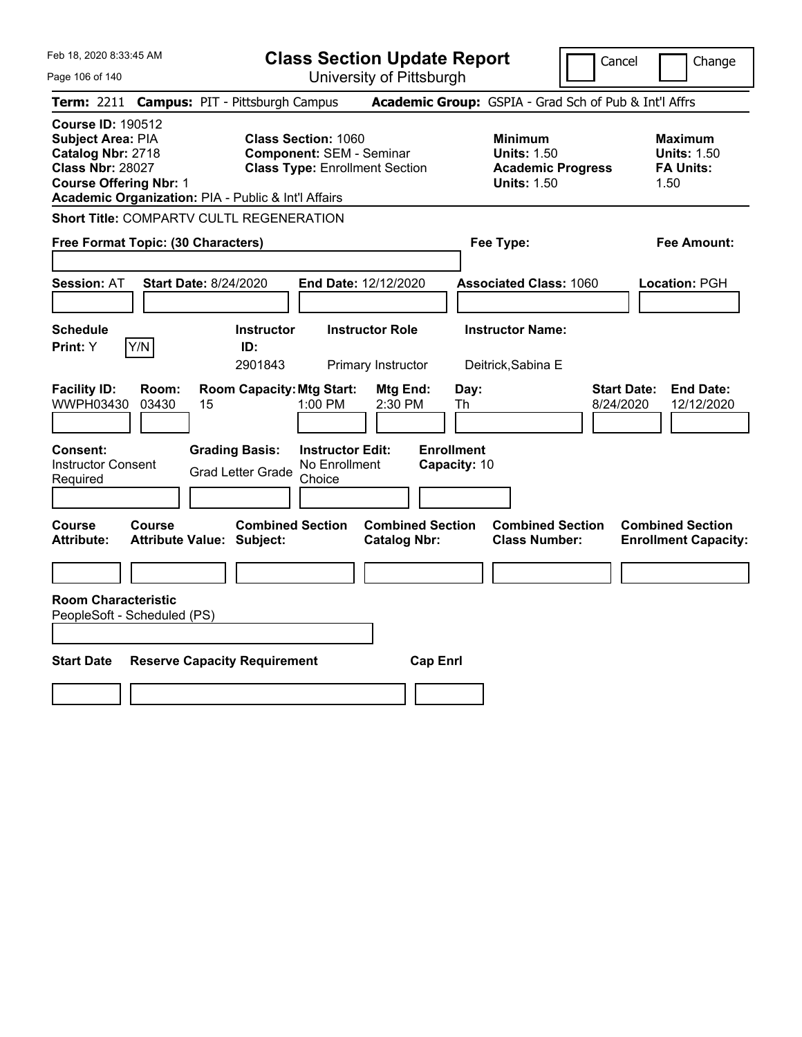# Class Section Update Report

University of Pittsburgh

Feb 18, 2020 8:33:45 AM

Cancel | Change

**Term:** 2211 **Campus:** PIT - Pittsburgh Campus **Academic Group:** GSPIA - Grad Sch of Pub & Int'l Affrs

**Course ID:** 190512
**Subject Area:** PIA
**Catalog Nbr:** 2718
**Class Nbr:** 28027
**Course Offering Nbr:** 1
**Academic Organization:** PIA - Public & Int'l Affairs

**Class Section:** 1060
**Component:** SEM - Seminar
**Class Type:** Enrollment Section

**Minimum**
**Units:** 1.50
**Academic Progress Units:** 1.50

**Maximum**
**Units:** 1.50
**FA Units:** 1.50

**Short Title:** COMPARTV CULTL REGENERATION

**Free Format Topic: (30 Characters)**

**Fee Type:**

**Fee Amount:**

**Session:** AT **Start Date:** 8/24/2020 **End Date:** 12/12/2020 **Associated Class:** 1060 **Location:** PGH

| Schedule Print: | Instructor ID: | Instructor Role | Instructor Name: |
|---|---|---|---|
| Y [Y/N] | 2901843 | Primary Instructor | Deitrick,Sabina E |

| Facility ID: | Room: | Room Capacity: | Mtg Start: | Mtg End: | Day: | Start Date: | End Date: |
|---|---|---|---|---|---|---|---|
| WWPH03430 | 03430 | 15 | 1:00 PM | 2:30 PM | Th | 8/24/2020 | 12/12/2020 |

| Consent: | Grading Basis: | Instructor Edit: | Enrollment Capacity: |
|---|---|---|---|
| Instructor Consent Required | Grad Letter Grade | No Enrollment Choice | 10 |

| Course Attribute: | Course Attribute Value: | Combined Section Subject: | Combined Section Catalog Nbr: | Combined Section Class Number: | Combined Section Enrollment Capacity: |
|---|---|---|---|---|---|
| | | | | | |

**Room Characteristic**
PeopleSoft - Scheduled (PS)

| Start Date | Reserve Capacity Requirement | Cap Enrl |
|---|---|---|
| | | |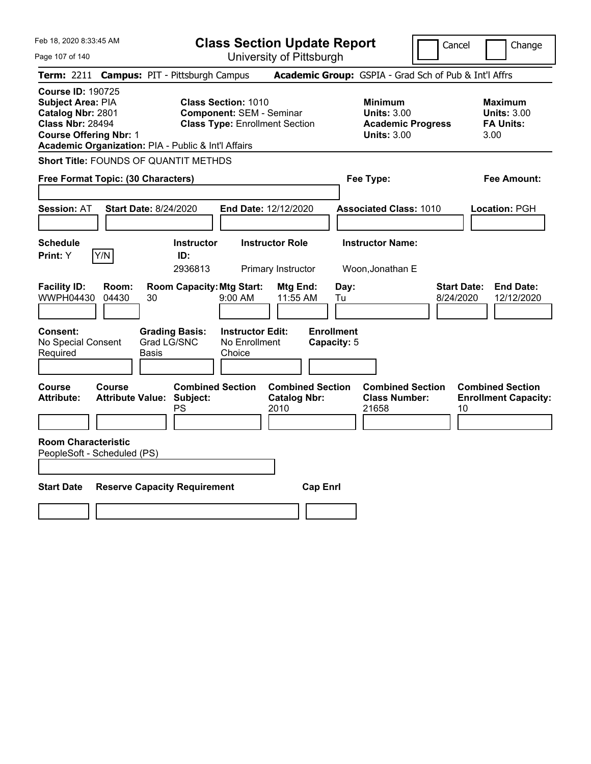Feb 18, 2020 8:33:45 AM

# Class Section Update Report

University of Pittsburgh

Cancel | Change

**Term:** 2211 **Campus:** PIT - Pittsburgh Campus **Academic Group:** GSPIA - Grad Sch of Pub & Int'l Affrs

**Course ID:** 190725
**Subject Area:** PIA
**Catalog Nbr:** 2801
**Class Nbr:** 28494
**Course Offering Nbr:** 1
**Academic Organization:** PIA - Public & Int'l Affairs

**Class Section:** 1010
**Component:** SEM - Seminar
**Class Type:** Enrollment Section

**Minimum Units:** 3.00
**Academic Progress Units:** 3.00

**Maximum Units:** 3.00
**FA Units:** 3.00

**Short Title:** FOUNDS OF QUANTIT METHDS

**Free Format Topic: (30 Characters)**

**Fee Type:**

**Fee Amount:**

**Session:** AT **Start Date:** 8/24/2020 **End Date:** 12/12/2020 **Associated Class:** 1010 **Location:** PGH

| Schedule Print | Instructor ID | Instructor Role | Instructor Name |
|---|---|---|---|
| Y (Y/N) | 2936813 | Primary Instructor | Woon,Jonathan E |

| Facility ID | Room | Room Capacity | Mtg Start | Mtg End | Day | Start Date | End Date |
|---|---|---|---|---|---|---|---|
| WWPH04430 | 04430 | 30 | 9:00 AM | 11:55 AM | Tu | 8/24/2020 | 12/12/2020 |

| Consent | Grading Basis | Instructor Edit | Enrollment Capacity |
|---|---|---|---|
| No Special Consent Required | Grad LG/SNC Basis | No Enrollment Choice | 5 |

| Course Attribute | Course Attribute Value | Combined Section Subject | Combined Section Catalog Nbr | Combined Section Class Number | Combined Section Enrollment Capacity |
|---|---|---|---|---|---|
| | | PS | 2010 | 21658 | 10 |

**Room Characteristic**
PeopleSoft - Scheduled (PS)

| Start Date | Reserve Capacity Requirement | Cap Enrl |
|---|---|---|
| | | |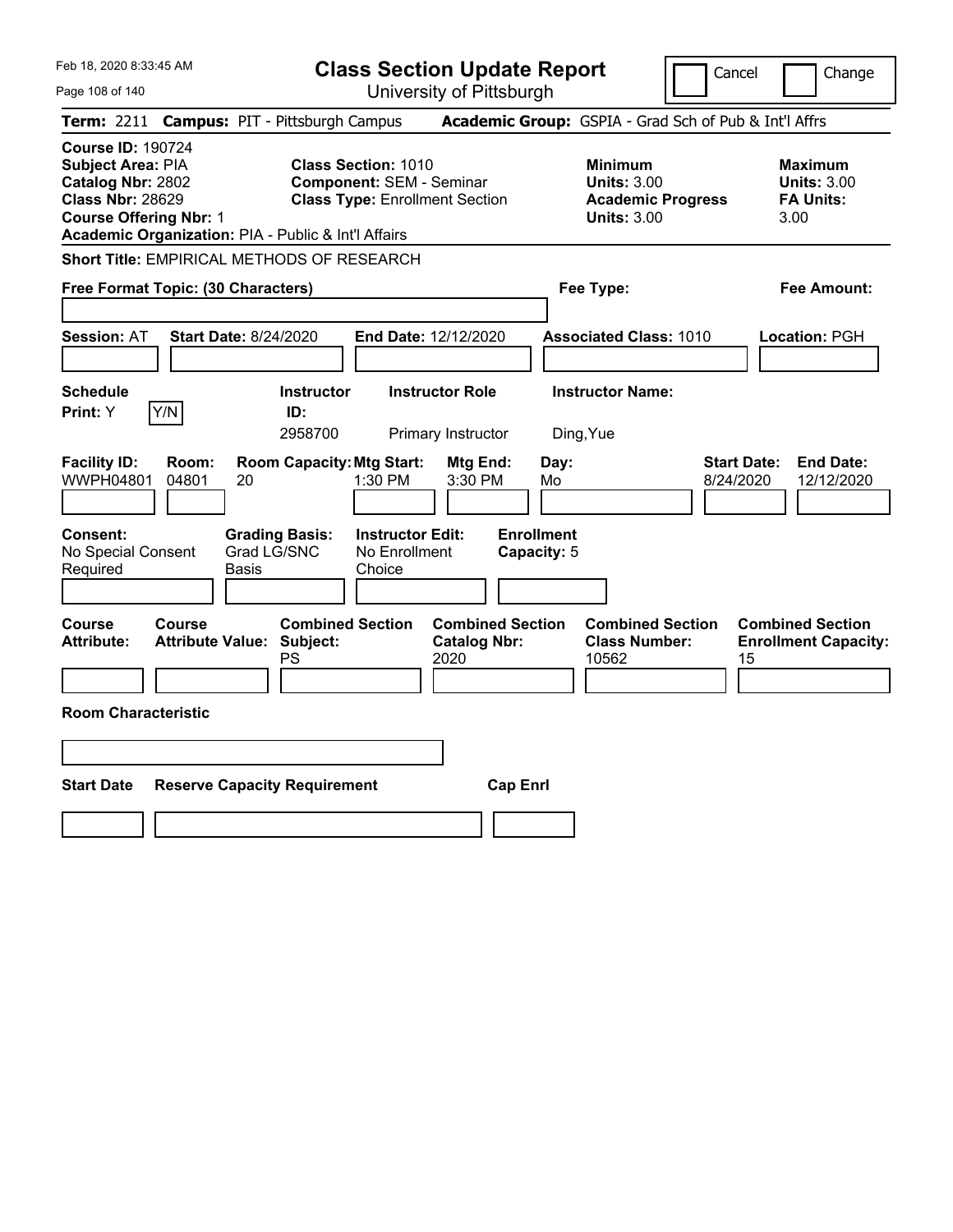Feb 18, 2020 8:33:45 AM

# Class Section Update Report

University of Pittsburgh

Cancel | Change

**Term:** 2211 **Campus:** PIT - Pittsburgh Campus **Academic Group:** GSPIA - Grad Sch of Pub & Int'l Affrs

**Course ID:** 190724
**Subject Area:** PIA
**Catalog Nbr:** 2802
**Class Nbr:** 28629
**Course Offering Nbr:** 1
**Academic Organization:** PIA - Public & Int'l Affairs

**Class Section:** 1010
**Component:** SEM - Seminar
**Class Type:** Enrollment Section

**Minimum Units:** 3.00
**Academic Progress Units:** 3.00

**Maximum Units:** 3.00
**FA Units:** 3.00

**Short Title:** EMPIRICAL METHODS OF RESEARCH

**Free Format Topic: (30 Characters)**

**Fee Type:**

**Fee Amount:**

**Session:** AT **Start Date:** 8/24/2020 **End Date:** 12/12/2020 **Associated Class:** 1010 **Location:** PGH

| Schedule Print | Instructor ID | Instructor Role | Instructor Name |
|---|---|---|---|
| Y | 2958700 | Primary Instructor | Ding,Yue |

| Facility ID | Room | Room Capacity | Mtg Start | Mtg End | Day | Start Date | End Date |
|---|---|---|---|---|---|---|---|
| WWPH04801 | 04801 | 20 | 1:30 PM | 3:30 PM | Mo | 8/24/2020 | 12/12/2020 |

| Consent | Grading Basis | Instructor Edit | Enrollment Capacity |
|---|---|---|---|
| No Special Consent Required | Grad LG/SNC Basis | No Enrollment Choice | 5 |

| Course Attribute | Course Attribute Value | Combined Section Subject | Combined Section Catalog Nbr | Combined Section Class Number | Combined Section Enrollment Capacity |
|---|---|---|---|---|---|
| | | PS | 2020 | 10562 | 15 |

**Room Characteristic**

| Start Date | Reserve Capacity Requirement | Cap Enrl |
|---|---|---|
| | | |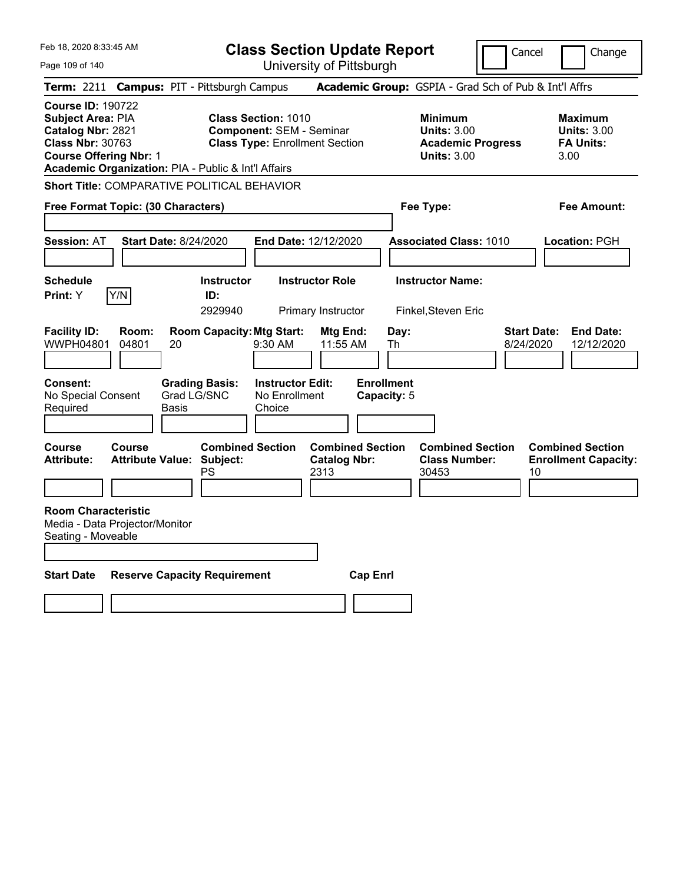# Class Section Update Report

University of Pittsburgh

Cancel / Change

**Term:** 2211 **Campus:** PIT - Pittsburgh Campus **Academic Group:** GSPIA - Grad Sch of Pub & Int'l Affrs

**Course ID:** 190722
**Subject Area:** PIA
**Catalog Nbr:** 2821
**Class Nbr:** 30763
**Course Offering Nbr:** 1
**Academic Organization:** PIA - Public & Int'l Affairs

**Class Section:** 1010
**Component:** SEM - Seminar
**Class Type:** Enrollment Section

**Minimum Units:** 3.00
**Academic Progress Units:** 3.00

**Maximum Units:** 3.00
**FA Units:** 3.00

**Short Title:** COMPARATIVE POLITICAL BEHAVIOR

**Free Format Topic: (30 Characters)**

**Fee Type:**

**Fee Amount:**

**Session:** AT **Start Date:** 8/24/2020 **End Date:** 12/12/2020 **Associated Class:** 1010 **Location:** PGH

| Schedule Print | Instructor ID | Instructor Role | Instructor Name |
|---|---|---|---|
| Y (Y/N) | 2929940 | Primary Instructor | Finkel,Steven Eric |

| Facility ID | Room | Room Capacity | Mtg Start | Mtg End | Day | Start Date | End Date |
|---|---|---|---|---|---|---|---|
| WWPH04801 | 04801 | 20 | 9:30 AM | 11:55 AM | Th | 8/24/2020 | 12/12/2020 |

| Consent | Grading Basis | Instructor Edit | Enrollment Capacity |
|---|---|---|---|
| No Special Consent Required | Grad LG/SNC Basis | No Enrollment Choice | 5 |

| Course Attribute | Course Attribute Value | Combined Section Subject | Combined Section Catalog Nbr | Combined Section Class Number | Combined Section Enrollment Capacity |
|---|---|---|---|---|---|
| | | PS | 2313 | 30453 | 10 |

**Room Characteristic**
Media - Data Projector/Monitor
Seating - Moveable

| Start Date | Reserve Capacity Requirement | Cap Enrl |
|---|---|---|
| | | |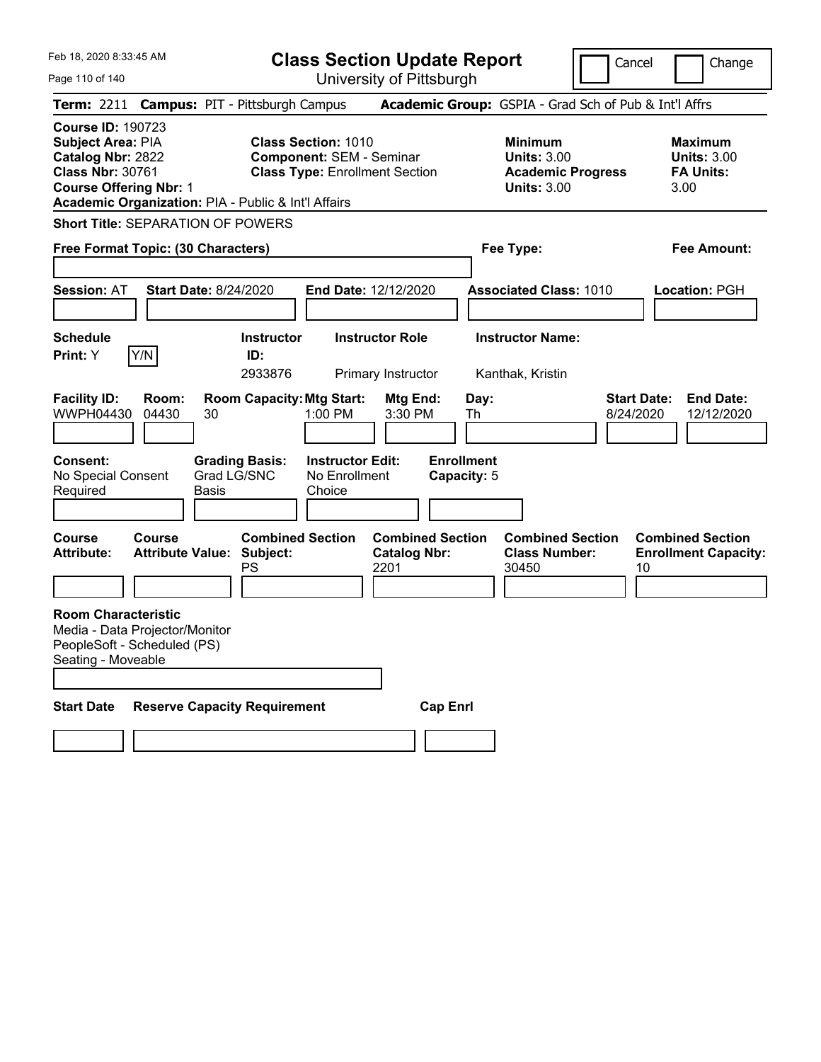Feb 18, 2020 8:33:45 AM

# Class Section Update Report

University of Pittsburgh

Cancel | Change

**Term:** 2211 **Campus:** PIT - Pittsburgh Campus **Academic Group:** GSPIA - Grad Sch of Pub & Int'l Affrs

**Course ID:** 190723
**Subject Area:** PIA
**Catalog Nbr:** 2822
**Class Nbr:** 30761
**Course Offering Nbr:** 1
**Academic Organization:** PIA - Public & Int'l Affairs

**Class Section:** 1010
**Component:** SEM - Seminar
**Class Type:** Enrollment Section

**Minimum Units:** 3.00
**Academic Progress Units:** 3.00

**Maximum Units:** 3.00
**FA Units:** 3.00

**Short Title:** SEPARATION OF POWERS

**Free Format Topic: (30 Characters)**

**Fee Type:**

**Fee Amount:**

**Session:** AT **Start Date:** 8/24/2020 **End Date:** 12/12/2020 **Associated Class:** 1010 **Location:** PGH

| Schedule Print | Instructor ID | Instructor Role | Instructor Name |
|---|---|---|---|
| Y | 2933876 | Primary Instructor | Kanthak, Kristin |

| Facility ID | Room | Room Capacity | Mtg Start | Mtg End | Day | Start Date | End Date |
|---|---|---|---|---|---|---|---|
| WWPH04430 | 04430 | 30 | 1:00 PM | 3:30 PM | Th | 8/24/2020 | 12/12/2020 |

**Consent:** No Special Consent Required
**Grading Basis:** Grad LG/SNC Basis
**Instructor Edit:** No Enrollment Choice
**Enrollment Capacity:** 5

| Course Attribute | Course Attribute Value | Combined Section Subject | Combined Section Catalog Nbr | Combined Section Class Number | Combined Section Enrollment Capacity |
|---|---|---|---|---|---|
| | | PS | 2201 | 30450 | 10 |

**Room Characteristic**
Media - Data Projector/Monitor
PeopleSoft - Scheduled (PS)
Seating - Moveable

| Start Date | Reserve Capacity Requirement | Cap Enrl |
|---|---|---|
| | | |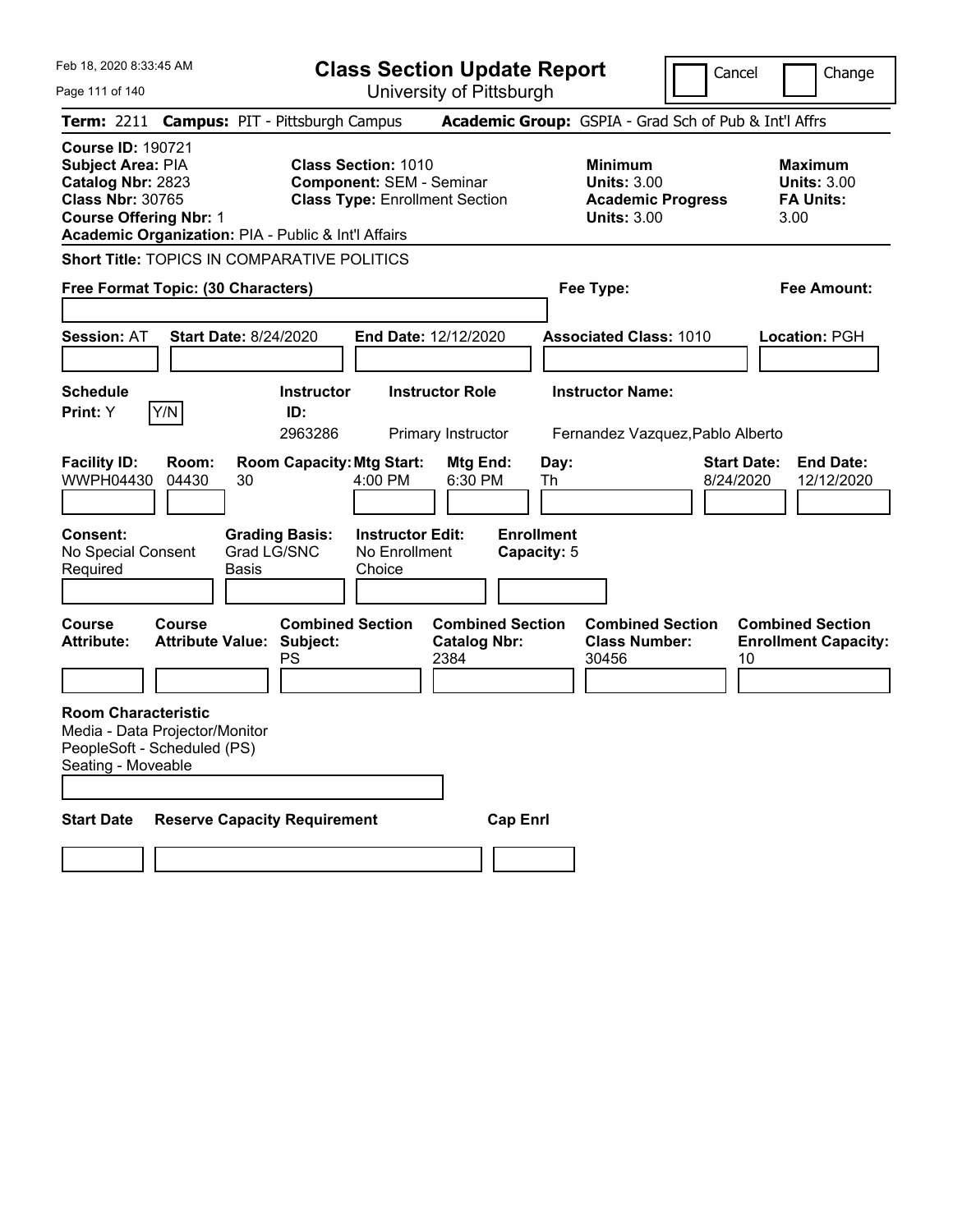# Class Section Update Report

University of Pittsburgh

Cancel | Change

**Term:** 2211 **Campus:** PIT - Pittsburgh Campus **Academic Group:** GSPIA - Grad Sch of Pub & Int'l Affrs

**Course ID:** 190721
**Subject Area:** PIA
**Catalog Nbr:** 2823
**Class Nbr:** 30765
**Course Offering Nbr:** 1
**Academic Organization:** PIA - Public & Int'l Affairs

**Class Section:** 1010
**Component:** SEM - Seminar
**Class Type:** Enrollment Section

**Minimum Units:** 3.00
**Academic Progress Units:** 3.00

**Maximum Units:** 3.00
**FA Units:** 3.00

**Short Title:** TOPICS IN COMPARATIVE POLITICS

**Free Format Topic: (30 Characters)**

**Fee Type:**

**Fee Amount:**

**Session:** AT **Start Date:** 8/24/2020 **End Date:** 12/12/2020 **Associated Class:** 1010 **Location:** PGH

| Schedule Print | Instructor ID | Instructor Role | Instructor Name |
|---|---|---|---|
| Y (Y/N) | 2963286 | Primary Instructor | Fernandez Vazquez,Pablo Alberto |

| Facility ID | Room | Room Capacity | Mtg Start | Mtg End | Day | Start Date | End Date |
|---|---|---|---|---|---|---|---|
| WWPH04430 | 04430 | 30 | 4:00 PM | 6:30 PM | Th | 8/24/2020 | 12/12/2020 |

| Consent | Grading Basis | Instructor Edit | Enrollment Capacity |
|---|---|---|---|
| No Special Consent Required | Grad LG/SNC Basis | No Enrollment Choice | 5 |

| Course Attribute | Course Attribute Value | Combined Section Subject | Combined Section Catalog Nbr | Combined Section Class Number | Combined Section Enrollment Capacity |
|---|---|---|---|---|---|
| | | PS | 2384 | 30456 | 10 |

**Room Characteristic**
Media - Data Projector/Monitor
PeopleSoft - Scheduled (PS)
Seating - Moveable

| Start Date | Reserve Capacity Requirement | Cap Enrl |
|---|---|---|
| | | |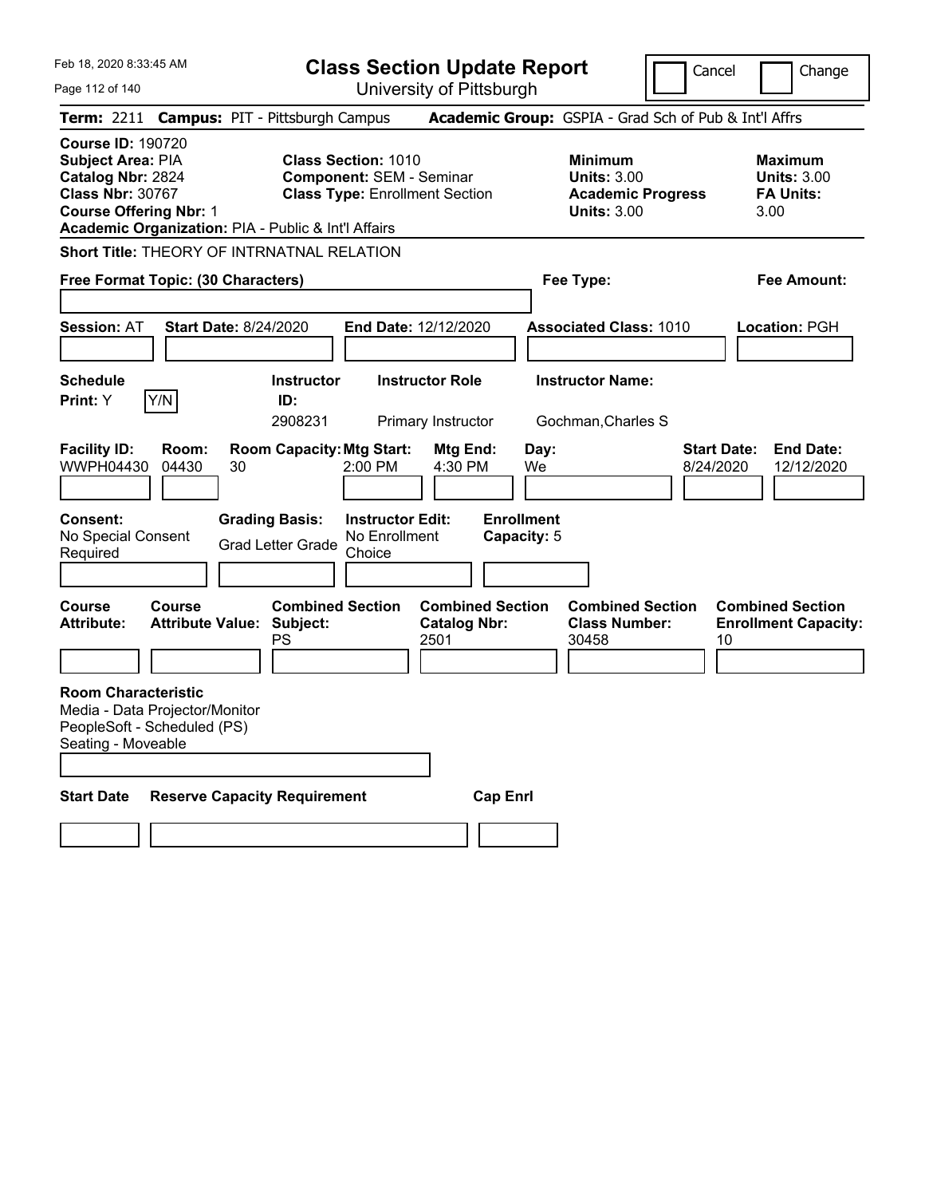Feb 18, 2020 8:33:45 AM

# Class Section Update Report

University of Pittsburgh

Cancel | Change

**Term:** 2211 **Campus:** PIT - Pittsburgh Campus **Academic Group:** GSPIA - Grad Sch of Pub & Int'l Affrs

**Course ID:** 190720
**Subject Area:** PIA
**Catalog Nbr:** 2824
**Class Nbr:** 30767
**Course Offering Nbr:** 1
**Academic Organization:** PIA - Public & Int'l Affairs

**Class Section:** 1010
**Component:** SEM - Seminar
**Class Type:** Enrollment Section

**Minimum Units:** 3.00
**Academic Progress Units:** 3.00

**Maximum Units:** 3.00
**FA Units:** 3.00

**Short Title:** THEORY OF INTRNATNAL RELATION

**Free Format Topic: (30 Characters)** | **Fee Type:** | **Fee Amount:**

**Session:** AT **Start Date:** 8/24/2020 **End Date:** 12/12/2020 **Associated Class:** 1010 **Location:** PGH

| Schedule Print | Instructor ID | Instructor Role | Instructor Name |
|---|---|---|---|
| Y (Y/N) | 2908231 | Primary Instructor | Gochman,Charles S |

| Facility ID | Room | Room Capacity | Mtg Start | Mtg End | Day | Start Date | End Date |
|---|---|---|---|---|---|---|---|
| WWPH04430 | 04430 | 30 | 2:00 PM | 4:30 PM | We | 8/24/2020 | 12/12/2020 |

| Consent | Grading Basis | Instructor Edit | Enrollment Capacity |
|---|---|---|---|
| No Special Consent Required | Grad Letter Grade | No Enrollment Choice | 5 |

| Course Attribute | Course Attribute Value | Combined Section Subject | Combined Section Catalog Nbr | Combined Section Class Number | Combined Section Enrollment Capacity |
|---|---|---|---|---|---|
| | | PS | 2501 | 30458 | 10 |

**Room Characteristic**
Media - Data Projector/Monitor
PeopleSoft - Scheduled (PS)
Seating - Moveable

| Start Date | Reserve Capacity Requirement | Cap Enrl |
|---|---|---|
| | | |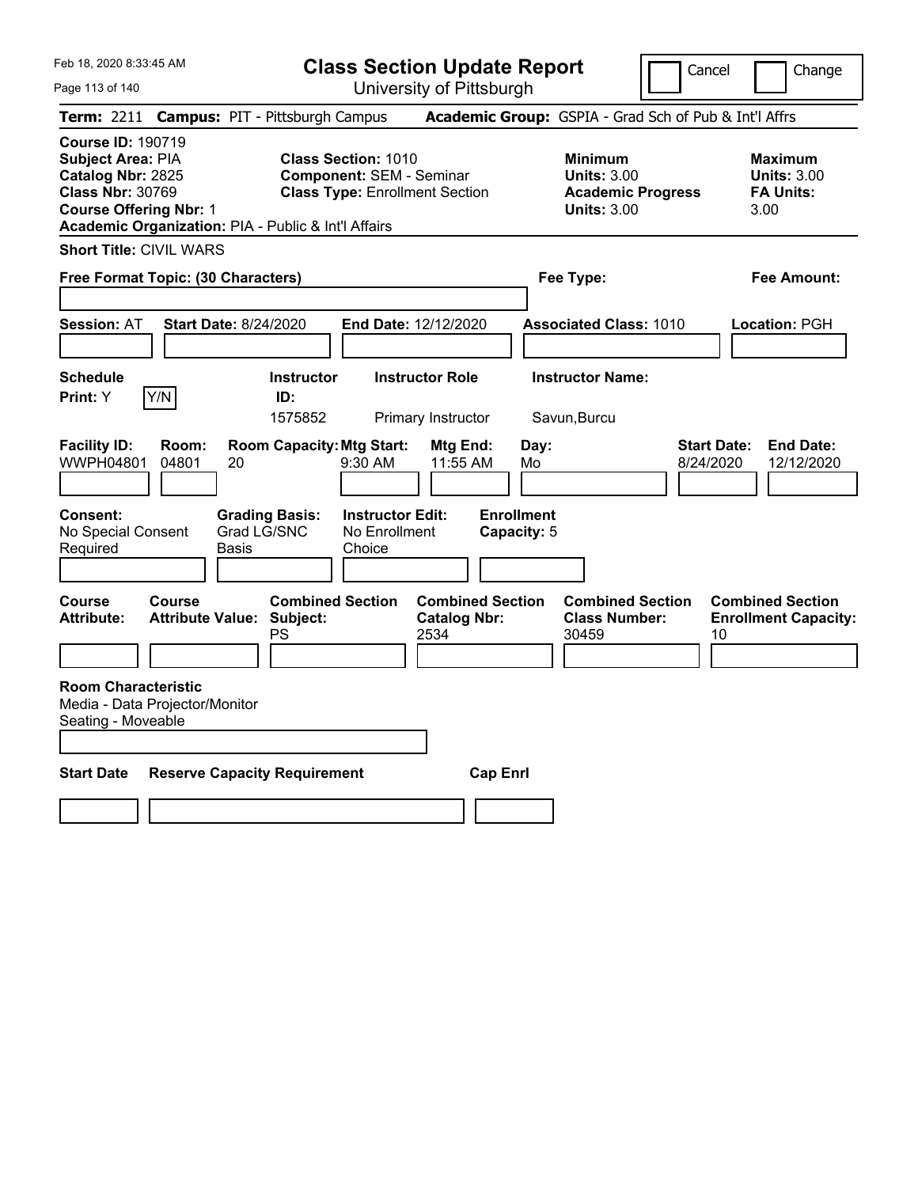# Class Section Update Report

University of Pittsburgh

Cancel | Change

**Term:** 2211 **Campus:** PIT - Pittsburgh Campus **Academic Group:** GSPIA - Grad Sch of Pub & Int'l Affrs

**Course ID:** 190719
**Subject Area:** PIA
**Catalog Nbr:** 2825
**Class Nbr:** 30769
**Course Offering Nbr:** 1
**Academic Organization:** PIA - Public & Int'l Affairs

**Class Section:** 1010
**Component:** SEM - Seminar
**Class Type:** Enrollment Section

**Minimum Units:** 3.00
**Academic Progress Units:** 3.00

**Maximum Units:** 3.00
**FA Units:** 3.00

**Short Title:** CIVIL WARS

**Free Format Topic: (30 Characters)**

**Fee Type:**

**Fee Amount:**

**Session:** AT **Start Date:** 8/24/2020 **End Date:** 12/12/2020 **Associated Class:** 1010 **Location:** PGH

| Schedule Print | | Instructor ID | Instructor Role | Instructor Name |
|---|---|---|---|---|
| Y | Y/N | 1575852 | Primary Instructor | Savun,Burcu |

| Facility ID | Room | Room Capacity | Mtg Start | Mtg End | Day | Start Date | End Date |
|---|---|---|---|---|---|---|---|
| WWPH04801 | 04801 | 20 | 9:30 AM | 11:55 AM | Mo | 8/24/2020 | 12/12/2020 |

| Consent | Grading Basis | Instructor Edit | Enrollment Capacity |
|---|---|---|---|
| No Special Consent Required | Grad LG/SNC Basis | No Enrollment Choice | 5 |

| Course Attribute | Course Attribute Value | Combined Section Subject | Combined Section Catalog Nbr | Combined Section Class Number | Combined Section Enrollment Capacity |
|---|---|---|---|---|---|
| | | PS | 2534 | 30459 | 10 |

**Room Characteristic**
Media - Data Projector/Monitor
Seating - Moveable

| Start Date | Reserve Capacity Requirement | Cap Enrl |
|---|---|---|
| | | |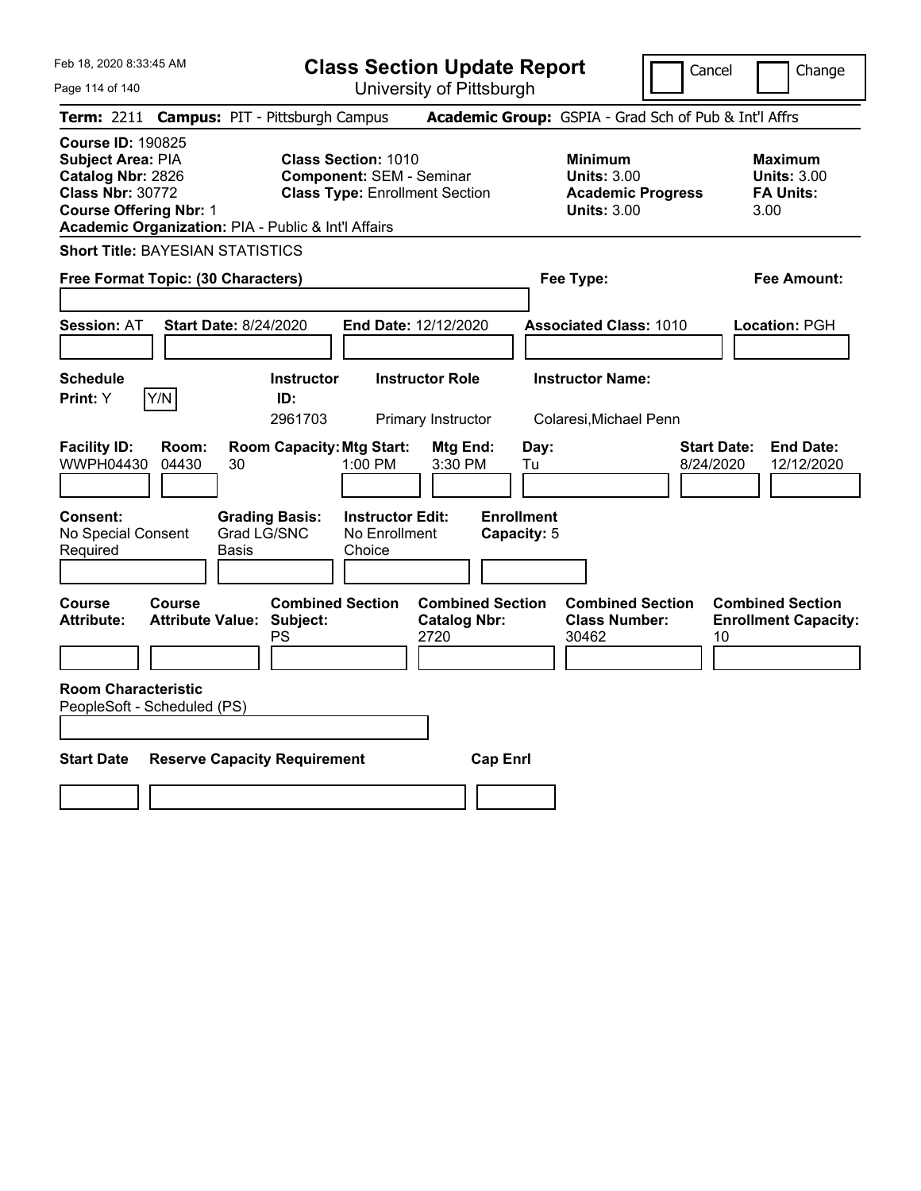# Class Section Update Report

University of Pittsburgh

Cancel | Change

**Term:** 2211 **Campus:** PIT - Pittsburgh Campus **Academic Group:** GSPIA - Grad Sch of Pub & Int'l Affrs

**Course ID:** 190825
**Subject Area:** PIA
**Catalog Nbr:** 2826
**Class Nbr:** 30772
**Course Offering Nbr:** 1
**Academic Organization:** PIA - Public & Int'l Affairs

**Class Section:** 1010
**Component:** SEM - Seminar
**Class Type:** Enrollment Section

**Minimum Units:** 3.00
**Academic Progress Units:** 3.00

**Maximum Units:** 3.00
**FA Units:** 3.00

**Short Title:** BAYESIAN STATISTICS

**Free Format Topic: (30 Characters)**

**Fee Type:**

**Fee Amount:**

**Session:** AT **Start Date:** 8/24/2020 **End Date:** 12/12/2020 **Associated Class:** 1010 **Location:** PGH

| Schedule Print | Instructor ID | Instructor Role | Instructor Name |
|---|---|---|---|
| Y | 2961703 | Primary Instructor | Colaresi,Michael Penn |

| Facility ID | Room | Room Capacity | Mtg Start | Mtg End | Day | Start Date | End Date |
|---|---|---|---|---|---|---|---|
| WWPH04430 | 04430 | 30 | 1:00 PM | 3:30 PM | Tu | 8/24/2020 | 12/12/2020 |

| Consent | Grading Basis | Instructor Edit | Enrollment Capacity |
|---|---|---|---|
| No Special Consent Required | Grad LG/SNC Basis | No Enrollment Choice | 5 |

| Course Attribute | Course Attribute Value | Combined Section Subject | Combined Section Catalog Nbr | Combined Section Class Number | Combined Section Enrollment Capacity |
|---|---|---|---|---|---|
| | | PS | 2720 | 30462 | 10 |

**Room Characteristic**
PeopleSoft - Scheduled (PS)

| Start Date | Reserve Capacity Requirement | Cap Enrl |
|---|---|---|
| | | |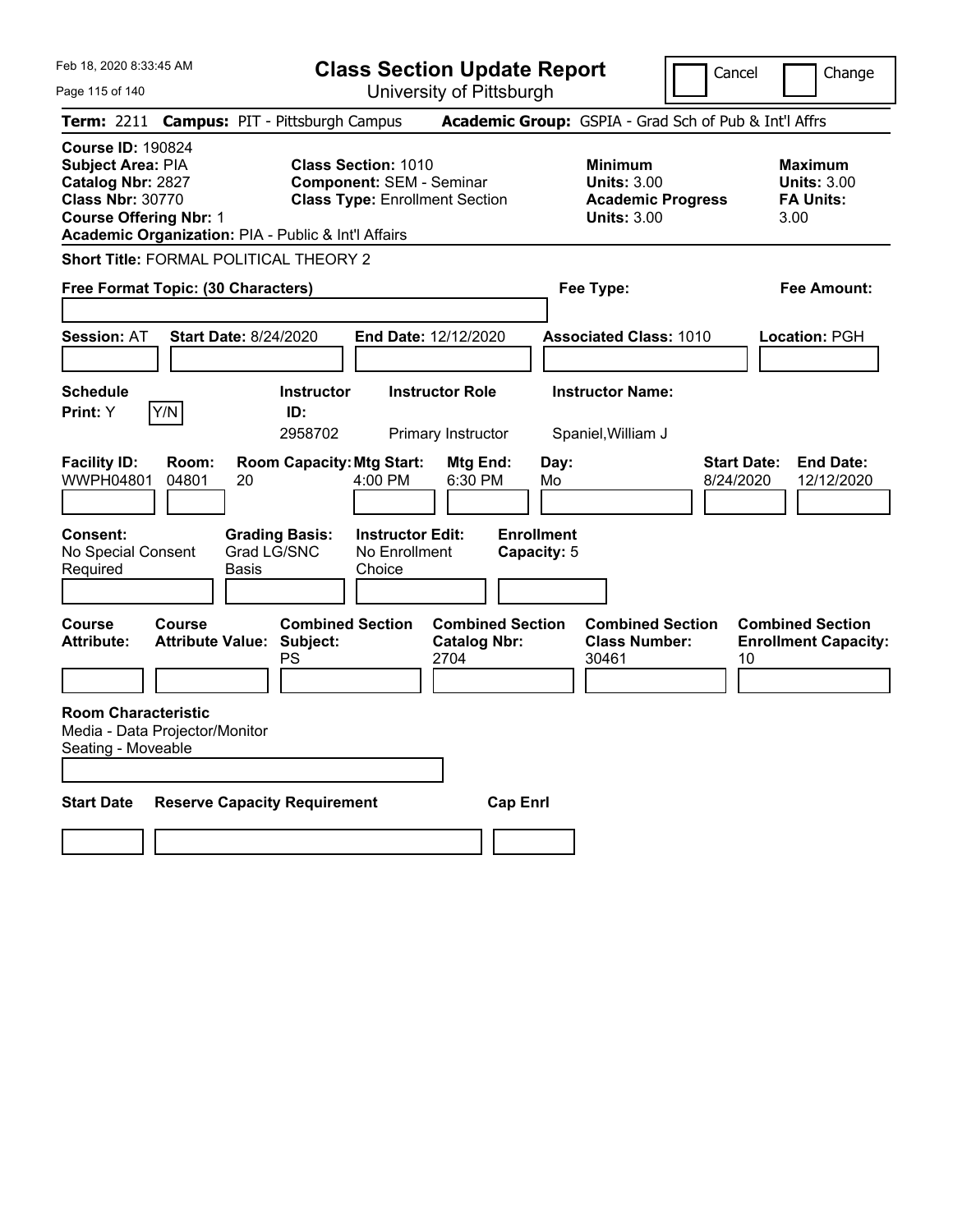Feb 18, 2020 8:33:45 AM

# Class Section Update Report

University of Pittsburgh

Cancel ☐ Change ☐

**Term:** 2211 **Campus:** PIT - Pittsburgh Campus **Academic Group:** GSPIA - Grad Sch of Pub & Int'l Affrs

**Course ID:** 190824
**Subject Area:** PIA
**Catalog Nbr:** 2827
**Class Nbr:** 30770
**Course Offering Nbr:** 1
**Academic Organization:** PIA - Public & Int'l Affairs

**Class Section:** 1010
**Component:** SEM - Seminar
**Class Type:** Enrollment Section

**Minimum Units:** 3.00
**Academic Progress Units:** 3.00

**Maximum Units:** 3.00
**FA Units:** 3.00

**Short Title:** FORMAL POLITICAL THEORY 2

**Free Format Topic: (30 Characters)**

**Fee Type:**

**Fee Amount:**

**Session:** AT **Start Date:** 8/24/2020 **End Date:** 12/12/2020 **Associated Class:** 1010 **Location:** PGH

**Schedule Print:** Y [Y/N]

| Instructor ID: | Instructor Role | Instructor Name: |
|---|---|---|
| 2958702 | Primary Instructor | Spaniel,William J |

| Facility ID: | Room: | Room Capacity: | Mtg Start: | Mtg End: | Day: | Start Date: | End Date: |
|---|---|---|---|---|---|---|---|
| WWPH04801 | 04801 | 20 | 4:00 PM | 6:30 PM | Mo | 8/24/2020 | 12/12/2020 |

**Consent:** No Special Consent Required
**Grading Basis:** Grad LG/SNC Basis
**Instructor Edit:** No Enrollment Choice
**Enrollment Capacity:** 5

| Course Attribute: | Course Attribute Value: | Combined Section Subject: | Combined Section Catalog Nbr: | Combined Section Class Number: | Combined Section Enrollment Capacity: |
|---|---|---|---|---|---|
| | | PS | 2704 | 30461 | 10 |

**Room Characteristic**
Media - Data Projector/Monitor
Seating - Moveable

| Start Date | Reserve Capacity Requirement | Cap Enrl |
|---|---|---|
| | | |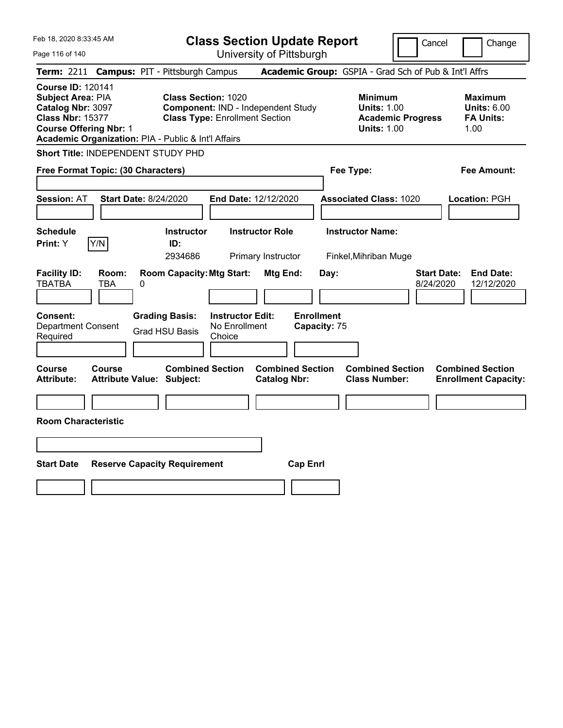# Class Section Update Report

University of Pittsburgh

Cancel | Change

**Term:** 2211 **Campus:** PIT - Pittsburgh Campus **Academic Group:** GSPIA - Grad Sch of Pub & Int'l Affrs

**Course ID:** 120141
**Subject Area:** PIA
**Catalog Nbr:** 3097
**Class Nbr:** 15377
**Course Offering Nbr:** 1
**Academic Organization:** PIA - Public & Int'l Affairs

**Class Section:** 1020
**Component:** IND - Independent Study
**Class Type:** Enrollment Section

**Minimum Units:** 1.00
**Academic Progress Units:** 1.00

**Maximum Units:** 6.00
**FA Units:** 1.00

**Short Title:** INDEPENDENT STUDY PHD

**Free Format Topic: (30 Characters)**

**Fee Type:**

**Fee Amount:**

**Session:** AT **Start Date:** 8/24/2020 **End Date:** 12/12/2020 **Associated Class:** 1020 **Location:** PGH

| Schedule Print | Instructor ID | Instructor Role | Instructor Name |
|---|---|---|---|
| Y (Y/N) | 2934686 | Primary Instructor | Finkel,Mihriban Muge |

| Facility ID | Room | Room Capacity | Mtg Start | Mtg End | Day | Start Date | End Date |
|---|---|---|---|---|---|---|---|
| TBATBA | TBA | 0 | | | | 8/24/2020 | 12/12/2020 |

| Consent | Grading Basis | Instructor Edit | Enrollment Capacity |
|---|---|---|---|
| Department Consent Required | Grad HSU Basis | No Enrollment Choice | 75 |

| Course Attribute | Course Attribute Value | Combined Section Subject | Combined Section Catalog Nbr | Combined Section Class Number | Combined Section Enrollment Capacity |
|---|---|---|---|---|---|
| | | | | | |

**Room Characteristic**

| Start Date | Reserve Capacity Requirement | Cap Enrl |
|---|---|---|
| | | |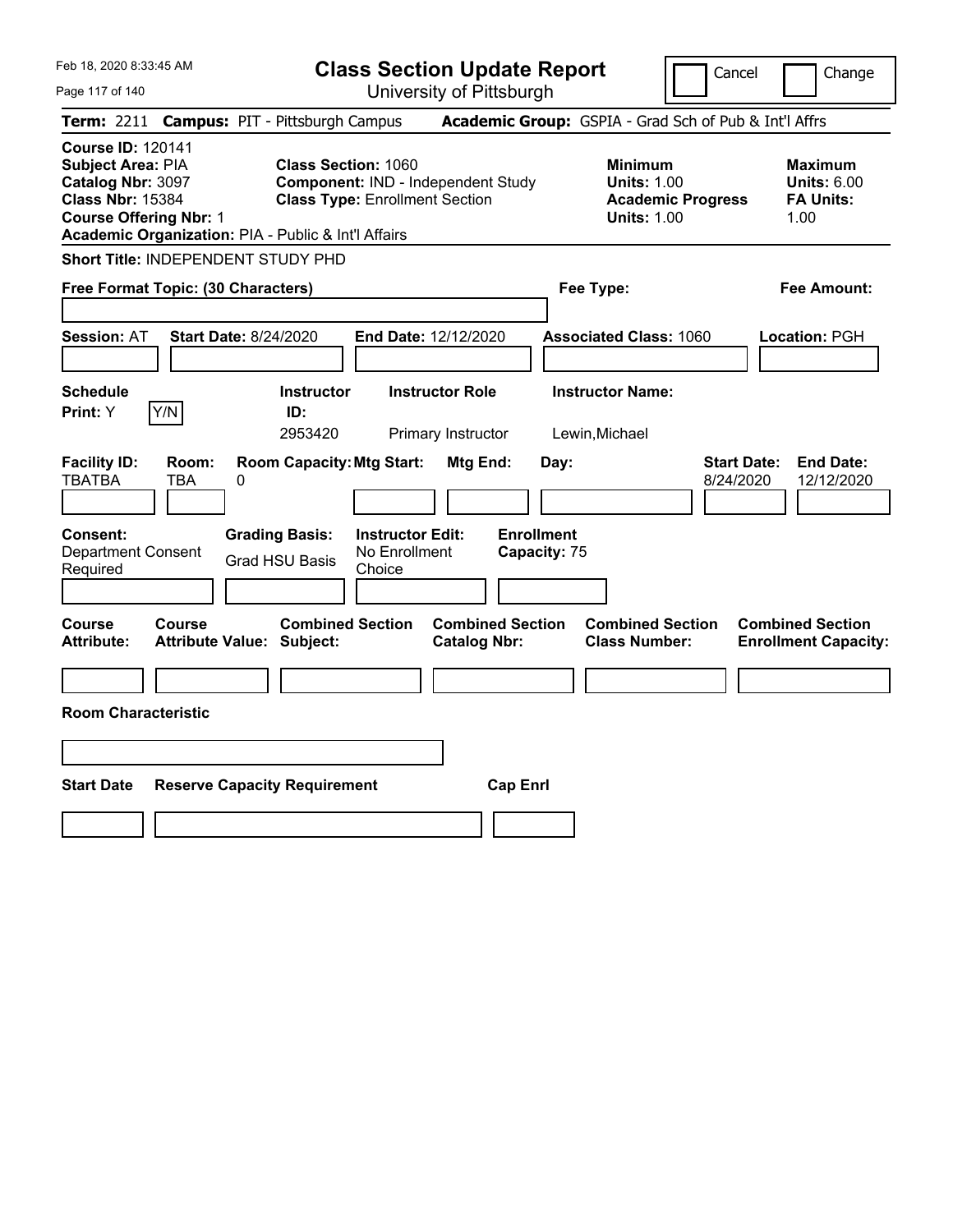Feb 18, 2020 8:33:45 AM

# Class Section Update Report

University of Pittsburgh

Cancel | Change

**Term:** 2211 **Campus:** PIT - Pittsburgh Campus **Academic Group:** GSPIA - Grad Sch of Pub & Int'l Affrs

**Course ID:** 120141
**Subject Area:** PIA
**Catalog Nbr:** 3097
**Class Nbr:** 15384
**Course Offering Nbr:** 1
**Academic Organization:** PIA - Public & Int'l Affairs

**Class Section:** 1060
**Component:** IND - Independent Study
**Class Type:** Enrollment Section

**Minimum Units:** 1.00
**Academic Progress Units:** 1.00

**Maximum Units:** 6.00
**FA Units:** 1.00

**Short Title:** INDEPENDENT STUDY PHD

**Free Format Topic: (30 Characters)**

**Fee Type:**

**Fee Amount:**

**Session:** AT **Start Date:** 8/24/2020 **End Date:** 12/12/2020 **Associated Class:** 1060 **Location:** PGH

| Schedule Print: | Instructor ID: | Instructor Role | Instructor Name: |
|---|---|---|---|
| Y [Y/N] | 2953420 | Primary Instructor | Lewin,Michael |

| Facility ID: | Room: | Room Capacity: | Mtg Start: | Mtg End: | Day: | Start Date: | End Date: |
|---|---|---|---|---|---|---|---|
| TBATBA | TBA | 0 | | | | 8/24/2020 | 12/12/2020 |

**Consent:** Department Consent Required
**Grading Basis:** Grad HSU Basis
**Instructor Edit:** No Enrollment Choice
**Enrollment Capacity:** 75

| Course Attribute: | Course Attribute Value: | Combined Section Subject: | Combined Section Catalog Nbr: | Combined Section Class Number: | Combined Section Enrollment Capacity: |
|---|---|---|---|---|---|
| | | | | | |

**Room Characteristic**

| Start Date | Reserve Capacity Requirement | Cap Enrl |
|---|---|---|
| | | |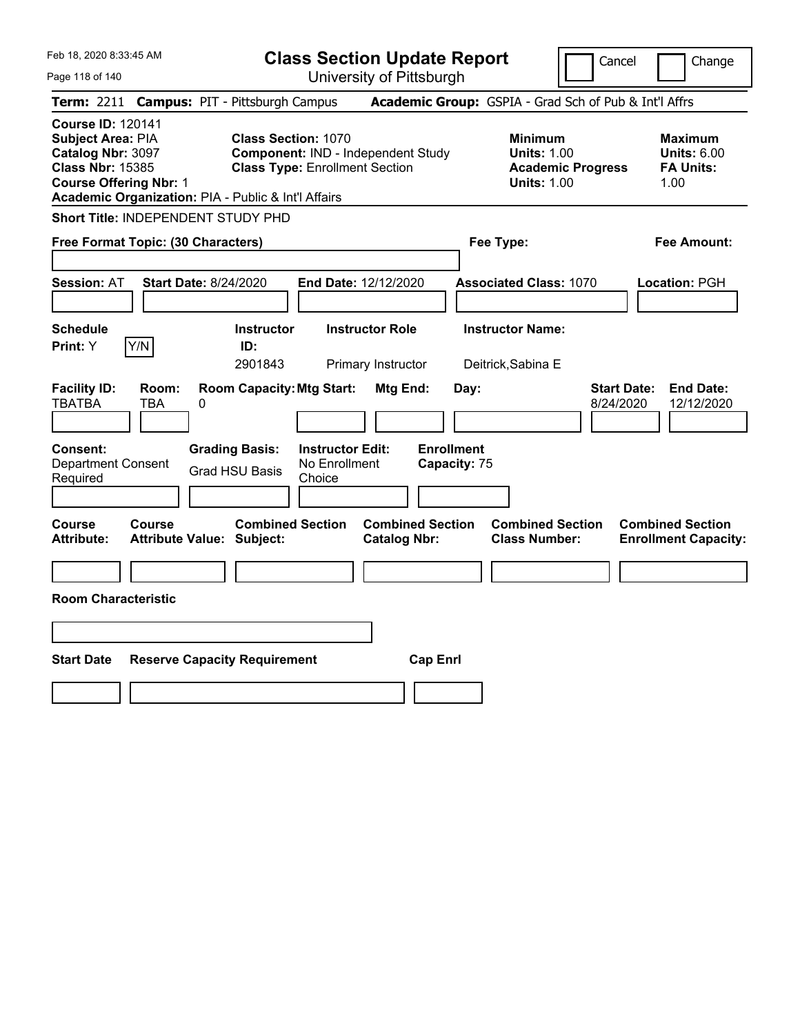Feb 18, 2020 8:33:45 AM

# Class Section Update Report

University of Pittsburgh

Cancel | Change

**Term:** 2211 **Campus:** PIT - Pittsburgh Campus **Academic Group:** GSPIA - Grad Sch of Pub & Int'l Affrs

**Course ID:** 120141
**Subject Area:** PIA
**Catalog Nbr:** 3097
**Class Nbr:** 15385
**Course Offering Nbr:** 1
**Academic Organization:** PIA - Public & Int'l Affairs

**Class Section:** 1070
**Component:** IND - Independent Study
**Class Type:** Enrollment Section

**Minimum Units:** 1.00
**Academic Progress Units:** 1.00

**Maximum Units:** 6.00
**FA Units:** 1.00

**Short Title:** INDEPENDENT STUDY PHD

**Free Format Topic: (30 Characters)**

**Fee Type:**

**Fee Amount:**

**Session:** AT **Start Date:** 8/24/2020 **End Date:** 12/12/2020 **Associated Class:** 1070 **Location:** PGH

| Schedule Print: | Instructor ID: | Instructor Role | Instructor Name: |
|---|---|---|---|
| Y [Y/N] | 2901843 | Primary Instructor | Deitrick,Sabina E |

| Facility ID: | Room: | Room Capacity: | Mtg Start: | Mtg End: | Day: | Start Date: | End Date: |
|---|---|---|---|---|---|---|---|
| TBATBA | TBA | 0 | | | | 8/24/2020 | 12/12/2020 |

**Consent:** Department Consent Required
**Grading Basis:** Grad HSU Basis
**Instructor Edit:** No Enrollment Choice
**Enrollment Capacity:** 75

| Course Attribute: | Course Attribute Value: | Combined Section Subject: | Combined Section Catalog Nbr: | Combined Section Class Number: | Combined Section Enrollment Capacity: |
|---|---|---|---|---|---|
| | | | | | |

**Room Characteristic**

| Start Date | Reserve Capacity Requirement | Cap Enrl |
|---|---|---|
| | | |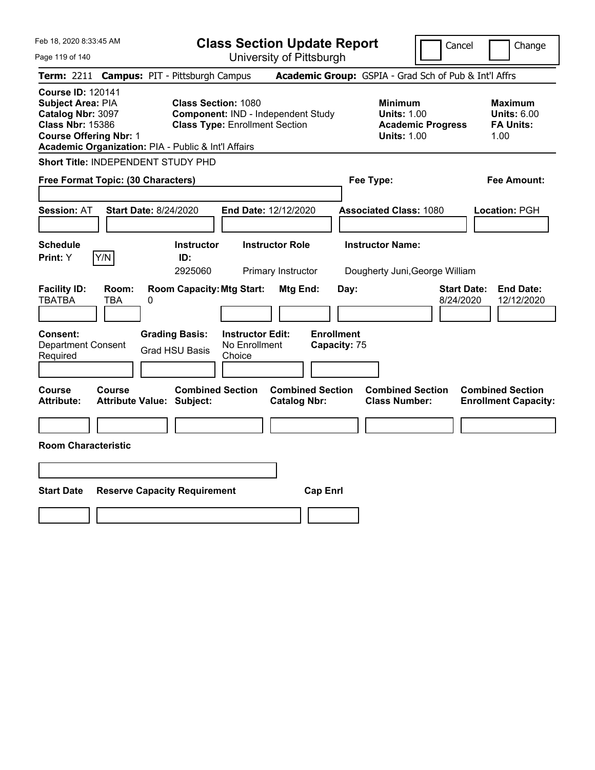Feb 18, 2020 8:33:45 AM

# Class Section Update Report

University of Pittsburgh

Cancel ☐ Change ☐

**Term:** 2211 **Campus:** PIT - Pittsburgh Campus **Academic Group:** GSPIA - Grad Sch of Pub & Int'l Affrs

**Course ID:** 120141
**Subject Area:** PIA
**Catalog Nbr:** 3097
**Class Nbr:** 15386
**Course Offering Nbr:** 1
**Academic Organization:** PIA - Public & Int'l Affairs

**Class Section:** 1080
**Component:** IND - Independent Study
**Class Type:** Enrollment Section

**Minimum Units:** 1.00
**Academic Progress Units:** 1.00

**Maximum Units:** 6.00
**FA Units:** 1.00

**Short Title:** INDEPENDENT STUDY PHD

**Free Format Topic: (30 Characters)**

**Fee Type:**

**Fee Amount:**

**Session:** AT **Start Date:** 8/24/2020 **End Date:** 12/12/2020 **Associated Class:** 1080 **Location:** PGH

| Schedule Print: | Instructor ID: | Instructor Role | Instructor Name: |
|---|---|---|---|
| Y [Y/N] | 2925060 | Primary Instructor | Dougherty Juni,George William |

| Facility ID: | Room: | Room Capacity: | Mtg Start: | Mtg End: | Day: | Start Date: | End Date: |
|---|---|---|---|---|---|---|---|
| TBATBA | TBA | 0 | | | | 8/24/2020 | 12/12/2020 |

**Consent:** Department Consent Required
**Grading Basis:** Grad HSU Basis
**Instructor Edit:** No Enrollment Choice
**Enrollment Capacity:** 75

| Course Attribute: | Course Attribute Value: | Combined Section Subject: | Combined Section Catalog Nbr: | Combined Section Class Number: | Combined Section Enrollment Capacity: |
|---|---|---|---|---|---|
| | | | | | |

**Room Characteristic**

| Start Date | Reserve Capacity Requirement | Cap Enrl |
|---|---|---|
| | | |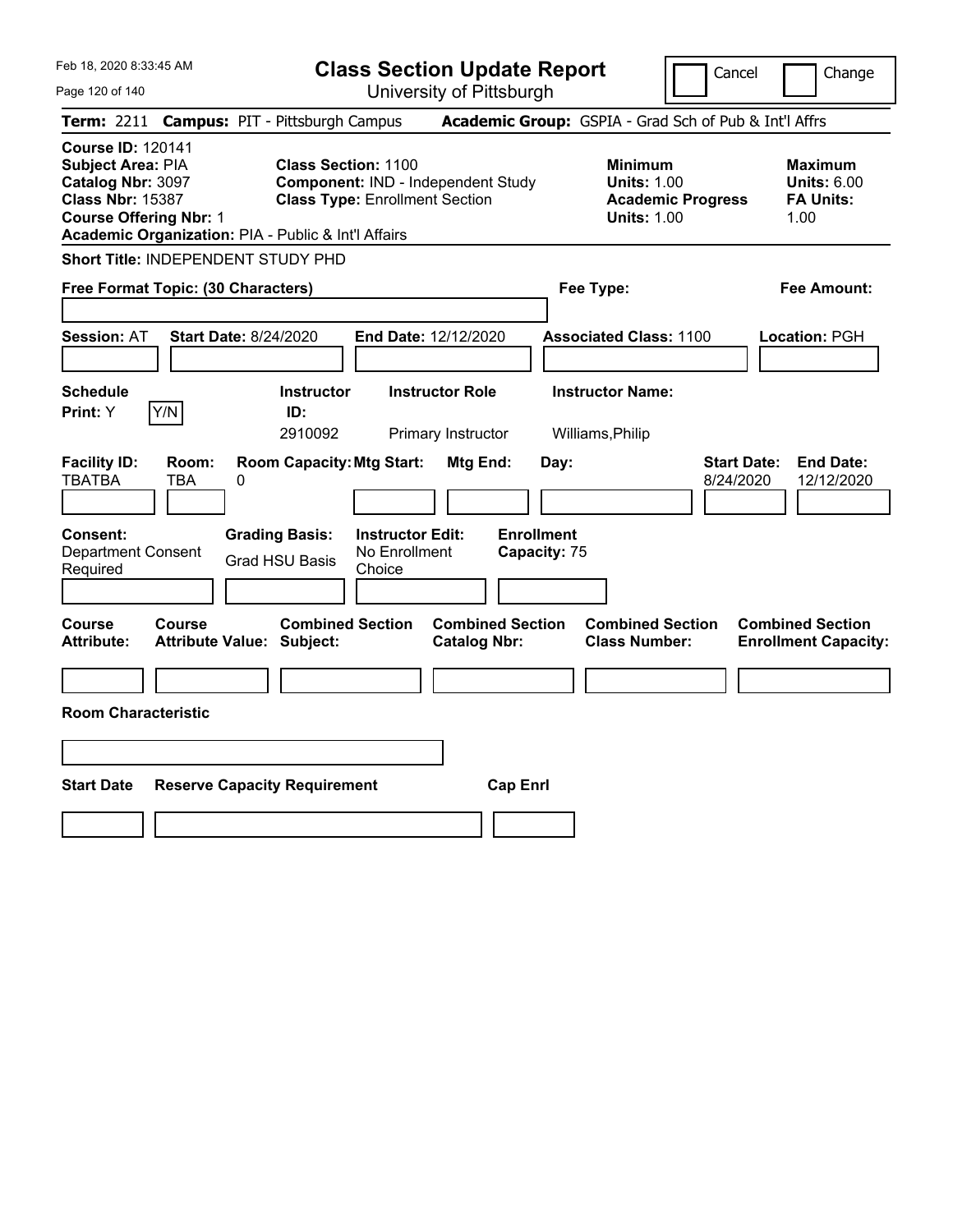Feb 18, 2020 8:33:45 AM

# Class Section Update Report

University of Pittsburgh

Cancel | Change

**Term:** 2211 **Campus:** PIT - Pittsburgh Campus **Academic Group:** GSPIA - Grad Sch of Pub & Int'l Affrs

**Course ID:** 120141
**Subject Area:** PIA
**Catalog Nbr:** 3097
**Class Nbr:** 15387
**Course Offering Nbr:** 1
**Academic Organization:** PIA - Public & Int'l Affairs

**Class Section:** 1100
**Component:** IND - Independent Study
**Class Type:** Enrollment Section

**Minimum Units:** 1.00
**Academic Progress Units:** 1.00

**Maximum Units:** 6.00
**FA Units:** 1.00

**Short Title:** INDEPENDENT STUDY PHD

**Free Format Topic: (30 Characters)**

**Fee Type:**

**Fee Amount:**

**Session:** AT **Start Date:** 8/24/2020 **End Date:** 12/12/2020 **Associated Class:** 1100 **Location:** PGH

| Schedule Print: | Y/N | Instructor ID: | Instructor Role | Instructor Name: |
|---|---|---|---|---|
| Y | | 2910092 | Primary Instructor | Williams,Philip |

| Facility ID: | Room: | Room Capacity: | Mtg Start: | Mtg End: | Day: | Start Date: | End Date: |
|---|---|---|---|---|---|---|---|
| TBATBA | TBA | 0 | | | | 8/24/2020 | 12/12/2020 |

| Consent: | Grading Basis: | Instructor Edit: | Enrollment Capacity: |
|---|---|---|---|
| Department Consent Required | Grad HSU Basis | No Enrollment Choice | 75 |

| Course Attribute: | Course Attribute Value: | Combined Section Subject: | Combined Section Catalog Nbr: | Combined Section Class Number: | Combined Section Enrollment Capacity: |
|---|---|---|---|---|---|
| | | | | | |

**Room Characteristic**

| Start Date | Reserve Capacity Requirement | Cap Enrl |
|---|---|---|
| | | |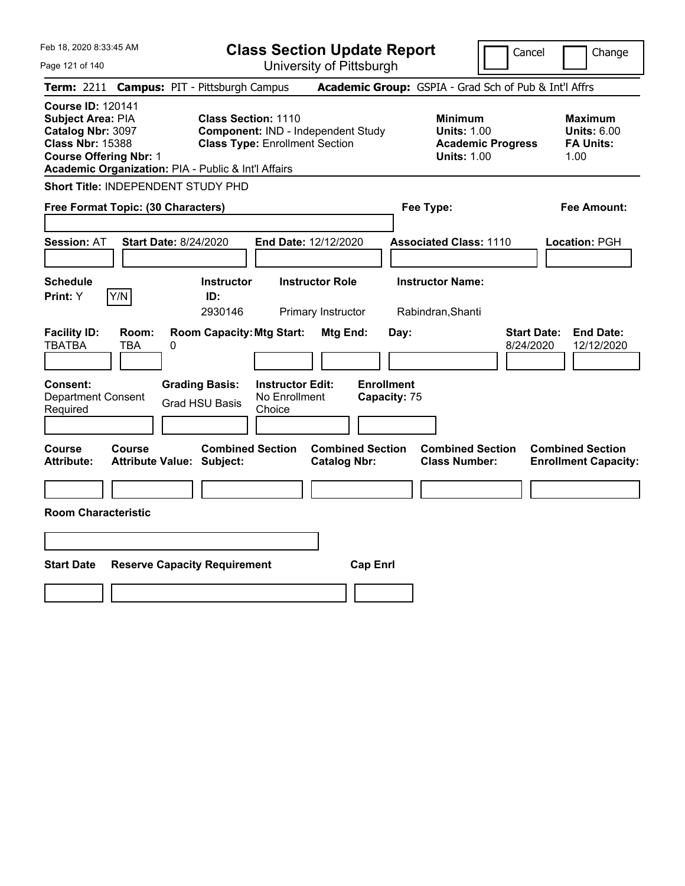Feb 18, 2020 8:33:45 AM

# Class Section Update Report

University of Pittsburgh

Cancel | Change

**Term:** 2211 **Campus:** PIT - Pittsburgh Campus **Academic Group:** GSPIA - Grad Sch of Pub & Int'l Affrs

**Course ID:** 120141
**Subject Area:** PIA
**Catalog Nbr:** 3097
**Class Nbr:** 15388
**Course Offering Nbr:** 1
**Academic Organization:** PIA - Public & Int'l Affairs

**Class Section:** 1110
**Component:** IND - Independent Study
**Class Type:** Enrollment Section

**Minimum Units:** 1.00
**Academic Progress Units:** 1.00

**Maximum Units:** 6.00
**FA Units:** 1.00

**Short Title:** INDEPENDENT STUDY PHD

**Free Format Topic: (30 Characters)**

**Fee Type:**

**Fee Amount:**

**Session:** AT **Start Date:** 8/24/2020 **End Date:** 12/12/2020 **Associated Class:** 1110 **Location:** PGH

| Schedule Print: | | Instructor ID: | Instructor Role | Instructor Name: |
|---|---|---|---|---|
| Y | Y/N | 2930146 | Primary Instructor | Rabindran,Shanti |

| Facility ID: | Room: | Room Capacity: | Mtg Start: | Mtg End: | Day: | Start Date: | End Date: |
|---|---|---|---|---|---|---|---|
| TBATBA | TBA | 0 | | | | 8/24/2020 | 12/12/2020 |

| Consent: | Grading Basis: | Instructor Edit: | Enrollment Capacity: |
|---|---|---|---|
| Department Consent Required | Grad HSU Basis | No Enrollment Choice | 75 |

| Course Attribute: | Course Attribute Value: | Combined Section Subject: | Combined Section Catalog Nbr: | Combined Section Class Number: | Combined Section Enrollment Capacity: |
|---|---|---|---|---|---|
| | | | | | |

**Room Characteristic**

| Start Date | Reserve Capacity Requirement | Cap Enrl |
|---|---|---|
| | | |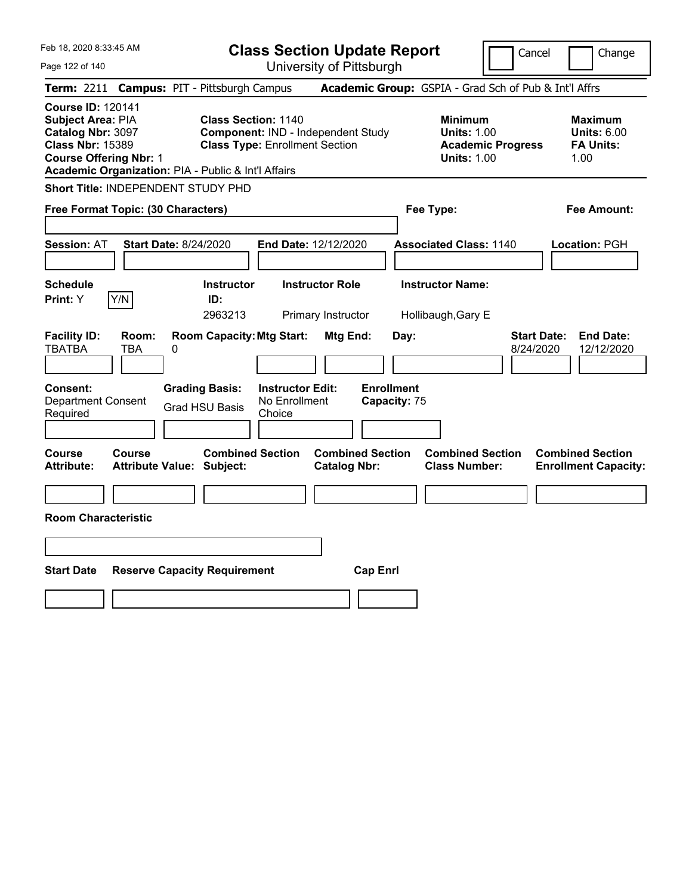Feb 18, 2020 8:33:45 AM

# Class Section Update Report

University of Pittsburgh

Cancel | Change

**Term:** 2211 **Campus:** PIT - Pittsburgh Campus **Academic Group:** GSPIA - Grad Sch of Pub & Int'l Affrs

**Course ID:** 120141
**Subject Area:** PIA
**Catalog Nbr:** 3097
**Class Nbr:** 15389
**Course Offering Nbr:** 1
**Academic Organization:** PIA - Public & Int'l Affairs

**Class Section:** 1140
**Component:** IND - Independent Study
**Class Type:** Enrollment Section

**Minimum**
**Units:** 1.00
**Academic Progress Units:** 1.00

**Maximum**
**Units:** 6.00
**FA Units:** 1.00

**Short Title:** INDEPENDENT STUDY PHD

**Free Format Topic: (30 Characters)**

**Fee Type:**

**Fee Amount:**

**Session:** AT **Start Date:** 8/24/2020 **End Date:** 12/12/2020 **Associated Class:** 1140 **Location:** PGH

| Schedule Print: | Instructor ID: | Instructor Role | Instructor Name: |
|---|---|---|---|
| Y [Y/N] | 2963213 | Primary Instructor | Hollibaugh,Gary E |

| Facility ID: | Room: | Room Capacity: | Mtg Start: | Mtg End: | Day: | Start Date: | End Date: |
|---|---|---|---|---|---|---|---|
| TBATBA | TBA | 0 | | | | 8/24/2020 | 12/12/2020 |

| Consent: | Grading Basis: | Instructor Edit: | Enrollment Capacity: |
|---|---|---|---|
| Department Consent Required | Grad HSU Basis | No Enrollment Choice | 75 |

| Course Attribute: | Course Attribute Value: | Combined Section Subject: | Combined Section Catalog Nbr: | Combined Section Class Number: | Combined Section Enrollment Capacity: |
|---|---|---|---|---|---|
| | | | | | |

**Room Characteristic**

| Start Date | Reserve Capacity Requirement | Cap Enrl |
|---|---|---|
| | | |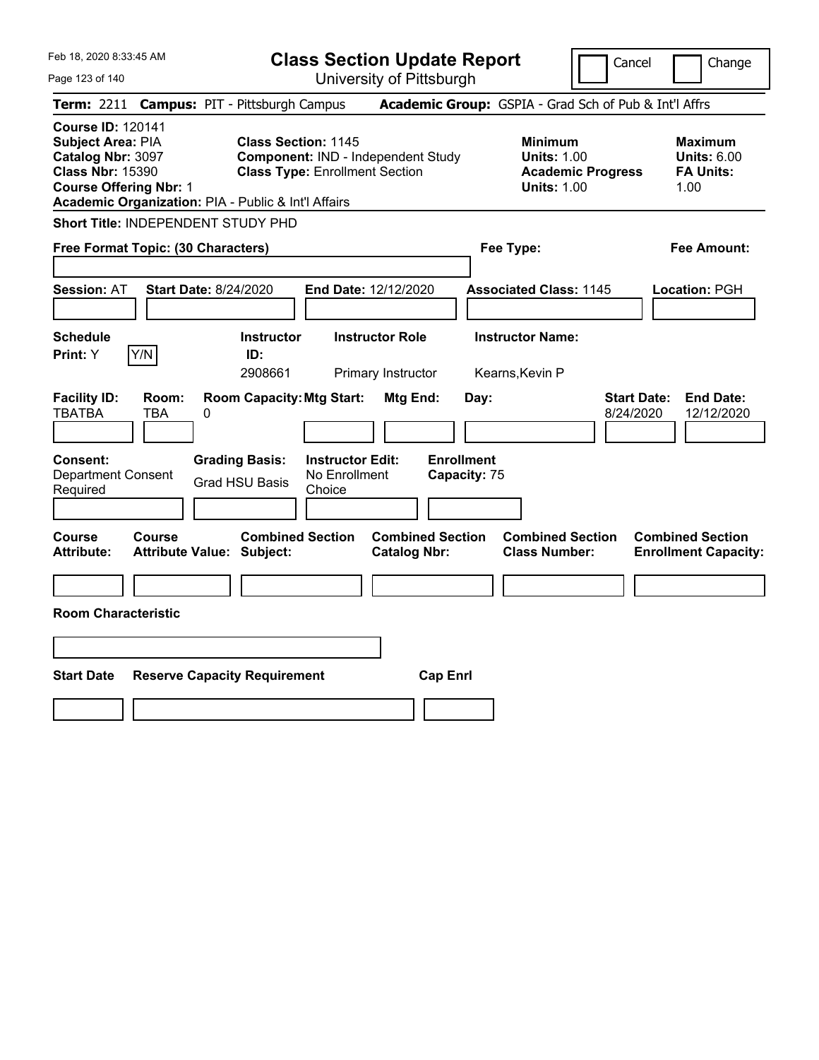Feb 18, 2020 8:33:45 AM

# Class Section Update Report

University of Pittsburgh

Cancel | Change

**Term:** 2211 **Campus:** PIT - Pittsburgh Campus **Academic Group:** GSPIA - Grad Sch of Pub & Int'l Affrs

**Course ID:** 120141
**Subject Area:** PIA
**Catalog Nbr:** 3097
**Class Nbr:** 15390
**Course Offering Nbr:** 1
**Academic Organization:** PIA - Public & Int'l Affairs

**Class Section:** 1145
**Component:** IND - Independent Study
**Class Type:** Enrollment Section

**Minimum Units:** 1.00
**Academic Progress Units:** 1.00

**Maximum Units:** 6.00
**FA Units:** 1.00

**Short Title:** INDEPENDENT STUDY PHD

**Free Format Topic: (30 Characters)**

**Fee Type:**

**Fee Amount:**

**Session:** AT **Start Date:** 8/24/2020 **End Date:** 12/12/2020 **Associated Class:** 1145 **Location:** PGH

| Schedule Print: | Y/N | Instructor ID: | Instructor Role | Instructor Name: |
|---|---|---|---|---|
| Y | | 2908661 | Primary Instructor | Kearns,Kevin P |

| Facility ID: | Room: | Room Capacity: | Mtg Start: | Mtg End: | Day: | Start Date: | End Date: |
|---|---|---|---|---|---|---|---|
| TBATBA | TBA | 0 | | | | 8/24/2020 | 12/12/2020 |

| Consent: | Grading Basis: | Instructor Edit: | Enrollment Capacity: |
|---|---|---|---|
| Department Consent Required | Grad HSU Basis | No Enrollment Choice | 75 |

| Course Attribute: | Course Attribute Value: | Combined Section Subject: | Combined Section Catalog Nbr: | Combined Section Class Number: | Combined Section Enrollment Capacity: |
|---|---|---|---|---|---|
| | | | | | |

**Room Characteristic**

| Start Date | Reserve Capacity Requirement | Cap Enrl |
|---|---|---|
| | | |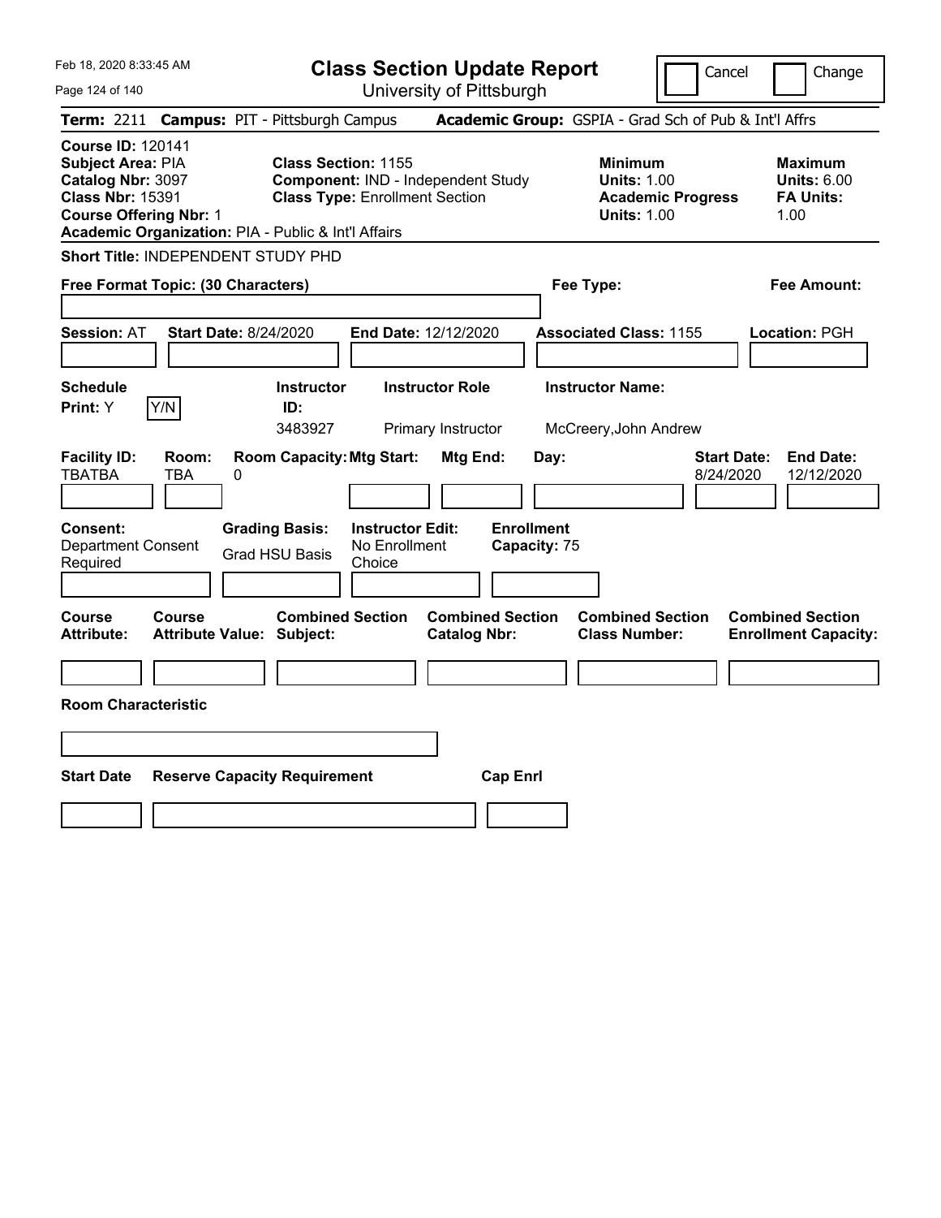# Class Section Update Report

University of Pittsburgh

Cancel | Change

**Term:** 2211 **Campus:** PIT - Pittsburgh Campus **Academic Group:** GSPIA - Grad Sch of Pub & Int'l Affrs

**Course ID:** 120141
**Subject Area:** PIA
**Catalog Nbr:** 3097
**Class Nbr:** 15391
**Course Offering Nbr:** 1
**Academic Organization:** PIA - Public & Int'l Affairs

**Class Section:** 1155
**Component:** IND - Independent Study
**Class Type:** Enrollment Section

**Minimum Units:** 1.00
**Academic Progress Units:** 1.00

**Maximum Units:** 6.00
**FA Units:** 1.00

**Short Title:** INDEPENDENT STUDY PHD

**Free Format Topic: (30 Characters)**

**Fee Type:**

**Fee Amount:**

**Session:** AT **Start Date:** 8/24/2020 **End Date:** 12/12/2020 **Associated Class:** 1155 **Location:** PGH

| Schedule Print: | Y/N | Instructor ID: | Instructor Role | Instructor Name: |
|---|---|---|---|---|
| Y | | 3483927 | Primary Instructor | McCreery,John Andrew |

| Facility ID: | Room: | Room Capacity: | Mtg Start: | Mtg End: | Day: | Start Date: | End Date: |
|---|---|---|---|---|---|---|---|
| TBATBA | TBA | 0 | | | | 8/24/2020 | 12/12/2020 |

| Consent: | Grading Basis: | Instructor Edit: | Enrollment Capacity: |
|---|---|---|---|
| Department Consent Required | Grad HSU Basis | No Enrollment Choice | 75 |

| Course Attribute: | Course Attribute Value: | Combined Section Subject: | Combined Section Catalog Nbr: | Combined Section Class Number: | Combined Section Enrollment Capacity: |
|---|---|---|---|---|---|
| | | | | | |

**Room Characteristic**

| Start Date | Reserve Capacity Requirement | Cap Enrl |
|---|---|---|
| | | |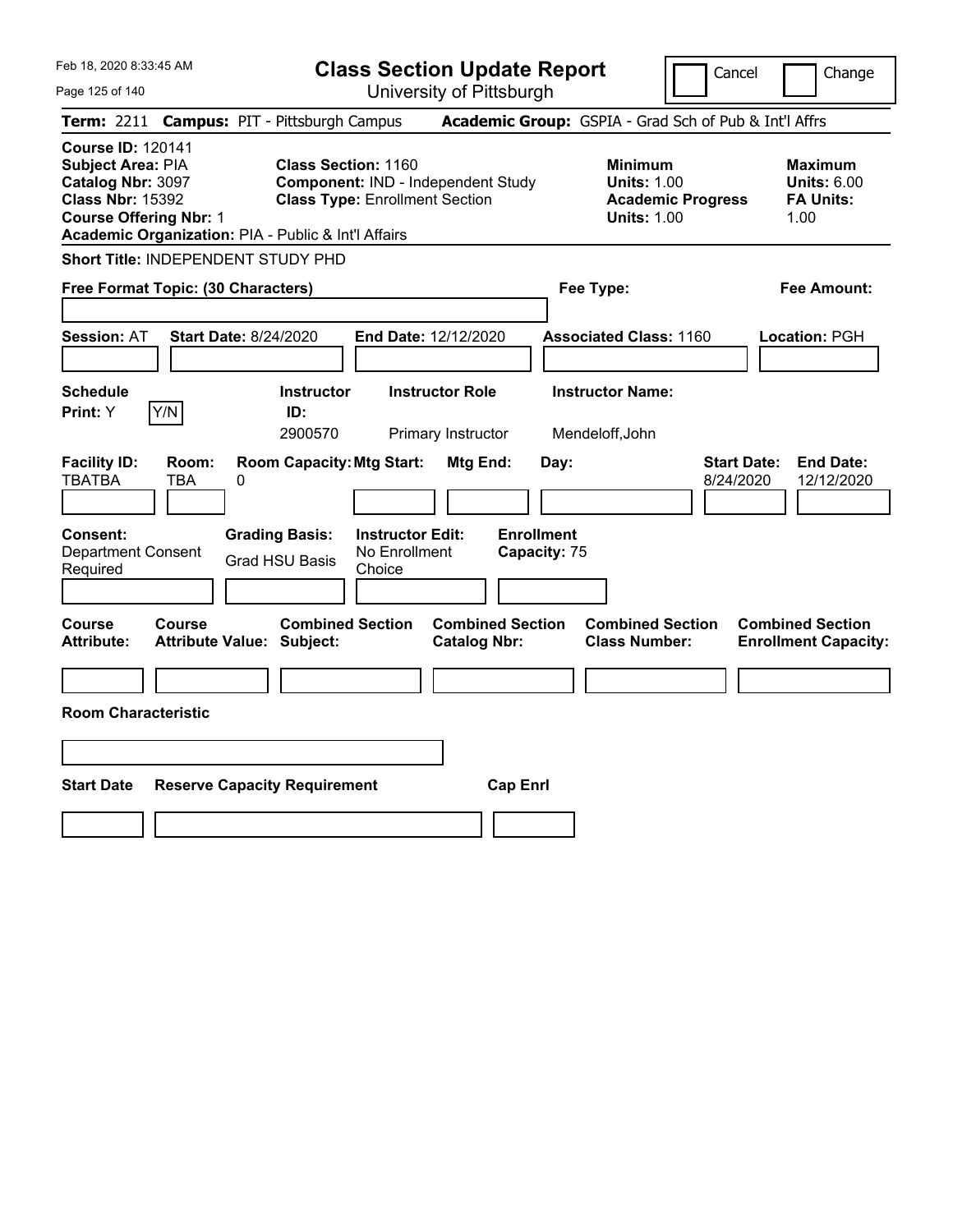# Class Section Update Report

University of Pittsburgh

Cancel | Change

**Term:** 2211 **Campus:** PIT - Pittsburgh Campus **Academic Group:** GSPIA - Grad Sch of Pub & Int'l Affrs

**Course ID:** 120141
**Subject Area:** PIA
**Catalog Nbr:** 3097
**Class Nbr:** 15392
**Course Offering Nbr:** 1
**Academic Organization:** PIA - Public & Int'l Affairs

**Class Section:** 1160
**Component:** IND - Independent Study
**Class Type:** Enrollment Section

**Minimum**
**Units:** 1.00
**Academic Progress Units:** 1.00

**Maximum**
**Units:** 6.00
**FA Units:** 1.00

**Short Title:** INDEPENDENT STUDY PHD

**Free Format Topic: (30 Characters)**

**Fee Type:**

**Fee Amount:**

**Session:** AT **Start Date:** 8/24/2020 **End Date:** 12/12/2020 **Associated Class:** 1160 **Location:** PGH

| Schedule Print: | Instructor ID: | Instructor Role | Instructor Name: |
|---|---|---|---|
| Y [Y/N] | 2900570 | Primary Instructor | Mendeloff,John |

| Facility ID: | Room: | Room Capacity: | Mtg Start: | Mtg End: | Day: | Start Date: | End Date: |
|---|---|---|---|---|---|---|---|
| TBATBA | TBA | 0 | | | | 8/24/2020 | 12/12/2020 |

| Consent: | Grading Basis: | Instructor Edit: | Enrollment Capacity: |
|---|---|---|---|
| Department Consent Required | Grad HSU Basis | No Enrollment Choice | 75 |

| Course Attribute: | Course Attribute Value: | Combined Section Subject: | Combined Section Catalog Nbr: | Combined Section Class Number: | Combined Section Enrollment Capacity: |
|---|---|---|---|---|---|
| | | | | | |

**Room Characteristic**

| Start Date | Reserve Capacity Requirement | Cap Enrl |
|---|---|---|
| | | |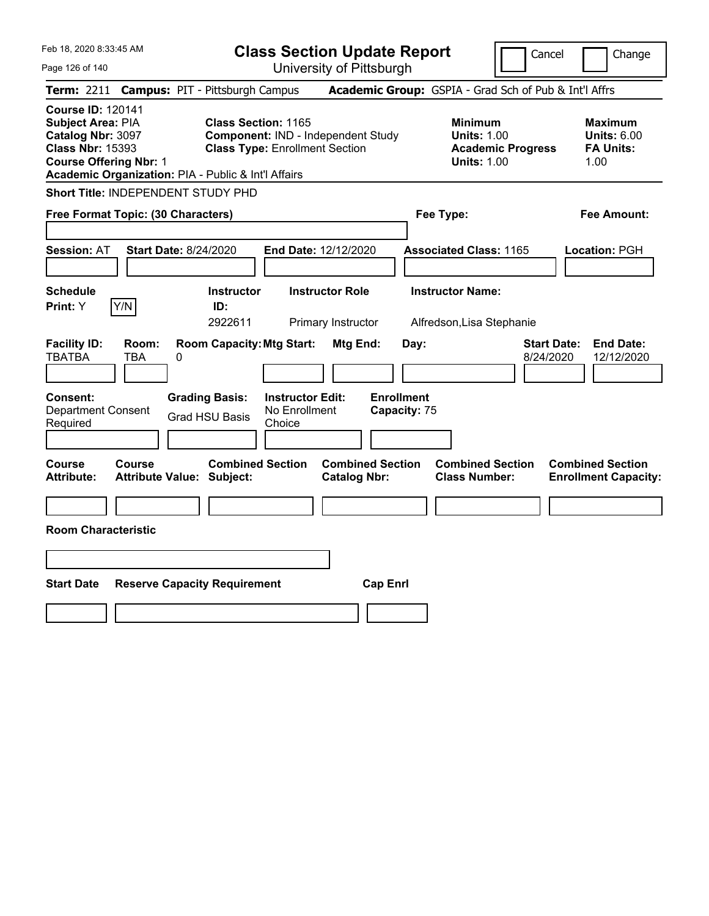# Class Section Update Report

University of Pittsburgh

Cancel | Change

**Term:** 2211 **Campus:** PIT - Pittsburgh Campus **Academic Group:** GSPIA - Grad Sch of Pub & Int'l Affrs

**Course ID:** 120141
**Subject Area:** PIA
**Catalog Nbr:** 3097
**Class Nbr:** 15393
**Course Offering Nbr:** 1
**Academic Organization:** PIA - Public & Int'l Affairs

**Class Section:** 1165
**Component:** IND - Independent Study
**Class Type:** Enrollment Section

**Minimum Units:** 1.00
**Academic Progress Units:** 1.00

**Maximum Units:** 6.00
**FA Units:** 1.00

**Short Title:** INDEPENDENT STUDY PHD

**Free Format Topic: (30 Characters)**

**Fee Type:**

**Fee Amount:**

**Session:** AT **Start Date:** 8/24/2020 **End Date:** 12/12/2020 **Associated Class:** 1165 **Location:** PGH

| Schedule Print | Y/N | Instructor ID | Instructor Role | Instructor Name |
|---|---|---|---|---|
| Y | | 2922611 | Primary Instructor | Alfredson,Lisa Stephanie |

| Facility ID | Room | Room Capacity | Mtg Start | Mtg End | Day | Start Date | End Date |
|---|---|---|---|---|---|---|---|
| TBATBA | TBA | 0 | | | | 8/24/2020 | 12/12/2020 |

**Consent:** Department Consent Required
**Grading Basis:** Grad HSU Basis
**Instructor Edit:** No Enrollment Choice
**Enrollment Capacity:** 75

| Course Attribute | Course Attribute Value | Combined Section Subject | Combined Section Catalog Nbr | Combined Section Class Number | Combined Section Enrollment Capacity |
|---|---|---|---|---|---|
| | | | | | |

**Room Characteristic**

| Start Date | Reserve Capacity Requirement | Cap Enrl |
|---|---|---|
| | | |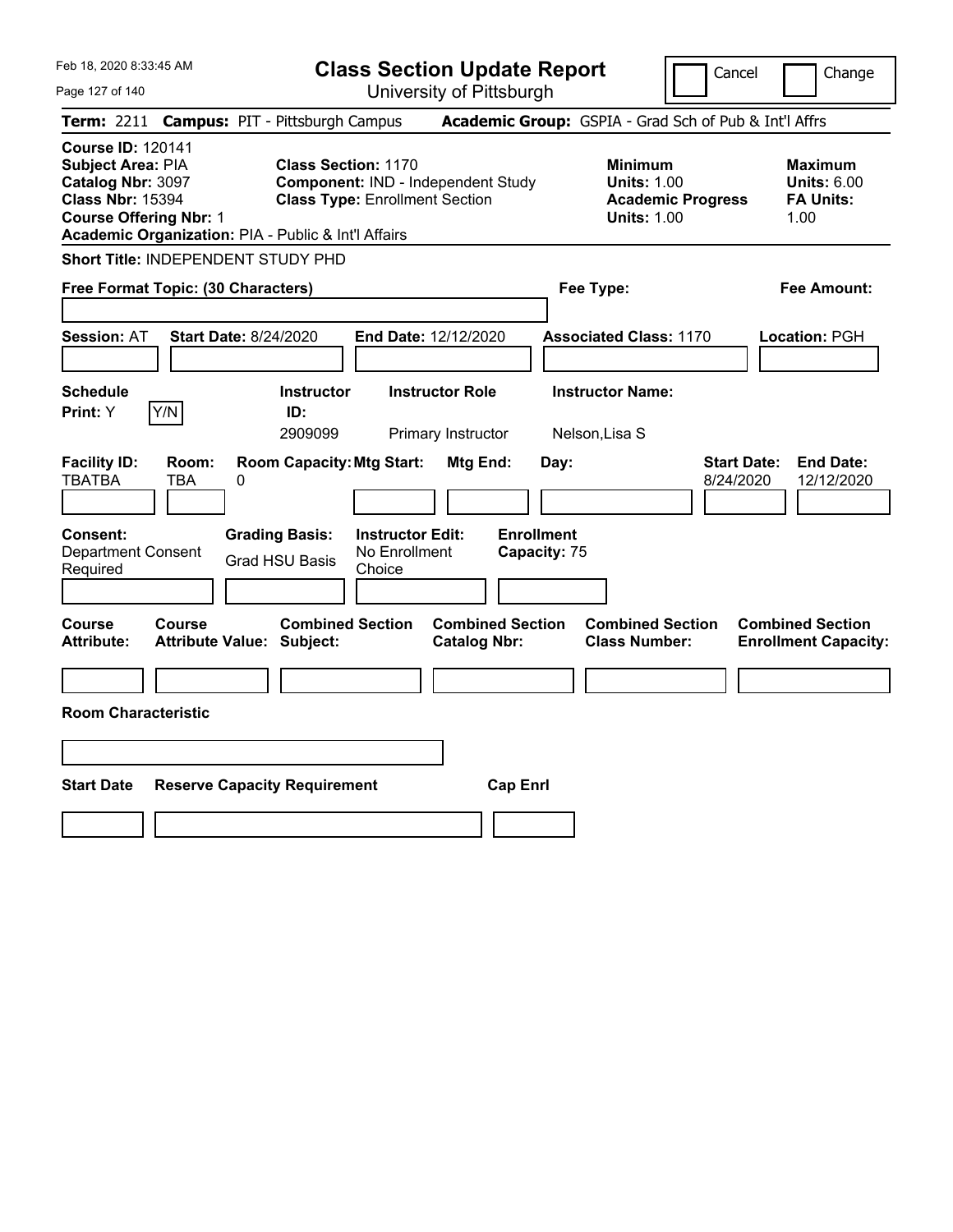# Class Section Update Report

University of Pittsburgh

Cancel | Change

**Term:** 2211 **Campus:** PIT - Pittsburgh Campus **Academic Group:** GSPIA - Grad Sch of Pub & Int'l Affrs

**Course ID:** 120141
**Subject Area:** PIA
**Catalog Nbr:** 3097
**Class Nbr:** 15394
**Course Offering Nbr:** 1
**Academic Organization:** PIA - Public & Int'l Affairs

**Class Section:** 1170
**Component:** IND - Independent Study
**Class Type:** Enrollment Section

**Minimum Units:** 1.00
**Academic Progress Units:** 1.00

**Maximum Units:** 6.00
**FA Units:** 1.00

**Short Title:** INDEPENDENT STUDY PHD

**Free Format Topic: (30 Characters)**

**Fee Type:**

**Fee Amount:**

**Session:** AT **Start Date:** 8/24/2020 **End Date:** 12/12/2020 **Associated Class:** 1170 **Location:** PGH

| Schedule Print | Instructor ID | Instructor Role | Instructor Name |
|---|---|---|---|
| Y | 2909099 | Primary Instructor | Nelson,Lisa S |

| Facility ID | Room | Room Capacity | Mtg Start | Mtg End | Day | Start Date | End Date |
|---|---|---|---|---|---|---|---|
| TBATBA | TBA | 0 | | | | 8/24/2020 | 12/12/2020 |

**Consent:** Department Consent Required
**Grading Basis:** Grad HSU Basis
**Instructor Edit:** No Enrollment Choice
**Enrollment Capacity:** 75

| Course Attribute | Course Attribute Value | Combined Section Subject | Combined Section Catalog Nbr | Combined Section Class Number | Combined Section Enrollment Capacity |
|---|---|---|---|---|---|
| | | | | | |

**Room Characteristic**

| Start Date | Reserve Capacity Requirement | Cap Enrl |
|---|---|---|
| | | |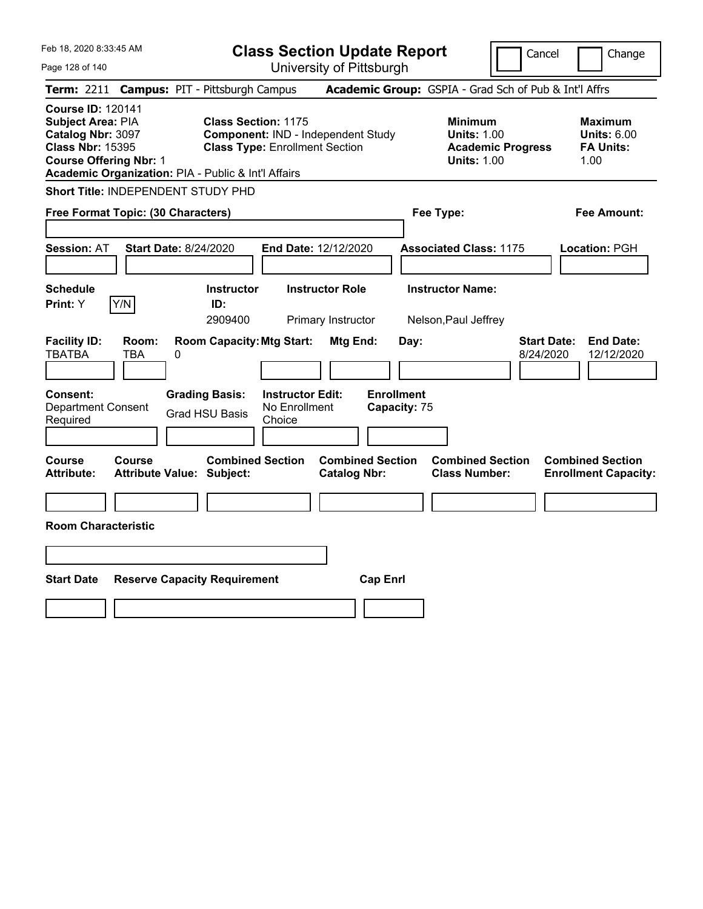Feb 18, 2020 8:33:45 AM

# Class Section Update Report

University of Pittsburgh

Cancel | Change

**Term:** 2211 **Campus:** PIT - Pittsburgh Campus **Academic Group:** GSPIA - Grad Sch of Pub & Int'l Affrs

**Course ID:** 120141
**Subject Area:** PIA
**Catalog Nbr:** 3097
**Class Nbr:** 15395
**Course Offering Nbr:** 1
**Academic Organization:** PIA - Public & Int'l Affairs

**Class Section:** 1175
**Component:** IND - Independent Study
**Class Type:** Enrollment Section

**Minimum Units:** 1.00
**Academic Progress Units:** 1.00

**Maximum Units:** 6.00
**FA Units:** 1.00

**Short Title:** INDEPENDENT STUDY PHD

**Free Format Topic: (30 Characters)**

**Fee Type:**

**Fee Amount:**

**Session:** AT **Start Date:** 8/24/2020 **End Date:** 12/12/2020 **Associated Class:** 1175 **Location:** PGH

| Schedule Print: | Instructor ID: | Instructor Role | Instructor Name: |
|---|---|---|---|
| Y Y/N | 2909400 | Primary Instructor | Nelson,Paul Jeffrey |

| Facility ID: | Room: | Room Capacity: | Mtg Start: | Mtg End: | Day: | Start Date: | End Date: |
|---|---|---|---|---|---|---|---|
| TBATBA | TBA | 0 | | | | 8/24/2020 | 12/12/2020 |

| Consent: | Grading Basis: | Instructor Edit: | Enrollment Capacity: |
|---|---|---|---|
| Department Consent Required | Grad HSU Basis | No Enrollment Choice | 75 |

| Course Attribute: | Course Attribute Value: | Combined Section Subject: | Combined Section Catalog Nbr: | Combined Section Class Number: | Combined Section Enrollment Capacity: |
|---|---|---|---|---|---|
| | | | | | |

**Room Characteristic**

| Start Date | Reserve Capacity Requirement | Cap Enrl |
|---|---|---|
| | | |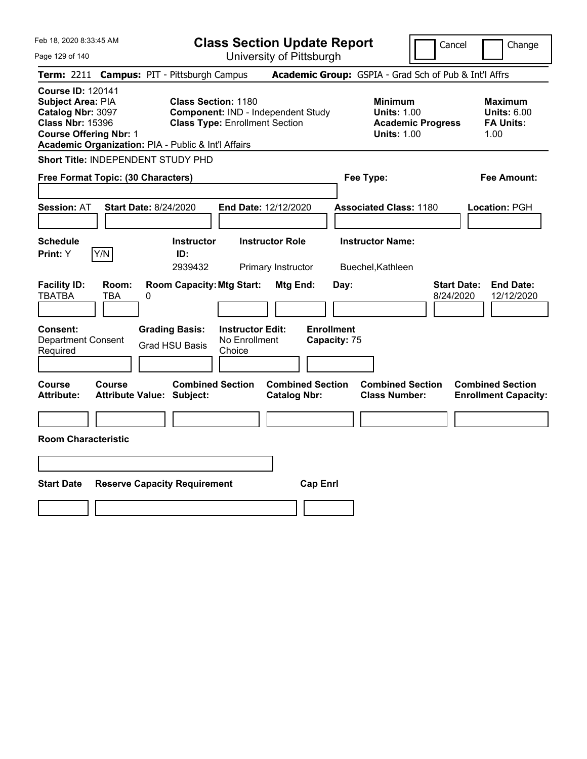# Class Section Update Report

University of Pittsburgh

Feb 18, 2020 8:33:45 AM

Cancel | Change

**Term:** 2211 **Campus:** PIT - Pittsburgh Campus **Academic Group:** GSPIA - Grad Sch of Pub & Int'l Affrs

**Course ID:** 120141
**Subject Area:** PIA
**Catalog Nbr:** 3097
**Class Nbr:** 15396
**Course Offering Nbr:** 1
**Academic Organization:** PIA - Public & Int'l Affairs

**Class Section:** 1180
**Component:** IND - Independent Study
**Class Type:** Enrollment Section

**Minimum Units:** 1.00
**Academic Progress Units:** 1.00

**Maximum Units:** 6.00
**FA Units:** 1.00

**Short Title:** INDEPENDENT STUDY PHD

**Free Format Topic: (30 Characters)**

**Fee Type:**

**Fee Amount:**

**Session:** AT **Start Date:** 8/24/2020 **End Date:** 12/12/2020 **Associated Class:** 1180 **Location:** PGH

| Schedule Print: | Y/N | Instructor ID: | Instructor Role | Instructor Name: |
|---|---|---|---|---|
| Y | | 2939432 | Primary Instructor | Buechel,Kathleen |

| Facility ID: | Room: | Room Capacity: | Mtg Start: | Mtg End: | Day: | Start Date: | End Date: |
|---|---|---|---|---|---|---|---|
| TBATBA | TBA | 0 | | | | 8/24/2020 | 12/12/2020 |

| Consent: | Grading Basis: | Instructor Edit: | Enrollment Capacity: |
|---|---|---|---|
| Department Consent Required | Grad HSU Basis | No Enrollment Choice | 75 |

| Course Attribute: | Course Attribute Value: | Combined Section Subject: | Combined Section Catalog Nbr: | Combined Section Class Number: | Combined Section Enrollment Capacity: |
|---|---|---|---|---|---|
| | | | | | |

**Room Characteristic**

| Start Date | Reserve Capacity Requirement | Cap Enrl |
|---|---|---|
| | | |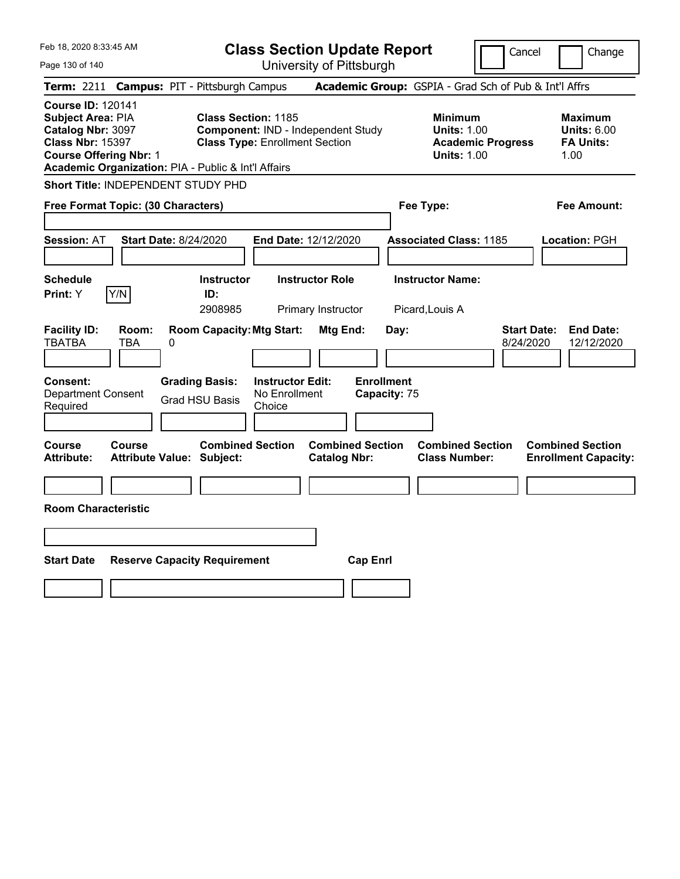Feb 18, 2020 8:33:45 AM

# Class Section Update Report

University of Pittsburgh

Cancel ☐ Change ☐

**Term:** 2211 **Campus:** PIT - Pittsburgh Campus **Academic Group:** GSPIA - Grad Sch of Pub & Int'l Affrs

**Course ID:** 120141
**Subject Area:** PIA
**Catalog Nbr:** 3097
**Class Nbr:** 15397
**Course Offering Nbr:** 1
**Academic Organization:** PIA - Public & Int'l Affairs

**Class Section:** 1185
**Component:** IND - Independent Study
**Class Type:** Enrollment Section

**Minimum Units:** 1.00
**Academic Progress Units:** 1.00

**Maximum Units:** 6.00
**FA Units:** 1.00

**Short Title:** INDEPENDENT STUDY PHD

**Free Format Topic: (30 Characters)**

**Fee Type:**

**Fee Amount:**

**Session:** AT **Start Date:** 8/24/2020 **End Date:** 12/12/2020 **Associated Class:** 1185 **Location:** PGH

| Schedule Print | Y/N | Instructor ID | Instructor Role | Instructor Name |
|---|---|---|---|---|
| Y | | 2908985 | Primary Instructor | Picard,Louis A |

| Facility ID | Room | Room Capacity | Mtg Start | Mtg End | Day | Start Date | End Date |
|---|---|---|---|---|---|---|---|
| TBATBA | TBA | 0 | | | | 8/24/2020 | 12/12/2020 |

| Consent | Grading Basis | Instructor Edit | Enrollment Capacity |
|---|---|---|---|
| Department Consent Required | Grad HSU Basis | No Enrollment Choice | 75 |

| Course Attribute | Course Attribute Value | Combined Section Subject | Combined Section Catalog Nbr | Combined Section Class Number | Combined Section Enrollment Capacity |
|---|---|---|---|---|---|
| | | | | | |

**Room Characteristic**

| Start Date | Reserve Capacity Requirement | Cap Enrl |
|---|---|---|
| | | |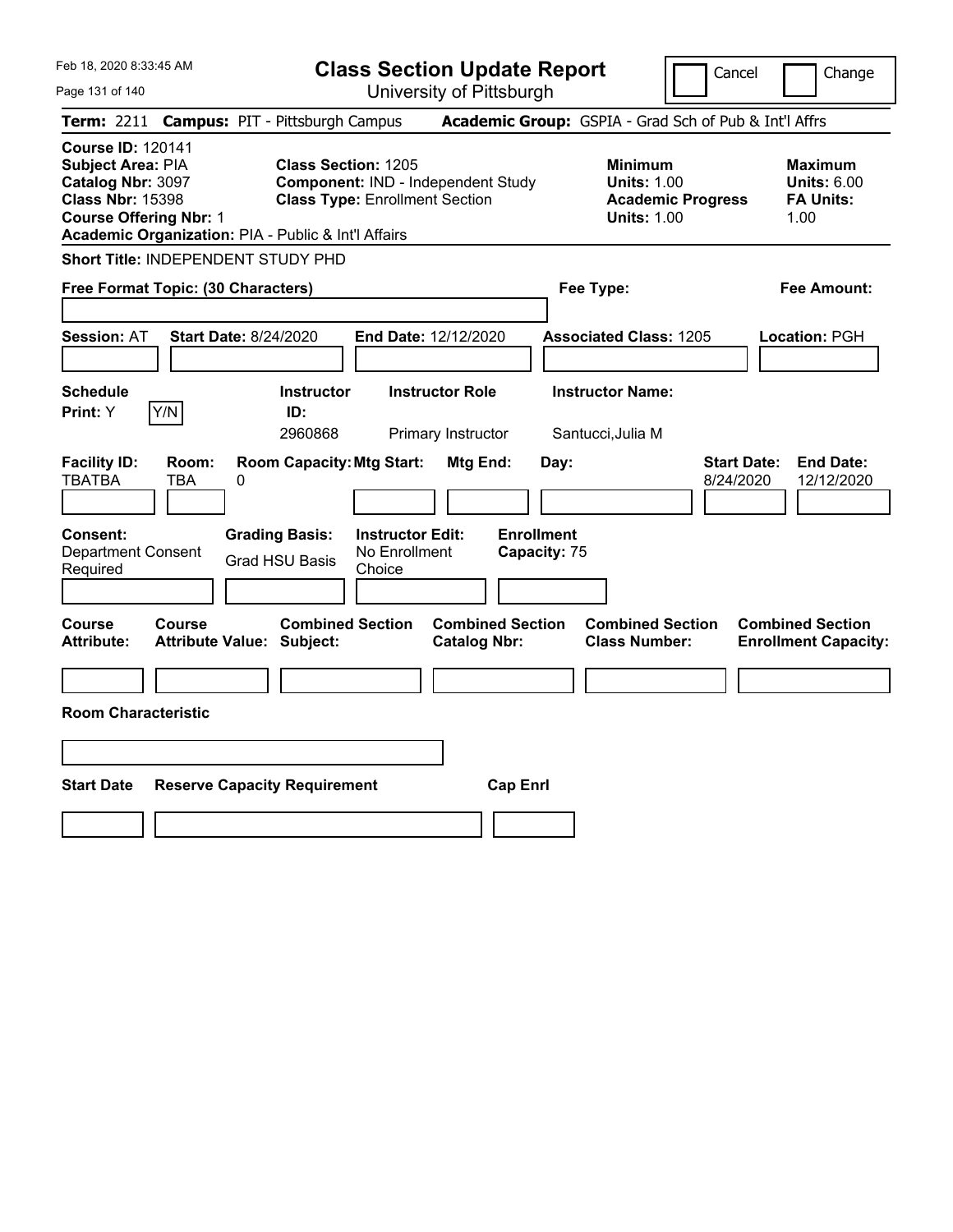Feb 18, 2020 8:33:45 AM

# Class Section Update Report

University of Pittsburgh

Cancel | Change

**Term:** 2211 **Campus:** PIT - Pittsburgh Campus **Academic Group:** GSPIA - Grad Sch of Pub & Int'l Affrs

**Course ID:** 120141
**Subject Area:** PIA
**Catalog Nbr:** 3097
**Class Nbr:** 15398
**Course Offering Nbr:** 1
**Academic Organization:** PIA - Public & Int'l Affairs

**Class Section:** 1205
**Component:** IND - Independent Study
**Class Type:** Enrollment Section

**Minimum Units:** 1.00
**Academic Progress Units:** 1.00

**Maximum Units:** 6.00
**FA Units:** 1.00

**Short Title:** INDEPENDENT STUDY PHD

**Free Format Topic: (30 Characters)**

**Fee Type:**

**Fee Amount:**

**Session:** AT **Start Date:** 8/24/2020 **End Date:** 12/12/2020 **Associated Class:** 1205 **Location:** PGH

| Schedule Print | Instructor ID | Instructor Role | Instructor Name |
|---|---|---|---|
| Y (Y/N) | 2960868 | Primary Instructor | Santucci,Julia M |

| Facility ID | Room | Room Capacity | Mtg Start | Mtg End | Day | Start Date | End Date |
|---|---|---|---|---|---|---|---|
| TBATBA | TBA | 0 | | | | 8/24/2020 | 12/12/2020 |

**Consent:** Department Consent Required
**Grading Basis:** Grad HSU Basis
**Instructor Edit:** No Enrollment Choice
**Enrollment Capacity:** 75

| Course Attribute | Course Attribute Value | Combined Section Subject | Combined Section Catalog Nbr | Combined Section Class Number | Combined Section Enrollment Capacity |
|---|---|---|---|---|---|
| | | | | | |

**Room Characteristic**

| Start Date | Reserve Capacity Requirement | Cap Enrl |
|---|---|---|
| | | |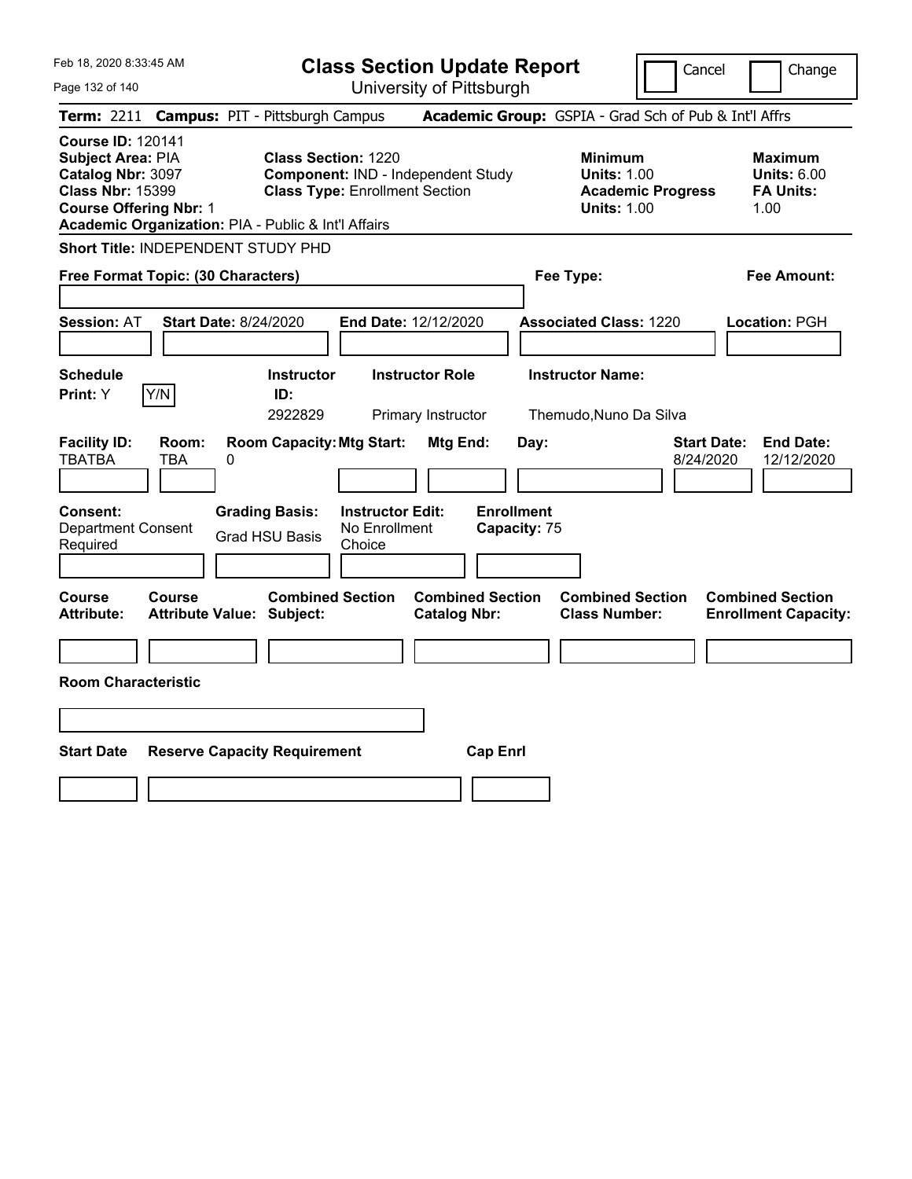Feb 18, 2020 8:33:45 AM

# Class Section Update Report

University of Pittsburgh

Cancel | Change

**Term:** 2211 **Campus:** PIT - Pittsburgh Campus **Academic Group:** GSPIA - Grad Sch of Pub & Int'l Affrs

**Course ID:** 120141
**Subject Area:** PIA
**Catalog Nbr:** 3097
**Class Nbr:** 15399
**Course Offering Nbr:** 1
**Academic Organization:** PIA - Public & Int'l Affairs

**Class Section:** 1220
**Component:** IND - Independent Study
**Class Type:** Enrollment Section

**Minimum Units:** 1.00
**Academic Progress Units:** 1.00

**Maximum Units:** 6.00
**FA Units:** 1.00

**Short Title:** INDEPENDENT STUDY PHD

**Free Format Topic: (30 Characters)**

**Fee Type:**

**Fee Amount:**

**Session:** AT **Start Date:** 8/24/2020 **End Date:** 12/12/2020 **Associated Class:** 1220 **Location:** PGH

| Schedule Print | Instructor ID | Instructor Role | Instructor Name |
|---|---|---|---|
| Y | 2922829 | Primary Instructor | Themudo,Nuno Da Silva |

| Facility ID | Room | Room Capacity | Mtg Start | Mtg End | Day | Start Date | End Date |
|---|---|---|---|---|---|---|---|
| TBATBA | TBA | 0 | | | | 8/24/2020 | 12/12/2020 |

| Consent | Grading Basis | Instructor Edit | Enrollment Capacity |
|---|---|---|---|
| Department Consent Required | Grad HSU Basis | No Enrollment Choice | 75 |

| Course Attribute | Course Attribute Value | Combined Section Subject | Combined Section Catalog Nbr | Combined Section Class Number | Combined Section Enrollment Capacity |
|---|---|---|---|---|---|
| | | | | | |

**Room Characteristic**

| Start Date | Reserve Capacity Requirement | Cap Enrl |
|---|---|---|
| | | |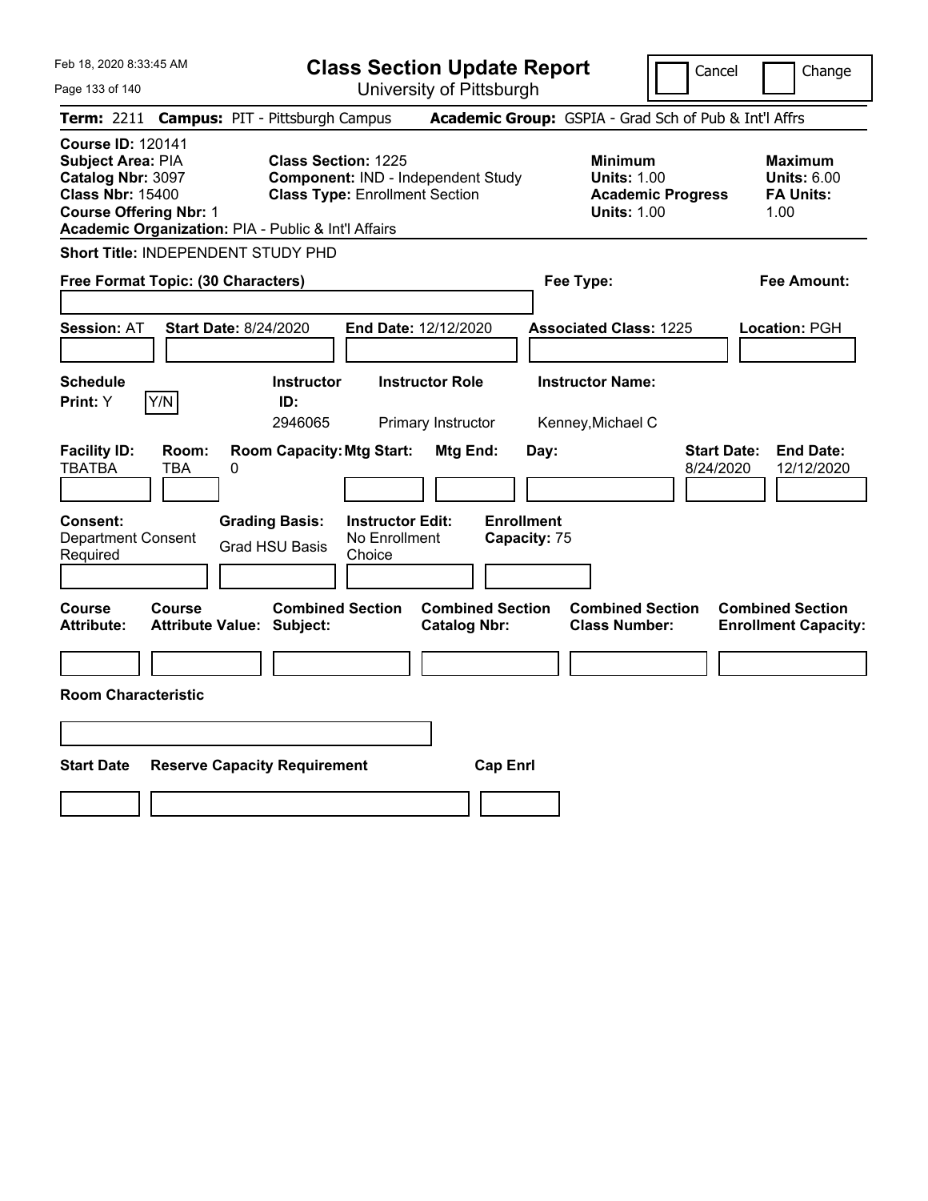Feb 18, 2020 8:33:45 AM

# Class Section Update Report

University of Pittsburgh

Cancel | Change

**Term:** 2211 **Campus:** PIT - Pittsburgh Campus **Academic Group:** GSPIA - Grad Sch of Pub & Int'l Affrs

**Course ID:** 120141
**Subject Area:** PIA
**Catalog Nbr:** 3097
**Class Nbr:** 15400
**Course Offering Nbr:** 1
**Academic Organization:** PIA - Public & Int'l Affairs

**Class Section:** 1225
**Component:** IND - Independent Study
**Class Type:** Enrollment Section

**Minimum Units:** 1.00
**Academic Progress Units:** 1.00

**Maximum Units:** 6.00
**FA Units:** 1.00

**Short Title:** INDEPENDENT STUDY PHD

**Free Format Topic: (30 Characters)**

**Fee Type:**

**Fee Amount:**

**Session:** AT **Start Date:** 8/24/2020 **End Date:** 12/12/2020 **Associated Class:** 1225 **Location:** PGH

| Schedule Print | Instructor ID | Instructor Role | Instructor Name |
|---|---|---|---|
| Y [Y/N] | 2946065 | Primary Instructor | Kenney,Michael C |

| Facility ID | Room | Room Capacity | Mtg Start | Mtg End | Day | Start Date | End Date |
|---|---|---|---|---|---|---|---|
| TBATBA | TBA | 0 | | | | 8/24/2020 | 12/12/2020 |

| Consent | Grading Basis | Instructor Edit | Enrollment Capacity |
|---|---|---|---|
| Department Consent Required | Grad HSU Basis | No Enrollment Choice | 75 |

| Course Attribute | Course Attribute Value | Combined Section Subject | Combined Section Catalog Nbr | Combined Section Class Number | Combined Section Enrollment Capacity |
|---|---|---|---|---|---|
| | | | | | |

**Room Characteristic**

| Start Date | Reserve Capacity Requirement | Cap Enrl |
|---|---|---|
| | | |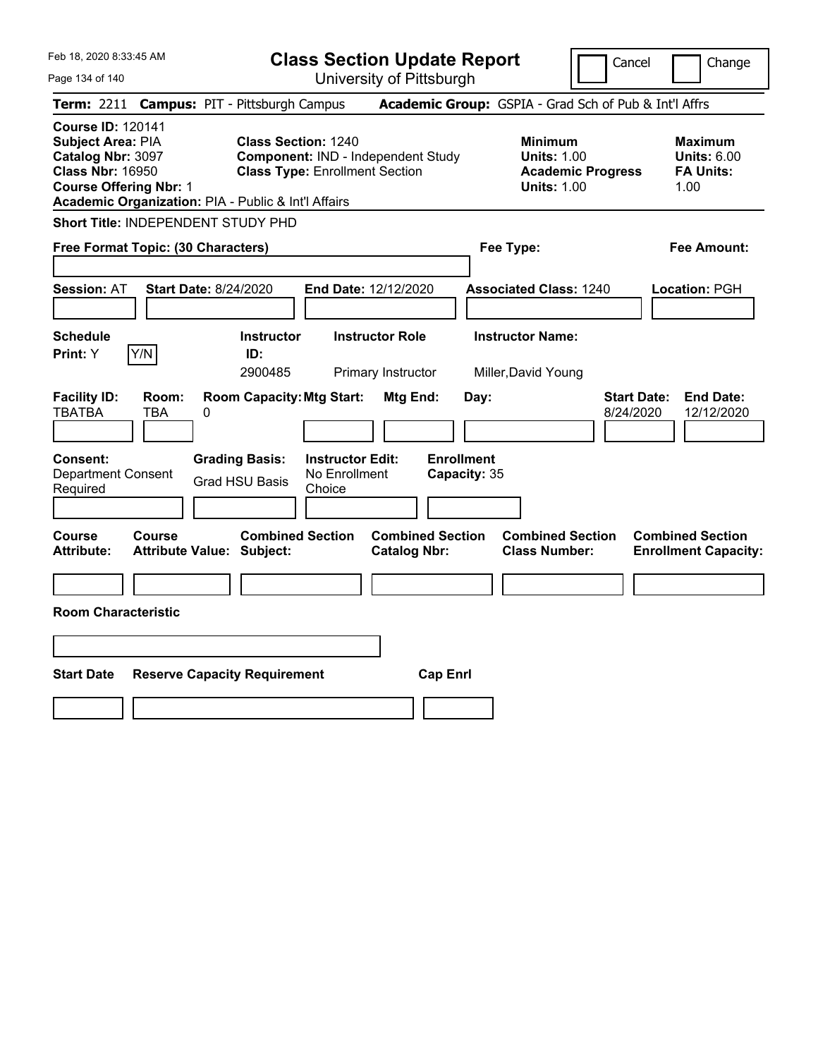# Class Section Update Report

University of Pittsburgh

Feb 18, 2020 8:33:45 AM

Cancel ☐ Change ☐

**Term:** 2211 **Campus:** PIT - Pittsburgh Campus **Academic Group:** GSPIA - Grad Sch of Pub & Int'l Affrs

**Course ID:** 120141
**Subject Area:** PIA
**Catalog Nbr:** 3097
**Class Nbr:** 16950
**Course Offering Nbr:** 1
**Academic Organization:** PIA - Public & Int'l Affairs

**Class Section:** 1240
**Component:** IND - Independent Study
**Class Type:** Enrollment Section

**Minimum Units:** 1.00
**Academic Progress Units:** 1.00

**Maximum Units:** 6.00
**FA Units:** 1.00

**Short Title:** INDEPENDENT STUDY PHD

**Free Format Topic: (30 Characters)**

**Fee Type:**

**Fee Amount:**

**Session:** AT **Start Date:** 8/24/2020 **End Date:** 12/12/2020 **Associated Class:** 1240 **Location:** PGH

| Schedule Print | Y/N | Instructor ID | Instructor Role | Instructor Name |
|---|---|---|---|---|
| Y | | 2900485 | Primary Instructor | Miller,David Young |

| Facility ID | Room | Room Capacity | Mtg Start | Mtg End | Day | Start Date | End Date |
|---|---|---|---|---|---|---|---|
| TBATBA | TBA | 0 | | | | 8/24/2020 | 12/12/2020 |

**Consent:** Department Consent Required
**Grading Basis:** Grad HSU Basis
**Instructor Edit:** No Enrollment Choice
**Enrollment Capacity:** 35

| Course Attribute | Course Attribute Value | Combined Section Subject | Combined Section Catalog Nbr | Combined Section Class Number | Combined Section Enrollment Capacity |
|---|---|---|---|---|---|
| | | | | | |

**Room Characteristic**

| Start Date | Reserve Capacity Requirement | Cap Enrl |
|---|---|---|
| | | |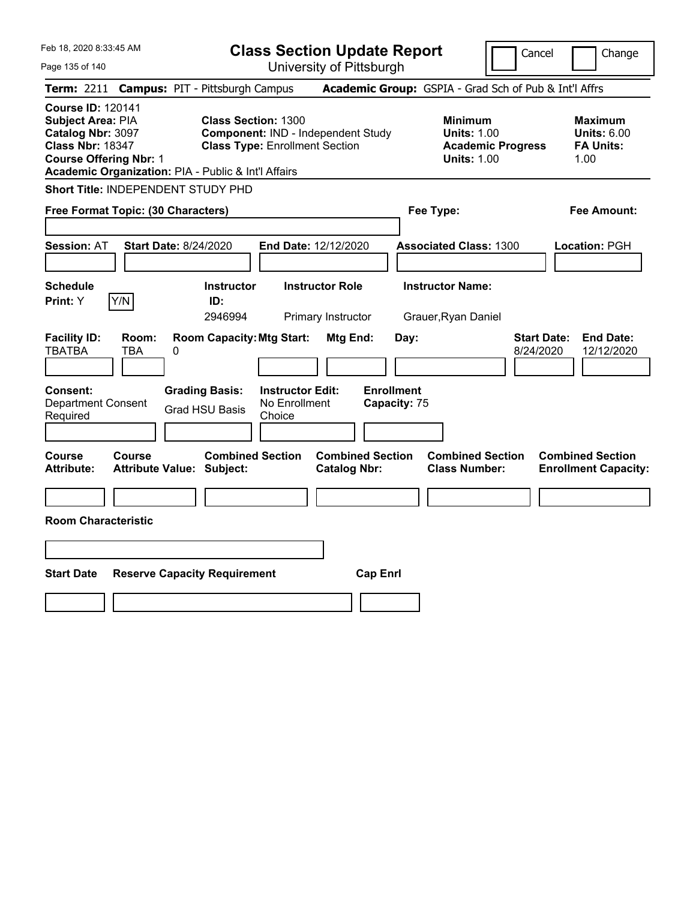Feb 18, 2020 8:33:45 AM

# Class Section Update Report

University of Pittsburgh

Cancel | Change

**Term:** 2211 **Campus:** PIT - Pittsburgh Campus **Academic Group:** GSPIA - Grad Sch of Pub & Int'l Affrs

**Course ID:** 120141
**Subject Area:** PIA
**Catalog Nbr:** 3097
**Class Nbr:** 18347
**Course Offering Nbr:** 1
**Academic Organization:** PIA - Public & Int'l Affairs

**Class Section:** 1300
**Component:** IND - Independent Study
**Class Type:** Enrollment Section

**Minimum Units:** 1.00
**Academic Progress Units:** 1.00

**Maximum Units:** 6.00
**FA Units:** 1.00

**Short Title:** INDEPENDENT STUDY PHD

**Free Format Topic: (30 Characters)**

**Fee Type:**

**Fee Amount:**

**Session:** AT **Start Date:** 8/24/2020 **End Date:** 12/12/2020 **Associated Class:** 1300 **Location:** PGH

| Schedule Print: | Instructor ID: | Instructor Role | Instructor Name: |
|---|---|---|---|
| Y | 2946994 | Primary Instructor | Grauer,Ryan Daniel |

| Facility ID: | Room: | Room Capacity: | Mtg Start: | Mtg End: | Day: | Start Date: | End Date: |
|---|---|---|---|---|---|---|---|
| TBATBA | TBA | 0 | | | | 8/24/2020 | 12/12/2020 |

| Consent: | Grading Basis: | Instructor Edit: | Enrollment Capacity: |
|---|---|---|---|
| Department Consent Required | Grad HSU Basis | No Enrollment Choice | 75 |

| Course Attribute: | Course Attribute Value: | Combined Section Subject: | Combined Section Catalog Nbr: | Combined Section Class Number: | Combined Section Enrollment Capacity: |
|---|---|---|---|---|---|
| | | | | | |

**Room Characteristic**

| Start Date | Reserve Capacity Requirement | Cap Enrl |
|---|---|---|
| | | |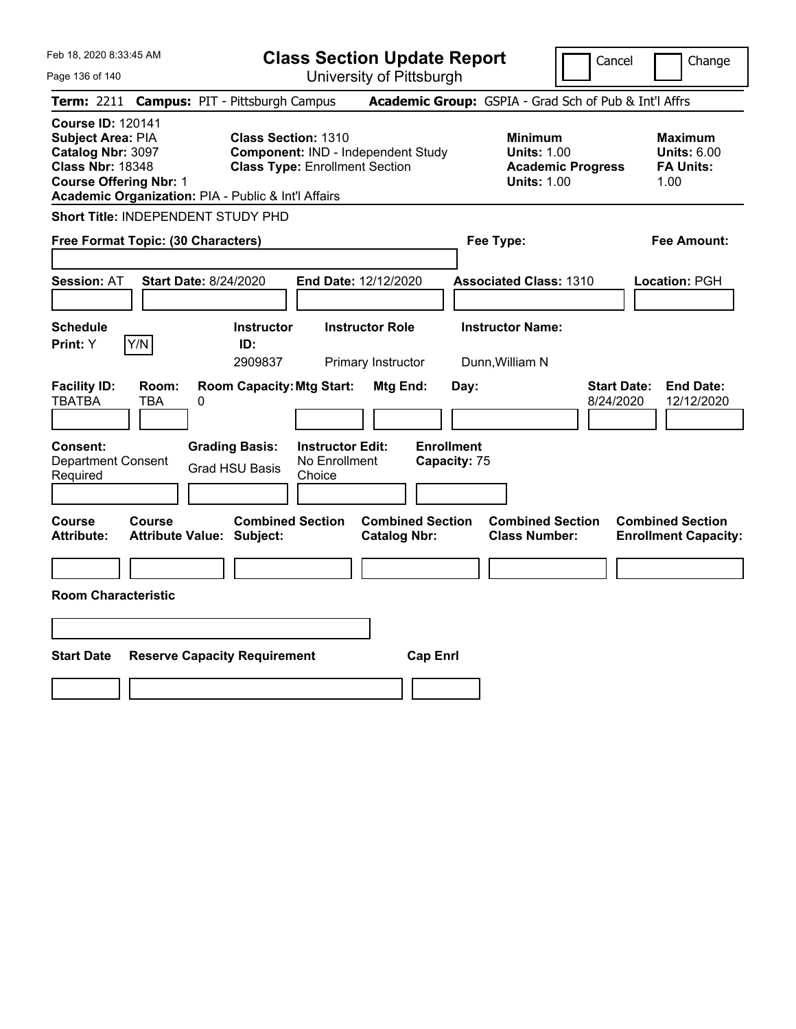# Class Section Update Report

University of Pittsburgh

Cancel | Change

**Term:** 2211 **Campus:** PIT - Pittsburgh Campus **Academic Group:** GSPIA - Grad Sch of Pub & Int'l Affrs

**Course ID:** 120141
**Subject Area:** PIA
**Catalog Nbr:** 3097
**Class Nbr:** 18348
**Course Offering Nbr:** 1
**Academic Organization:** PIA - Public & Int'l Affairs

**Class Section:** 1310
**Component:** IND - Independent Study
**Class Type:** Enrollment Section

**Minimum Units:** 1.00
**Academic Progress Units:** 1.00

**Maximum Units:** 6.00
**FA Units:** 1.00

**Short Title:** INDEPENDENT STUDY PHD

**Free Format Topic: (30 Characters)**

**Fee Type:**

**Fee Amount:**

**Session:** AT **Start Date:** 8/24/2020 **End Date:** 12/12/2020 **Associated Class:** 1310 **Location:** PGH

| Schedule Print: | Instructor ID: | Instructor Role | Instructor Name: |
|---|---|---|---|
| Y | 2909837 | Primary Instructor | Dunn,William N |

| Facility ID: | Room: | Room Capacity: | Mtg Start: | Mtg End: | Day: | Start Date: | End Date: |
|---|---|---|---|---|---|---|---|
| TBATBA | TBA | 0 | | | | 8/24/2020 | 12/12/2020 |

| Consent: | Grading Basis: | Instructor Edit: | Enrollment Capacity: |
|---|---|---|---|
| Department Consent Required | Grad HSU Basis | No Enrollment Choice | 75 |

| Course Attribute: | Course Attribute Value: | Combined Section Subject: | Combined Section Catalog Nbr: | Combined Section Class Number: | Combined Section Enrollment Capacity: |
|---|---|---|---|---|---|
| | | | | | |

**Room Characteristic**

| Start Date | Reserve Capacity Requirement | Cap Enrl |
|---|---|---|
| | | |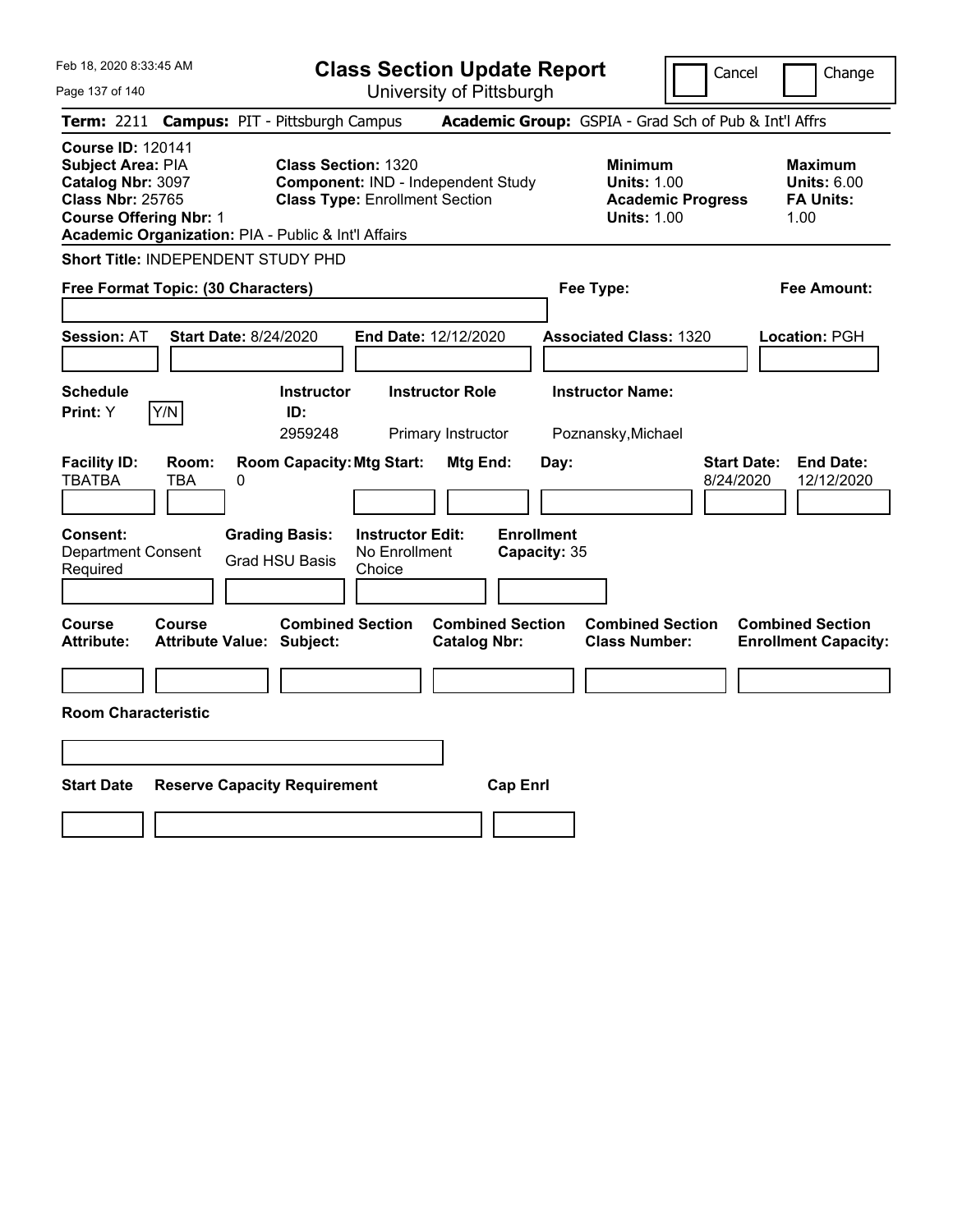# Class Section Update Report

University of Pittsburgh

Feb 18, 2020 8:33:45 AM

Cancel | Change

**Term:** 2211 **Campus:** PIT - Pittsburgh Campus **Academic Group:** GSPIA - Grad Sch of Pub & Int'l Affrs

**Course ID:** 120141
**Subject Area:** PIA
**Catalog Nbr:** 3097
**Class Nbr:** 25765
**Course Offering Nbr:** 1
**Academic Organization:** PIA - Public & Int'l Affairs

**Class Section:** 1320
**Component:** IND - Independent Study
**Class Type:** Enrollment Section

**Minimum Units:** 1.00
**Academic Progress Units:** 1.00

**Maximum Units:** 6.00
**FA Units:** 1.00

**Short Title:** INDEPENDENT STUDY PHD

**Free Format Topic: (30 Characters)**

**Fee Type:**

**Fee Amount:**

**Session:** AT **Start Date:** 8/24/2020 **End Date:** 12/12/2020 **Associated Class:** 1320 **Location:** PGH

| Schedule Print | Instructor ID | Instructor Role | Instructor Name |
|---|---|---|---|
| Y (Y/N) | 2959248 | Primary Instructor | Poznansky,Michael |

| Facility ID | Room | Room Capacity | Mtg Start | Mtg End | Day | Start Date | End Date |
|---|---|---|---|---|---|---|---|
| TBATBA | TBA | 0 | | | | 8/24/2020 | 12/12/2020 |

**Consent:** Department Consent Required
**Grading Basis:** Grad HSU Basis
**Instructor Edit:** No Enrollment Choice
**Enrollment Capacity:** 35

| Course Attribute | Course Attribute Value | Combined Section Subject | Combined Section Catalog Nbr | Combined Section Class Number | Combined Section Enrollment Capacity |
|---|---|---|---|---|---|
| | | | | | |

**Room Characteristic**

| Start Date | Reserve Capacity Requirement | Cap Enrl |
|---|---|---|
| | | |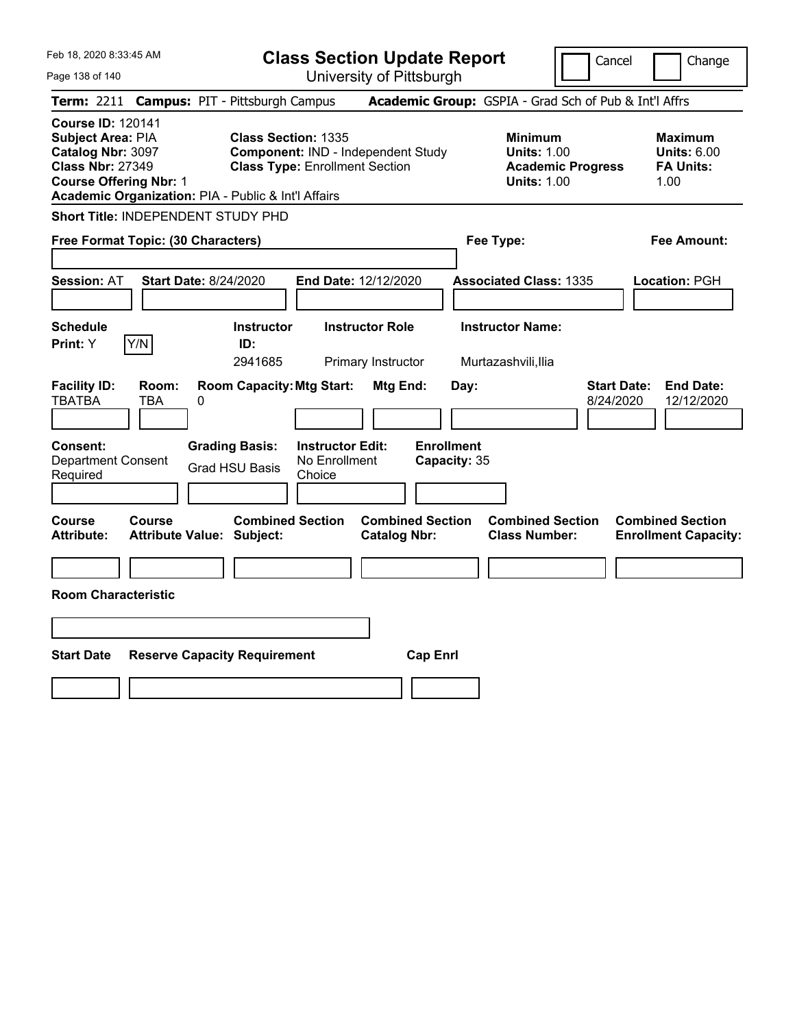Feb 18, 2020 8:33:45 AM

# Class Section Update Report

University of Pittsburgh

Cancel | Change

**Term:** 2211 **Campus:** PIT - Pittsburgh Campus **Academic Group:** GSPIA - Grad Sch of Pub & Int'l Affrs

**Course ID:** 120141
**Subject Area:** PIA
**Catalog Nbr:** 3097
**Class Nbr:** 27349
**Course Offering Nbr:** 1
**Academic Organization:** PIA - Public & Int'l Affairs

**Class Section:** 1335
**Component:** IND - Independent Study
**Class Type:** Enrollment Section

**Minimum Units:** 1.00
**Academic Progress Units:** 1.00

**Maximum Units:** 6.00
**FA Units:** 1.00

**Short Title:** INDEPENDENT STUDY PHD

**Free Format Topic: (30 Characters)**

**Fee Type:**

**Fee Amount:**

**Session:** AT **Start Date:** 8/24/2020 **End Date:** 12/12/2020 **Associated Class:** 1335 **Location:** PGH

| Schedule Print | Instructor ID | Instructor Role | Instructor Name |
|---|---|---|---|
| Y | 2941685 | Primary Instructor | Murtazashvili,Ilia |

| Facility ID | Room | Room Capacity | Mtg Start | Mtg End | Day | Start Date | End Date |
|---|---|---|---|---|---|---|---|
| TBATBA | TBA | 0 | | | | 8/24/2020 | 12/12/2020 |

| Consent | Grading Basis | Instructor Edit | Enrollment Capacity |
|---|---|---|---|
| Department Consent Required | Grad HSU Basis | No Enrollment Choice | 35 |

| Course Attribute | Course Attribute Value | Combined Section Subject | Combined Section Catalog Nbr | Combined Section Class Number | Combined Section Enrollment Capacity |
|---|---|---|---|---|---|
| | | | | | |

**Room Characteristic**

| Start Date | Reserve Capacity Requirement | Cap Enrl |
|---|---|---|
| | | |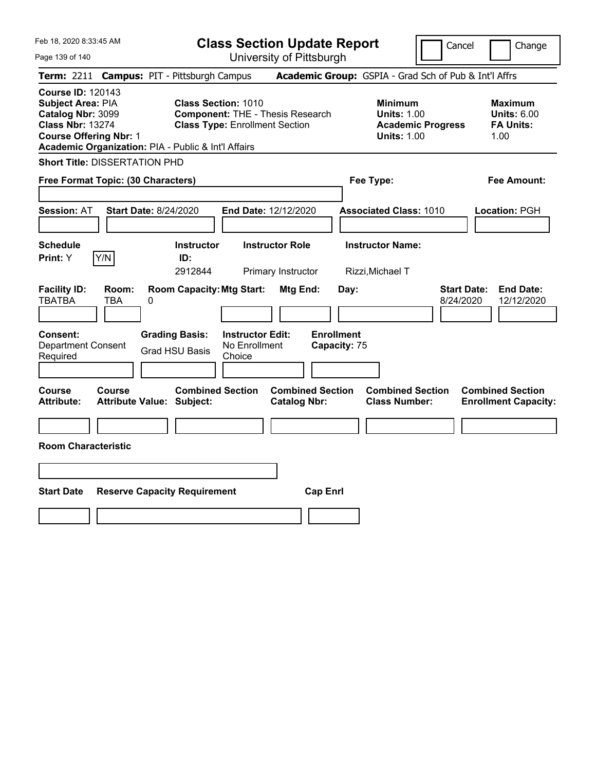# Class Section Update Report

University of Pittsburgh

Cancel | Change

**Term:** 2211 **Campus:** PIT - Pittsburgh Campus **Academic Group:** GSPIA - Grad Sch of Pub & Int'l Affrs

**Course ID:** 120143
**Subject Area:** PIA
**Catalog Nbr:** 3099
**Class Nbr:** 13274
**Course Offering Nbr:** 1
**Academic Organization:** PIA - Public & Int'l Affairs

**Class Section:** 1010
**Component:** THE - Thesis Research
**Class Type:** Enrollment Section

**Minimum Units:** 1.00
**Academic Progress Units:** 1.00

**Maximum Units:** 6.00
**FA Units:** 1.00

**Short Title:** DISSERTATION PHD

**Free Format Topic: (30 Characters)**

**Fee Type:**

**Fee Amount:**

**Session:** AT **Start Date:** 8/24/2020 **End Date:** 12/12/2020 **Associated Class:** 1010 **Location:** PGH

| Schedule Print | | Instructor ID | Instructor Role | Instructor Name |
|---|---|---|---|---|
| Y | Y/N | 2912844 | Primary Instructor | Rizzi,Michael T |

| Facility ID | Room | Room Capacity | Mtg Start | Mtg End | Day | Start Date | End Date |
|---|---|---|---|---|---|---|---|
| TBATBA | TBA | 0 | | | | 8/24/2020 | 12/12/2020 |

| Consent | Grading Basis | Instructor Edit | Enrollment Capacity |
|---|---|---|---|
| Department Consent Required | Grad HSU Basis | No Enrollment Choice | 75 |

| Course Attribute | Course Attribute Value | Combined Section Subject | Combined Section Catalog Nbr | Combined Section Class Number | Combined Section Enrollment Capacity |
|---|---|---|---|---|---|
| | | | | | |

**Room Characteristic**

| Start Date | Reserve Capacity Requirement | Cap Enrl |
|---|---|---|
| | | |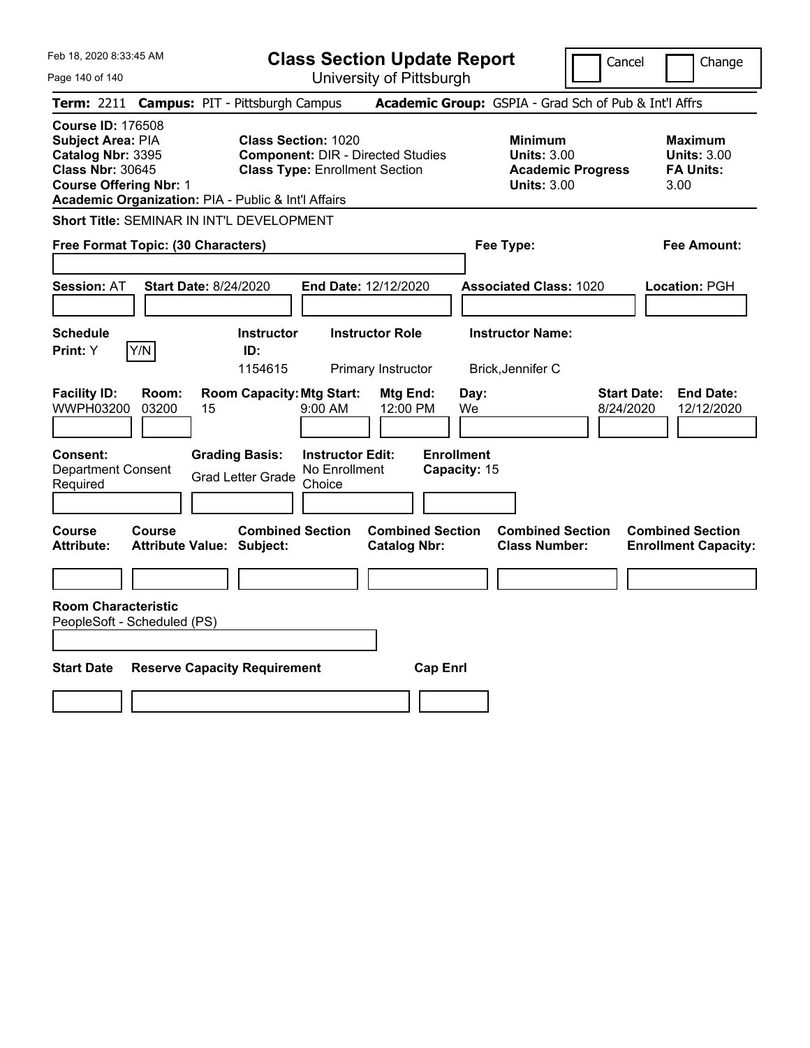# Class Section Update Report

University of Pittsburgh

Cancel | Change

**Term:** 2211 **Campus:** PIT - Pittsburgh Campus **Academic Group:** GSPIA - Grad Sch of Pub & Int'l Affrs

**Course ID:** 176508
**Subject Area:** PIA
**Catalog Nbr:** 3395
**Class Nbr:** 30645
**Course Offering Nbr:** 1
**Academic Organization:** PIA - Public & Int'l Affairs

**Class Section:** 1020
**Component:** DIR - Directed Studies
**Class Type:** Enrollment Section

**Minimum**
**Units:** 3.00
**Academic Progress Units:** 3.00

**Maximum**
**Units:** 3.00
**FA Units:** 3.00

**Short Title:** SEMINAR IN INT'L DEVELOPMENT

**Free Format Topic: (30 Characters)**

**Fee Type:**

**Fee Amount:**

**Session:** AT **Start Date:** 8/24/2020 **End Date:** 12/12/2020 **Associated Class:** 1020 **Location:** PGH

| Schedule Print | Instructor ID | Instructor Role | Instructor Name |
|---|---|---|---|
| Y | 1154615 | Primary Instructor | Brick,Jennifer C |

| Facility ID | Room | Room Capacity | Mtg Start | Mtg End | Day | Start Date | End Date |
|---|---|---|---|---|---|---|---|
| WWPH03200 | 03200 | 15 | 9:00 AM | 12:00 PM | We | 8/24/2020 | 12/12/2020 |

**Consent:** Department Consent Required
**Grading Basis:** Grad Letter Grade
**Instructor Edit:** No Enrollment Choice
**Enrollment Capacity:** 15

| Course Attribute | Course Attribute Value | Combined Section Subject | Combined Section Catalog Nbr | Combined Section Class Number | Combined Section Enrollment Capacity |
|---|---|---|---|---|---|
| | | | | | |

**Room Characteristic**
PeopleSoft - Scheduled (PS)

| Start Date | Reserve Capacity Requirement | Cap Enrl |
|---|---|---|
| | | |